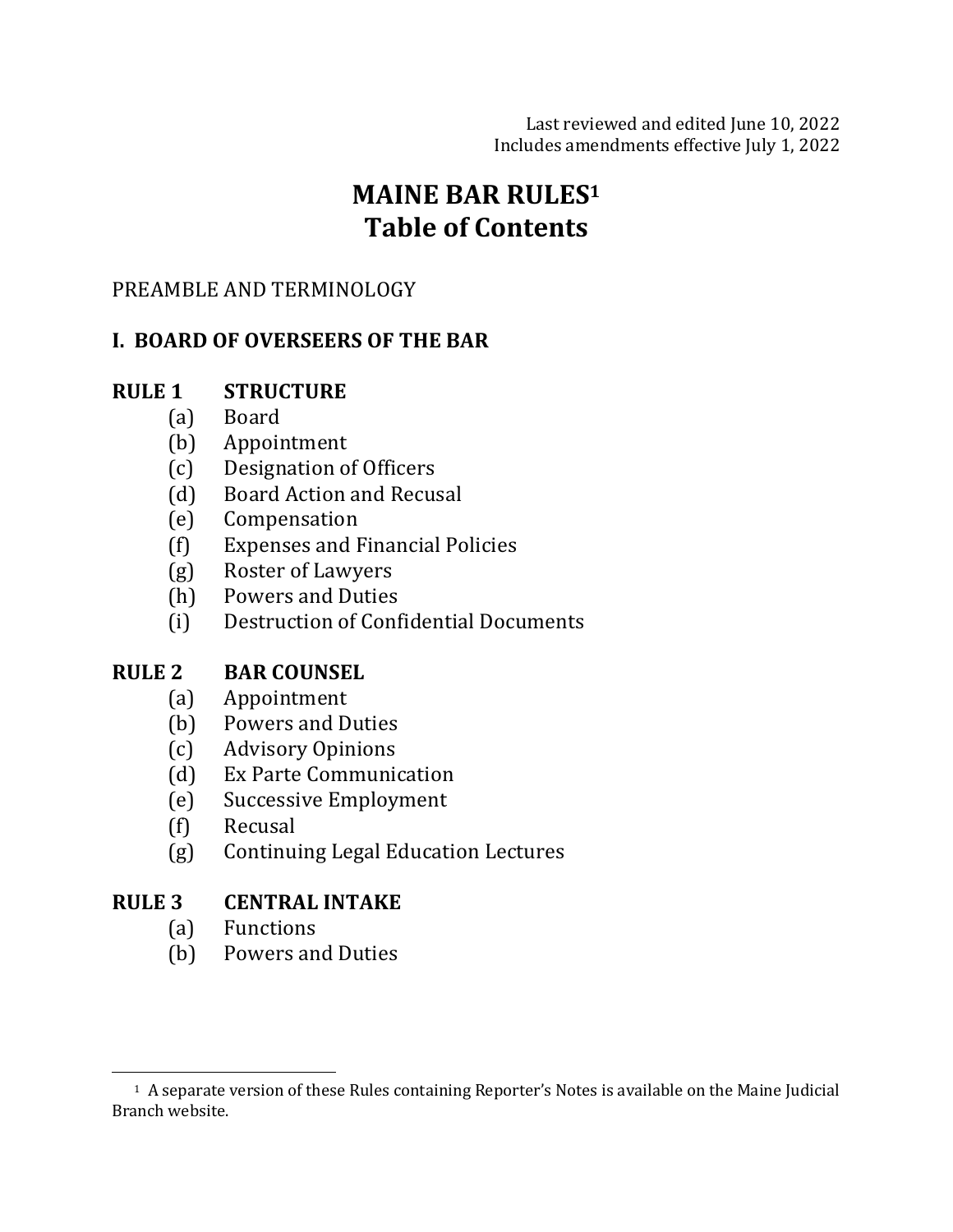Last reviewed and edited June 10, 2022
Includes amendments effective July 1, 2022

# MAINE BAR RULES[1]
# Table of Contents

PREAMBLE AND TERMINOLOGY

## I. BOARD OF OVERSEERS OF THE BAR

### RULE 1 STRUCTURE

(a) Board
(b) Appointment
(c) Designation of Officers
(d) Board Action and Recusal
(e) Compensation
(f) Expenses and Financial Policies
(g) Roster of Lawyers
(h) Powers and Duties
(i) Destruction of Confidential Documents

### RULE 2 BAR COUNSEL

(a) Appointment
(b) Powers and Duties
(c) Advisory Opinions
(d) Ex Parte Communication
(e) Successive Employment
(f) Recusal
(g) Continuing Legal Education Lectures

### RULE 3 CENTRAL INTAKE

(a) Functions
(b) Powers and Duties

---

[1] A separate version of these Rules containing Reporter's Notes is available on the Maine Judicial Branch website.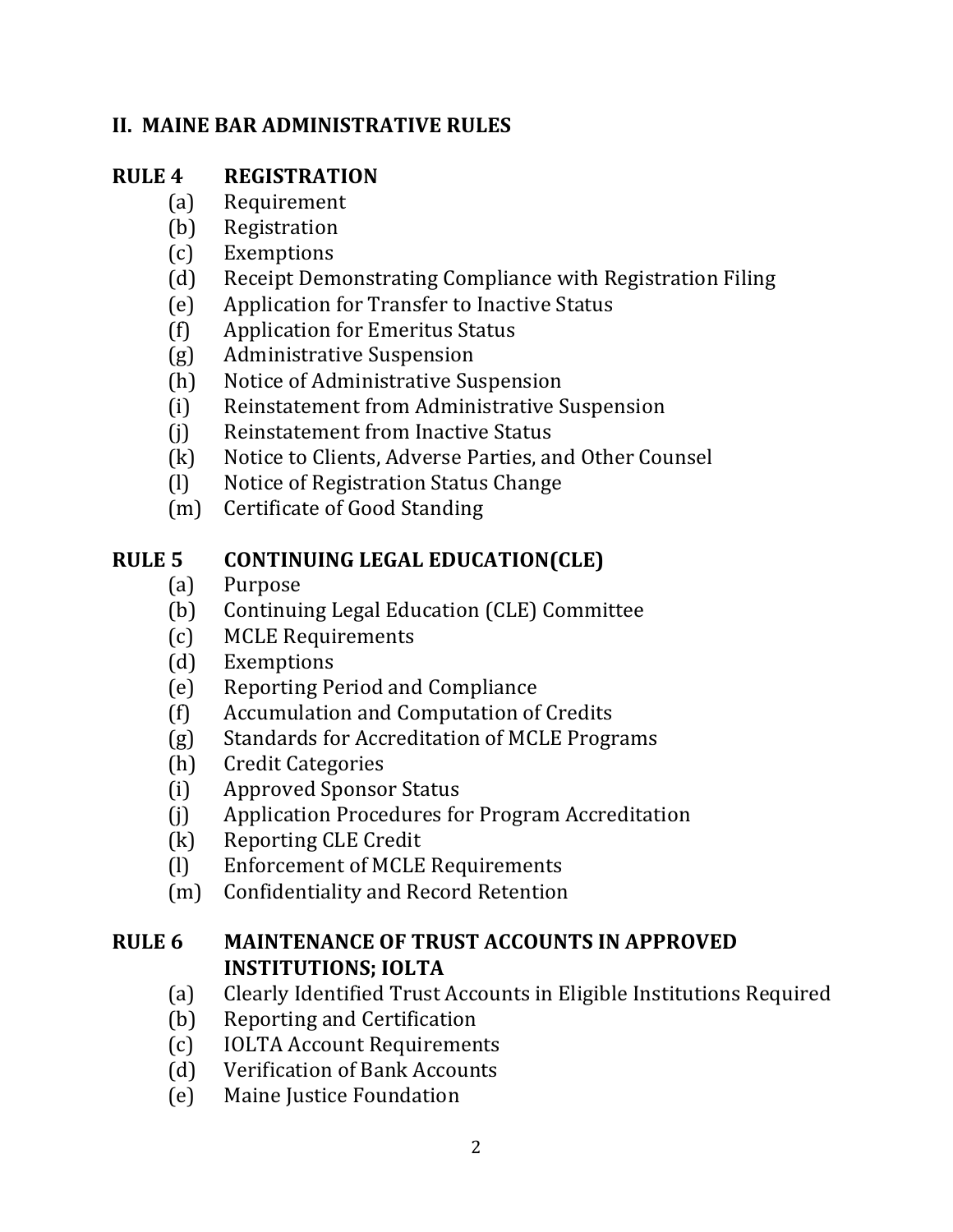## II. MAINE BAR ADMINISTRATIVE RULES

### RULE 4 REGISTRATION

- (a) Requirement
- (b) Registration
- (c) Exemptions
- (d) Receipt Demonstrating Compliance with Registration Filing
- (e) Application for Transfer to Inactive Status
- (f) Application for Emeritus Status
- (g) Administrative Suspension
- (h) Notice of Administrative Suspension
- (i) Reinstatement from Administrative Suspension
- (j) Reinstatement from Inactive Status
- (k) Notice to Clients, Adverse Parties, and Other Counsel
- (l) Notice of Registration Status Change
- (m) Certificate of Good Standing

### RULE 5 CONTINUING LEGAL EDUCATION(CLE)

- (a) Purpose
- (b) Continuing Legal Education (CLE) Committee
- (c) MCLE Requirements
- (d) Exemptions
- (e) Reporting Period and Compliance
- (f) Accumulation and Computation of Credits
- (g) Standards for Accreditation of MCLE Programs
- (h) Credit Categories
- (i) Approved Sponsor Status
- (j) Application Procedures for Program Accreditation
- (k) Reporting CLE Credit
- (l) Enforcement of MCLE Requirements
- (m) Confidentiality and Record Retention

### RULE 6 MAINTENANCE OF TRUST ACCOUNTS IN APPROVED INSTITUTIONS; IOLTA

- (a) Clearly Identified Trust Accounts in Eligible Institutions Required
- (b) Reporting and Certification
- (c) IOLTA Account Requirements
- (d) Verification of Bank Accounts
- (e) Maine Justice Foundation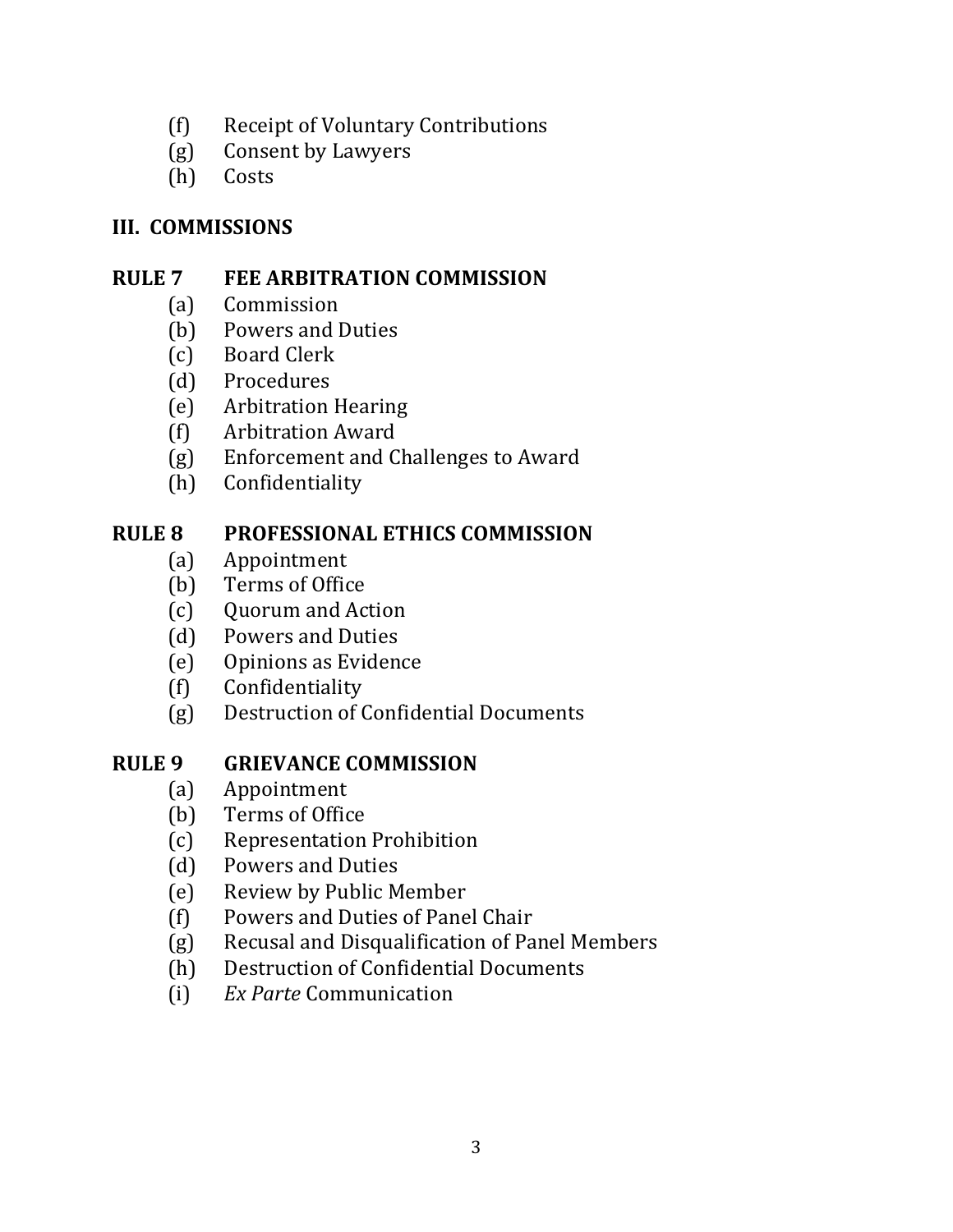(f) Receipt of Voluntary Contributions
(g) Consent by Lawyers
(h) Costs

## III. COMMISSIONS

### RULE 7 FEE ARBITRATION COMMISSION

(a) Commission
(b) Powers and Duties
(c) Board Clerk
(d) Procedures
(e) Arbitration Hearing
(f) Arbitration Award
(g) Enforcement and Challenges to Award
(h) Confidentiality

### RULE 8 PROFESSIONAL ETHICS COMMISSION

(a) Appointment
(b) Terms of Office
(c) Quorum and Action
(d) Powers and Duties
(e) Opinions as Evidence
(f) Confidentiality
(g) Destruction of Confidential Documents

### RULE 9 GRIEVANCE COMMISSION

(a) Appointment
(b) Terms of Office
(c) Representation Prohibition
(d) Powers and Duties
(e) Review by Public Member
(f) Powers and Duties of Panel Chair
(g) Recusal and Disqualification of Panel Members
(h) Destruction of Confidential Documents
(i) *Ex Parte* Communication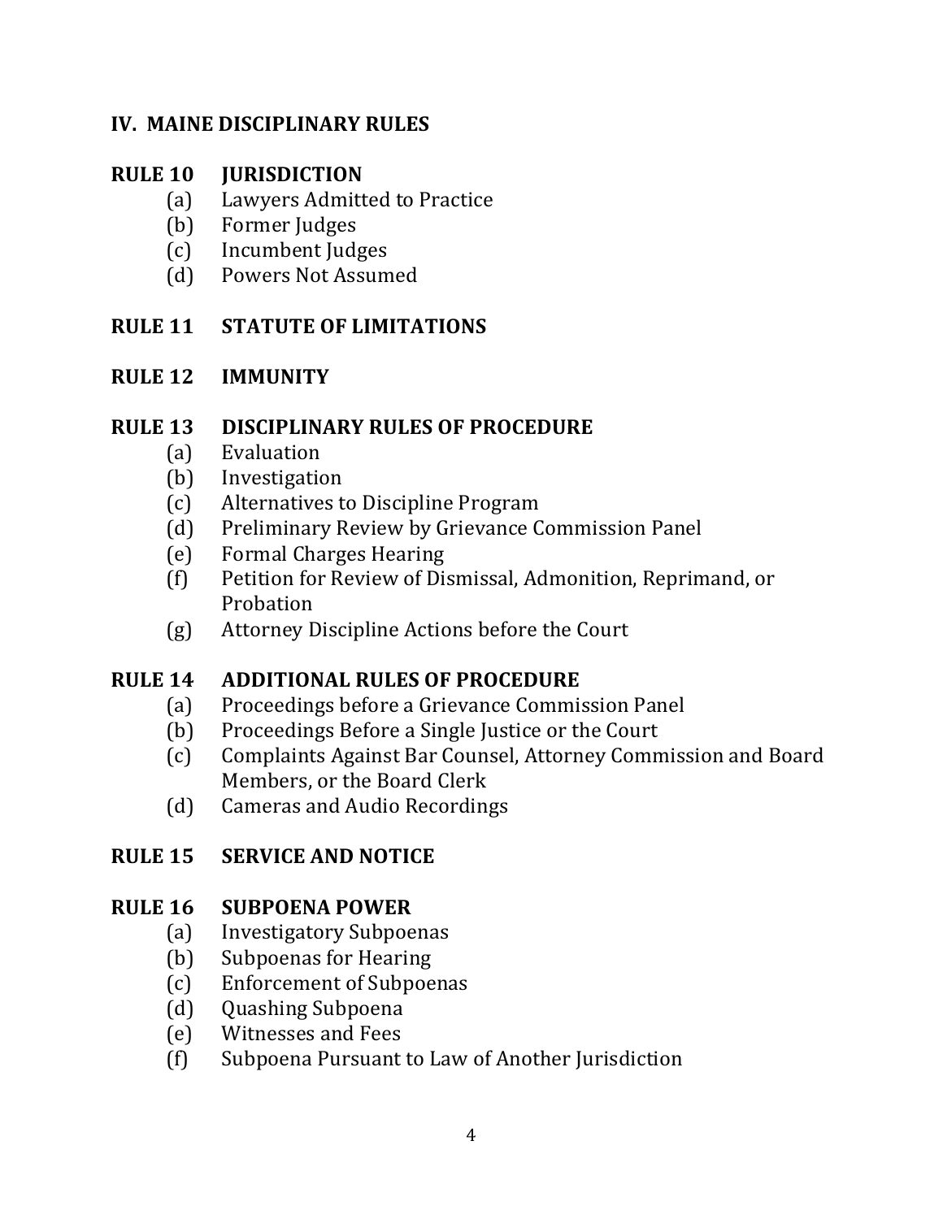## IV. MAINE DISCIPLINARY RULES

**RULE 10 JURISDICTION**
- (a) Lawyers Admitted to Practice
- (b) Former Judges
- (c) Incumbent Judges
- (d) Powers Not Assumed

**RULE 11 STATUTE OF LIMITATIONS**

**RULE 12 IMMUNITY**

**RULE 13 DISCIPLINARY RULES OF PROCEDURE**
- (a) Evaluation
- (b) Investigation
- (c) Alternatives to Discipline Program
- (d) Preliminary Review by Grievance Commission Panel
- (e) Formal Charges Hearing
- (f) Petition for Review of Dismissal, Admonition, Reprimand, or Probation
- (g) Attorney Discipline Actions before the Court

**RULE 14 ADDITIONAL RULES OF PROCEDURE**
- (a) Proceedings before a Grievance Commission Panel
- (b) Proceedings Before a Single Justice or the Court
- (c) Complaints Against Bar Counsel, Attorney Commission and Board Members, or the Board Clerk
- (d) Cameras and Audio Recordings

**RULE 15 SERVICE AND NOTICE**

**RULE 16 SUBPOENA POWER**
- (a) Investigatory Subpoenas
- (b) Subpoenas for Hearing
- (c) Enforcement of Subpoenas
- (d) Quashing Subpoena
- (e) Witnesses and Fees
- (f) Subpoena Pursuant to Law of Another Jurisdiction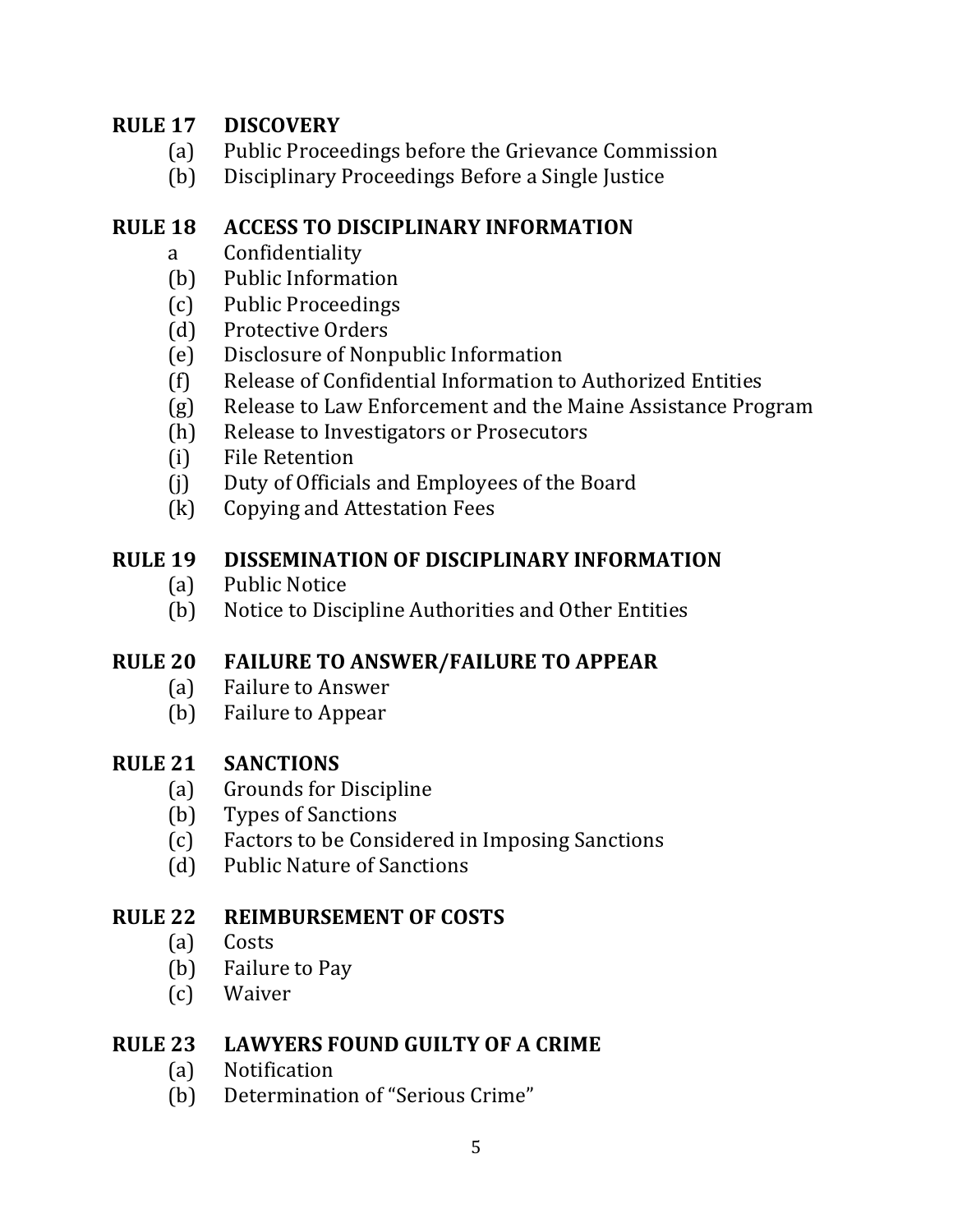**RULE 17 DISCOVERY**

- (a) Public Proceedings before the Grievance Commission
- (b) Disciplinary Proceedings Before a Single Justice

**RULE 18 ACCESS TO DISCIPLINARY INFORMATION**

- a Confidentiality
- (b) Public Information
- (c) Public Proceedings
- (d) Protective Orders
- (e) Disclosure of Nonpublic Information
- (f) Release of Confidential Information to Authorized Entities
- (g) Release to Law Enforcement and the Maine Assistance Program
- (h) Release to Investigators or Prosecutors
- (i) File Retention
- (j) Duty of Officials and Employees of the Board
- (k) Copying and Attestation Fees

**RULE 19 DISSEMINATION OF DISCIPLINARY INFORMATION**

- (a) Public Notice
- (b) Notice to Discipline Authorities and Other Entities

**RULE 20 FAILURE TO ANSWER/FAILURE TO APPEAR**

- (a) Failure to Answer
- (b) Failure to Appear

**RULE 21 SANCTIONS**

- (a) Grounds for Discipline
- (b) Types of Sanctions
- (c) Factors to be Considered in Imposing Sanctions
- (d) Public Nature of Sanctions

**RULE 22 REIMBURSEMENT OF COSTS**

- (a) Costs
- (b) Failure to Pay
- (c) Waiver

**RULE 23 LAWYERS FOUND GUILTY OF A CRIME**

- (a) Notification
- (b) Determination of "Serious Crime"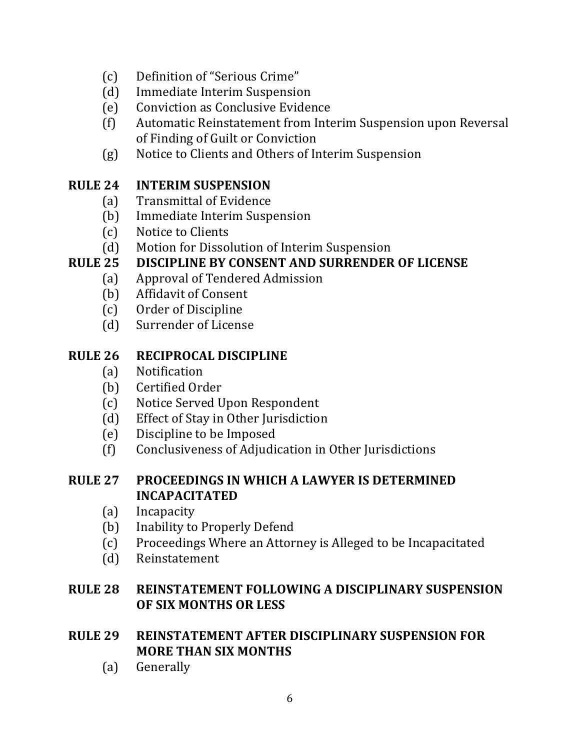(c) Definition of "Serious Crime"
(d) Immediate Interim Suspension
(e) Conviction as Conclusive Evidence
(f) Automatic Reinstatement from Interim Suspension upon Reversal of Finding of Guilt or Conviction
(g) Notice to Clients and Others of Interim Suspension

**RULE 24 INTERIM SUSPENSION**

(a) Transmittal of Evidence
(b) Immediate Interim Suspension
(c) Notice to Clients
(d) Motion for Dissolution of Interim Suspension

**RULE 25 DISCIPLINE BY CONSENT AND SURRENDER OF LICENSE**

(a) Approval of Tendered Admission
(b) Affidavit of Consent
(c) Order of Discipline
(d) Surrender of License

**RULE 26 RECIPROCAL DISCIPLINE**

(a) Notification
(b) Certified Order
(c) Notice Served Upon Respondent
(d) Effect of Stay in Other Jurisdiction
(e) Discipline to be Imposed
(f) Conclusiveness of Adjudication in Other Jurisdictions

**RULE 27 PROCEEDINGS IN WHICH A LAWYER IS DETERMINED INCAPACITATED**

(a) Incapacity
(b) Inability to Properly Defend
(c) Proceedings Where an Attorney is Alleged to be Incapacitated
(d) Reinstatement

**RULE 28 REINSTATEMENT FOLLOWING A DISCIPLINARY SUSPENSION OF SIX MONTHS OR LESS**

**RULE 29 REINSTATEMENT AFTER DISCIPLINARY SUSPENSION FOR MORE THAN SIX MONTHS**

(a) Generally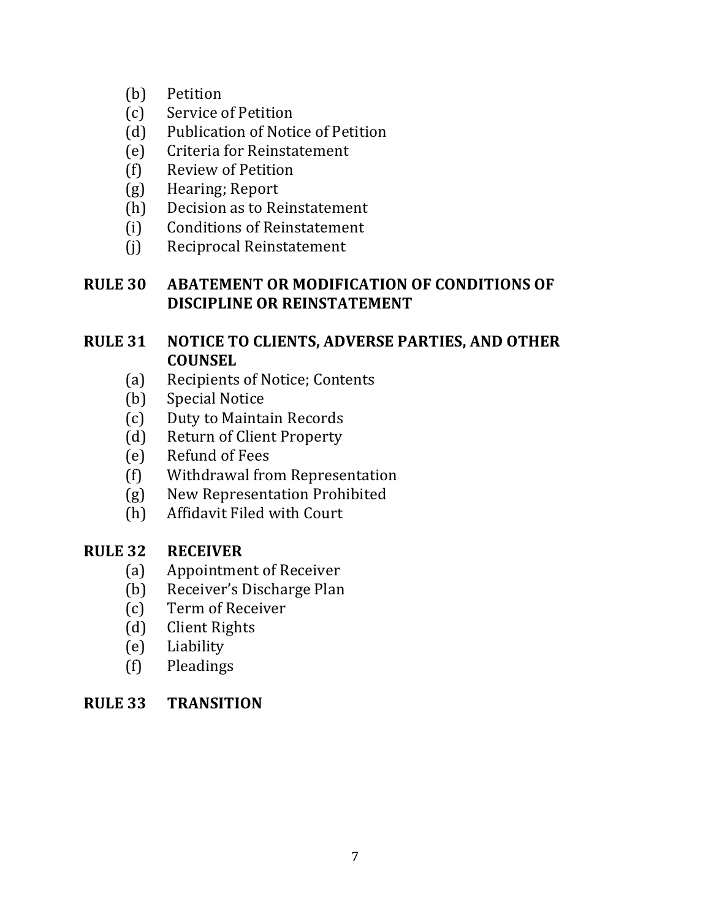(b) Petition
(c) Service of Petition
(d) Publication of Notice of Petition
(e) Criteria for Reinstatement
(f) Review of Petition
(g) Hearing; Report
(h) Decision as to Reinstatement
(i) Conditions of Reinstatement
(j) Reciprocal Reinstatement

**RULE 30 ABATEMENT OR MODIFICATION OF CONDITIONS OF DISCIPLINE OR REINSTATEMENT**

**RULE 31 NOTICE TO CLIENTS, ADVERSE PARTIES, AND OTHER COUNSEL**

(a) Recipients of Notice; Contents
(b) Special Notice
(c) Duty to Maintain Records
(d) Return of Client Property
(e) Refund of Fees
(f) Withdrawal from Representation
(g) New Representation Prohibited
(h) Affidavit Filed with Court

**RULE 32 RECEIVER**

(a) Appointment of Receiver
(b) Receiver's Discharge Plan
(c) Term of Receiver
(d) Client Rights
(e) Liability
(f) Pleadings

**RULE 33 TRANSITION**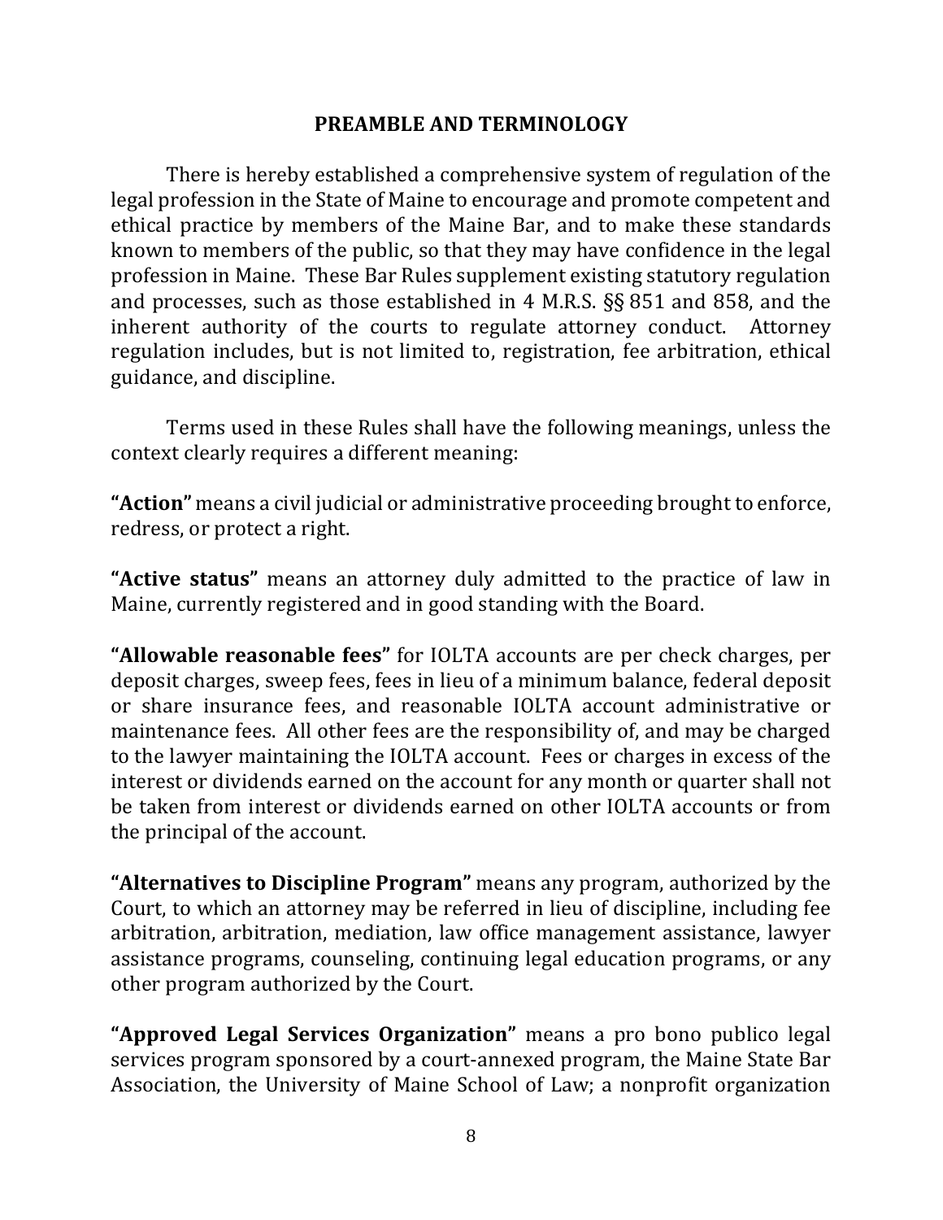## PREAMBLE AND TERMINOLOGY

There is hereby established a comprehensive system of regulation of the legal profession in the State of Maine to encourage and promote competent and ethical practice by members of the Maine Bar, and to make these standards known to members of the public, so that they may have confidence in the legal profession in Maine. These Bar Rules supplement existing statutory regulation and processes, such as those established in 4 M.R.S. §§ 851 and 858, and the inherent authority of the courts to regulate attorney conduct. Attorney regulation includes, but is not limited to, registration, fee arbitration, ethical guidance, and discipline.

Terms used in these Rules shall have the following meanings, unless the context clearly requires a different meaning:

**"Action"** means a civil judicial or administrative proceeding brought to enforce, redress, or protect a right.

**"Active status"** means an attorney duly admitted to the practice of law in Maine, currently registered and in good standing with the Board.

**"Allowable reasonable fees"** for IOLTA accounts are per check charges, per deposit charges, sweep fees, fees in lieu of a minimum balance, federal deposit or share insurance fees, and reasonable IOLTA account administrative or maintenance fees. All other fees are the responsibility of, and may be charged to the lawyer maintaining the IOLTA account. Fees or charges in excess of the interest or dividends earned on the account for any month or quarter shall not be taken from interest or dividends earned on other IOLTA accounts or from the principal of the account.

**"Alternatives to Discipline Program"** means any program, authorized by the Court, to which an attorney may be referred in lieu of discipline, including fee arbitration, arbitration, mediation, law office management assistance, lawyer assistance programs, counseling, continuing legal education programs, or any other program authorized by the Court.

**"Approved Legal Services Organization"** means a pro bono publico legal services program sponsored by a court-annexed program, the Maine State Bar Association, the University of Maine School of Law; a nonprofit organization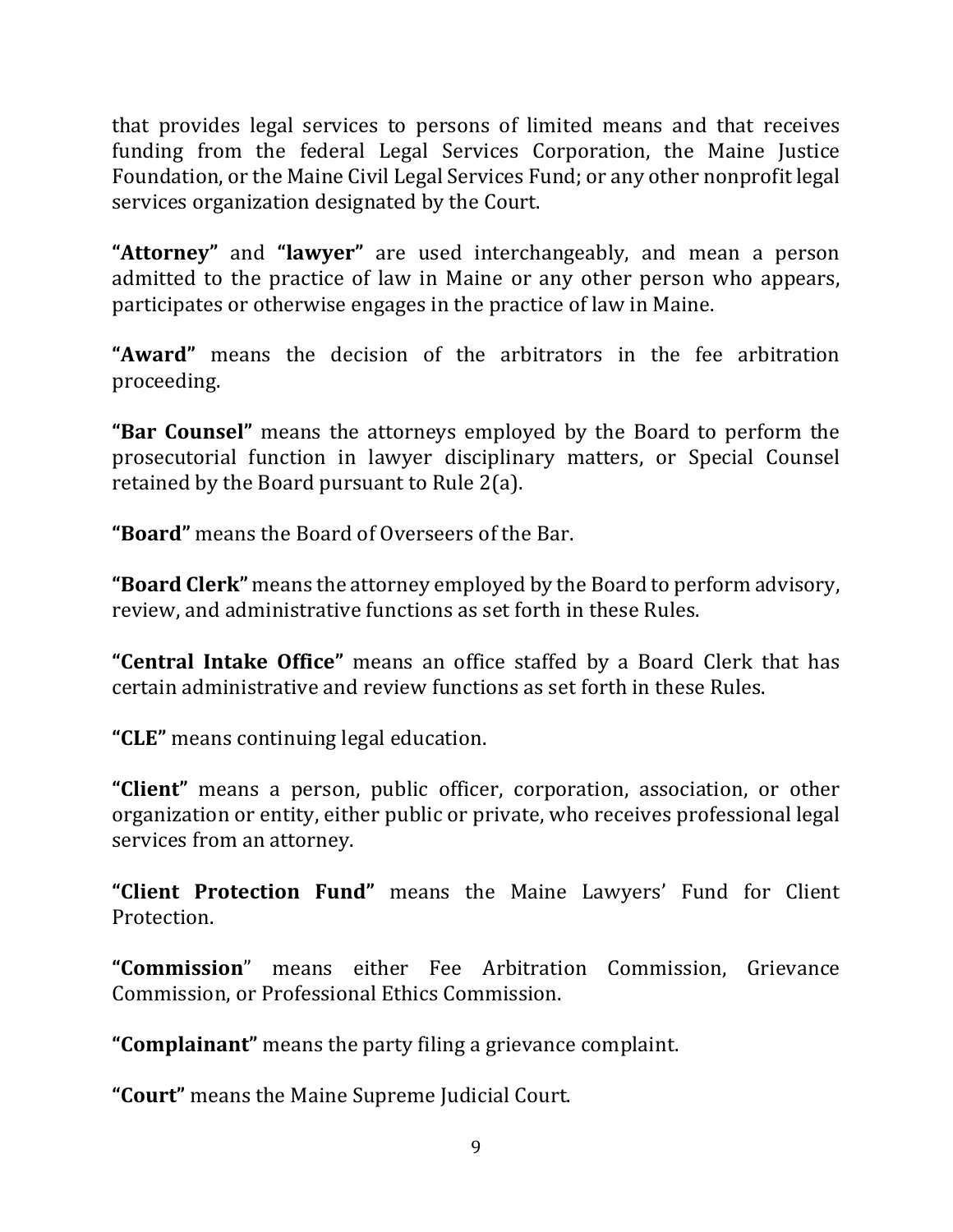that provides legal services to persons of limited means and that receives funding from the federal Legal Services Corporation, the Maine Justice Foundation, or the Maine Civil Legal Services Fund; or any other nonprofit legal services organization designated by the Court.

**"Attorney"** and **"lawyer"** are used interchangeably, and mean a person admitted to the practice of law in Maine or any other person who appears, participates or otherwise engages in the practice of law in Maine.

**"Award"** means the decision of the arbitrators in the fee arbitration proceeding.

**"Bar Counsel"** means the attorneys employed by the Board to perform the prosecutorial function in lawyer disciplinary matters, or Special Counsel retained by the Board pursuant to Rule 2(a).

**"Board"** means the Board of Overseers of the Bar.

**"Board Clerk"** means the attorney employed by the Board to perform advisory, review, and administrative functions as set forth in these Rules.

**"Central Intake Office"** means an office staffed by a Board Clerk that has certain administrative and review functions as set forth in these Rules.

**"CLE"** means continuing legal education.

**"Client"** means a person, public officer, corporation, association, or other organization or entity, either public or private, who receives professional legal services from an attorney.

**"Client Protection Fund"** means the Maine Lawyers' Fund for Client Protection.

**"Commission"** means either Fee Arbitration Commission, Grievance Commission, or Professional Ethics Commission.

**"Complainant"** means the party filing a grievance complaint.

**"Court"** means the Maine Supreme Judicial Court.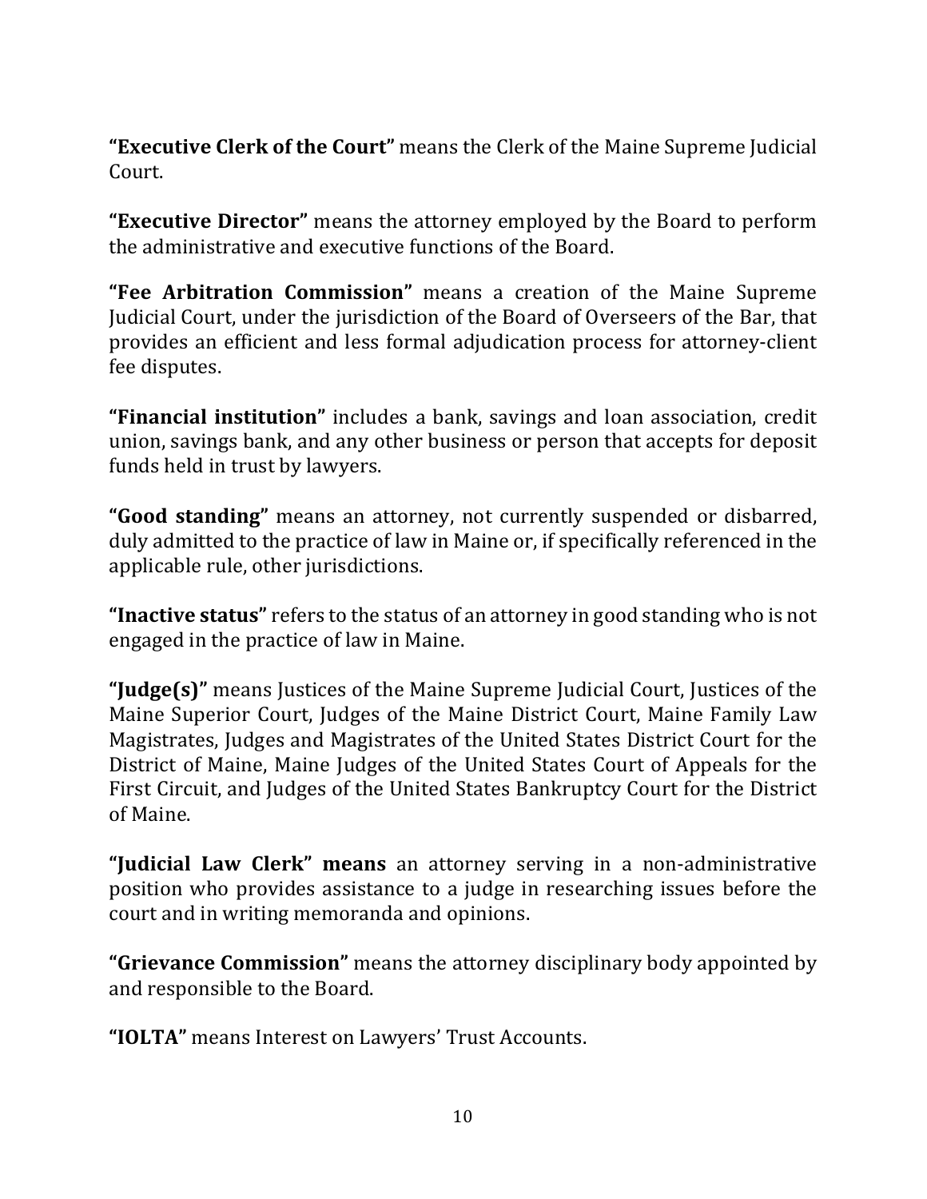**"Executive Clerk of the Court"** means the Clerk of the Maine Supreme Judicial Court.

**"Executive Director"** means the attorney employed by the Board to perform the administrative and executive functions of the Board.

**"Fee Arbitration Commission"** means a creation of the Maine Supreme Judicial Court, under the jurisdiction of the Board of Overseers of the Bar, that provides an efficient and less formal adjudication process for attorney-client fee disputes.

**"Financial institution"** includes a bank, savings and loan association, credit union, savings bank, and any other business or person that accepts for deposit funds held in trust by lawyers.

**"Good standing"** means an attorney, not currently suspended or disbarred, duly admitted to the practice of law in Maine or, if specifically referenced in the applicable rule, other jurisdictions.

**"Inactive status"** refers to the status of an attorney in good standing who is not engaged in the practice of law in Maine.

**"Judge(s)"** means Justices of the Maine Supreme Judicial Court, Justices of the Maine Superior Court, Judges of the Maine District Court, Maine Family Law Magistrates, Judges and Magistrates of the United States District Court for the District of Maine, Maine Judges of the United States Court of Appeals for the First Circuit, and Judges of the United States Bankruptcy Court for the District of Maine.

**"Judicial Law Clerk" means** an attorney serving in a non-administrative position who provides assistance to a judge in researching issues before the court and in writing memoranda and opinions.

**"Grievance Commission"** means the attorney disciplinary body appointed by and responsible to the Board.

**"IOLTA"** means Interest on Lawyers' Trust Accounts.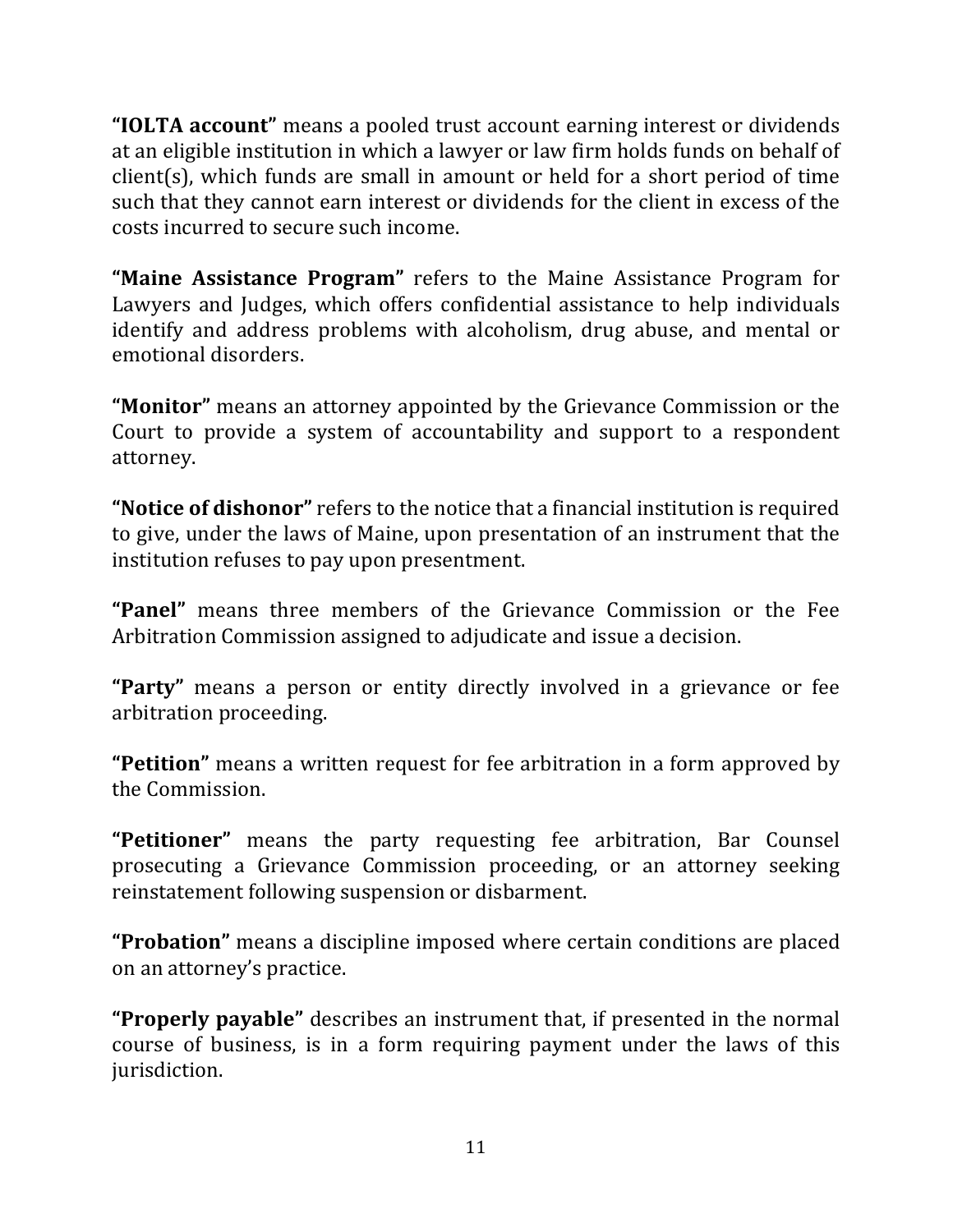**"IOLTA account"** means a pooled trust account earning interest or dividends at an eligible institution in which a lawyer or law firm holds funds on behalf of client(s), which funds are small in amount or held for a short period of time such that they cannot earn interest or dividends for the client in excess of the costs incurred to secure such income.

**"Maine Assistance Program"** refers to the Maine Assistance Program for Lawyers and Judges, which offers confidential assistance to help individuals identify and address problems with alcoholism, drug abuse, and mental or emotional disorders.

**"Monitor"** means an attorney appointed by the Grievance Commission or the Court to provide a system of accountability and support to a respondent attorney.

**"Notice of dishonor"** refers to the notice that a financial institution is required to give, under the laws of Maine, upon presentation of an instrument that the institution refuses to pay upon presentment.

**"Panel"** means three members of the Grievance Commission or the Fee Arbitration Commission assigned to adjudicate and issue a decision.

**"Party"** means a person or entity directly involved in a grievance or fee arbitration proceeding.

**"Petition"** means a written request for fee arbitration in a form approved by the Commission.

**"Petitioner"** means the party requesting fee arbitration, Bar Counsel prosecuting a Grievance Commission proceeding, or an attorney seeking reinstatement following suspension or disbarment.

**"Probation"** means a discipline imposed where certain conditions are placed on an attorney's practice.

**"Properly payable"** describes an instrument that, if presented in the normal course of business, is in a form requiring payment under the laws of this jurisdiction.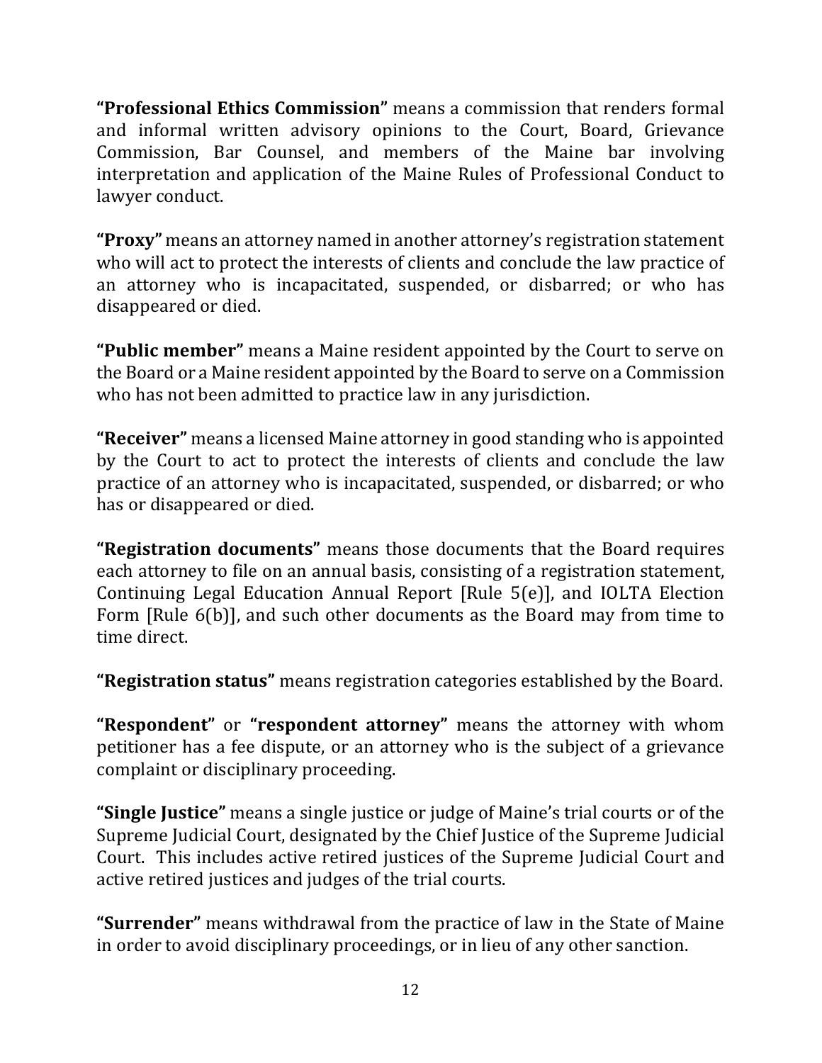**“Professional Ethics Commission”** means a commission that renders formal and informal written advisory opinions to the Court, Board, Grievance Commission, Bar Counsel, and members of the Maine bar involving interpretation and application of the Maine Rules of Professional Conduct to lawyer conduct.

**“Proxy”** means an attorney named in another attorney’s registration statement who will act to protect the interests of clients and conclude the law practice of an attorney who is incapacitated, suspended, or disbarred; or who has disappeared or died.

**“Public member”** means a Maine resident appointed by the Court to serve on the Board or a Maine resident appointed by the Board to serve on a Commission who has not been admitted to practice law in any jurisdiction.

**“Receiver”** means a licensed Maine attorney in good standing who is appointed by the Court to act to protect the interests of clients and conclude the law practice of an attorney who is incapacitated, suspended, or disbarred; or who has or disappeared or died.

**“Registration documents”** means those documents that the Board requires each attorney to file on an annual basis, consisting of a registration statement, Continuing Legal Education Annual Report [Rule 5(e)], and IOLTA Election Form [Rule 6(b)], and such other documents as the Board may from time to time direct.

**“Registration status”** means registration categories established by the Board.

**“Respondent”** or **“respondent attorney”** means the attorney with whom petitioner has a fee dispute, or an attorney who is the subject of a grievance complaint or disciplinary proceeding.

**“Single Justice”** means a single justice or judge of Maine’s trial courts or of the Supreme Judicial Court, designated by the Chief Justice of the Supreme Judicial Court. This includes active retired justices of the Supreme Judicial Court and active retired justices and judges of the trial courts.

**“Surrender”** means withdrawal from the practice of law in the State of Maine in order to avoid disciplinary proceedings, or in lieu of any other sanction.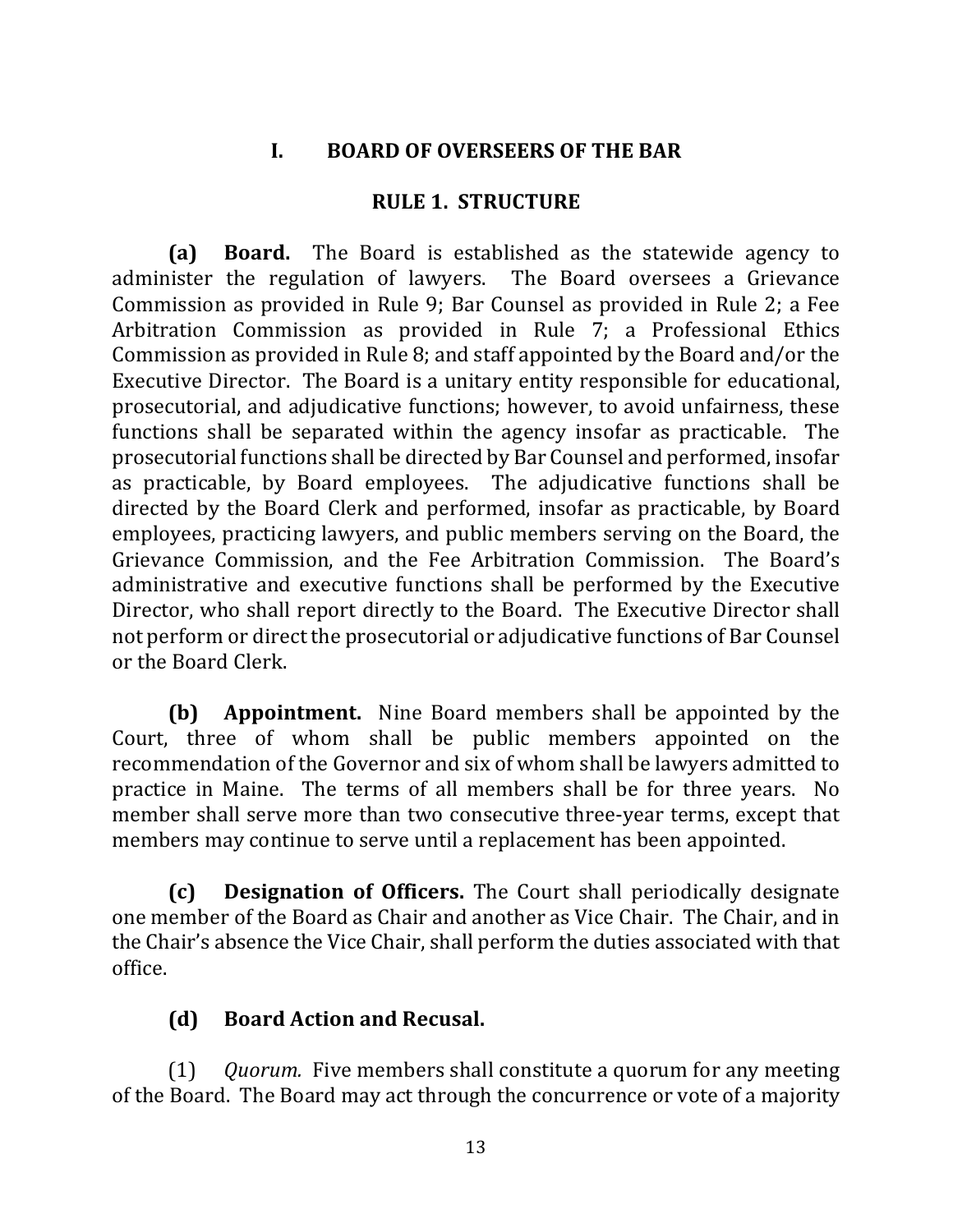# I. BOARD OF OVERSEERS OF THE BAR

## RULE 1. STRUCTURE

**(a) Board.** The Board is established as the statewide agency to administer the regulation of lawyers. The Board oversees a Grievance Commission as provided in Rule 9; Bar Counsel as provided in Rule 2; a Fee Arbitration Commission as provided in Rule 7; a Professional Ethics Commission as provided in Rule 8; and staff appointed by the Board and/or the Executive Director. The Board is a unitary entity responsible for educational, prosecutorial, and adjudicative functions; however, to avoid unfairness, these functions shall be separated within the agency insofar as practicable. The prosecutorial functions shall be directed by Bar Counsel and performed, insofar as practicable, by Board employees. The adjudicative functions shall be directed by the Board Clerk and performed, insofar as practicable, by Board employees, practicing lawyers, and public members serving on the Board, the Grievance Commission, and the Fee Arbitration Commission. The Board's administrative and executive functions shall be performed by the Executive Director, who shall report directly to the Board. The Executive Director shall not perform or direct the prosecutorial or adjudicative functions of Bar Counsel or the Board Clerk.

**(b) Appointment.** Nine Board members shall be appointed by the Court, three of whom shall be public members appointed on the recommendation of the Governor and six of whom shall be lawyers admitted to practice in Maine. The terms of all members shall be for three years. No member shall serve more than two consecutive three-year terms, except that members may continue to serve until a replacement has been appointed.

**(c) Designation of Officers.** The Court shall periodically designate one member of the Board as Chair and another as Vice Chair. The Chair, and in the Chair's absence the Vice Chair, shall perform the duties associated with that office.

**(d) Board Action and Recusal.**

(1) *Quorum.* Five members shall constitute a quorum for any meeting of the Board. The Board may act through the concurrence or vote of a majority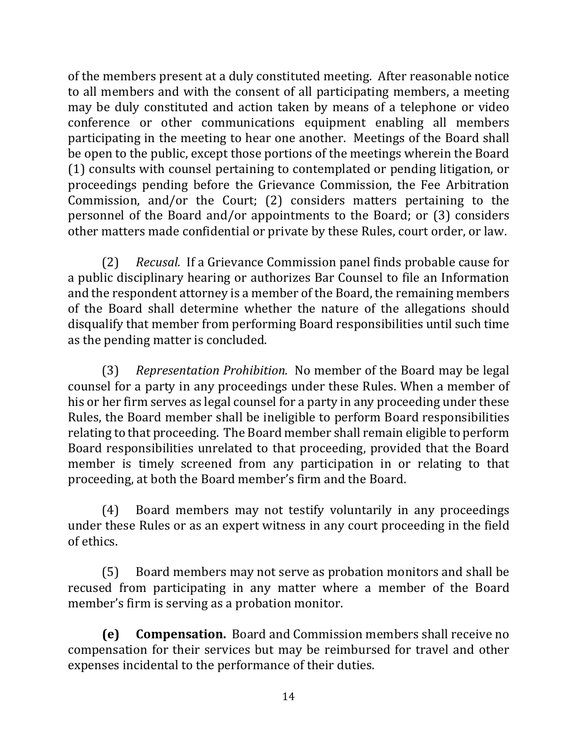of the members present at a duly constituted meeting. After reasonable notice to all members and with the consent of all participating members, a meeting may be duly constituted and action taken by means of a telephone or video conference or other communications equipment enabling all members participating in the meeting to hear one another. Meetings of the Board shall be open to the public, except those portions of the meetings wherein the Board (1) consults with counsel pertaining to contemplated or pending litigation, or proceedings pending before the Grievance Commission, the Fee Arbitration Commission, and/or the Court; (2) considers matters pertaining to the personnel of the Board and/or appointments to the Board; or (3) considers other matters made confidential or private by these Rules, court order, or law.

(2) *Recusal.* If a Grievance Commission panel finds probable cause for a public disciplinary hearing or authorizes Bar Counsel to file an Information and the respondent attorney is a member of the Board, the remaining members of the Board shall determine whether the nature of the allegations should disqualify that member from performing Board responsibilities until such time as the pending matter is concluded.

(3) *Representation Prohibition.* No member of the Board may be legal counsel for a party in any proceedings under these Rules. When a member of his or her firm serves as legal counsel for a party in any proceeding under these Rules, the Board member shall be ineligible to perform Board responsibilities relating to that proceeding. The Board member shall remain eligible to perform Board responsibilities unrelated to that proceeding, provided that the Board member is timely screened from any participation in or relating to that proceeding, at both the Board member's firm and the Board.

(4) Board members may not testify voluntarily in any proceedings under these Rules or as an expert witness in any court proceeding in the field of ethics.

(5) Board members may not serve as probation monitors and shall be recused from participating in any matter where a member of the Board member's firm is serving as a probation monitor.

**(e) Compensation.** Board and Commission members shall receive no compensation for their services but may be reimbursed for travel and other expenses incidental to the performance of their duties.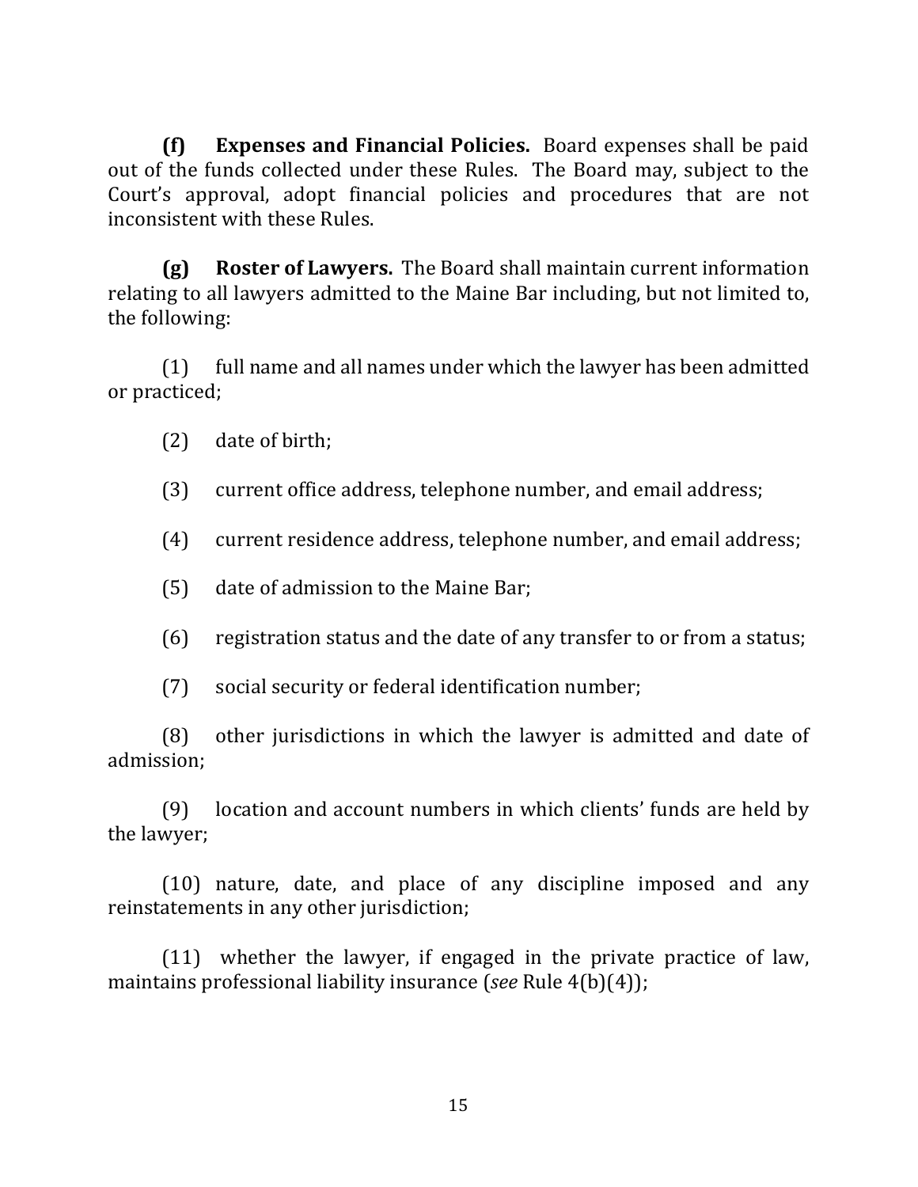**(f) Expenses and Financial Policies.** Board expenses shall be paid out of the funds collected under these Rules. The Board may, subject to the Court's approval, adopt financial policies and procedures that are not inconsistent with these Rules.

**(g) Roster of Lawyers.** The Board shall maintain current information relating to all lawyers admitted to the Maine Bar including, but not limited to, the following:

(1) full name and all names under which the lawyer has been admitted or practiced;

(2) date of birth;

(3) current office address, telephone number, and email address;

(4) current residence address, telephone number, and email address;

(5) date of admission to the Maine Bar;

(6) registration status and the date of any transfer to or from a status;

(7) social security or federal identification number;

(8) other jurisdictions in which the lawyer is admitted and date of admission;

(9) location and account numbers in which clients' funds are held by the lawyer;

(10) nature, date, and place of any discipline imposed and any reinstatements in any other jurisdiction;

(11) whether the lawyer, if engaged in the private practice of law, maintains professional liability insurance (*see* Rule 4(b)(4));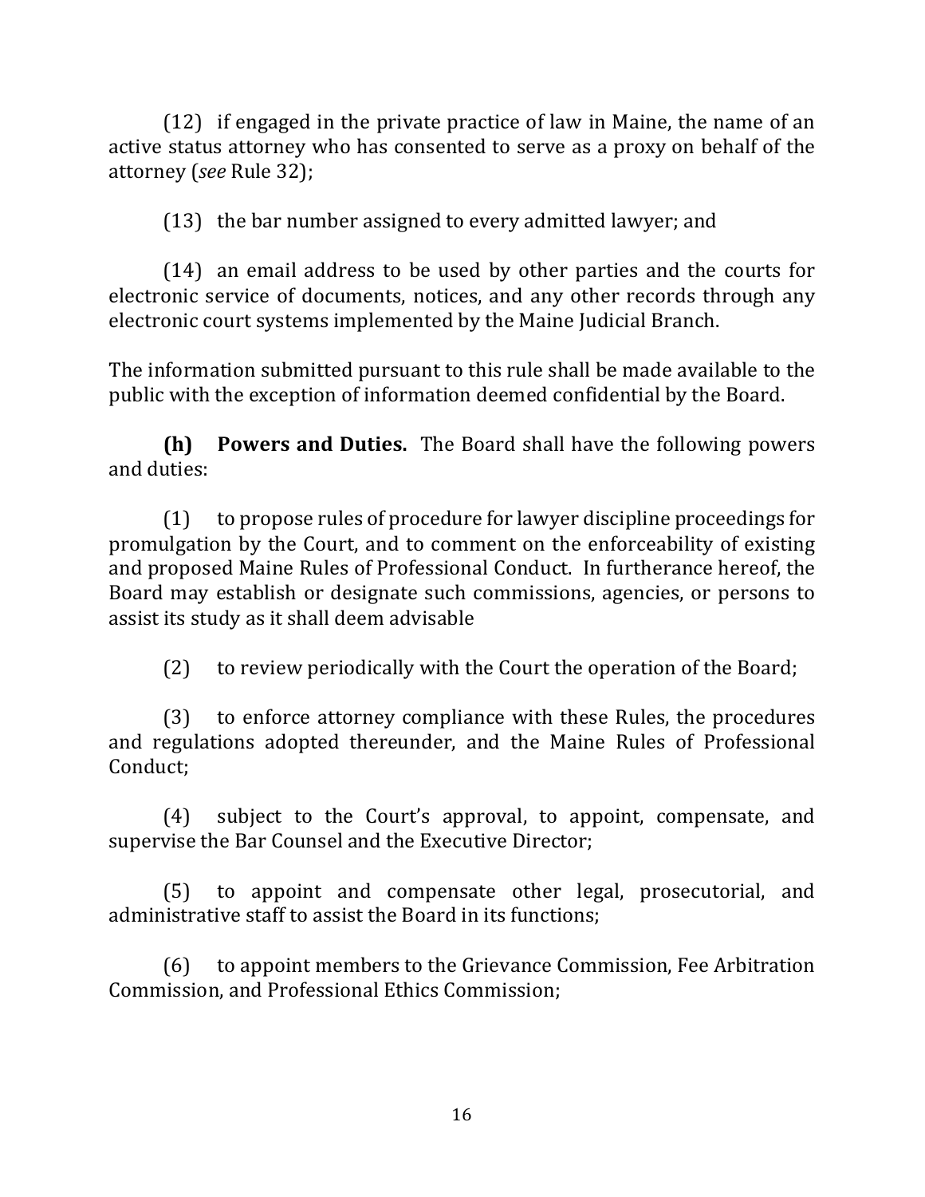(12) if engaged in the private practice of law in Maine, the name of an active status attorney who has consented to serve as a proxy on behalf of the attorney (*see* Rule 32);

(13) the bar number assigned to every admitted lawyer; and

(14) an email address to be used by other parties and the courts for electronic service of documents, notices, and any other records through any electronic court systems implemented by the Maine Judicial Branch.

The information submitted pursuant to this rule shall be made available to the public with the exception of information deemed confidential by the Board.

**(h) Powers and Duties.** The Board shall have the following powers and duties:

(1) to propose rules of procedure for lawyer discipline proceedings for promulgation by the Court, and to comment on the enforceability of existing and proposed Maine Rules of Professional Conduct. In furtherance hereof, the Board may establish or designate such commissions, agencies, or persons to assist its study as it shall deem advisable

(2) to review periodically with the Court the operation of the Board;

(3) to enforce attorney compliance with these Rules, the procedures and regulations adopted thereunder, and the Maine Rules of Professional Conduct;

(4) subject to the Court's approval, to appoint, compensate, and supervise the Bar Counsel and the Executive Director;

(5) to appoint and compensate other legal, prosecutorial, and administrative staff to assist the Board in its functions;

(6) to appoint members to the Grievance Commission, Fee Arbitration Commission, and Professional Ethics Commission;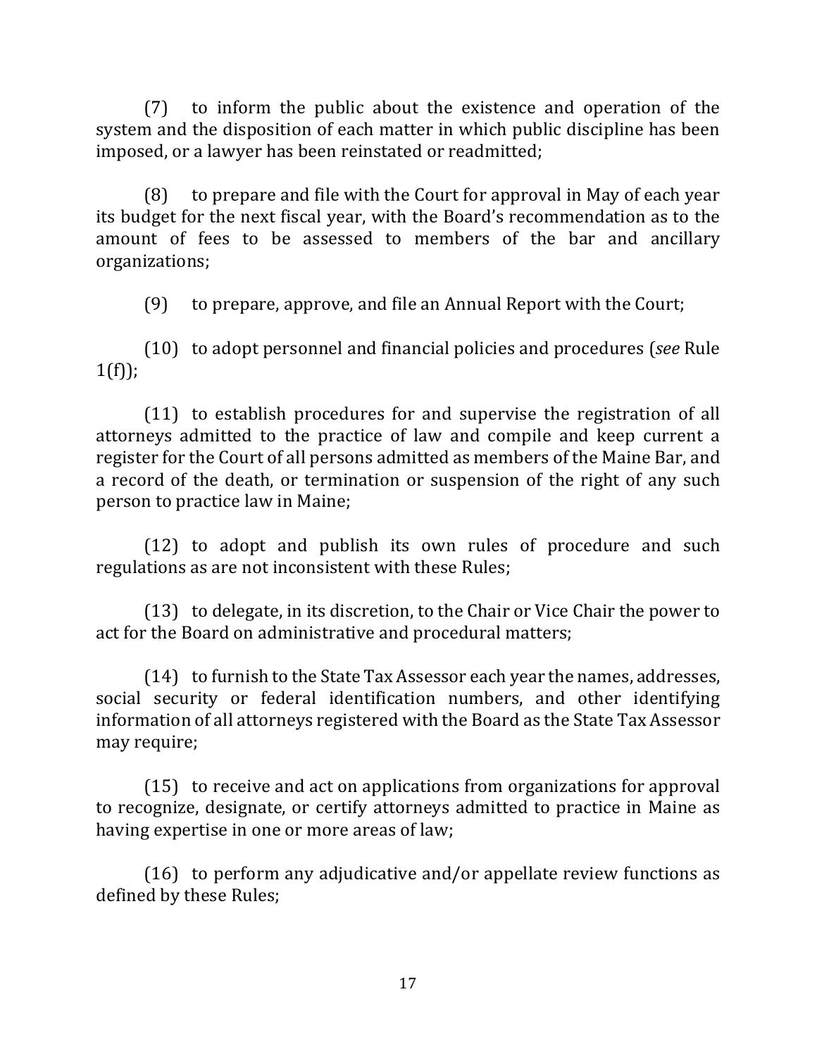(7) to inform the public about the existence and operation of the system and the disposition of each matter in which public discipline has been imposed, or a lawyer has been reinstated or readmitted;

(8) to prepare and file with the Court for approval in May of each year its budget for the next fiscal year, with the Board's recommendation as to the amount of fees to be assessed to members of the bar and ancillary organizations;

(9) to prepare, approve, and file an Annual Report with the Court;

(10) to adopt personnel and financial policies and procedures (*see* Rule 1(f));

(11) to establish procedures for and supervise the registration of all attorneys admitted to the practice of law and compile and keep current a register for the Court of all persons admitted as members of the Maine Bar, and a record of the death, or termination or suspension of the right of any such person to practice law in Maine;

(12) to adopt and publish its own rules of procedure and such regulations as are not inconsistent with these Rules;

(13) to delegate, in its discretion, to the Chair or Vice Chair the power to act for the Board on administrative and procedural matters;

(14) to furnish to the State Tax Assessor each year the names, addresses, social security or federal identification numbers, and other identifying information of all attorneys registered with the Board as the State Tax Assessor may require;

(15) to receive and act on applications from organizations for approval to recognize, designate, or certify attorneys admitted to practice in Maine as having expertise in one or more areas of law;

(16) to perform any adjudicative and/or appellate review functions as defined by these Rules;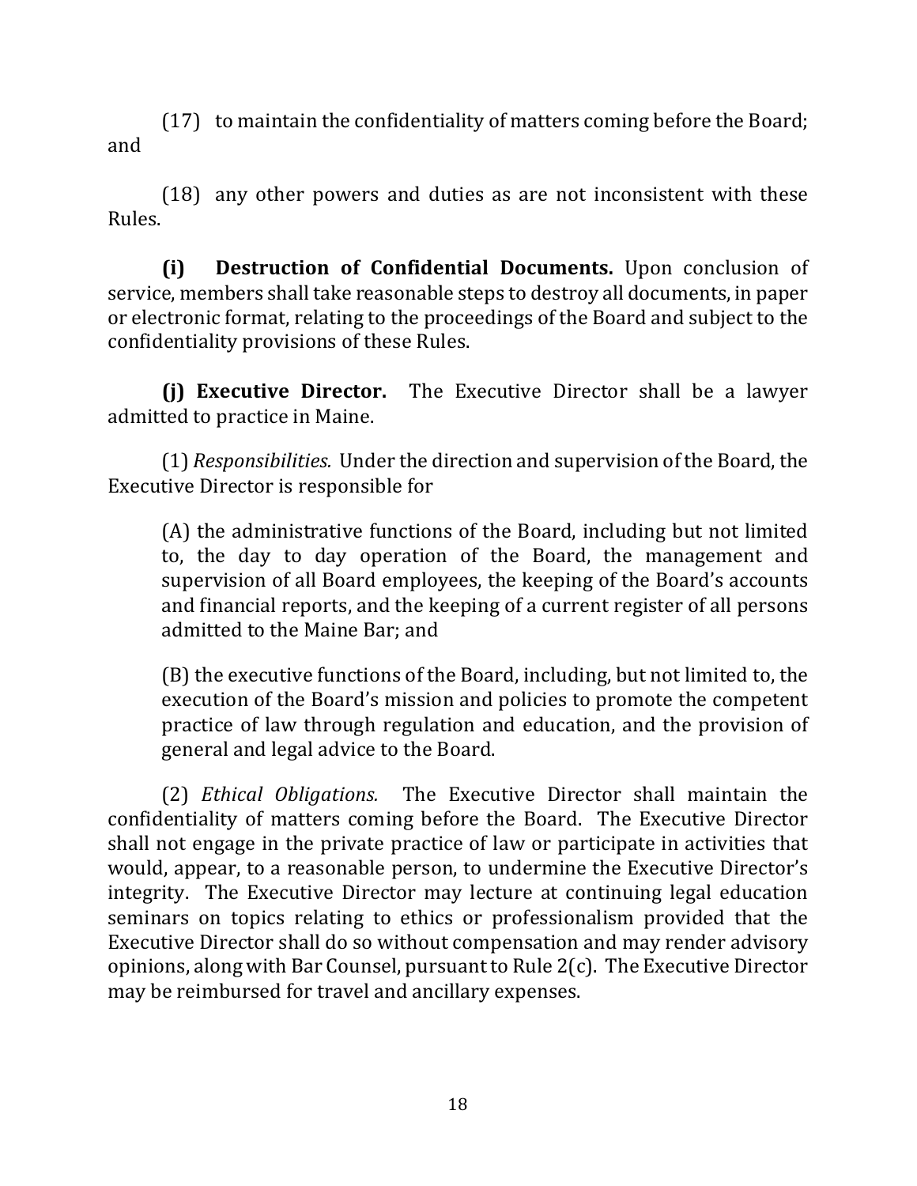(17) to maintain the confidentiality of matters coming before the Board; and

(18) any other powers and duties as are not inconsistent with these Rules.

**(i) Destruction of Confidential Documents.** Upon conclusion of service, members shall take reasonable steps to destroy all documents, in paper or electronic format, relating to the proceedings of the Board and subject to the confidentiality provisions of these Rules.

**(j) Executive Director.** The Executive Director shall be a lawyer admitted to practice in Maine.

(1) *Responsibilities.* Under the direction and supervision of the Board, the Executive Director is responsible for

> (A) the administrative functions of the Board, including but not limited to, the day to day operation of the Board, the management and supervision of all Board employees, the keeping of the Board's accounts and financial reports, and the keeping of a current register of all persons admitted to the Maine Bar; and
>
> (B) the executive functions of the Board, including, but not limited to, the execution of the Board's mission and policies to promote the competent practice of law through regulation and education, and the provision of general and legal advice to the Board.

(2) *Ethical Obligations.* The Executive Director shall maintain the confidentiality of matters coming before the Board. The Executive Director shall not engage in the private practice of law or participate in activities that would, appear, to a reasonable person, to undermine the Executive Director's integrity. The Executive Director may lecture at continuing legal education seminars on topics relating to ethics or professionalism provided that the Executive Director shall do so without compensation and may render advisory opinions, along with Bar Counsel, pursuant to Rule 2(c). The Executive Director may be reimbursed for travel and ancillary expenses.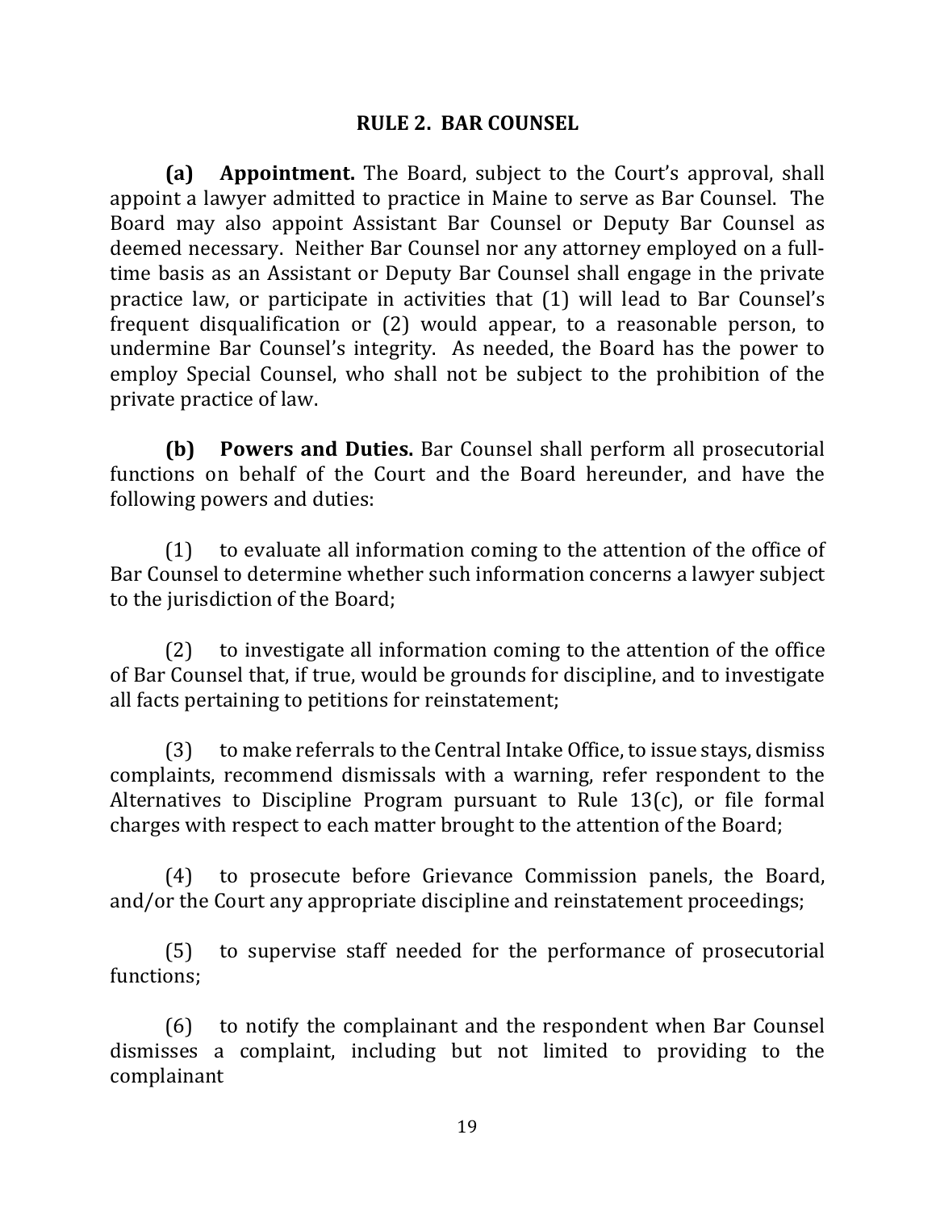## RULE 2. BAR COUNSEL

**(a) Appointment.** The Board, subject to the Court's approval, shall appoint a lawyer admitted to practice in Maine to serve as Bar Counsel. The Board may also appoint Assistant Bar Counsel or Deputy Bar Counsel as deemed necessary. Neither Bar Counsel nor any attorney employed on a full-time basis as an Assistant or Deputy Bar Counsel shall engage in the private practice law, or participate in activities that (1) will lead to Bar Counsel's frequent disqualification or (2) would appear, to a reasonable person, to undermine Bar Counsel's integrity. As needed, the Board has the power to employ Special Counsel, who shall not be subject to the prohibition of the private practice of law.

**(b) Powers and Duties.** Bar Counsel shall perform all prosecutorial functions on behalf of the Court and the Board hereunder, and have the following powers and duties:

(1) to evaluate all information coming to the attention of the office of Bar Counsel to determine whether such information concerns a lawyer subject to the jurisdiction of the Board;

(2) to investigate all information coming to the attention of the office of Bar Counsel that, if true, would be grounds for discipline, and to investigate all facts pertaining to petitions for reinstatement;

(3) to make referrals to the Central Intake Office, to issue stays, dismiss complaints, recommend dismissals with a warning, refer respondent to the Alternatives to Discipline Program pursuant to Rule 13(c), or file formal charges with respect to each matter brought to the attention of the Board;

(4) to prosecute before Grievance Commission panels, the Board, and/or the Court any appropriate discipline and reinstatement proceedings;

(5) to supervise staff needed for the performance of prosecutorial functions;

(6) to notify the complainant and the respondent when Bar Counsel dismisses a complaint, including but not limited to providing to the complainant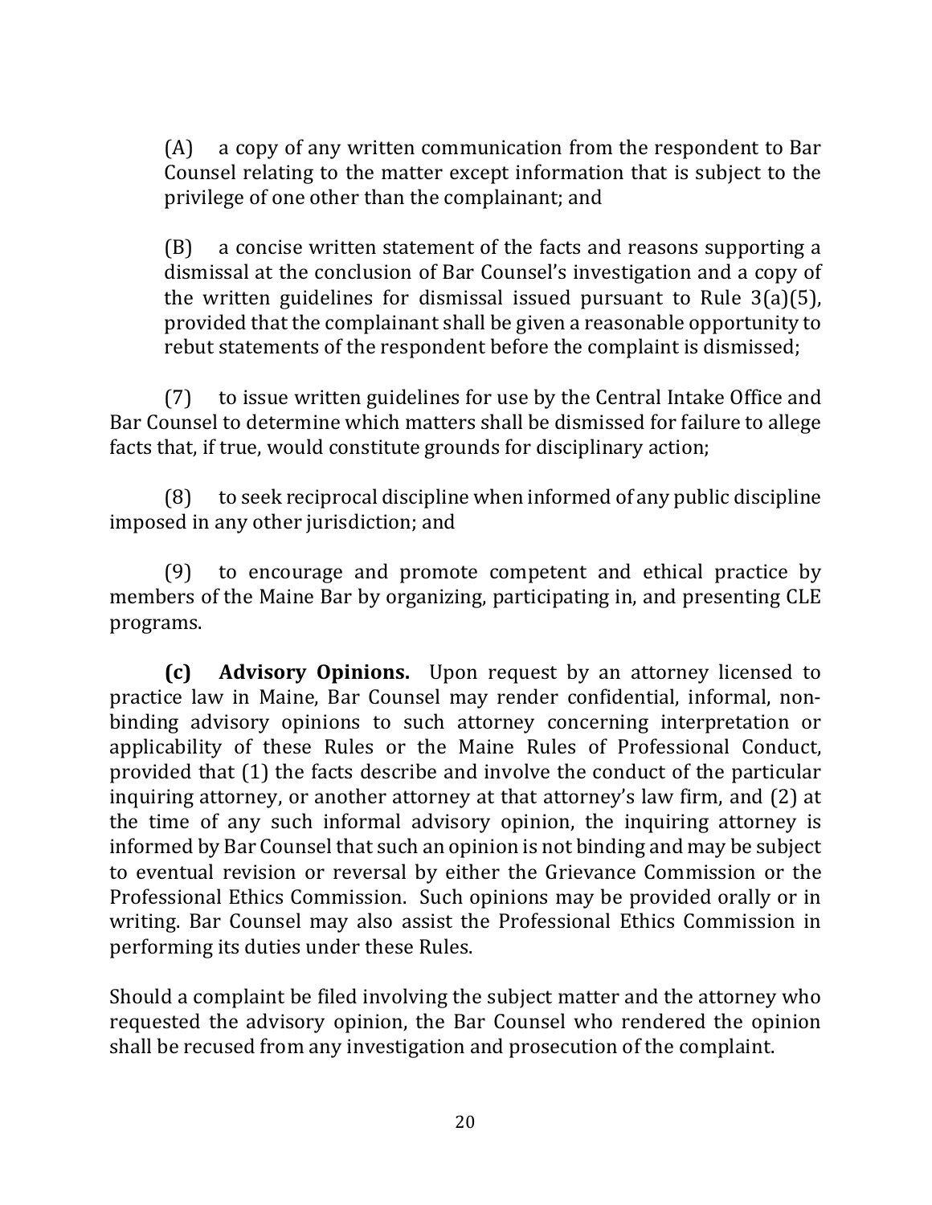(A) a copy of any written communication from the respondent to Bar Counsel relating to the matter except information that is subject to the privilege of one other than the complainant; and

(B) a concise written statement of the facts and reasons supporting a dismissal at the conclusion of Bar Counsel's investigation and a copy of the written guidelines for dismissal issued pursuant to Rule 3(a)(5), provided that the complainant shall be given a reasonable opportunity to rebut statements of the respondent before the complaint is dismissed;

(7) to issue written guidelines for use by the Central Intake Office and Bar Counsel to determine which matters shall be dismissed for failure to allege facts that, if true, would constitute grounds for disciplinary action;

(8) to seek reciprocal discipline when informed of any public discipline imposed in any other jurisdiction; and

(9) to encourage and promote competent and ethical practice by members of the Maine Bar by organizing, participating in, and presenting CLE programs.

**(c) Advisory Opinions.** Upon request by an attorney licensed to practice law in Maine, Bar Counsel may render confidential, informal, non-binding advisory opinions to such attorney concerning interpretation or applicability of these Rules or the Maine Rules of Professional Conduct, provided that (1) the facts describe and involve the conduct of the particular inquiring attorney, or another attorney at that attorney's law firm, and (2) at the time of any such informal advisory opinion, the inquiring attorney is informed by Bar Counsel that such an opinion is not binding and may be subject to eventual revision or reversal by either the Grievance Commission or the Professional Ethics Commission. Such opinions may be provided orally or in writing. Bar Counsel may also assist the Professional Ethics Commission in performing its duties under these Rules.

Should a complaint be filed involving the subject matter and the attorney who requested the advisory opinion, the Bar Counsel who rendered the opinion shall be recused from any investigation and prosecution of the complaint.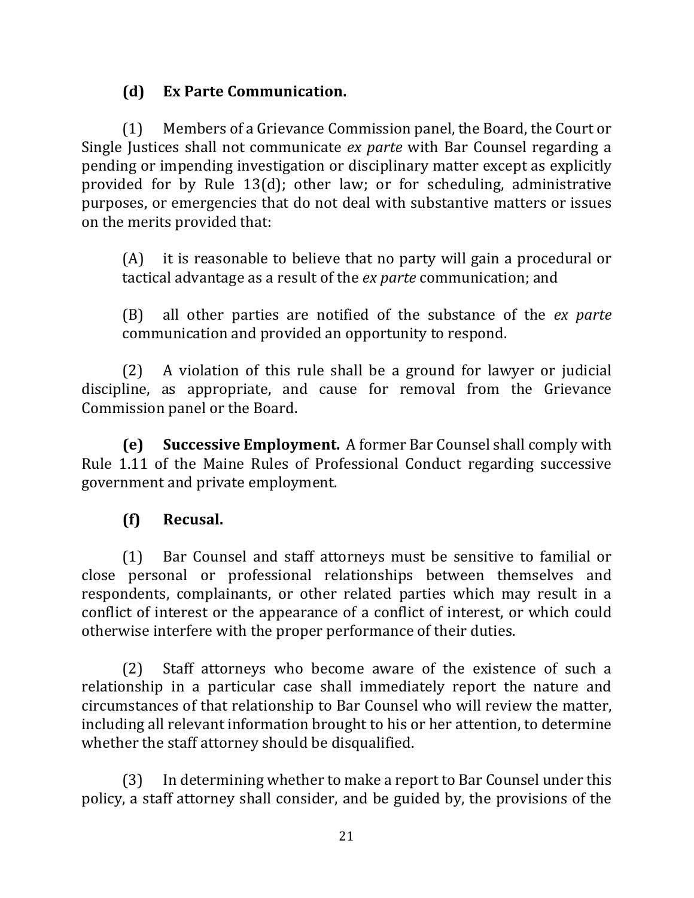**(d) Ex Parte Communication.**

(1) Members of a Grievance Commission panel, the Board, the Court or Single Justices shall not communicate *ex parte* with Bar Counsel regarding a pending or impending investigation or disciplinary matter except as explicitly provided for by Rule 13(d); other law; or for scheduling, administrative purposes, or emergencies that do not deal with substantive matters or issues on the merits provided that:

(A) it is reasonable to believe that no party will gain a procedural or tactical advantage as a result of the *ex parte* communication; and

(B) all other parties are notified of the substance of the *ex parte* communication and provided an opportunity to respond.

(2) A violation of this rule shall be a ground for lawyer or judicial discipline, as appropriate, and cause for removal from the Grievance Commission panel or the Board.

**(e) Successive Employment.** A former Bar Counsel shall comply with Rule 1.11 of the Maine Rules of Professional Conduct regarding successive government and private employment.

**(f) Recusal.**

(1) Bar Counsel and staff attorneys must be sensitive to familial or close personal or professional relationships between themselves and respondents, complainants, or other related parties which may result in a conflict of interest or the appearance of a conflict of interest, or which could otherwise interfere with the proper performance of their duties.

(2) Staff attorneys who become aware of the existence of such a relationship in a particular case shall immediately report the nature and circumstances of that relationship to Bar Counsel who will review the matter, including all relevant information brought to his or her attention, to determine whether the staff attorney should be disqualified.

(3) In determining whether to make a report to Bar Counsel under this policy, a staff attorney shall consider, and be guided by, the provisions of the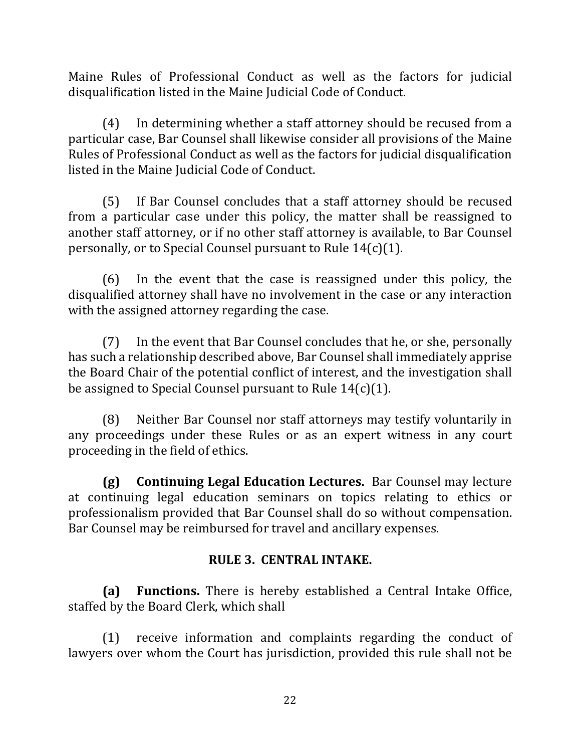Maine Rules of Professional Conduct as well as the factors for judicial disqualification listed in the Maine Judicial Code of Conduct.

(4) In determining whether a staff attorney should be recused from a particular case, Bar Counsel shall likewise consider all provisions of the Maine Rules of Professional Conduct as well as the factors for judicial disqualification listed in the Maine Judicial Code of Conduct.

(5) If Bar Counsel concludes that a staff attorney should be recused from a particular case under this policy, the matter shall be reassigned to another staff attorney, or if no other staff attorney is available, to Bar Counsel personally, or to Special Counsel pursuant to Rule 14(c)(1).

(6) In the event that the case is reassigned under this policy, the disqualified attorney shall have no involvement in the case or any interaction with the assigned attorney regarding the case.

(7) In the event that Bar Counsel concludes that he, or she, personally has such a relationship described above, Bar Counsel shall immediately apprise the Board Chair of the potential conflict of interest, and the investigation shall be assigned to Special Counsel pursuant to Rule 14(c)(1).

(8) Neither Bar Counsel nor staff attorneys may testify voluntarily in any proceedings under these Rules or as an expert witness in any court proceeding in the field of ethics.

**(g) Continuing Legal Education Lectures.** Bar Counsel may lecture at continuing legal education seminars on topics relating to ethics or professionalism provided that Bar Counsel shall do so without compensation. Bar Counsel may be reimbursed for travel and ancillary expenses.

## RULE 3. CENTRAL INTAKE.

**(a) Functions.** There is hereby established a Central Intake Office, staffed by the Board Clerk, which shall

(1) receive information and complaints regarding the conduct of lawyers over whom the Court has jurisdiction, provided this rule shall not be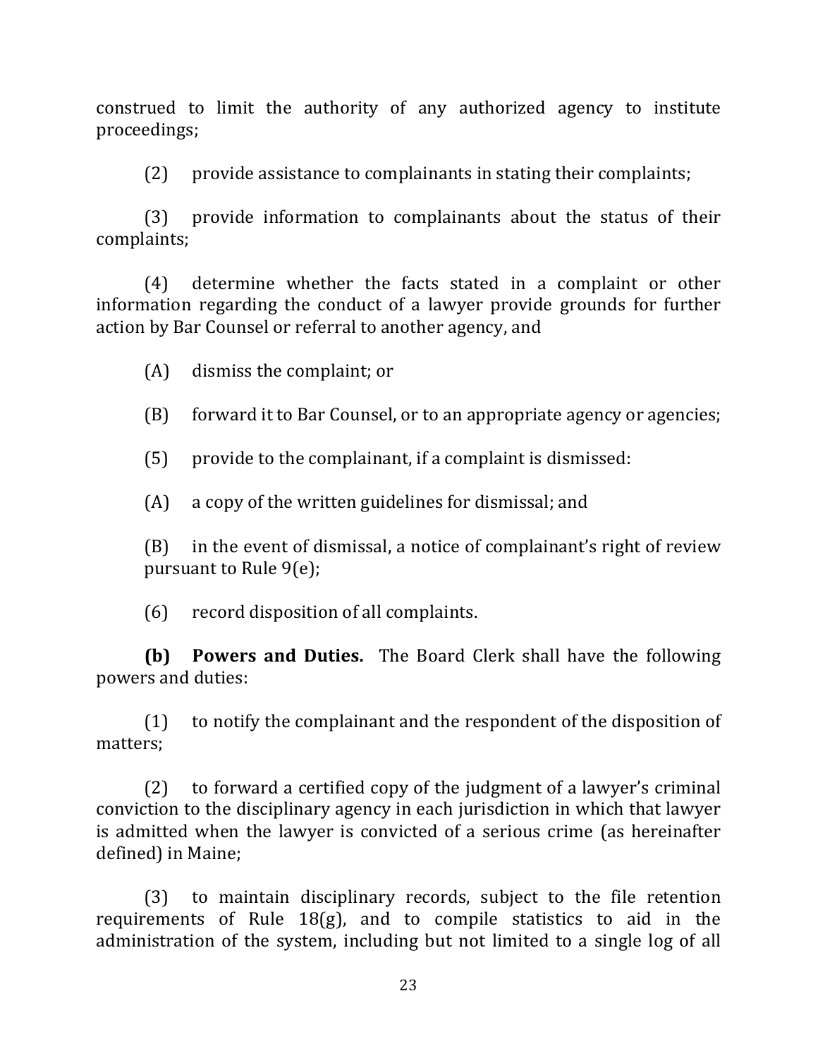construed to limit the authority of any authorized agency to institute proceedings;

(2) provide assistance to complainants in stating their complaints;

(3) provide information to complainants about the status of their complaints;

(4) determine whether the facts stated in a complaint or other information regarding the conduct of a lawyer provide grounds for further action by Bar Counsel or referral to another agency, and

(A) dismiss the complaint; or

(B) forward it to Bar Counsel, or to an appropriate agency or agencies;

(5) provide to the complainant, if a complaint is dismissed:

(A) a copy of the written guidelines for dismissal; and

(B) in the event of dismissal, a notice of complainant's right of review pursuant to Rule 9(e);

(6) record disposition of all complaints.

**(b) Powers and Duties.** The Board Clerk shall have the following powers and duties:

(1) to notify the complainant and the respondent of the disposition of matters;

(2) to forward a certified copy of the judgment of a lawyer's criminal conviction to the disciplinary agency in each jurisdiction in which that lawyer is admitted when the lawyer is convicted of a serious crime (as hereinafter defined) in Maine;

(3) to maintain disciplinary records, subject to the file retention requirements of Rule 18(g), and to compile statistics to aid in the administration of the system, including but not limited to a single log of all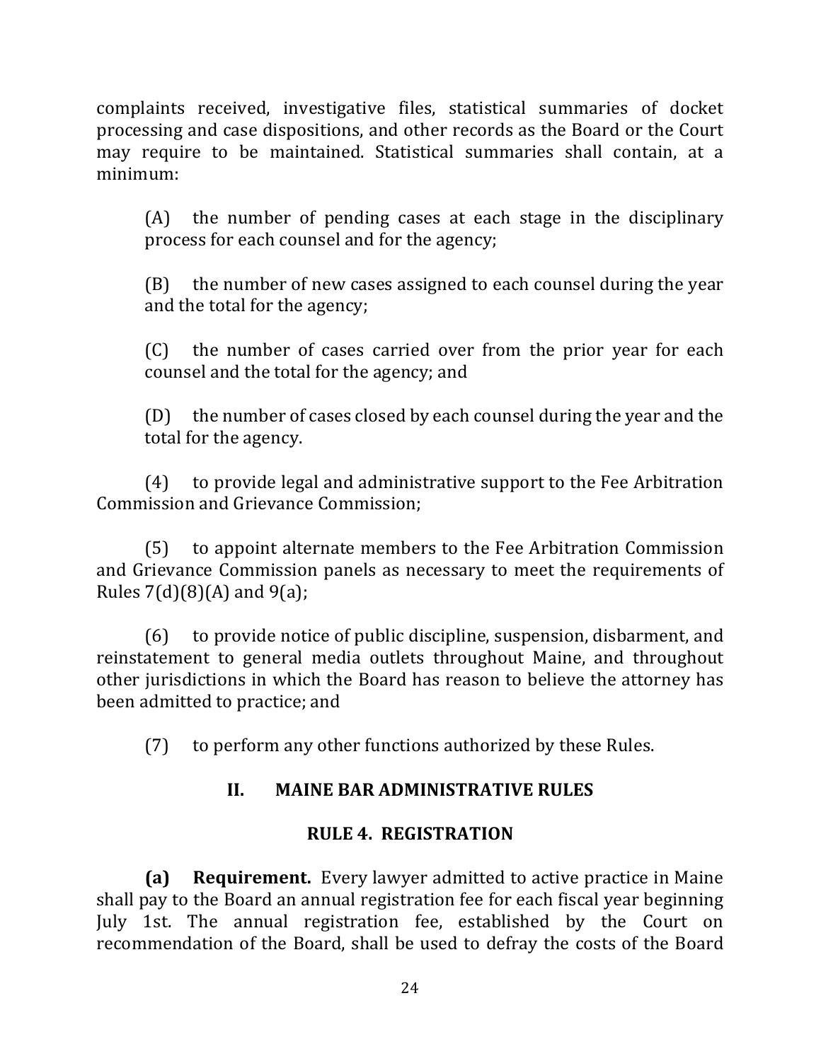complaints received, investigative files, statistical summaries of docket processing and case dispositions, and other records as the Board or the Court may require to be maintained. Statistical summaries shall contain, at a minimum:

> (A) the number of pending cases at each stage in the disciplinary process for each counsel and for the agency;
>
> (B) the number of new cases assigned to each counsel during the year and the total for the agency;
>
> (C) the number of cases carried over from the prior year for each counsel and the total for the agency; and
>
> (D) the number of cases closed by each counsel during the year and the total for the agency.

(4) to provide legal and administrative support to the Fee Arbitration Commission and Grievance Commission;

(5) to appoint alternate members to the Fee Arbitration Commission and Grievance Commission panels as necessary to meet the requirements of Rules 7(d)(8)(A) and 9(a);

(6) to provide notice of public discipline, suspension, disbarment, and reinstatement to general media outlets throughout Maine, and throughout other jurisdictions in which the Board has reason to believe the attorney has been admitted to practice; and

(7) to perform any other functions authorized by these Rules.

## II. MAINE BAR ADMINISTRATIVE RULES

### RULE 4. REGISTRATION

**(a) Requirement.** Every lawyer admitted to active practice in Maine shall pay to the Board an annual registration fee for each fiscal year beginning July 1st. The annual registration fee, established by the Court on recommendation of the Board, shall be used to defray the costs of the Board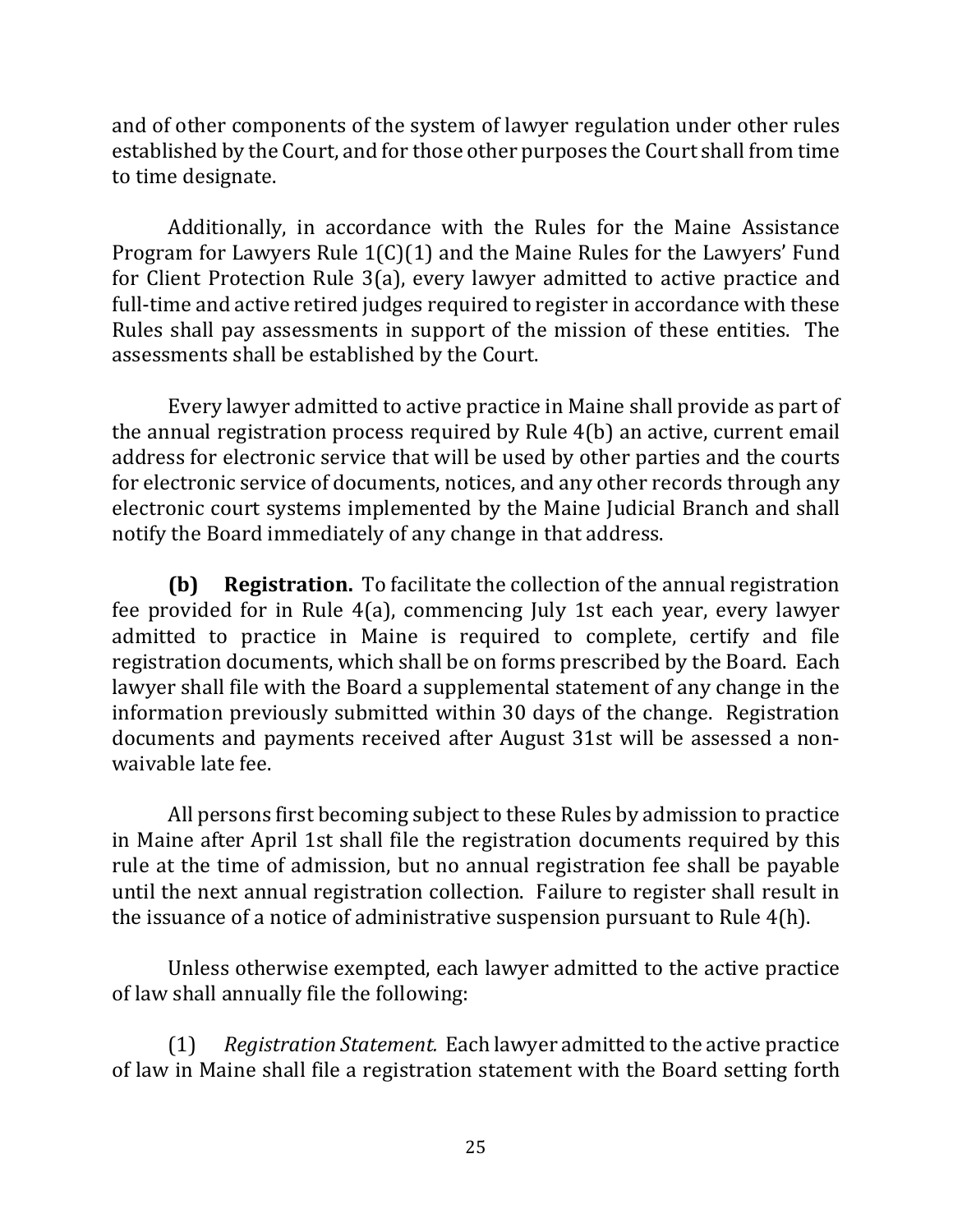and of other components of the system of lawyer regulation under other rules established by the Court, and for those other purposes the Court shall from time to time designate.

Additionally, in accordance with the Rules for the Maine Assistance Program for Lawyers Rule 1(C)(1) and the Maine Rules for the Lawyers' Fund for Client Protection Rule 3(a), every lawyer admitted to active practice and full-time and active retired judges required to register in accordance with these Rules shall pay assessments in support of the mission of these entities. The assessments shall be established by the Court.

Every lawyer admitted to active practice in Maine shall provide as part of the annual registration process required by Rule 4(b) an active, current email address for electronic service that will be used by other parties and the courts for electronic service of documents, notices, and any other records through any electronic court systems implemented by the Maine Judicial Branch and shall notify the Board immediately of any change in that address.

**(b) Registration.** To facilitate the collection of the annual registration fee provided for in Rule 4(a), commencing July 1st each year, every lawyer admitted to practice in Maine is required to complete, certify and file registration documents, which shall be on forms prescribed by the Board. Each lawyer shall file with the Board a supplemental statement of any change in the information previously submitted within 30 days of the change. Registration documents and payments received after August 31st will be assessed a non-waivable late fee.

All persons first becoming subject to these Rules by admission to practice in Maine after April 1st shall file the registration documents required by this rule at the time of admission, but no annual registration fee shall be payable until the next annual registration collection. Failure to register shall result in the issuance of a notice of administrative suspension pursuant to Rule 4(h).

Unless otherwise exempted, each lawyer admitted to the active practice of law shall annually file the following:

(1) *Registration Statement.* Each lawyer admitted to the active practice of law in Maine shall file a registration statement with the Board setting forth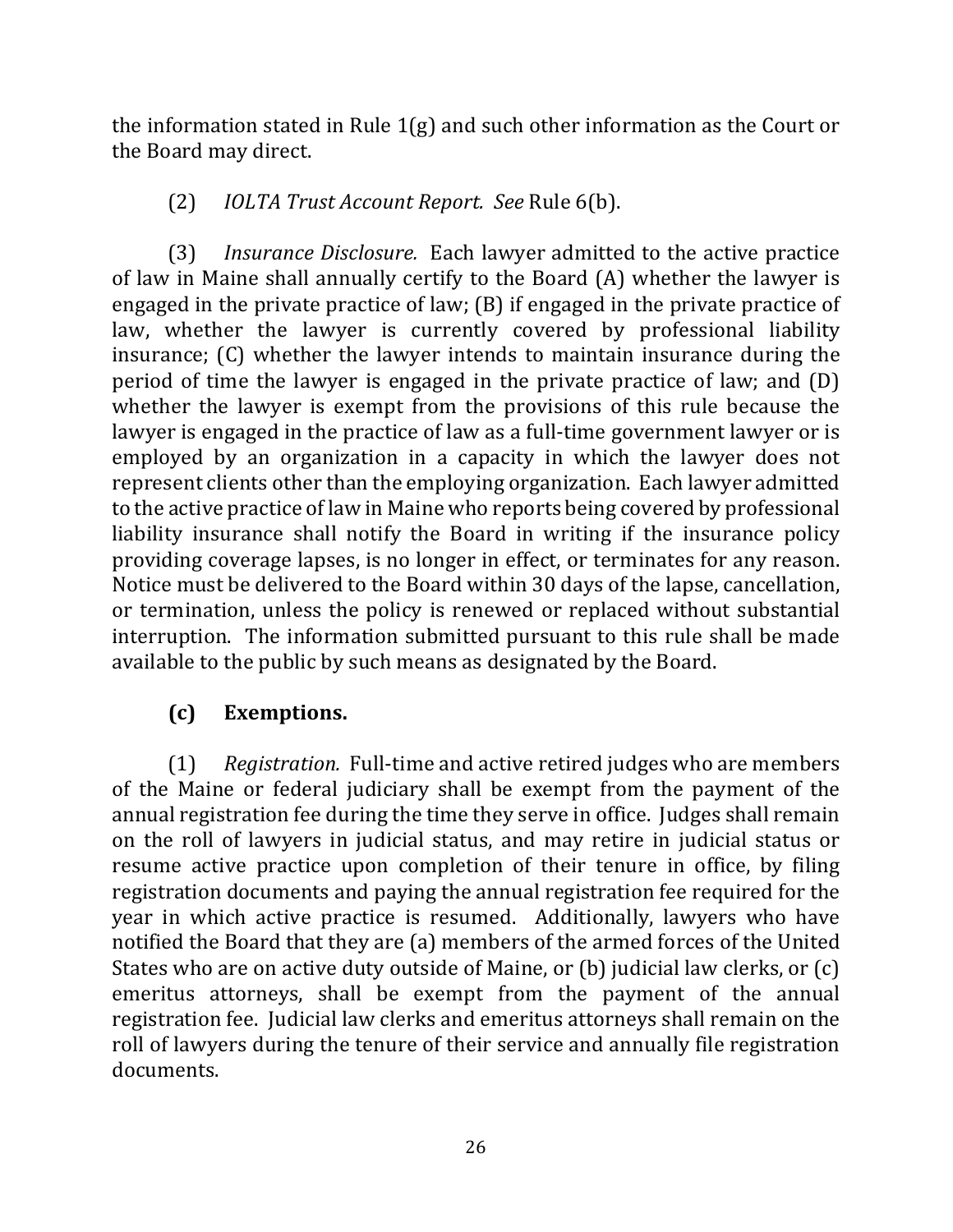the information stated in Rule 1(g) and such other information as the Court or the Board may direct.

(2) *IOLTA Trust Account Report. See* Rule 6(b).

(3) *Insurance Disclosure.* Each lawyer admitted to the active practice of law in Maine shall annually certify to the Board (A) whether the lawyer is engaged in the private practice of law; (B) if engaged in the private practice of law, whether the lawyer is currently covered by professional liability insurance; (C) whether the lawyer intends to maintain insurance during the period of time the lawyer is engaged in the private practice of law; and (D) whether the lawyer is exempt from the provisions of this rule because the lawyer is engaged in the practice of law as a full-time government lawyer or is employed by an organization in a capacity in which the lawyer does not represent clients other than the employing organization. Each lawyer admitted to the active practice of law in Maine who reports being covered by professional liability insurance shall notify the Board in writing if the insurance policy providing coverage lapses, is no longer in effect, or terminates for any reason. Notice must be delivered to the Board within 30 days of the lapse, cancellation, or termination, unless the policy is renewed or replaced without substantial interruption. The information submitted pursuant to this rule shall be made available to the public by such means as designated by the Board.

**(c) Exemptions.**

(1) *Registration.* Full-time and active retired judges who are members of the Maine or federal judiciary shall be exempt from the payment of the annual registration fee during the time they serve in office. Judges shall remain on the roll of lawyers in judicial status, and may retire in judicial status or resume active practice upon completion of their tenure in office, by filing registration documents and paying the annual registration fee required for the year in which active practice is resumed. Additionally, lawyers who have notified the Board that they are (a) members of the armed forces of the United States who are on active duty outside of Maine, or (b) judicial law clerks, or (c) emeritus attorneys, shall be exempt from the payment of the annual registration fee. Judicial law clerks and emeritus attorneys shall remain on the roll of lawyers during the tenure of their service and annually file registration documents.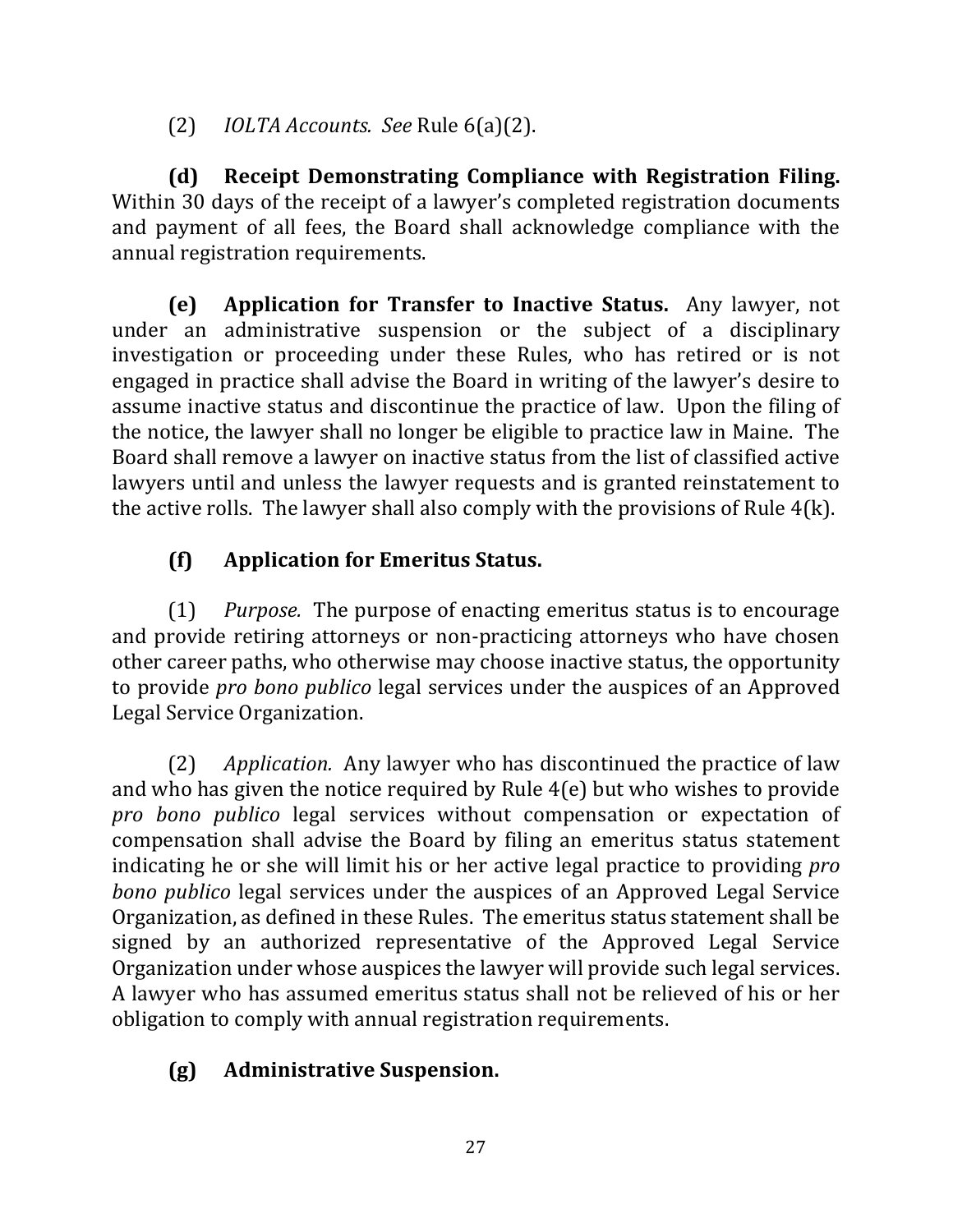(2) *IOLTA Accounts. See* Rule 6(a)(2).

**(d) Receipt Demonstrating Compliance with Registration Filing.** Within 30 days of the receipt of a lawyer's completed registration documents and payment of all fees, the Board shall acknowledge compliance with the annual registration requirements.

**(e) Application for Transfer to Inactive Status.** Any lawyer, not under an administrative suspension or the subject of a disciplinary investigation or proceeding under these Rules, who has retired or is not engaged in practice shall advise the Board in writing of the lawyer's desire to assume inactive status and discontinue the practice of law. Upon the filing of the notice, the lawyer shall no longer be eligible to practice law in Maine. The Board shall remove a lawyer on inactive status from the list of classified active lawyers until and unless the lawyer requests and is granted reinstatement to the active rolls. The lawyer shall also comply with the provisions of Rule 4(k).

**(f) Application for Emeritus Status.**

(1) *Purpose.* The purpose of enacting emeritus status is to encourage and provide retiring attorneys or non-practicing attorneys who have chosen other career paths, who otherwise may choose inactive status, the opportunity to provide *pro bono publico* legal services under the auspices of an Approved Legal Service Organization.

(2) *Application.* Any lawyer who has discontinued the practice of law and who has given the notice required by Rule 4(e) but who wishes to provide *pro bono publico* legal services without compensation or expectation of compensation shall advise the Board by filing an emeritus status statement indicating he or she will limit his or her active legal practice to providing *pro bono publico* legal services under the auspices of an Approved Legal Service Organization, as defined in these Rules. The emeritus status statement shall be signed by an authorized representative of the Approved Legal Service Organization under whose auspices the lawyer will provide such legal services. A lawyer who has assumed emeritus status shall not be relieved of his or her obligation to comply with annual registration requirements.

**(g) Administrative Suspension.**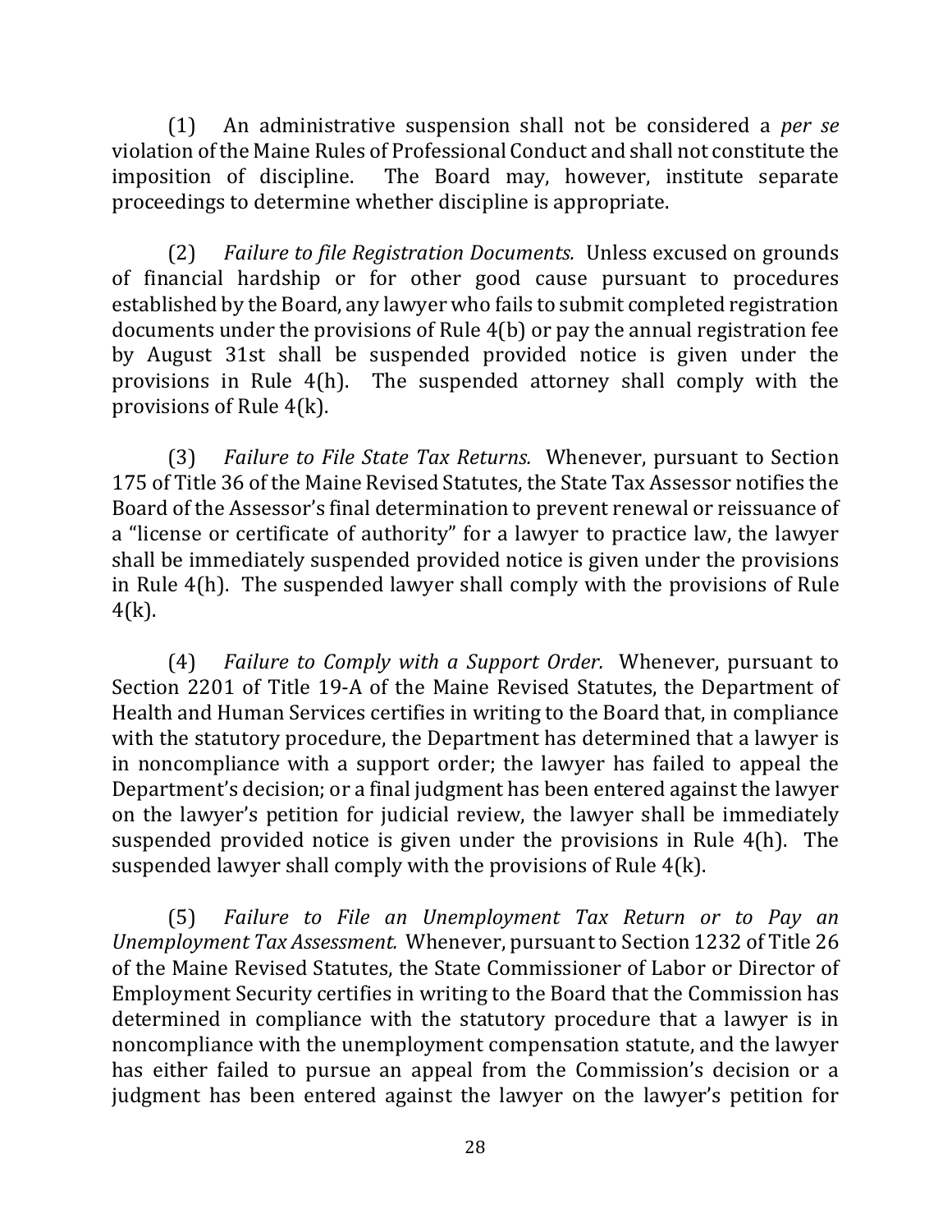(1) An administrative suspension shall not be considered a *per se* violation of the Maine Rules of Professional Conduct and shall not constitute the imposition of discipline. The Board may, however, institute separate proceedings to determine whether discipline is appropriate.

(2) *Failure to file Registration Documents.* Unless excused on grounds of financial hardship or for other good cause pursuant to procedures established by the Board, any lawyer who fails to submit completed registration documents under the provisions of Rule 4(b) or pay the annual registration fee by August 31st shall be suspended provided notice is given under the provisions in Rule 4(h). The suspended attorney shall comply with the provisions of Rule 4(k).

(3) *Failure to File State Tax Returns.* Whenever, pursuant to Section 175 of Title 36 of the Maine Revised Statutes, the State Tax Assessor notifies the Board of the Assessor's final determination to prevent renewal or reissuance of a "license or certificate of authority" for a lawyer to practice law, the lawyer shall be immediately suspended provided notice is given under the provisions in Rule 4(h). The suspended lawyer shall comply with the provisions of Rule 4(k).

(4) *Failure to Comply with a Support Order.* Whenever, pursuant to Section 2201 of Title 19-A of the Maine Revised Statutes, the Department of Health and Human Services certifies in writing to the Board that, in compliance with the statutory procedure, the Department has determined that a lawyer is in noncompliance with a support order; the lawyer has failed to appeal the Department's decision; or a final judgment has been entered against the lawyer on the lawyer's petition for judicial review, the lawyer shall be immediately suspended provided notice is given under the provisions in Rule 4(h). The suspended lawyer shall comply with the provisions of Rule 4(k).

(5) *Failure to File an Unemployment Tax Return or to Pay an Unemployment Tax Assessment.* Whenever, pursuant to Section 1232 of Title 26 of the Maine Revised Statutes, the State Commissioner of Labor or Director of Employment Security certifies in writing to the Board that the Commission has determined in compliance with the statutory procedure that a lawyer is in noncompliance with the unemployment compensation statute, and the lawyer has either failed to pursue an appeal from the Commission's decision or a judgment has been entered against the lawyer on the lawyer's petition for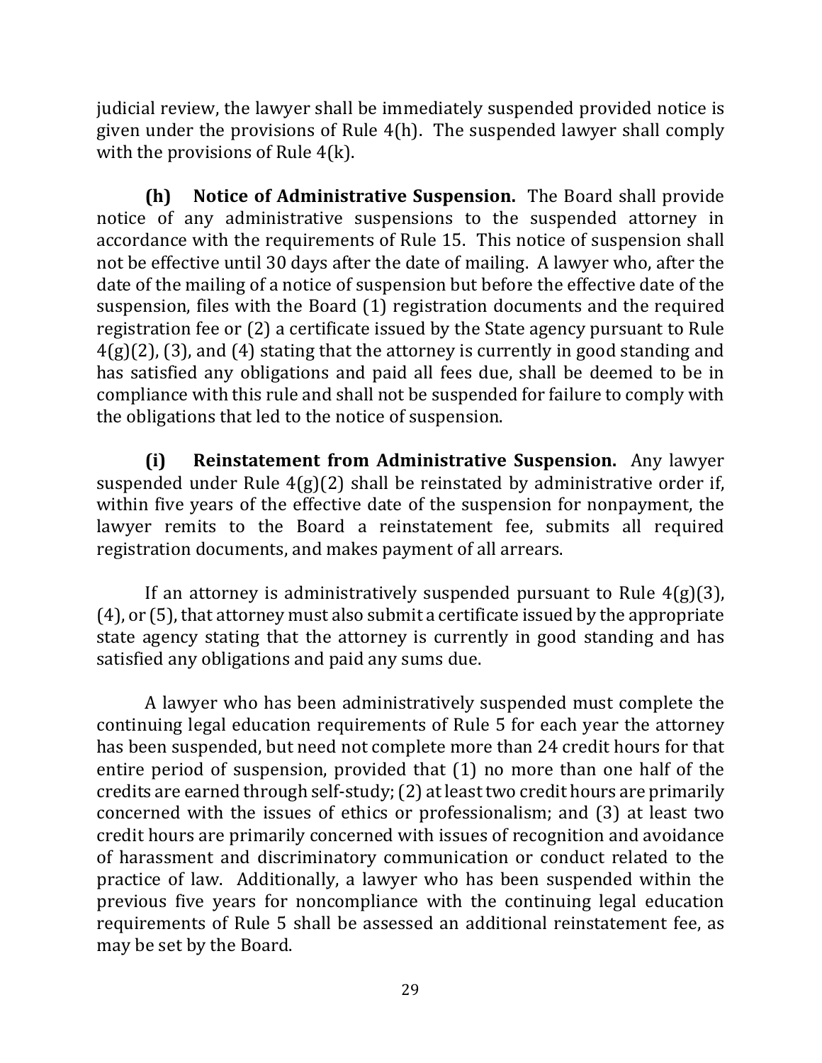judicial review, the lawyer shall be immediately suspended provided notice is given under the provisions of Rule 4(h). The suspended lawyer shall comply with the provisions of Rule 4(k).

**(h) Notice of Administrative Suspension.** The Board shall provide notice of any administrative suspensions to the suspended attorney in accordance with the requirements of Rule 15. This notice of suspension shall not be effective until 30 days after the date of mailing. A lawyer who, after the date of the mailing of a notice of suspension but before the effective date of the suspension, files with the Board (1) registration documents and the required registration fee or (2) a certificate issued by the State agency pursuant to Rule 4(g)(2), (3), and (4) stating that the attorney is currently in good standing and has satisfied any obligations and paid all fees due, shall be deemed to be in compliance with this rule and shall not be suspended for failure to comply with the obligations that led to the notice of suspension.

**(i) Reinstatement from Administrative Suspension.** Any lawyer suspended under Rule 4(g)(2) shall be reinstated by administrative order if, within five years of the effective date of the suspension for nonpayment, the lawyer remits to the Board a reinstatement fee, submits all required registration documents, and makes payment of all arrears.

If an attorney is administratively suspended pursuant to Rule 4(g)(3), (4), or (5), that attorney must also submit a certificate issued by the appropriate state agency stating that the attorney is currently in good standing and has satisfied any obligations and paid any sums due.

A lawyer who has been administratively suspended must complete the continuing legal education requirements of Rule 5 for each year the attorney has been suspended, but need not complete more than 24 credit hours for that entire period of suspension, provided that (1) no more than one half of the credits are earned through self-study; (2) at least two credit hours are primarily concerned with the issues of ethics or professionalism; and (3) at least two credit hours are primarily concerned with issues of recognition and avoidance of harassment and discriminatory communication or conduct related to the practice of law. Additionally, a lawyer who has been suspended within the previous five years for noncompliance with the continuing legal education requirements of Rule 5 shall be assessed an additional reinstatement fee, as may be set by the Board.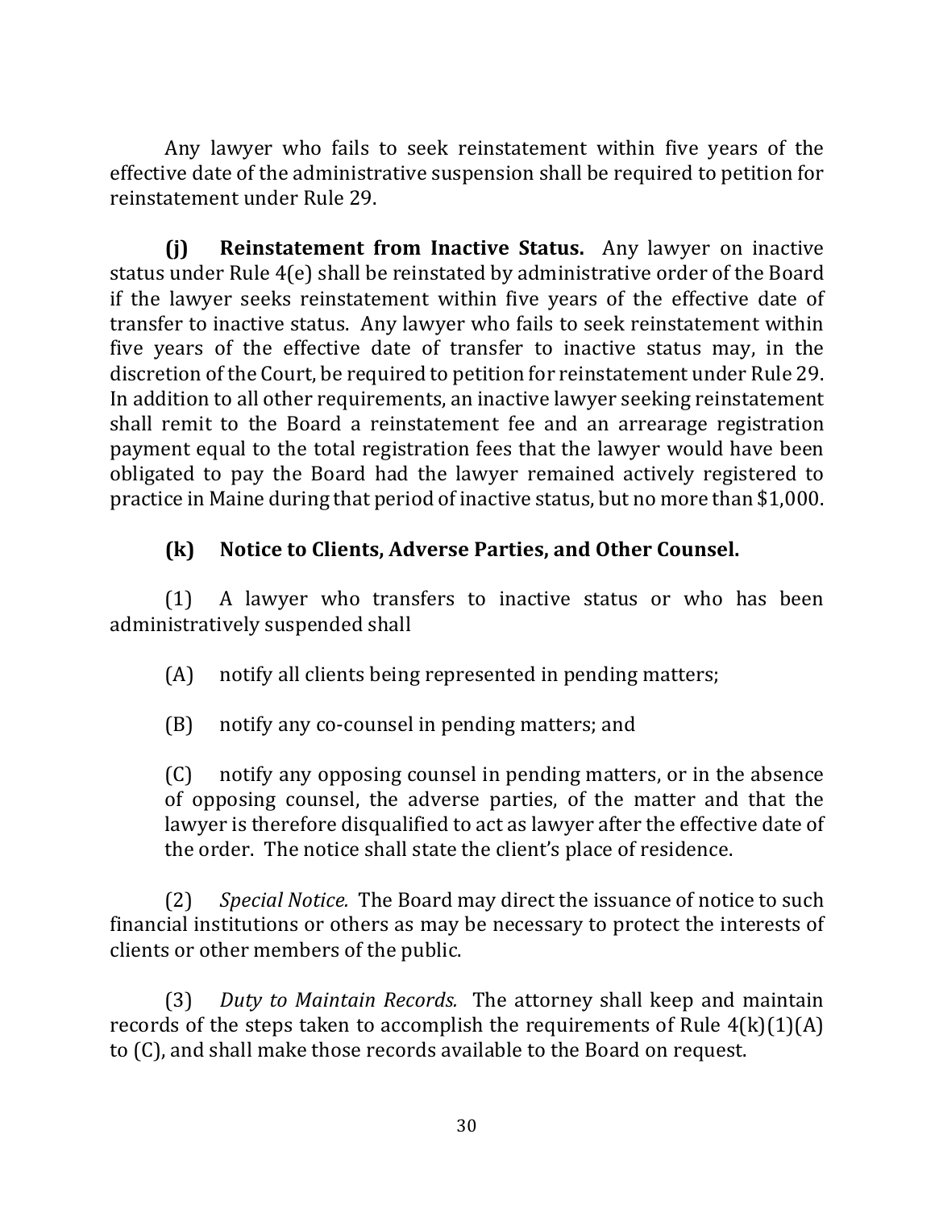Any lawyer who fails to seek reinstatement within five years of the effective date of the administrative suspension shall be required to petition for reinstatement under Rule 29.

**(j) Reinstatement from Inactive Status.** Any lawyer on inactive status under Rule 4(e) shall be reinstated by administrative order of the Board if the lawyer seeks reinstatement within five years of the effective date of transfer to inactive status. Any lawyer who fails to seek reinstatement within five years of the effective date of transfer to inactive status may, in the discretion of the Court, be required to petition for reinstatement under Rule 29. In addition to all other requirements, an inactive lawyer seeking reinstatement shall remit to the Board a reinstatement fee and an arrearage registration payment equal to the total registration fees that the lawyer would have been obligated to pay the Board had the lawyer remained actively registered to practice in Maine during that period of inactive status, but no more than $1,000.

**(k) Notice to Clients, Adverse Parties, and Other Counsel.**

(1) A lawyer who transfers to inactive status or who has been administratively suspended shall

(A) notify all clients being represented in pending matters;

(B) notify any co-counsel in pending matters; and

(C) notify any opposing counsel in pending matters, or in the absence of opposing counsel, the adverse parties, of the matter and that the lawyer is therefore disqualified to act as lawyer after the effective date of the order. The notice shall state the client's place of residence.

(2) *Special Notice.* The Board may direct the issuance of notice to such financial institutions or others as may be necessary to protect the interests of clients or other members of the public.

(3) *Duty to Maintain Records.* The attorney shall keep and maintain records of the steps taken to accomplish the requirements of Rule 4(k)(1)(A) to (C), and shall make those records available to the Board on request.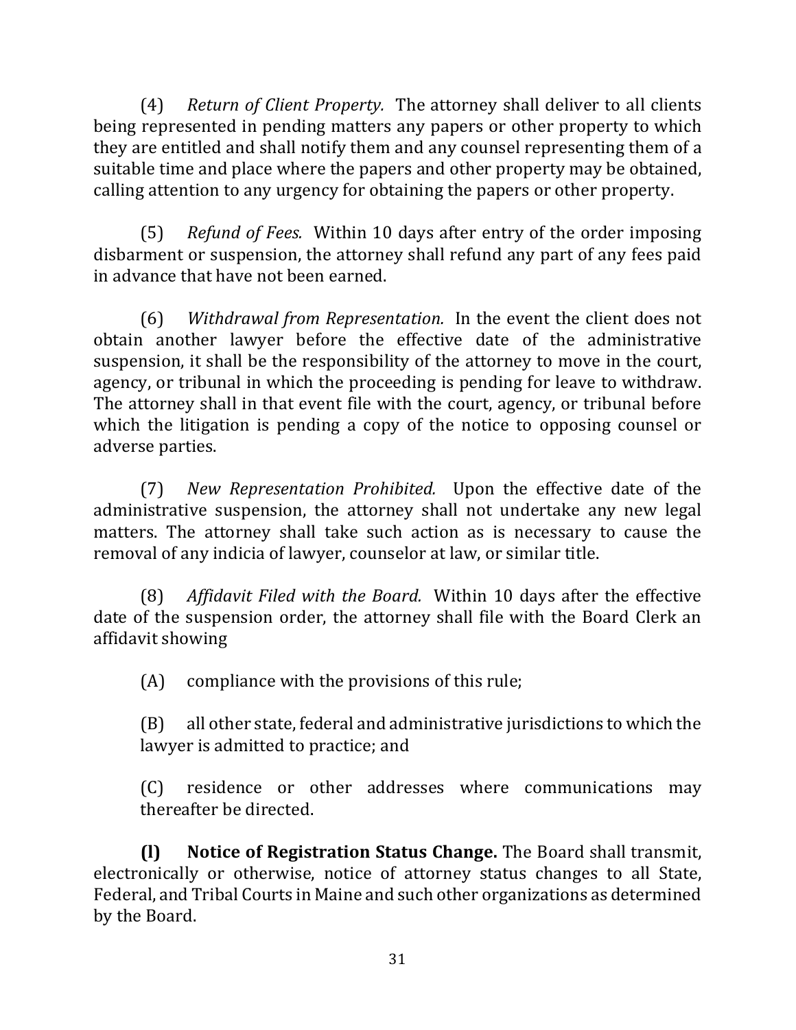(4) *Return of Client Property.* The attorney shall deliver to all clients being represented in pending matters any papers or other property to which they are entitled and shall notify them and any counsel representing them of a suitable time and place where the papers and other property may be obtained, calling attention to any urgency for obtaining the papers or other property.

(5) *Refund of Fees.* Within 10 days after entry of the order imposing disbarment or suspension, the attorney shall refund any part of any fees paid in advance that have not been earned.

(6) *Withdrawal from Representation.* In the event the client does not obtain another lawyer before the effective date of the administrative suspension, it shall be the responsibility of the attorney to move in the court, agency, or tribunal in which the proceeding is pending for leave to withdraw. The attorney shall in that event file with the court, agency, or tribunal before which the litigation is pending a copy of the notice to opposing counsel or adverse parties.

(7) *New Representation Prohibited.* Upon the effective date of the administrative suspension, the attorney shall not undertake any new legal matters. The attorney shall take such action as is necessary to cause the removal of any indicia of lawyer, counselor at law, or similar title.

(8) *Affidavit Filed with the Board.* Within 10 days after the effective date of the suspension order, the attorney shall file with the Board Clerk an affidavit showing

(A) compliance with the provisions of this rule;

(B) all other state, federal and administrative jurisdictions to which the lawyer is admitted to practice; and

(C) residence or other addresses where communications may thereafter be directed.

**(l) Notice of Registration Status Change.** The Board shall transmit, electronically or otherwise, notice of attorney status changes to all State, Federal, and Tribal Courts in Maine and such other organizations as determined by the Board.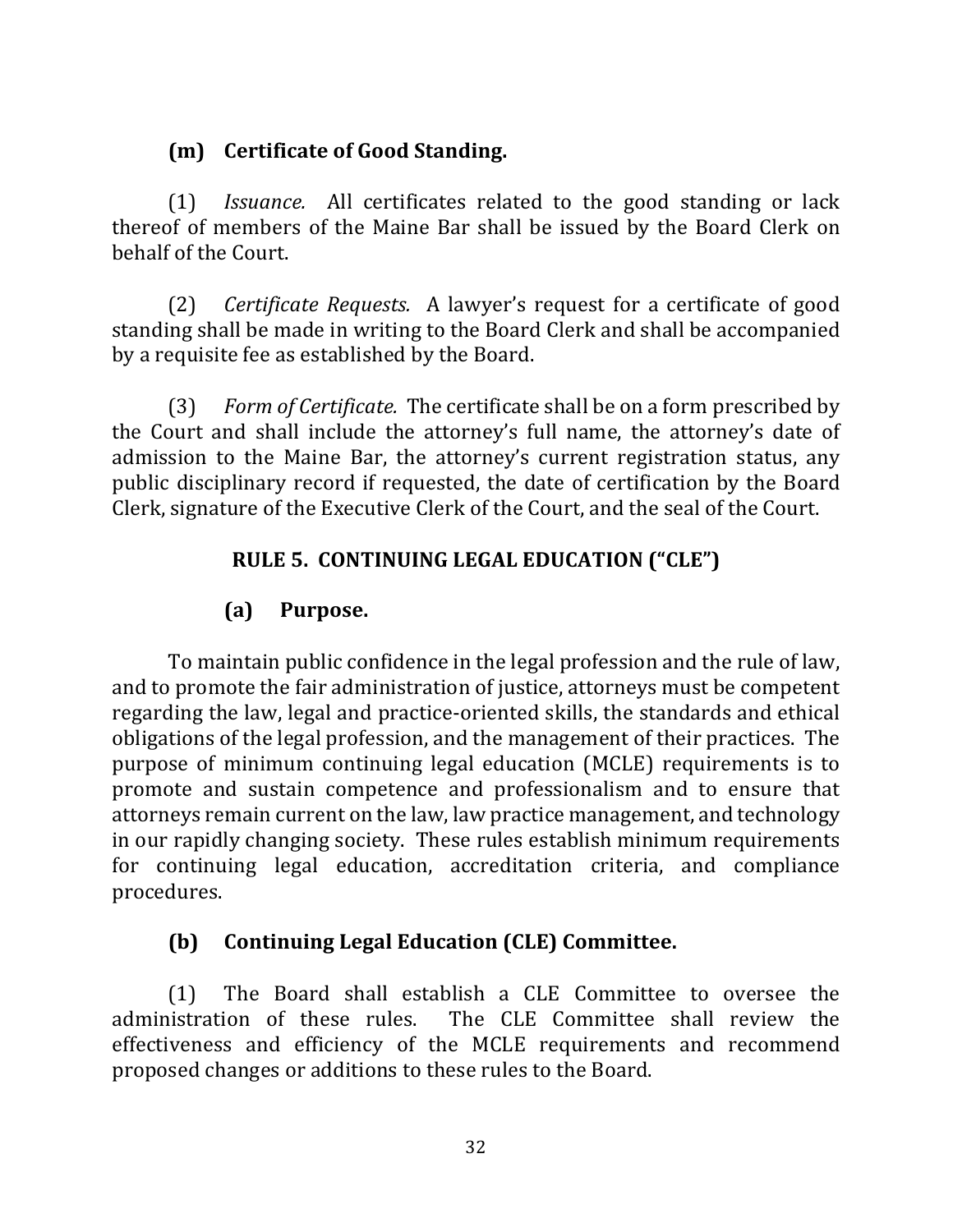### (m) Certificate of Good Standing.

(1) *Issuance.* All certificates related to the good standing or lack thereof of members of the Maine Bar shall be issued by the Board Clerk on behalf of the Court.

(2) *Certificate Requests.* A lawyer's request for a certificate of good standing shall be made in writing to the Board Clerk and shall be accompanied by a requisite fee as established by the Board.

(3) *Form of Certificate.* The certificate shall be on a form prescribed by the Court and shall include the attorney's full name, the attorney's date of admission to the Maine Bar, the attorney's current registration status, any public disciplinary record if requested, the date of certification by the Board Clerk, signature of the Executive Clerk of the Court, and the seal of the Court.

## RULE 5. CONTINUING LEGAL EDUCATION ("CLE")

### (a) Purpose.

To maintain public confidence in the legal profession and the rule of law, and to promote the fair administration of justice, attorneys must be competent regarding the law, legal and practice-oriented skills, the standards and ethical obligations of the legal profession, and the management of their practices. The purpose of minimum continuing legal education (MCLE) requirements is to promote and sustain competence and professionalism and to ensure that attorneys remain current on the law, law practice management, and technology in our rapidly changing society. These rules establish minimum requirements for continuing legal education, accreditation criteria, and compliance procedures.

### (b) Continuing Legal Education (CLE) Committee.

(1) The Board shall establish a CLE Committee to oversee the administration of these rules. The CLE Committee shall review the effectiveness and efficiency of the MCLE requirements and recommend proposed changes or additions to these rules to the Board.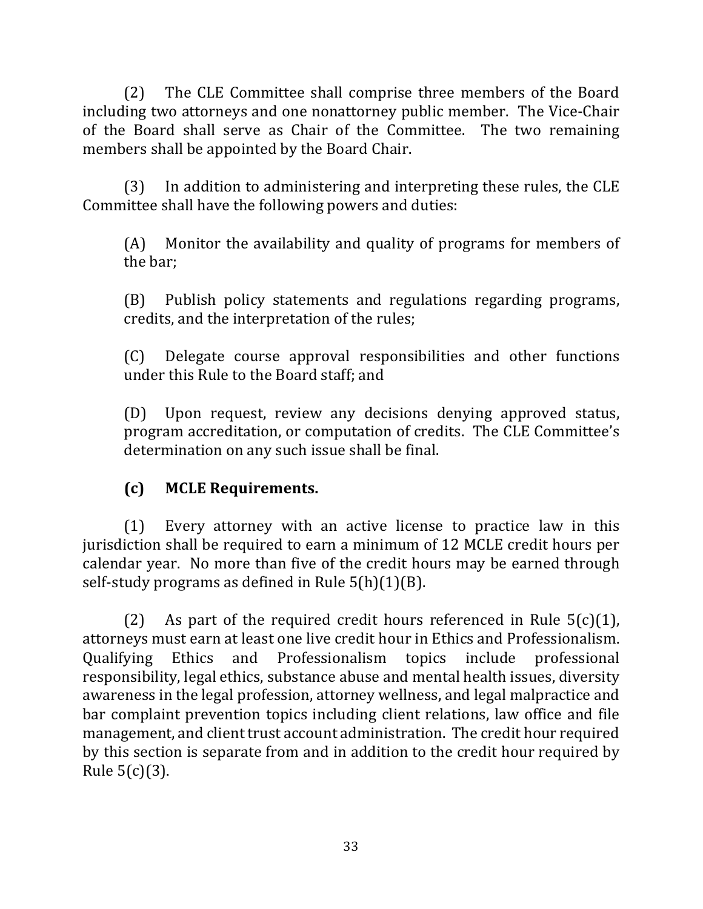(2) The CLE Committee shall comprise three members of the Board including two attorneys and one nonattorney public member. The Vice-Chair of the Board shall serve as Chair of the Committee. The two remaining members shall be appointed by the Board Chair.

(3) In addition to administering and interpreting these rules, the CLE Committee shall have the following powers and duties:

(A) Monitor the availability and quality of programs for members of the bar;

(B) Publish policy statements and regulations regarding programs, credits, and the interpretation of the rules;

(C) Delegate course approval responsibilities and other functions under this Rule to the Board staff; and

(D) Upon request, review any decisions denying approved status, program accreditation, or computation of credits. The CLE Committee's determination on any such issue shall be final.

**(c) MCLE Requirements.**

(1) Every attorney with an active license to practice law in this jurisdiction shall be required to earn a minimum of 12 MCLE credit hours per calendar year. No more than five of the credit hours may be earned through self-study programs as defined in Rule 5(h)(1)(B).

(2) As part of the required credit hours referenced in Rule 5(c)(1), attorneys must earn at least one live credit hour in Ethics and Professionalism. Qualifying Ethics and Professionalism topics include professional responsibility, legal ethics, substance abuse and mental health issues, diversity awareness in the legal profession, attorney wellness, and legal malpractice and bar complaint prevention topics including client relations, law office and file management, and client trust account administration. The credit hour required by this section is separate from and in addition to the credit hour required by Rule 5(c)(3).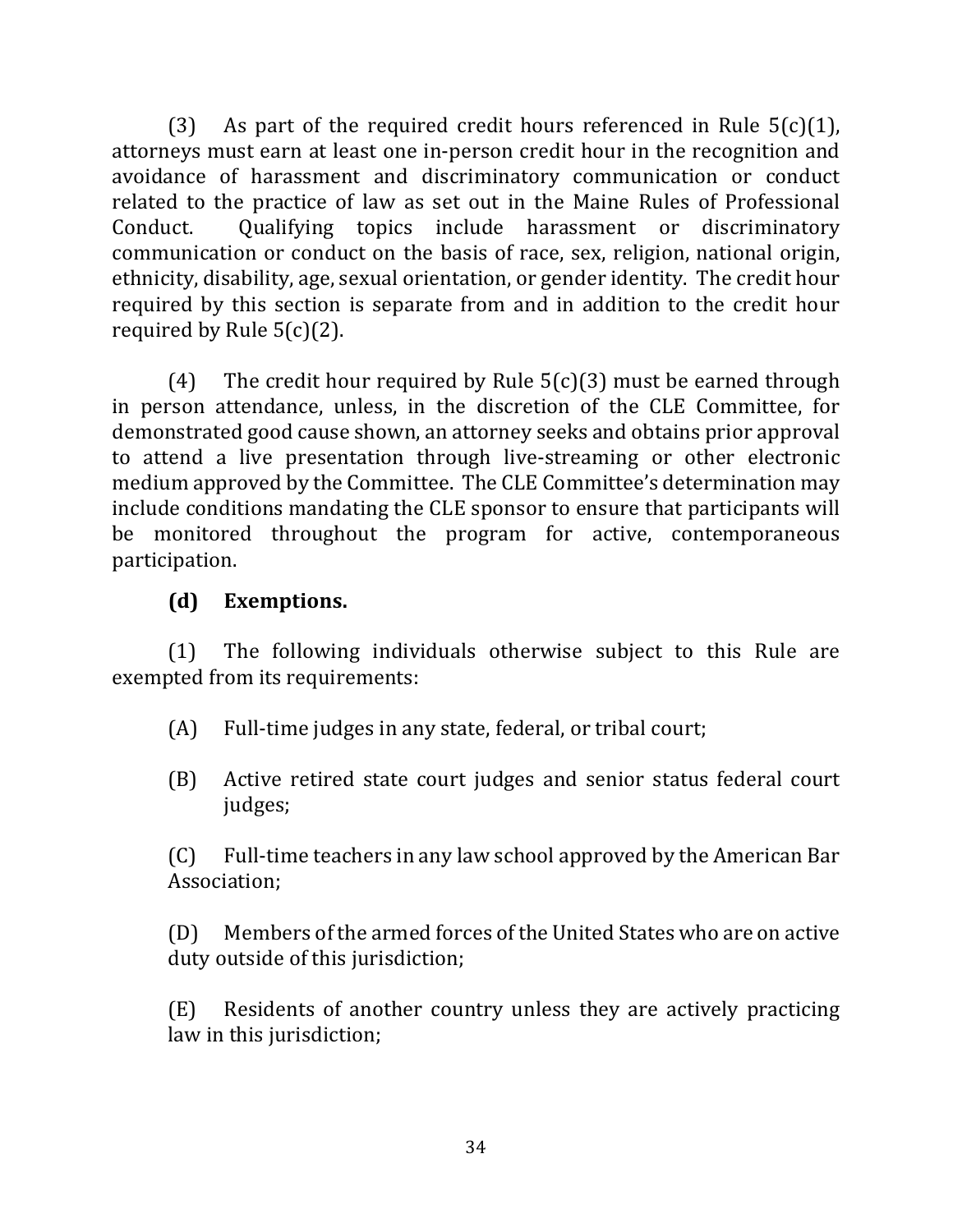(3) As part of the required credit hours referenced in Rule 5(c)(1), attorneys must earn at least one in-person credit hour in the recognition and avoidance of harassment and discriminatory communication or conduct related to the practice of law as set out in the Maine Rules of Professional Conduct. Qualifying topics include harassment or discriminatory communication or conduct on the basis of race, sex, religion, national origin, ethnicity, disability, age, sexual orientation, or gender identity. The credit hour required by this section is separate from and in addition to the credit hour required by Rule 5(c)(2).

(4) The credit hour required by Rule 5(c)(3) must be earned through in person attendance, unless, in the discretion of the CLE Committee, for demonstrated good cause shown, an attorney seeks and obtains prior approval to attend a live presentation through live-streaming or other electronic medium approved by the Committee. The CLE Committee's determination may include conditions mandating the CLE sponsor to ensure that participants will be monitored throughout the program for active, contemporaneous participation.

**(d) Exemptions.**

(1) The following individuals otherwise subject to this Rule are exempted from its requirements:

(A) Full-time judges in any state, federal, or tribal court;

(B) Active retired state court judges and senior status federal court judges;

(C) Full-time teachers in any law school approved by the American Bar Association;

(D) Members of the armed forces of the United States who are on active duty outside of this jurisdiction;

(E) Residents of another country unless they are actively practicing law in this jurisdiction;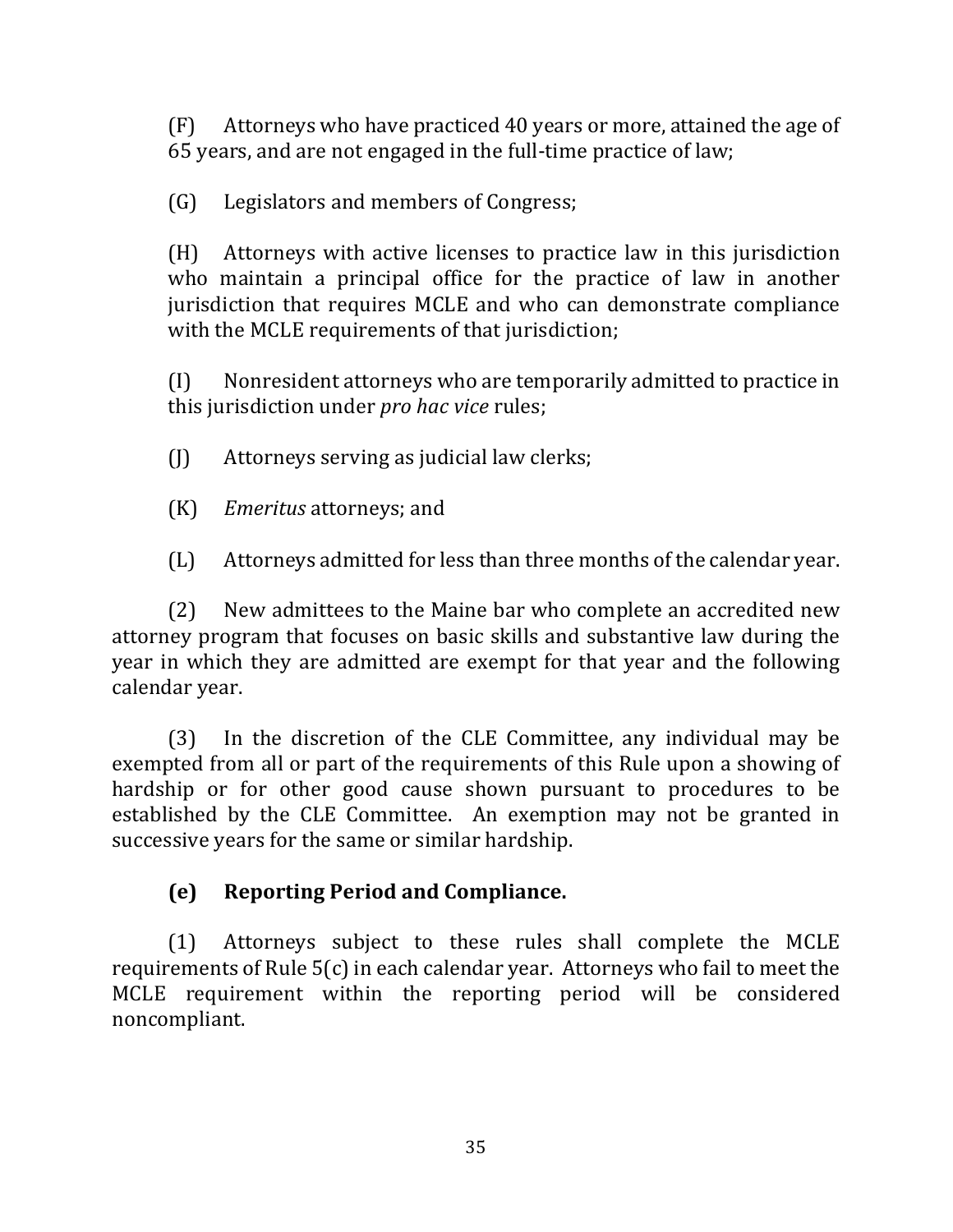(F) Attorneys who have practiced 40 years or more, attained the age of 65 years, and are not engaged in the full-time practice of law;

(G) Legislators and members of Congress;

(H) Attorneys with active licenses to practice law in this jurisdiction who maintain a principal office for the practice of law in another jurisdiction that requires MCLE and who can demonstrate compliance with the MCLE requirements of that jurisdiction;

(I) Nonresident attorneys who are temporarily admitted to practice in this jurisdiction under *pro hac vice* rules;

(J) Attorneys serving as judicial law clerks;

(K) *Emeritus* attorneys; and

(L) Attorneys admitted for less than three months of the calendar year.

(2) New admittees to the Maine bar who complete an accredited new attorney program that focuses on basic skills and substantive law during the year in which they are admitted are exempt for that year and the following calendar year.

(3) In the discretion of the CLE Committee, any individual may be exempted from all or part of the requirements of this Rule upon a showing of hardship or for other good cause shown pursuant to procedures to be established by the CLE Committee. An exemption may not be granted in successive years for the same or similar hardship.

**(e) Reporting Period and Compliance.**

(1) Attorneys subject to these rules shall complete the MCLE requirements of Rule 5(c) in each calendar year. Attorneys who fail to meet the MCLE requirement within the reporting period will be considered noncompliant.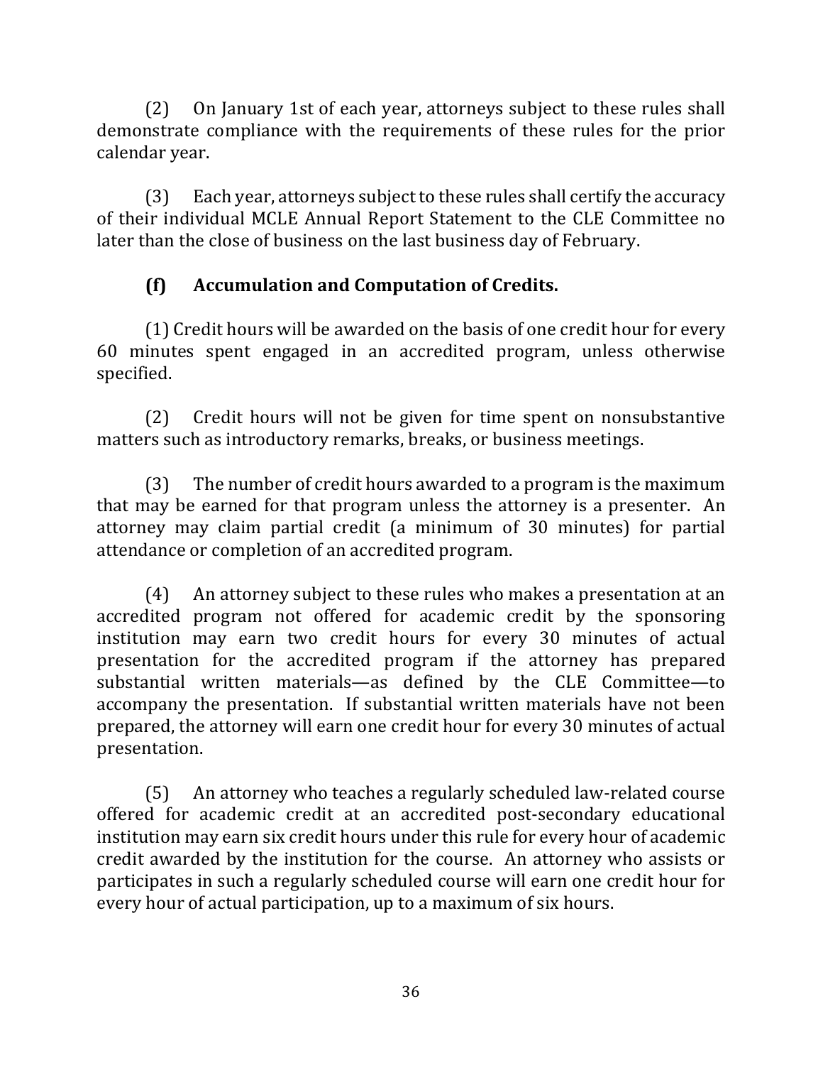(2) On January 1st of each year, attorneys subject to these rules shall demonstrate compliance with the requirements of these rules for the prior calendar year.

(3) Each year, attorneys subject to these rules shall certify the accuracy of their individual MCLE Annual Report Statement to the CLE Committee no later than the close of business on the last business day of February.

**(f) Accumulation and Computation of Credits.**

(1) Credit hours will be awarded on the basis of one credit hour for every 60 minutes spent engaged in an accredited program, unless otherwise specified.

(2) Credit hours will not be given for time spent on nonsubstantive matters such as introductory remarks, breaks, or business meetings.

(3) The number of credit hours awarded to a program is the maximum that may be earned for that program unless the attorney is a presenter. An attorney may claim partial credit (a minimum of 30 minutes) for partial attendance or completion of an accredited program.

(4) An attorney subject to these rules who makes a presentation at an accredited program not offered for academic credit by the sponsoring institution may earn two credit hours for every 30 minutes of actual presentation for the accredited program if the attorney has prepared substantial written materials—as defined by the CLE Committee—to accompany the presentation. If substantial written materials have not been prepared, the attorney will earn one credit hour for every 30 minutes of actual presentation.

(5) An attorney who teaches a regularly scheduled law-related course offered for academic credit at an accredited post-secondary educational institution may earn six credit hours under this rule for every hour of academic credit awarded by the institution for the course. An attorney who assists or participates in such a regularly scheduled course will earn one credit hour for every hour of actual participation, up to a maximum of six hours.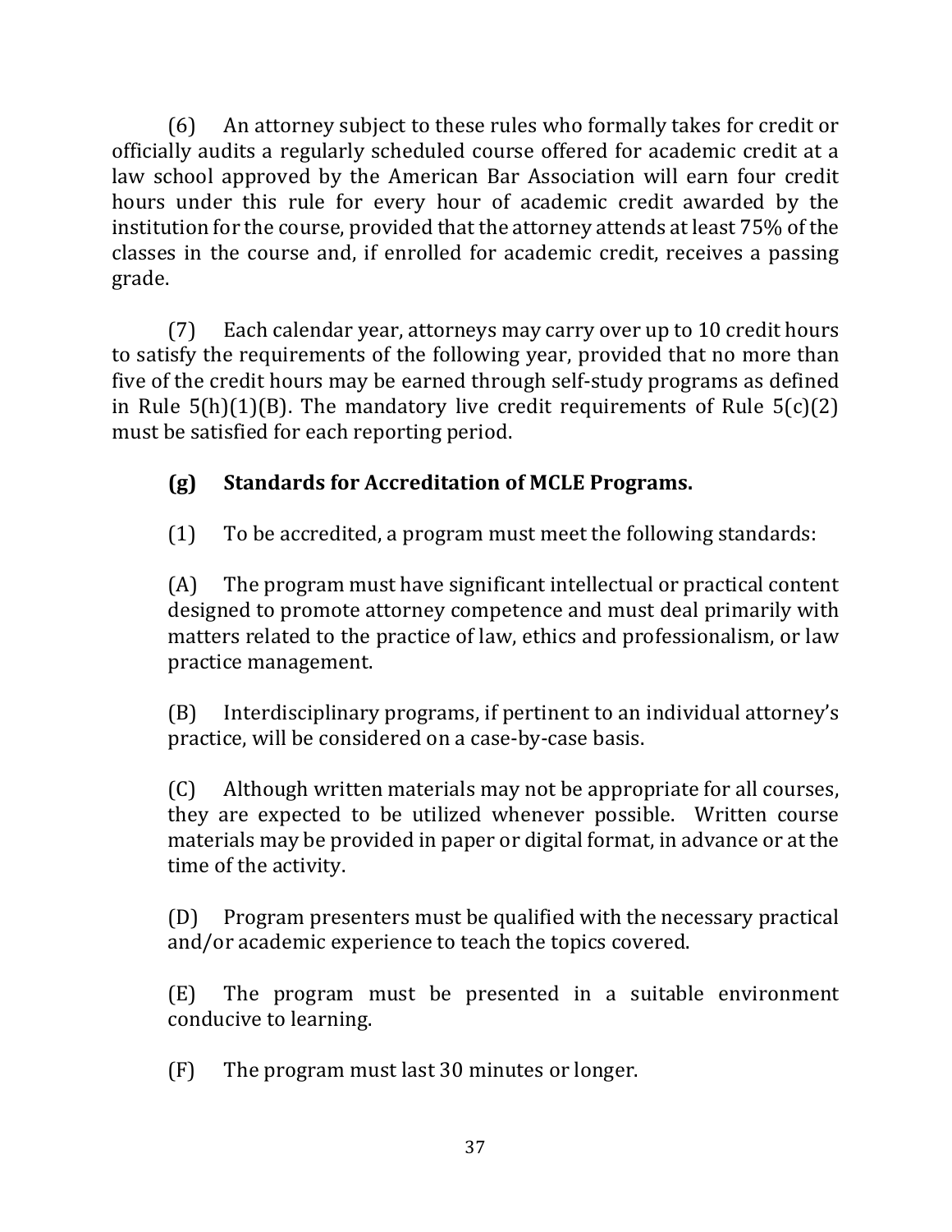(6) An attorney subject to these rules who formally takes for credit or officially audits a regularly scheduled course offered for academic credit at a law school approved by the American Bar Association will earn four credit hours under this rule for every hour of academic credit awarded by the institution for the course, provided that the attorney attends at least 75% of the classes in the course and, if enrolled for academic credit, receives a passing grade.

(7) Each calendar year, attorneys may carry over up to 10 credit hours to satisfy the requirements of the following year, provided that no more than five of the credit hours may be earned through self-study programs as defined in Rule 5(h)(1)(B). The mandatory live credit requirements of Rule 5(c)(2) must be satisfied for each reporting period.

**(g) Standards for Accreditation of MCLE Programs.**

(1) To be accredited, a program must meet the following standards:

(A) The program must have significant intellectual or practical content designed to promote attorney competence and must deal primarily with matters related to the practice of law, ethics and professionalism, or law practice management.

(B) Interdisciplinary programs, if pertinent to an individual attorney's practice, will be considered on a case-by-case basis.

(C) Although written materials may not be appropriate for all courses, they are expected to be utilized whenever possible. Written course materials may be provided in paper or digital format, in advance or at the time of the activity.

(D) Program presenters must be qualified with the necessary practical and/or academic experience to teach the topics covered.

(E) The program must be presented in a suitable environment conducive to learning.

(F) The program must last 30 minutes or longer.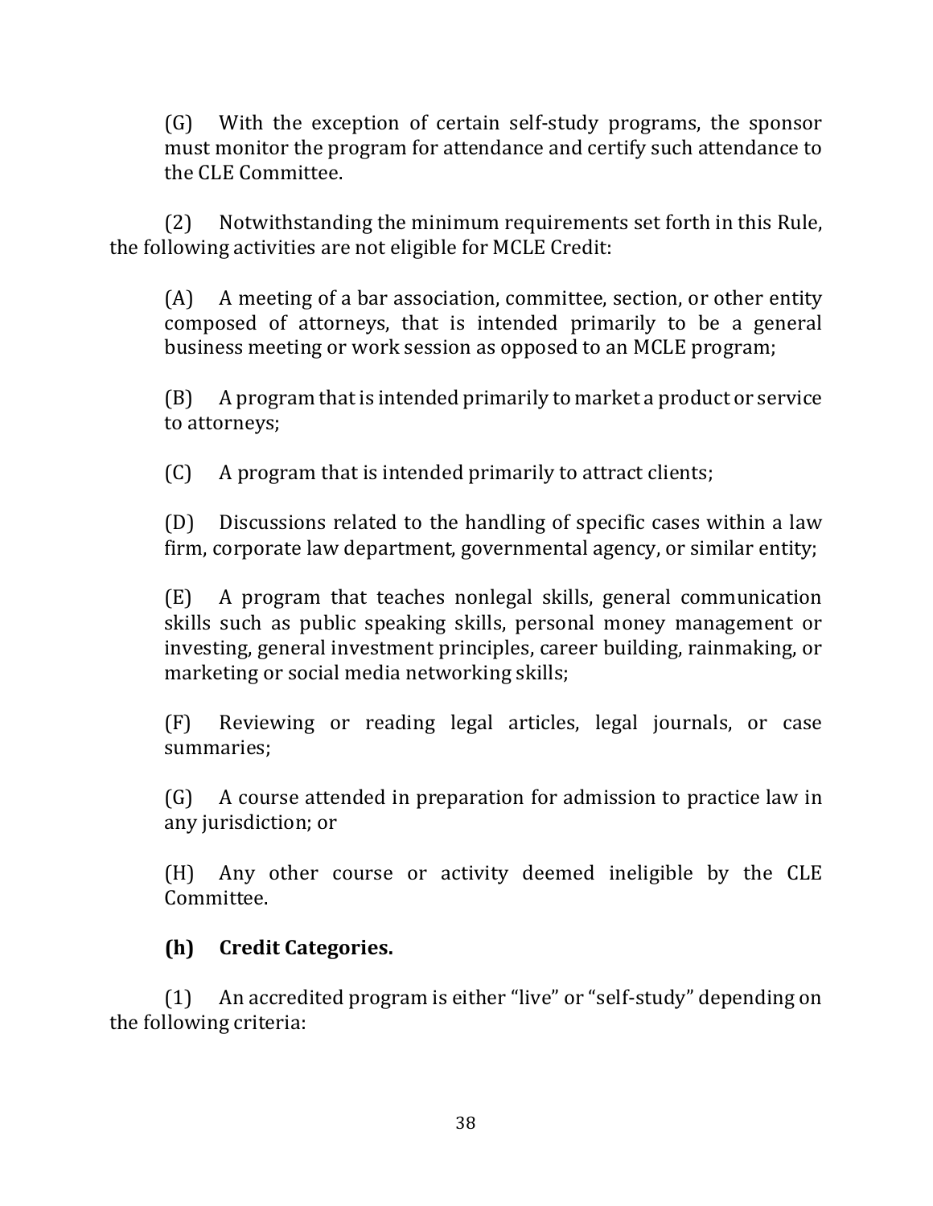(G) With the exception of certain self-study programs, the sponsor must monitor the program for attendance and certify such attendance to the CLE Committee.

(2) Notwithstanding the minimum requirements set forth in this Rule, the following activities are not eligible for MCLE Credit:

(A) A meeting of a bar association, committee, section, or other entity composed of attorneys, that is intended primarily to be a general business meeting or work session as opposed to an MCLE program;

(B) A program that is intended primarily to market a product or service to attorneys;

(C) A program that is intended primarily to attract clients;

(D) Discussions related to the handling of specific cases within a law firm, corporate law department, governmental agency, or similar entity;

(E) A program that teaches nonlegal skills, general communication skills such as public speaking skills, personal money management or investing, general investment principles, career building, rainmaking, or marketing or social media networking skills;

(F) Reviewing or reading legal articles, legal journals, or case summaries;

(G) A course attended in preparation for admission to practice law in any jurisdiction; or

(H) Any other course or activity deemed ineligible by the CLE Committee.

**(h) Credit Categories.**

(1) An accredited program is either "live" or "self-study" depending on the following criteria: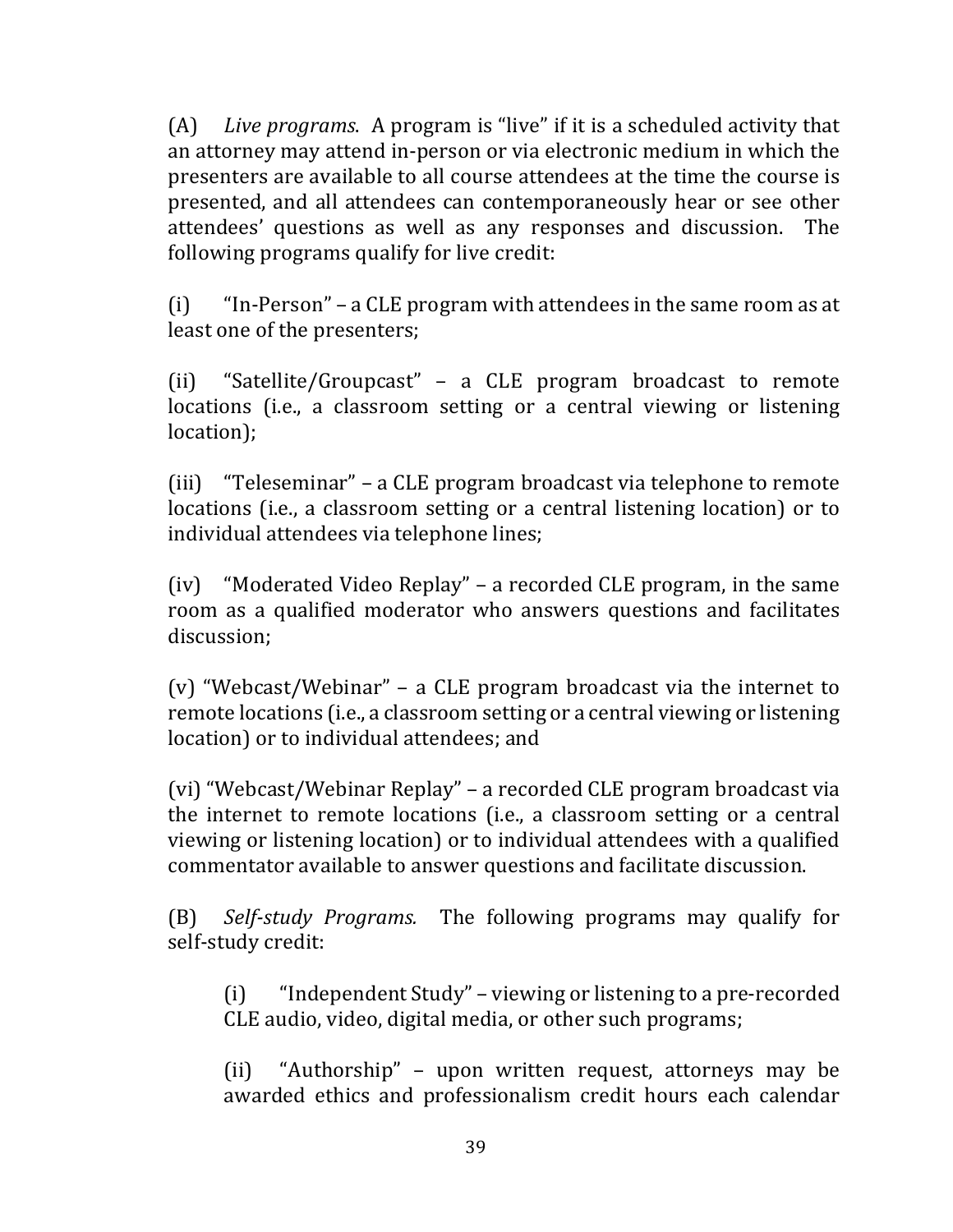(A) *Live programs*. A program is "live" if it is a scheduled activity that an attorney may attend in-person or via electronic medium in which the presenters are available to all course attendees at the time the course is presented, and all attendees can contemporaneously hear or see other attendees' questions as well as any responses and discussion. The following programs qualify for live credit:

(i) "In-Person" – a CLE program with attendees in the same room as at least one of the presenters;

(ii) "Satellite/Groupcast" – a CLE program broadcast to remote locations (i.e., a classroom setting or a central viewing or listening location);

(iii) "Teleseminar" – a CLE program broadcast via telephone to remote locations (i.e., a classroom setting or a central listening location) or to individual attendees via telephone lines;

(iv) "Moderated Video Replay" – a recorded CLE program, in the same room as a qualified moderator who answers questions and facilitates discussion;

(v) "Webcast/Webinar" – a CLE program broadcast via the internet to remote locations (i.e., a classroom setting or a central viewing or listening location) or to individual attendees; and

(vi) "Webcast/Webinar Replay" – a recorded CLE program broadcast via the internet to remote locations (i.e., a classroom setting or a central viewing or listening location) or to individual attendees with a qualified commentator available to answer questions and facilitate discussion.

(B) *Self-study Programs.* The following programs may qualify for self-study credit:

> (i) "Independent Study" – viewing or listening to a pre-recorded CLE audio, video, digital media, or other such programs;
>
> (ii) "Authorship" – upon written request, attorneys may be awarded ethics and professionalism credit hours each calendar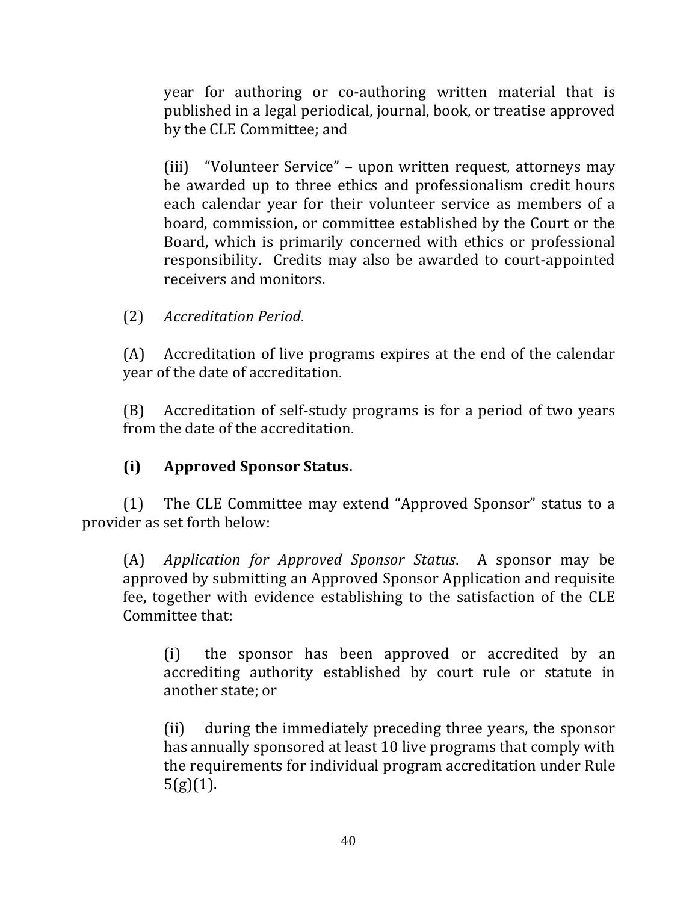year for authoring or co-authoring written material that is published in a legal periodical, journal, book, or treatise approved by the CLE Committee; and

(iii) "Volunteer Service" – upon written request, attorneys may be awarded up to three ethics and professionalism credit hours each calendar year for their volunteer service as members of a board, commission, or committee established by the Court or the Board, which is primarily concerned with ethics or professional responsibility. Credits may also be awarded to court-appointed receivers and monitors.

(2) *Accreditation Period*.

(A) Accreditation of live programs expires at the end of the calendar year of the date of accreditation.

(B) Accreditation of self-study programs is for a period of two years from the date of the accreditation.

**(i) Approved Sponsor Status.**

(1) The CLE Committee may extend "Approved Sponsor" status to a provider as set forth below:

(A) *Application for Approved Sponsor Status*. A sponsor may be approved by submitting an Approved Sponsor Application and requisite fee, together with evidence establishing to the satisfaction of the CLE Committee that:

(i) the sponsor has been approved or accredited by an accrediting authority established by court rule or statute in another state; or

(ii) during the immediately preceding three years, the sponsor has annually sponsored at least 10 live programs that comply with the requirements for individual program accreditation under Rule 5(g)(1).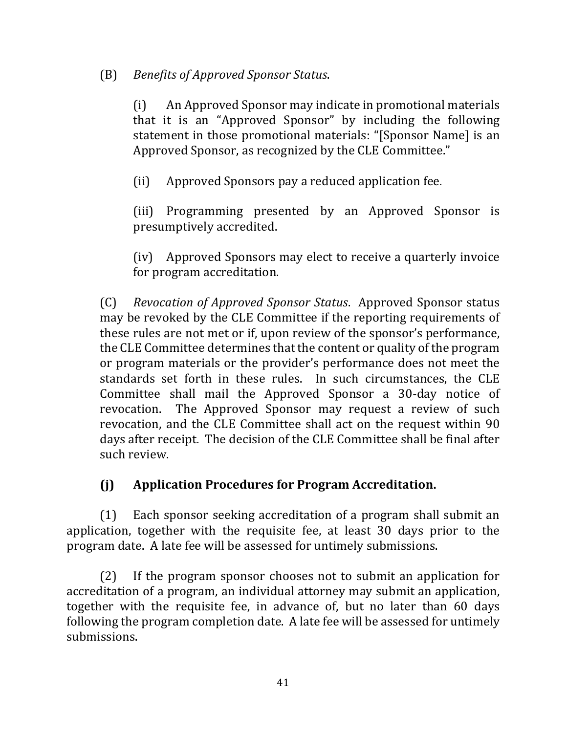(B) *Benefits of Approved Sponsor Status*.

(i) An Approved Sponsor may indicate in promotional materials that it is an "Approved Sponsor" by including the following statement in those promotional materials: "[Sponsor Name] is an Approved Sponsor, as recognized by the CLE Committee."

(ii) Approved Sponsors pay a reduced application fee.

(iii) Programming presented by an Approved Sponsor is presumptively accredited.

(iv) Approved Sponsors may elect to receive a quarterly invoice for program accreditation.

(C) *Revocation of Approved Sponsor Status*. Approved Sponsor status may be revoked by the CLE Committee if the reporting requirements of these rules are not met or if, upon review of the sponsor's performance, the CLE Committee determines that the content or quality of the program or program materials or the provider's performance does not meet the standards set forth in these rules. In such circumstances, the CLE Committee shall mail the Approved Sponsor a 30-day notice of revocation. The Approved Sponsor may request a review of such revocation, and the CLE Committee shall act on the request within 90 days after receipt. The decision of the CLE Committee shall be final after such review.

### (j) Application Procedures for Program Accreditation.

(1) Each sponsor seeking accreditation of a program shall submit an application, together with the requisite fee, at least 30 days prior to the program date. A late fee will be assessed for untimely submissions.

(2) If the program sponsor chooses not to submit an application for accreditation of a program, an individual attorney may submit an application, together with the requisite fee, in advance of, but no later than 60 days following the program completion date. A late fee will be assessed for untimely submissions.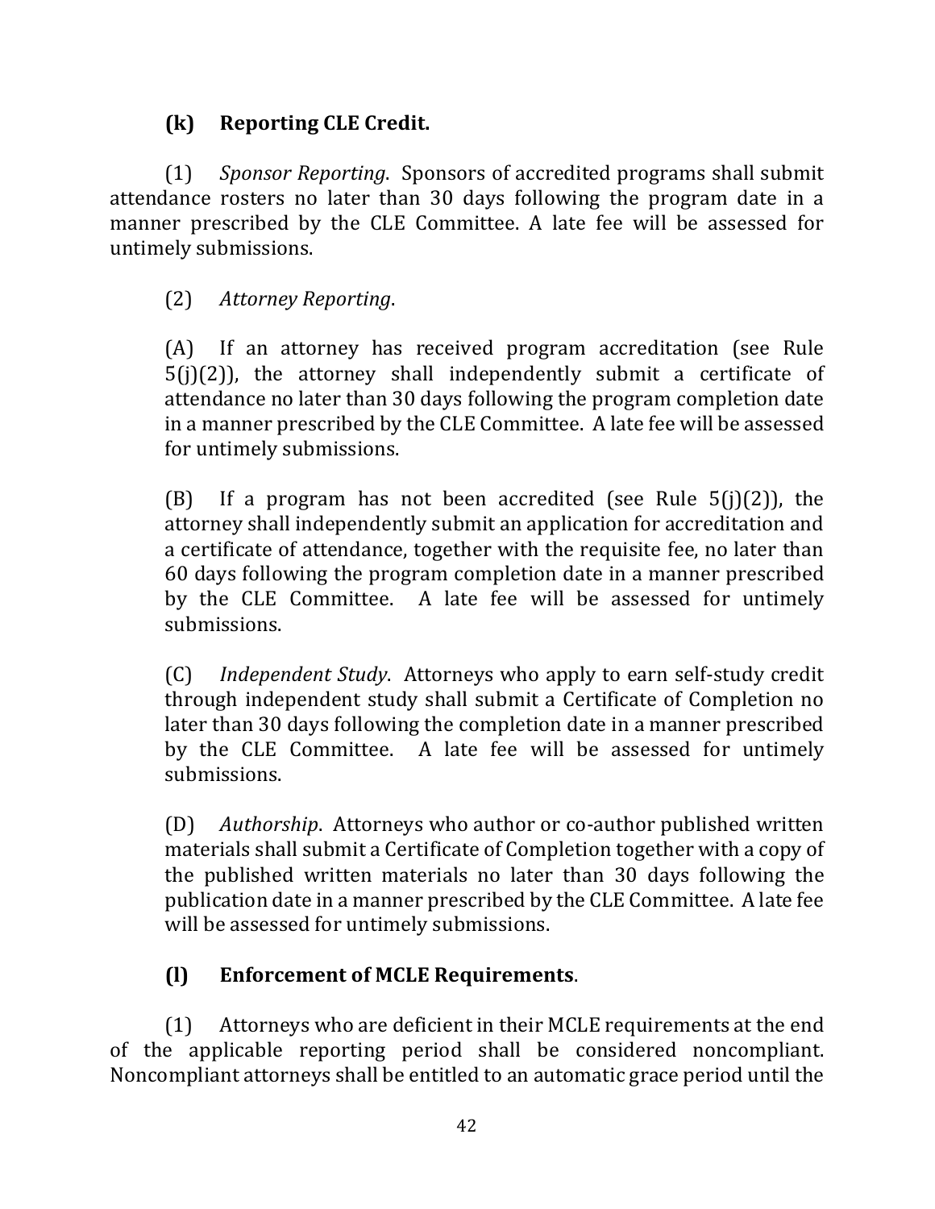**(k) Reporting CLE Credit.**

(1) *Sponsor Reporting*. Sponsors of accredited programs shall submit attendance rosters no later than 30 days following the program date in a manner prescribed by the CLE Committee. A late fee will be assessed for untimely submissions.

(2) *Attorney Reporting*.

(A) If an attorney has received program accreditation (see Rule 5(j)(2)), the attorney shall independently submit a certificate of attendance no later than 30 days following the program completion date in a manner prescribed by the CLE Committee. A late fee will be assessed for untimely submissions.

(B) If a program has not been accredited (see Rule 5(j)(2)), the attorney shall independently submit an application for accreditation and a certificate of attendance, together with the requisite fee, no later than 60 days following the program completion date in a manner prescribed by the CLE Committee. A late fee will be assessed for untimely submissions.

(C) *Independent Study*. Attorneys who apply to earn self-study credit through independent study shall submit a Certificate of Completion no later than 30 days following the completion date in a manner prescribed by the CLE Committee. A late fee will be assessed for untimely submissions.

(D) *Authorship*. Attorneys who author or co-author published written materials shall submit a Certificate of Completion together with a copy of the published written materials no later than 30 days following the publication date in a manner prescribed by the CLE Committee. A late fee will be assessed for untimely submissions.

**(l) Enforcement of MCLE Requirements**.

(1) Attorneys who are deficient in their MCLE requirements at the end of the applicable reporting period shall be considered noncompliant. Noncompliant attorneys shall be entitled to an automatic grace period until the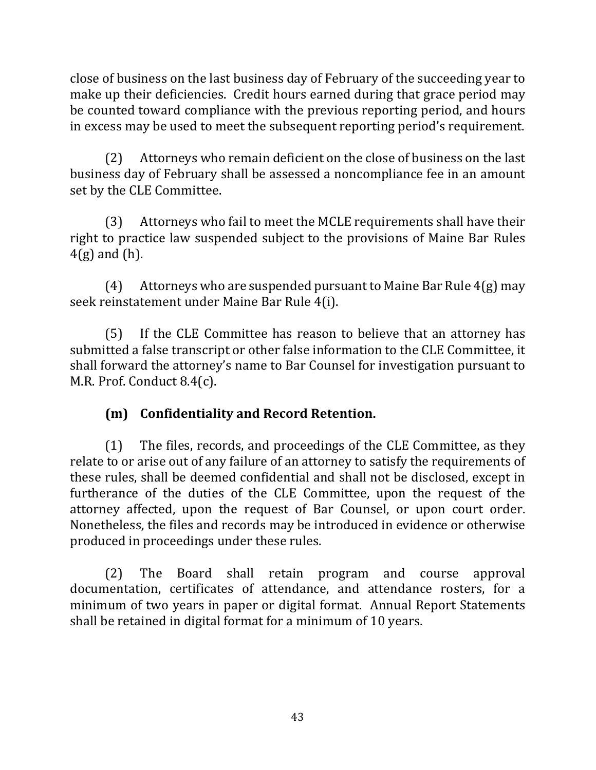close of business on the last business day of February of the succeeding year to make up their deficiencies. Credit hours earned during that grace period may be counted toward compliance with the previous reporting period, and hours in excess may be used to meet the subsequent reporting period's requirement.

(2) Attorneys who remain deficient on the close of business on the last business day of February shall be assessed a noncompliance fee in an amount set by the CLE Committee.

(3) Attorneys who fail to meet the MCLE requirements shall have their right to practice law suspended subject to the provisions of Maine Bar Rules 4(g) and (h).

(4) Attorneys who are suspended pursuant to Maine Bar Rule 4(g) may seek reinstatement under Maine Bar Rule 4(i).

(5) If the CLE Committee has reason to believe that an attorney has submitted a false transcript or other false information to the CLE Committee, it shall forward the attorney's name to Bar Counsel for investigation pursuant to M.R. Prof. Conduct 8.4(c).

**(m) Confidentiality and Record Retention.**

(1) The files, records, and proceedings of the CLE Committee, as they relate to or arise out of any failure of an attorney to satisfy the requirements of these rules, shall be deemed confidential and shall not be disclosed, except in furtherance of the duties of the CLE Committee, upon the request of the attorney affected, upon the request of Bar Counsel, or upon court order. Nonetheless, the files and records may be introduced in evidence or otherwise produced in proceedings under these rules.

(2) The Board shall retain program and course approval documentation, certificates of attendance, and attendance rosters, for a minimum of two years in paper or digital format. Annual Report Statements shall be retained in digital format for a minimum of 10 years.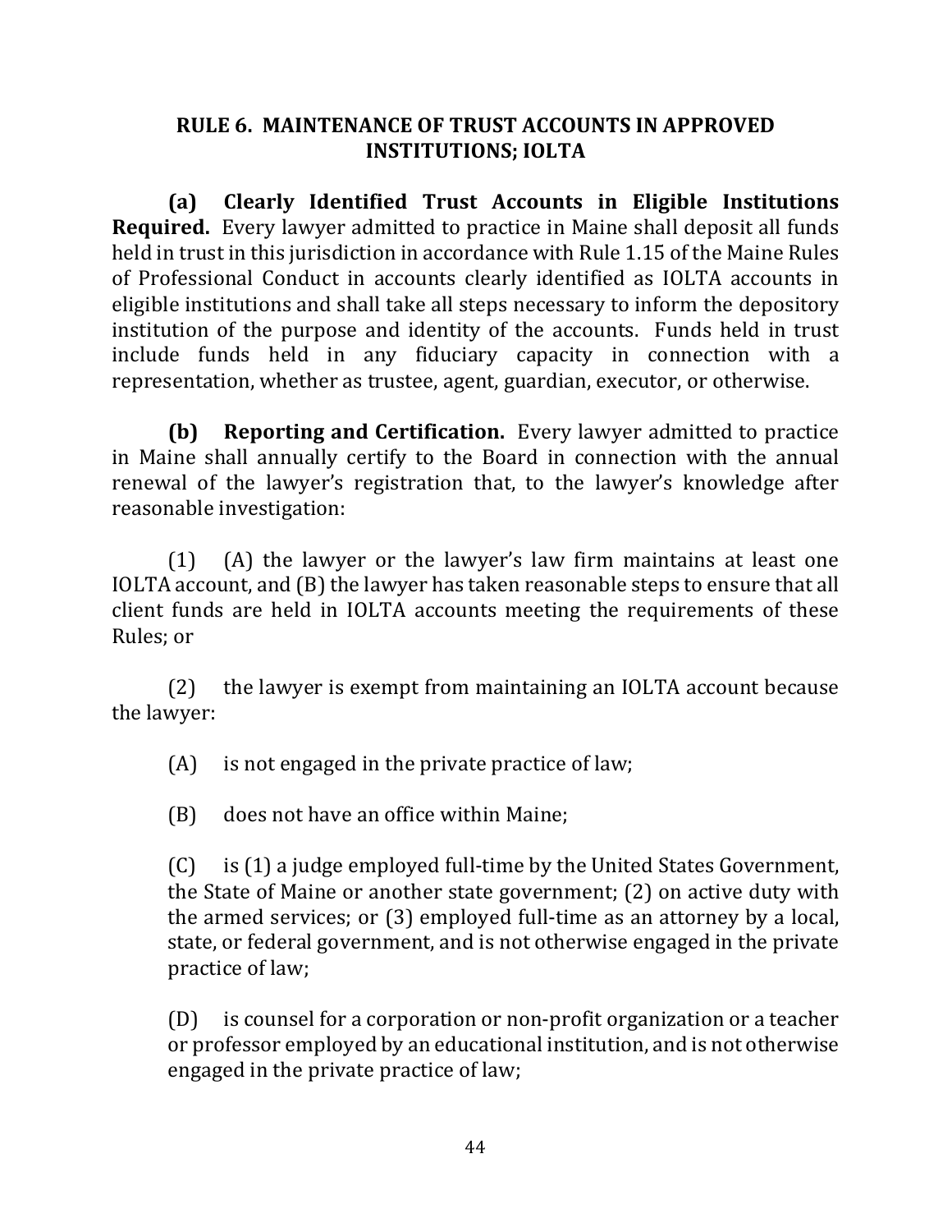## RULE 6. MAINTENANCE OF TRUST ACCOUNTS IN APPROVED INSTITUTIONS; IOLTA

**(a) Clearly Identified Trust Accounts in Eligible Institutions Required.** Every lawyer admitted to practice in Maine shall deposit all funds held in trust in this jurisdiction in accordance with Rule 1.15 of the Maine Rules of Professional Conduct in accounts clearly identified as IOLTA accounts in eligible institutions and shall take all steps necessary to inform the depository institution of the purpose and identity of the accounts. Funds held in trust include funds held in any fiduciary capacity in connection with a representation, whether as trustee, agent, guardian, executor, or otherwise.

**(b) Reporting and Certification.** Every lawyer admitted to practice in Maine shall annually certify to the Board in connection with the annual renewal of the lawyer's registration that, to the lawyer's knowledge after reasonable investigation:

(1) (A) the lawyer or the lawyer's law firm maintains at least one IOLTA account, and (B) the lawyer has taken reasonable steps to ensure that all client funds are held in IOLTA accounts meeting the requirements of these Rules; or

(2) the lawyer is exempt from maintaining an IOLTA account because the lawyer:

(A) is not engaged in the private practice of law;

(B) does not have an office within Maine;

(C) is (1) a judge employed full-time by the United States Government, the State of Maine or another state government; (2) on active duty with the armed services; or (3) employed full-time as an attorney by a local, state, or federal government, and is not otherwise engaged in the private practice of law;

(D) is counsel for a corporation or non-profit organization or a teacher or professor employed by an educational institution, and is not otherwise engaged in the private practice of law;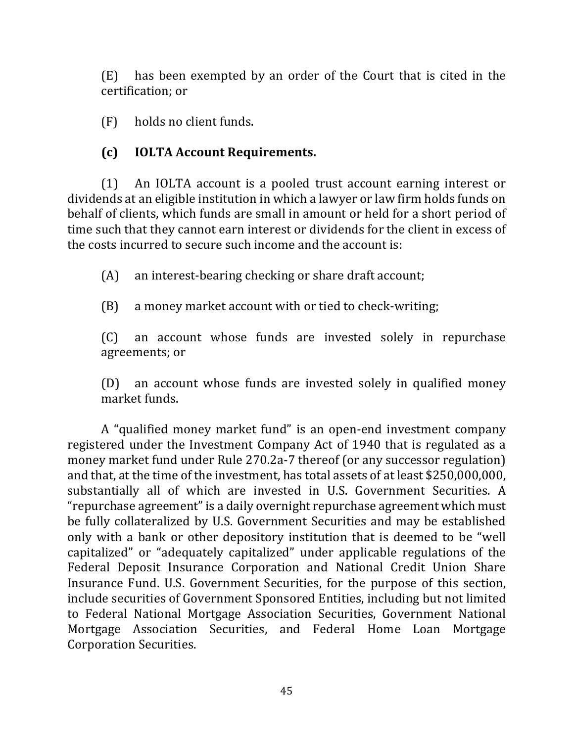(E) has been exempted by an order of the Court that is cited in the certification; or

(F) holds no client funds.

**(c) IOLTA Account Requirements.**

(1) An IOLTA account is a pooled trust account earning interest or dividends at an eligible institution in which a lawyer or law firm holds funds on behalf of clients, which funds are small in amount or held for a short period of time such that they cannot earn interest or dividends for the client in excess of the costs incurred to secure such income and the account is:

(A) an interest-bearing checking or share draft account;

(B) a money market account with or tied to check-writing;

(C) an account whose funds are invested solely in repurchase agreements; or

(D) an account whose funds are invested solely in qualified money market funds.

A "qualified money market fund" is an open-end investment company registered under the Investment Company Act of 1940 that is regulated as a money market fund under Rule 270.2a-7 thereof (or any successor regulation) and that, at the time of the investment, has total assets of at least $250,000,000, substantially all of which are invested in U.S. Government Securities. A "repurchase agreement" is a daily overnight repurchase agreement which must be fully collateralized by U.S. Government Securities and may be established only with a bank or other depository institution that is deemed to be "well capitalized" or "adequately capitalized" under applicable regulations of the Federal Deposit Insurance Corporation and National Credit Union Share Insurance Fund. U.S. Government Securities, for the purpose of this section, include securities of Government Sponsored Entities, including but not limited to Federal National Mortgage Association Securities, Government National Mortgage Association Securities, and Federal Home Loan Mortgage Corporation Securities.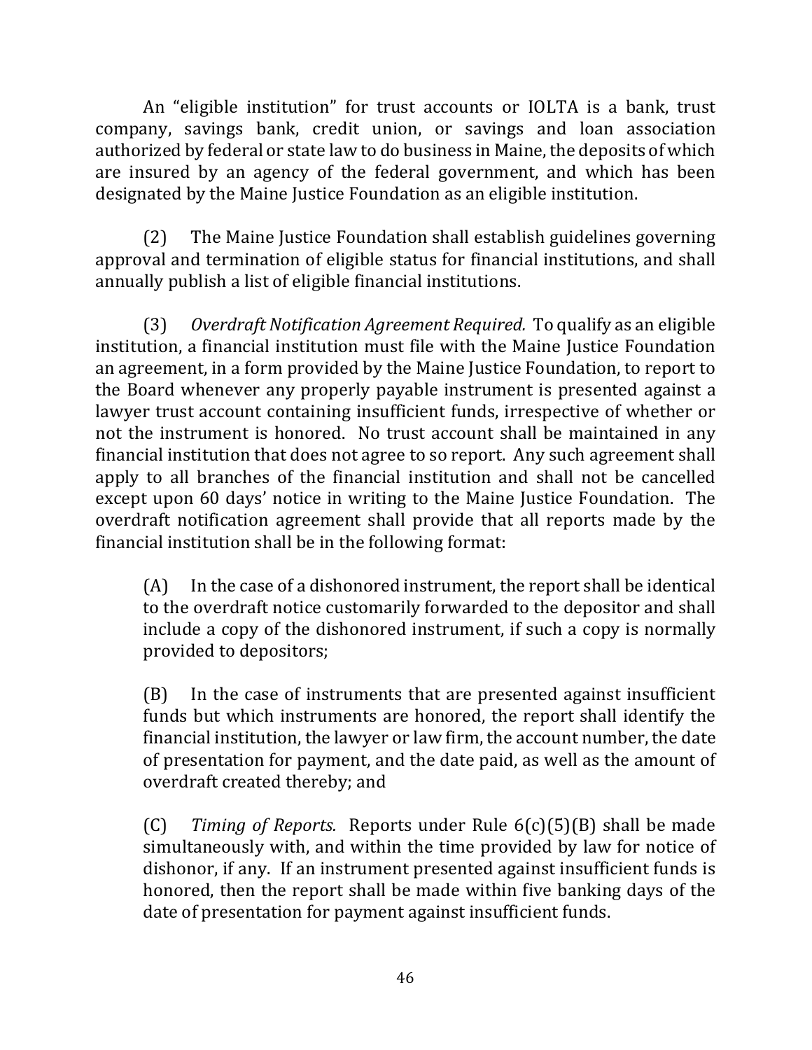An "eligible institution" for trust accounts or IOLTA is a bank, trust company, savings bank, credit union, or savings and loan association authorized by federal or state law to do business in Maine, the deposits of which are insured by an agency of the federal government, and which has been designated by the Maine Justice Foundation as an eligible institution.

(2) The Maine Justice Foundation shall establish guidelines governing approval and termination of eligible status for financial institutions, and shall annually publish a list of eligible financial institutions.

(3) *Overdraft Notification Agreement Required.* To qualify as an eligible institution, a financial institution must file with the Maine Justice Foundation an agreement, in a form provided by the Maine Justice Foundation, to report to the Board whenever any properly payable instrument is presented against a lawyer trust account containing insufficient funds, irrespective of whether or not the instrument is honored. No trust account shall be maintained in any financial institution that does not agree to so report. Any such agreement shall apply to all branches of the financial institution and shall not be cancelled except upon 60 days' notice in writing to the Maine Justice Foundation. The overdraft notification agreement shall provide that all reports made by the financial institution shall be in the following format:

> (A) In the case of a dishonored instrument, the report shall be identical to the overdraft notice customarily forwarded to the depositor and shall include a copy of the dishonored instrument, if such a copy is normally provided to depositors;
>
> (B) In the case of instruments that are presented against insufficient funds but which instruments are honored, the report shall identify the financial institution, the lawyer or law firm, the account number, the date of presentation for payment, and the date paid, as well as the amount of overdraft created thereby; and
>
> (C) *Timing of Reports.* Reports under Rule 6(c)(5)(B) shall be made simultaneously with, and within the time provided by law for notice of dishonor, if any. If an instrument presented against insufficient funds is honored, then the report shall be made within five banking days of the date of presentation for payment against insufficient funds.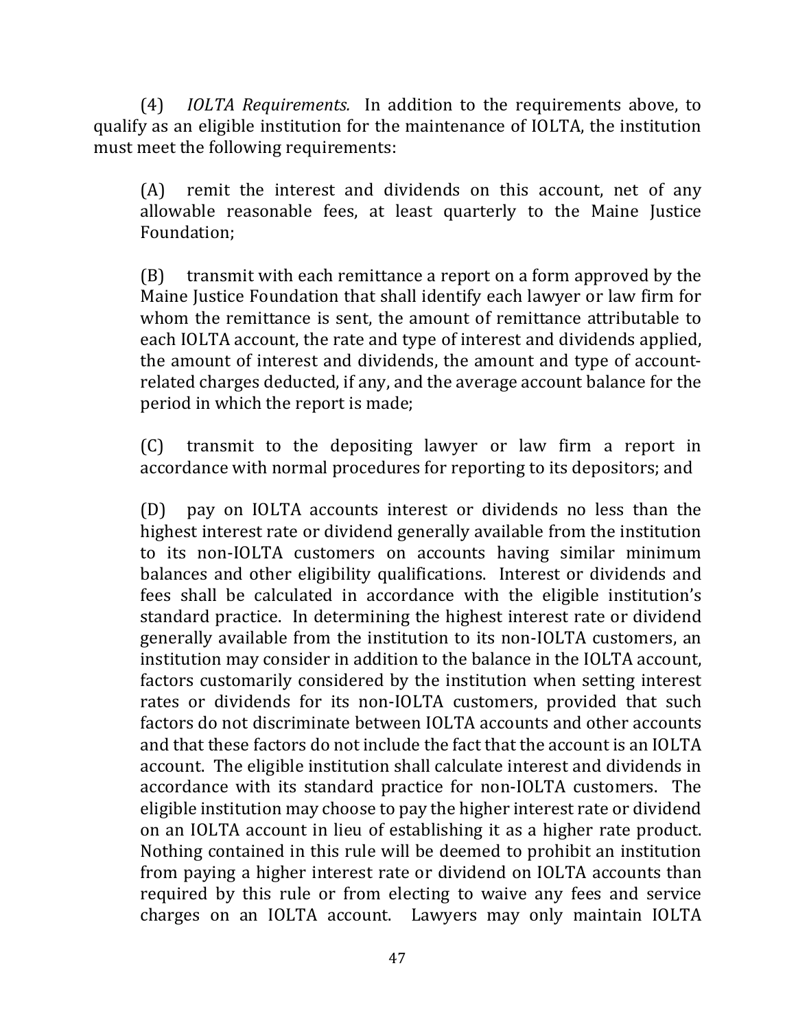(4) *IOLTA Requirements.* In addition to the requirements above, to qualify as an eligible institution for the maintenance of IOLTA, the institution must meet the following requirements:

(A) remit the interest and dividends on this account, net of any allowable reasonable fees, at least quarterly to the Maine Justice Foundation;

(B) transmit with each remittance a report on a form approved by the Maine Justice Foundation that shall identify each lawyer or law firm for whom the remittance is sent, the amount of remittance attributable to each IOLTA account, the rate and type of interest and dividends applied, the amount of interest and dividends, the amount and type of account-related charges deducted, if any, and the average account balance for the period in which the report is made;

(C) transmit to the depositing lawyer or law firm a report in accordance with normal procedures for reporting to its depositors; and

(D) pay on IOLTA accounts interest or dividends no less than the highest interest rate or dividend generally available from the institution to its non-IOLTA customers on accounts having similar minimum balances and other eligibility qualifications. Interest or dividends and fees shall be calculated in accordance with the eligible institution's standard practice. In determining the highest interest rate or dividend generally available from the institution to its non-IOLTA customers, an institution may consider in addition to the balance in the IOLTA account, factors customarily considered by the institution when setting interest rates or dividends for its non-IOLTA customers, provided that such factors do not discriminate between IOLTA accounts and other accounts and that these factors do not include the fact that the account is an IOLTA account. The eligible institution shall calculate interest and dividends in accordance with its standard practice for non-IOLTA customers. The eligible institution may choose to pay the higher interest rate or dividend on an IOLTA account in lieu of establishing it as a higher rate product. Nothing contained in this rule will be deemed to prohibit an institution from paying a higher interest rate or dividend on IOLTA accounts than required by this rule or from electing to waive any fees and service charges on an IOLTA account. Lawyers may only maintain IOLTA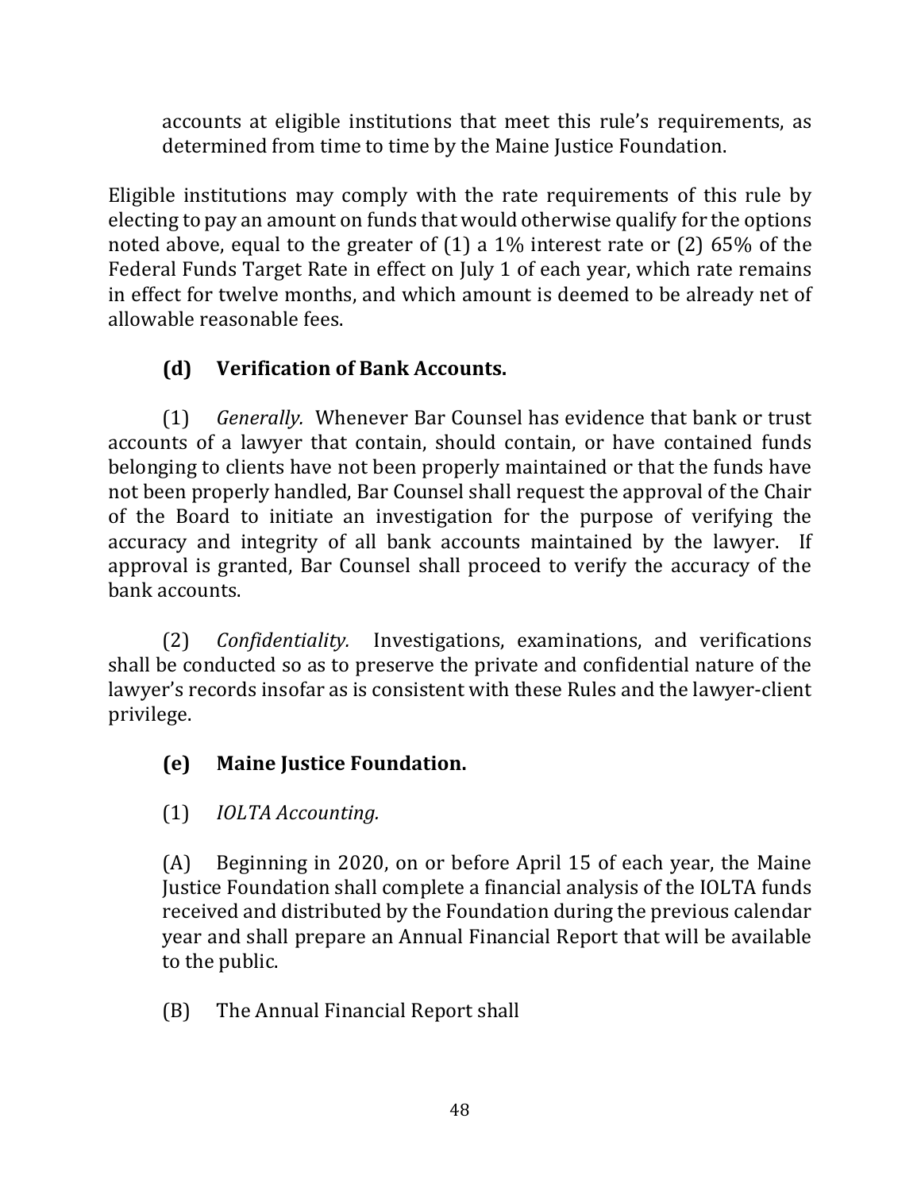accounts at eligible institutions that meet this rule's requirements, as determined from time to time by the Maine Justice Foundation.

Eligible institutions may comply with the rate requirements of this rule by electing to pay an amount on funds that would otherwise qualify for the options noted above, equal to the greater of (1) a 1% interest rate or (2) 65% of the Federal Funds Target Rate in effect on July 1 of each year, which rate remains in effect for twelve months, and which amount is deemed to be already net of allowable reasonable fees.

**(d) Verification of Bank Accounts.**

(1) *Generally.* Whenever Bar Counsel has evidence that bank or trust accounts of a lawyer that contain, should contain, or have contained funds belonging to clients have not been properly maintained or that the funds have not been properly handled, Bar Counsel shall request the approval of the Chair of the Board to initiate an investigation for the purpose of verifying the accuracy and integrity of all bank accounts maintained by the lawyer. If approval is granted, Bar Counsel shall proceed to verify the accuracy of the bank accounts.

(2) *Confidentiality.* Investigations, examinations, and verifications shall be conducted so as to preserve the private and confidential nature of the lawyer's records insofar as is consistent with these Rules and the lawyer-client privilege.

**(e) Maine Justice Foundation.**

(1) *IOLTA Accounting.*

(A) Beginning in 2020, on or before April 15 of each year, the Maine Justice Foundation shall complete a financial analysis of the IOLTA funds received and distributed by the Foundation during the previous calendar year and shall prepare an Annual Financial Report that will be available to the public.

(B) The Annual Financial Report shall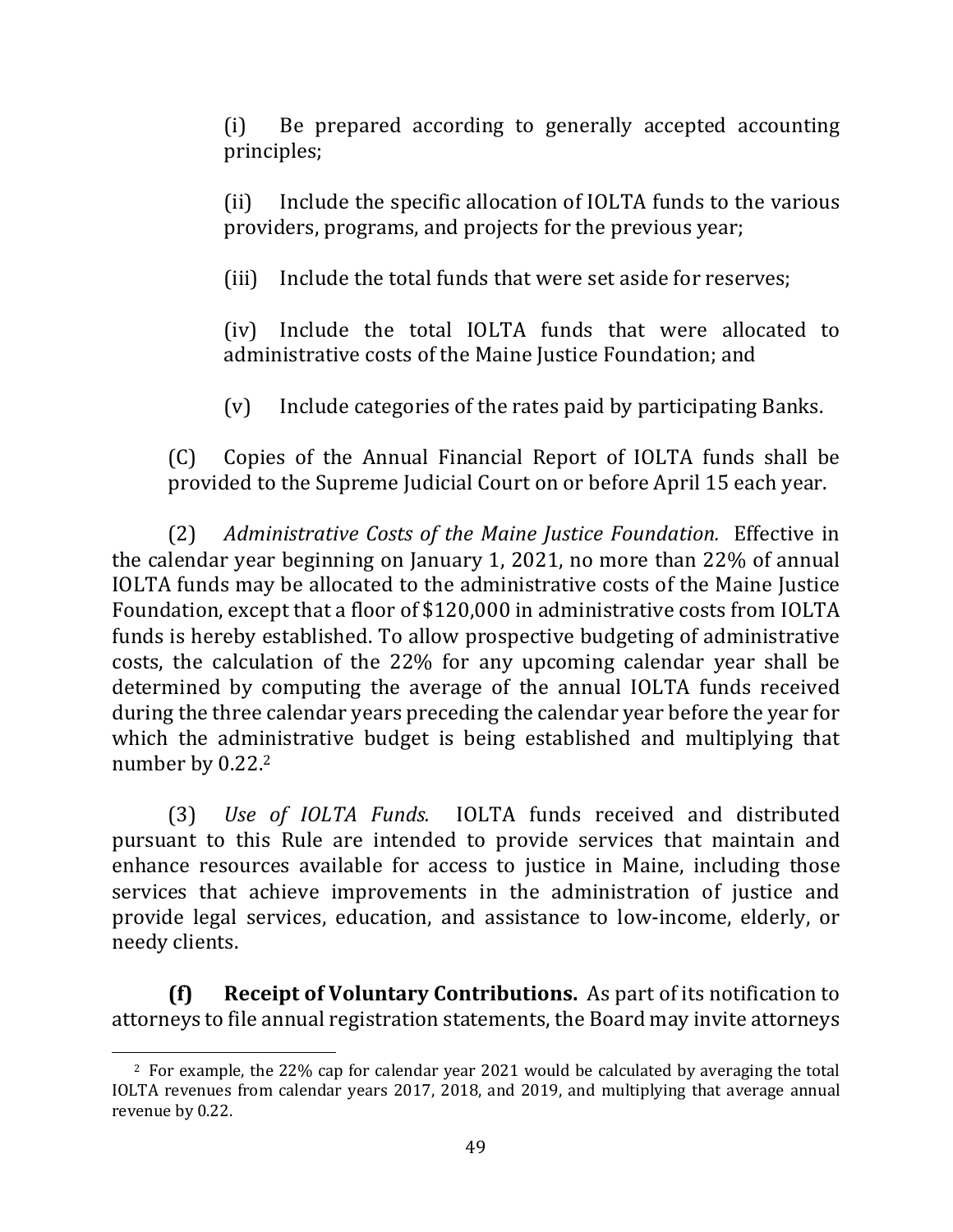(i) Be prepared according to generally accepted accounting principles;

(ii) Include the specific allocation of IOLTA funds to the various providers, programs, and projects for the previous year;

(iii) Include the total funds that were set aside for reserves;

(iv) Include the total IOLTA funds that were allocated to administrative costs of the Maine Justice Foundation; and

(v) Include categories of the rates paid by participating Banks.

(C) Copies of the Annual Financial Report of IOLTA funds shall be provided to the Supreme Judicial Court on or before April 15 each year.

(2) *Administrative Costs of the Maine Justice Foundation.* Effective in the calendar year beginning on January 1, 2021, no more than 22% of annual IOLTA funds may be allocated to the administrative costs of the Maine Justice Foundation, except that a floor of $120,000 in administrative costs from IOLTA funds is hereby established. To allow prospective budgeting of administrative costs, the calculation of the 22% for any upcoming calendar year shall be determined by computing the average of the annual IOLTA funds received during the three calendar years preceding the calendar year before the year for which the administrative budget is being established and multiplying that number by 0.22.[2]

(3) *Use of IOLTA Funds.* IOLTA funds received and distributed pursuant to this Rule are intended to provide services that maintain and enhance resources available for access to justice in Maine, including those services that achieve improvements in the administration of justice and provide legal services, education, and assistance to low-income, elderly, or needy clients.

**(f) Receipt of Voluntary Contributions.** As part of its notification to attorneys to file annual registration statements, the Board may invite attorneys

---

[2] For example, the 22% cap for calendar year 2021 would be calculated by averaging the total IOLTA revenues from calendar years 2017, 2018, and 2019, and multiplying that average annual revenue by 0.22.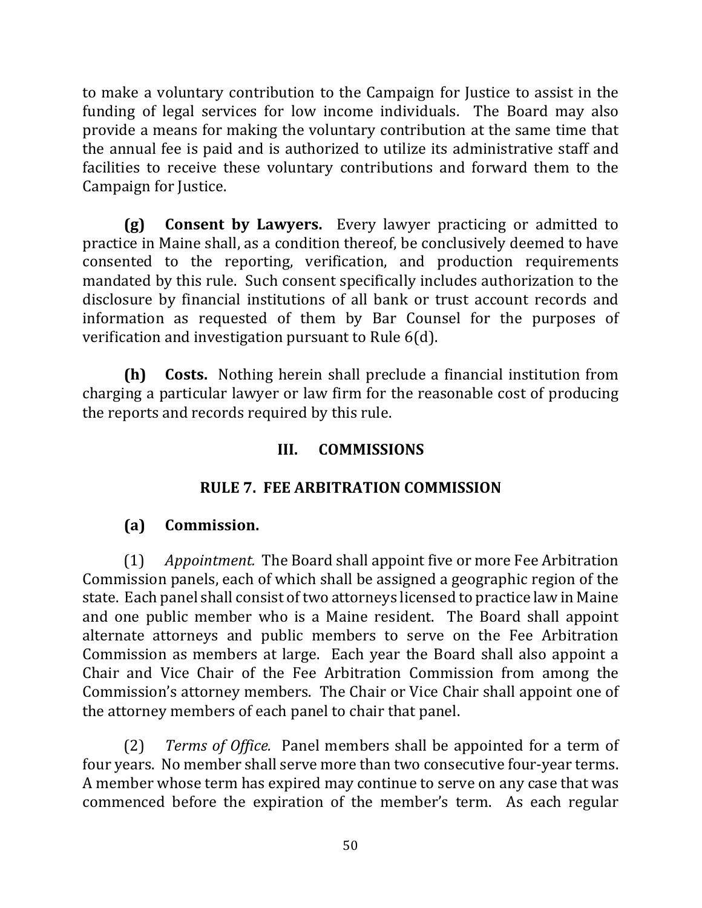to make a voluntary contribution to the Campaign for Justice to assist in the funding of legal services for low income individuals. The Board may also provide a means for making the voluntary contribution at the same time that the annual fee is paid and is authorized to utilize its administrative staff and facilities to receive these voluntary contributions and forward them to the Campaign for Justice.

**(g) Consent by Lawyers.** Every lawyer practicing or admitted to practice in Maine shall, as a condition thereof, be conclusively deemed to have consented to the reporting, verification, and production requirements mandated by this rule. Such consent specifically includes authorization to the disclosure by financial institutions of all bank or trust account records and information as requested of them by Bar Counsel for the purposes of verification and investigation pursuant to Rule 6(d).

**(h) Costs.** Nothing herein shall preclude a financial institution from charging a particular lawyer or law firm for the reasonable cost of producing the reports and records required by this rule.

## III. COMMISSIONS

## RULE 7. FEE ARBITRATION COMMISSION

**(a) Commission.**

(1) *Appointment.* The Board shall appoint five or more Fee Arbitration Commission panels, each of which shall be assigned a geographic region of the state. Each panel shall consist of two attorneys licensed to practice law in Maine and one public member who is a Maine resident. The Board shall appoint alternate attorneys and public members to serve on the Fee Arbitration Commission as members at large. Each year the Board shall also appoint a Chair and Vice Chair of the Fee Arbitration Commission from among the Commission's attorney members. The Chair or Vice Chair shall appoint one of the attorney members of each panel to chair that panel.

(2) *Terms of Office.* Panel members shall be appointed for a term of four years. No member shall serve more than two consecutive four-year terms. A member whose term has expired may continue to serve on any case that was commenced before the expiration of the member's term. As each regular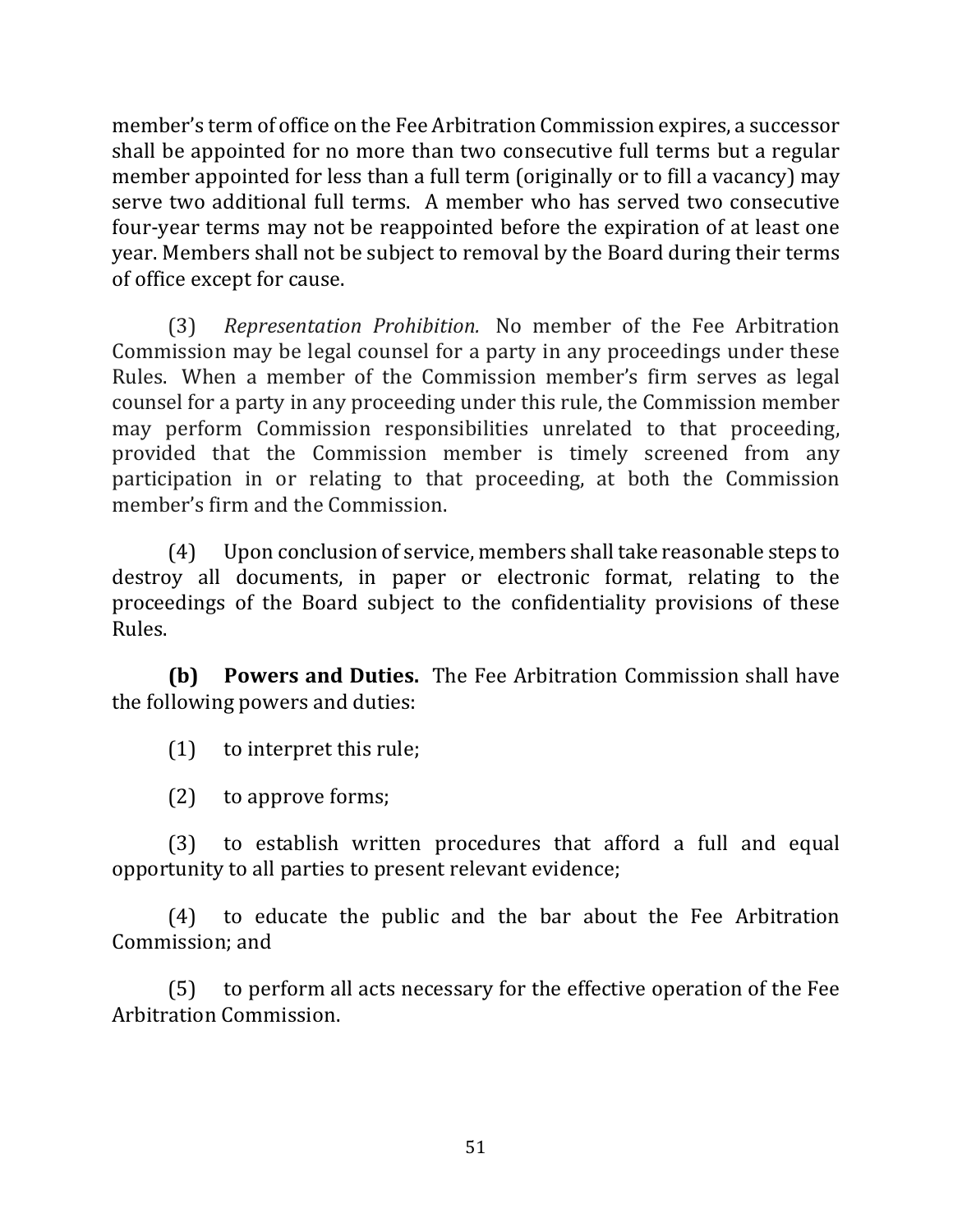member's term of office on the Fee Arbitration Commission expires, a successor shall be appointed for no more than two consecutive full terms but a regular member appointed for less than a full term (originally or to fill a vacancy) may serve two additional full terms. A member who has served two consecutive four-year terms may not be reappointed before the expiration of at least one year. Members shall not be subject to removal by the Board during their terms of office except for cause.

(3) *Representation Prohibition.* No member of the Fee Arbitration Commission may be legal counsel for a party in any proceedings under these Rules. When a member of the Commission member's firm serves as legal counsel for a party in any proceeding under this rule, the Commission member may perform Commission responsibilities unrelated to that proceeding, provided that the Commission member is timely screened from any participation in or relating to that proceeding, at both the Commission member's firm and the Commission.

(4) Upon conclusion of service, members shall take reasonable steps to destroy all documents, in paper or electronic format, relating to the proceedings of the Board subject to the confidentiality provisions of these Rules.

**(b) Powers and Duties.** The Fee Arbitration Commission shall have the following powers and duties:

(1) to interpret this rule;

(2) to approve forms;

(3) to establish written procedures that afford a full and equal opportunity to all parties to present relevant evidence;

(4) to educate the public and the bar about the Fee Arbitration Commission; and

(5) to perform all acts necessary for the effective operation of the Fee Arbitration Commission.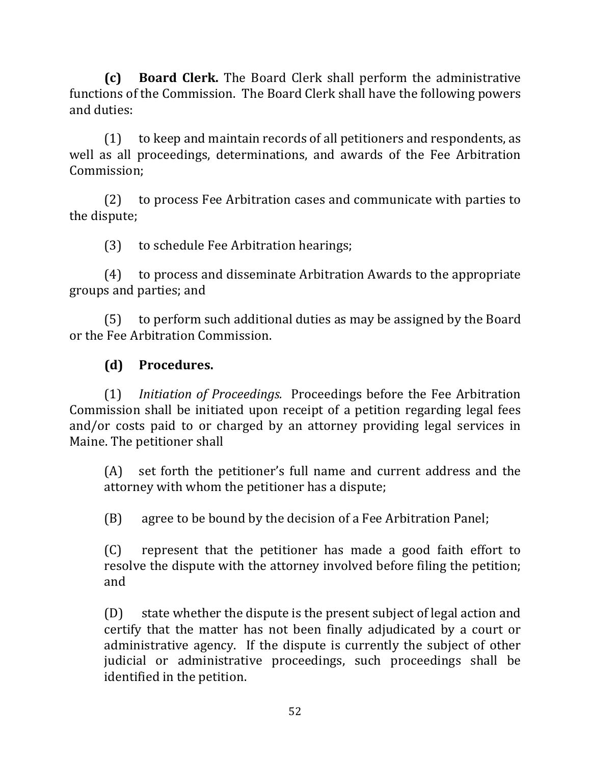**(c) Board Clerk.** The Board Clerk shall perform the administrative functions of the Commission. The Board Clerk shall have the following powers and duties:

(1) to keep and maintain records of all petitioners and respondents, as well as all proceedings, determinations, and awards of the Fee Arbitration Commission;

(2) to process Fee Arbitration cases and communicate with parties to the dispute;

(3) to schedule Fee Arbitration hearings;

(4) to process and disseminate Arbitration Awards to the appropriate groups and parties; and

(5) to perform such additional duties as may be assigned by the Board or the Fee Arbitration Commission.

**(d) Procedures.**

(1) *Initiation of Proceedings.* Proceedings before the Fee Arbitration Commission shall be initiated upon receipt of a petition regarding legal fees and/or costs paid to or charged by an attorney providing legal services in Maine. The petitioner shall

(A) set forth the petitioner's full name and current address and the attorney with whom the petitioner has a dispute;

(B) agree to be bound by the decision of a Fee Arbitration Panel;

(C) represent that the petitioner has made a good faith effort to resolve the dispute with the attorney involved before filing the petition; and

(D) state whether the dispute is the present subject of legal action and certify that the matter has not been finally adjudicated by a court or administrative agency. If the dispute is currently the subject of other judicial or administrative proceedings, such proceedings shall be identified in the petition.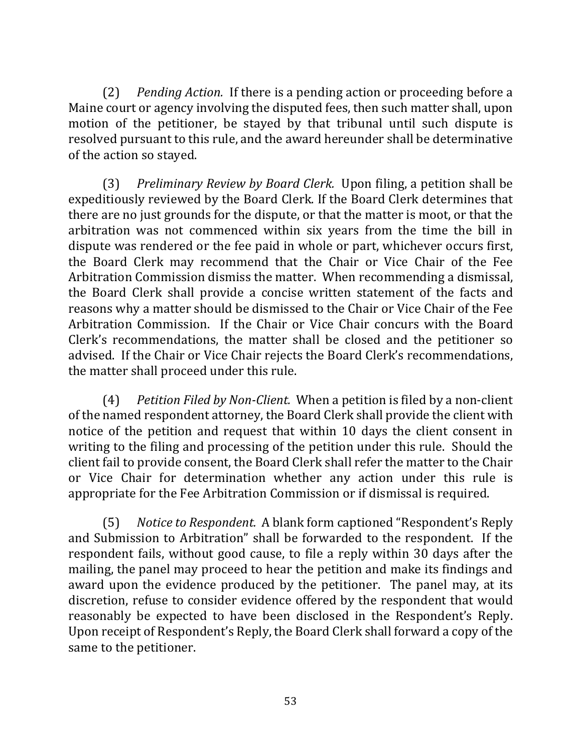(2) *Pending Action.* If there is a pending action or proceeding before a Maine court or agency involving the disputed fees, then such matter shall, upon motion of the petitioner, be stayed by that tribunal until such dispute is resolved pursuant to this rule, and the award hereunder shall be determinative of the action so stayed.

(3) *Preliminary Review by Board Clerk.* Upon filing, a petition shall be expeditiously reviewed by the Board Clerk. If the Board Clerk determines that there are no just grounds for the dispute, or that the matter is moot, or that the arbitration was not commenced within six years from the time the bill in dispute was rendered or the fee paid in whole or part, whichever occurs first, the Board Clerk may recommend that the Chair or Vice Chair of the Fee Arbitration Commission dismiss the matter. When recommending a dismissal, the Board Clerk shall provide a concise written statement of the facts and reasons why a matter should be dismissed to the Chair or Vice Chair of the Fee Arbitration Commission. If the Chair or Vice Chair concurs with the Board Clerk's recommendations, the matter shall be closed and the petitioner so advised. If the Chair or Vice Chair rejects the Board Clerk's recommendations, the matter shall proceed under this rule.

(4) *Petition Filed by Non-Client.* When a petition is filed by a non-client of the named respondent attorney, the Board Clerk shall provide the client with notice of the petition and request that within 10 days the client consent in writing to the filing and processing of the petition under this rule. Should the client fail to provide consent, the Board Clerk shall refer the matter to the Chair or Vice Chair for determination whether any action under this rule is appropriate for the Fee Arbitration Commission or if dismissal is required.

(5) *Notice to Respondent.* A blank form captioned "Respondent's Reply and Submission to Arbitration" shall be forwarded to the respondent. If the respondent fails, without good cause, to file a reply within 30 days after the mailing, the panel may proceed to hear the petition and make its findings and award upon the evidence produced by the petitioner. The panel may, at its discretion, refuse to consider evidence offered by the respondent that would reasonably be expected to have been disclosed in the Respondent's Reply. Upon receipt of Respondent's Reply, the Board Clerk shall forward a copy of the same to the petitioner.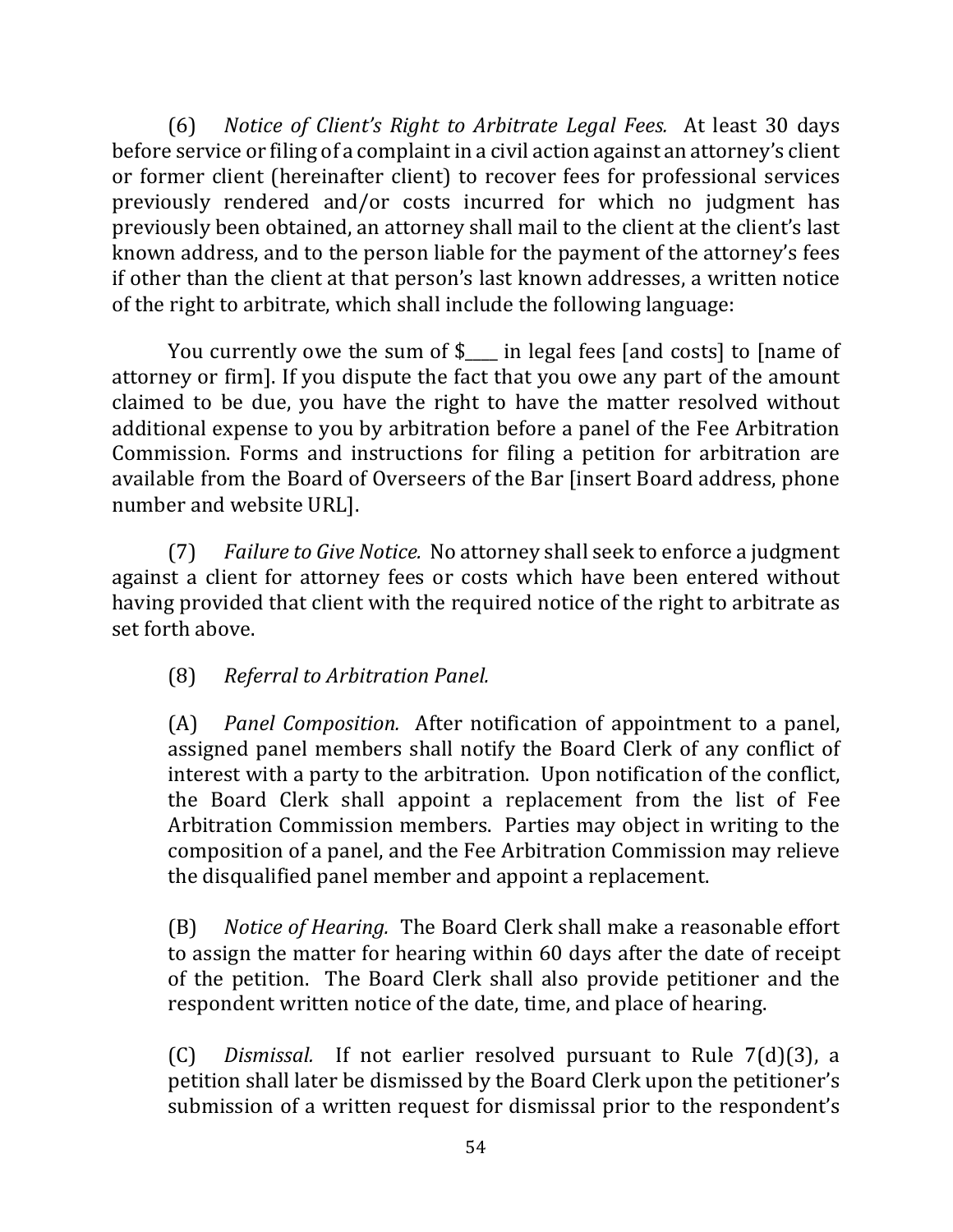(6) *Notice of Client's Right to Arbitrate Legal Fees.* At least 30 days before service or filing of a complaint in a civil action against an attorney's client or former client (hereinafter client) to recover fees for professional services previously rendered and/or costs incurred for which no judgment has previously been obtained, an attorney shall mail to the client at the client's last known address, and to the person liable for the payment of the attorney's fees if other than the client at that person's last known addresses, a written notice of the right to arbitrate, which shall include the following language:

You currently owe the sum of $____ in legal fees [and costs] to [name of attorney or firm]. If you dispute the fact that you owe any part of the amount claimed to be due, you have the right to have the matter resolved without additional expense to you by arbitration before a panel of the Fee Arbitration Commission. Forms and instructions for filing a petition for arbitration are available from the Board of Overseers of the Bar [insert Board address, phone number and website URL].

(7) *Failure to Give Notice.* No attorney shall seek to enforce a judgment against a client for attorney fees or costs which have been entered without having provided that client with the required notice of the right to arbitrate as set forth above.

(8) *Referral to Arbitration Panel.*

(A) *Panel Composition.* After notification of appointment to a panel, assigned panel members shall notify the Board Clerk of any conflict of interest with a party to the arbitration. Upon notification of the conflict, the Board Clerk shall appoint a replacement from the list of Fee Arbitration Commission members. Parties may object in writing to the composition of a panel, and the Fee Arbitration Commission may relieve the disqualified panel member and appoint a replacement.

(B) *Notice of Hearing.* The Board Clerk shall make a reasonable effort to assign the matter for hearing within 60 days after the date of receipt of the petition. The Board Clerk shall also provide petitioner and the respondent written notice of the date, time, and place of hearing.

(C) *Dismissal.* If not earlier resolved pursuant to Rule 7(d)(3), a petition shall later be dismissed by the Board Clerk upon the petitioner's submission of a written request for dismissal prior to the respondent's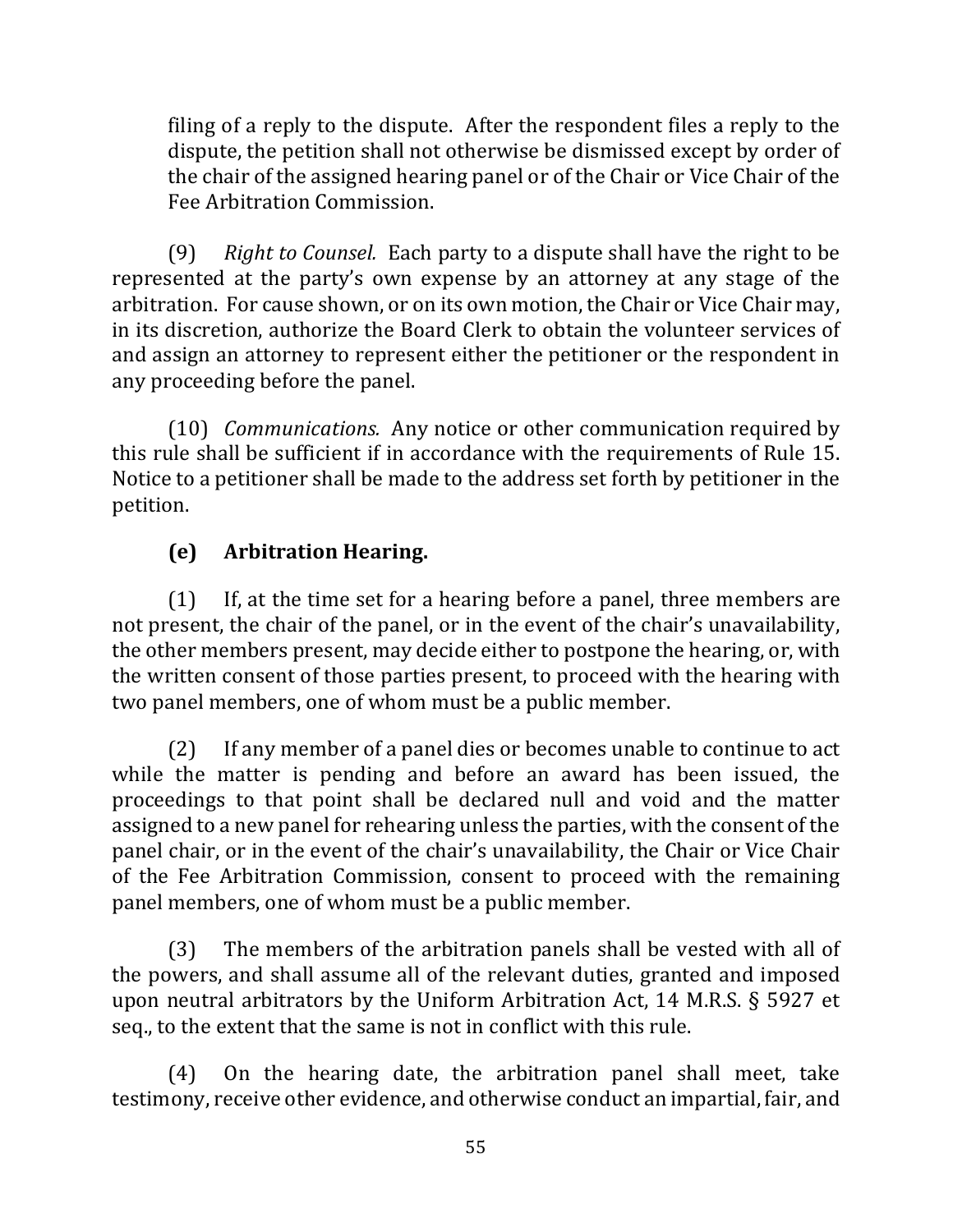filing of a reply to the dispute. After the respondent files a reply to the dispute, the petition shall not otherwise be dismissed except by order of the chair of the assigned hearing panel or of the Chair or Vice Chair of the Fee Arbitration Commission.

(9) *Right to Counsel.* Each party to a dispute shall have the right to be represented at the party's own expense by an attorney at any stage of the arbitration. For cause shown, or on its own motion, the Chair or Vice Chair may, in its discretion, authorize the Board Clerk to obtain the volunteer services of and assign an attorney to represent either the petitioner or the respondent in any proceeding before the panel.

(10) *Communications.* Any notice or other communication required by this rule shall be sufficient if in accordance with the requirements of Rule 15. Notice to a petitioner shall be made to the address set forth by petitioner in the petition.

**(e) Arbitration Hearing.**

(1) If, at the time set for a hearing before a panel, three members are not present, the chair of the panel, or in the event of the chair's unavailability, the other members present, may decide either to postpone the hearing, or, with the written consent of those parties present, to proceed with the hearing with two panel members, one of whom must be a public member.

(2) If any member of a panel dies or becomes unable to continue to act while the matter is pending and before an award has been issued, the proceedings to that point shall be declared null and void and the matter assigned to a new panel for rehearing unless the parties, with the consent of the panel chair, or in the event of the chair's unavailability, the Chair or Vice Chair of the Fee Arbitration Commission, consent to proceed with the remaining panel members, one of whom must be a public member.

(3) The members of the arbitration panels shall be vested with all of the powers, and shall assume all of the relevant duties, granted and imposed upon neutral arbitrators by the Uniform Arbitration Act, 14 M.R.S. § 5927 et seq., to the extent that the same is not in conflict with this rule.

(4) On the hearing date, the arbitration panel shall meet, take testimony, receive other evidence, and otherwise conduct an impartial, fair, and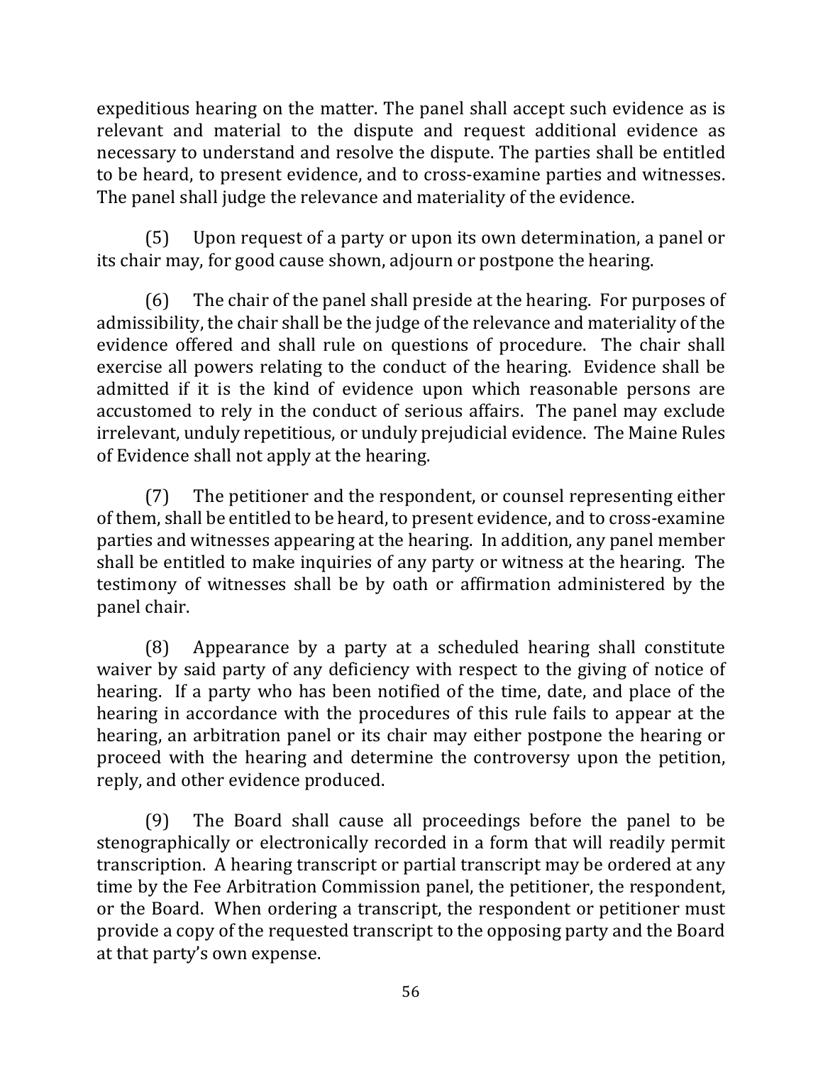expeditious hearing on the matter. The panel shall accept such evidence as is relevant and material to the dispute and request additional evidence as necessary to understand and resolve the dispute. The parties shall be entitled to be heard, to present evidence, and to cross-examine parties and witnesses. The panel shall judge the relevance and materiality of the evidence.

(5) Upon request of a party or upon its own determination, a panel or its chair may, for good cause shown, adjourn or postpone the hearing.

(6) The chair of the panel shall preside at the hearing. For purposes of admissibility, the chair shall be the judge of the relevance and materiality of the evidence offered and shall rule on questions of procedure. The chair shall exercise all powers relating to the conduct of the hearing. Evidence shall be admitted if it is the kind of evidence upon which reasonable persons are accustomed to rely in the conduct of serious affairs. The panel may exclude irrelevant, unduly repetitious, or unduly prejudicial evidence. The Maine Rules of Evidence shall not apply at the hearing.

(7) The petitioner and the respondent, or counsel representing either of them, shall be entitled to be heard, to present evidence, and to cross-examine parties and witnesses appearing at the hearing. In addition, any panel member shall be entitled to make inquiries of any party or witness at the hearing. The testimony of witnesses shall be by oath or affirmation administered by the panel chair.

(8) Appearance by a party at a scheduled hearing shall constitute waiver by said party of any deficiency with respect to the giving of notice of hearing. If a party who has been notified of the time, date, and place of the hearing in accordance with the procedures of this rule fails to appear at the hearing, an arbitration panel or its chair may either postpone the hearing or proceed with the hearing and determine the controversy upon the petition, reply, and other evidence produced.

(9) The Board shall cause all proceedings before the panel to be stenographically or electronically recorded in a form that will readily permit transcription. A hearing transcript or partial transcript may be ordered at any time by the Fee Arbitration Commission panel, the petitioner, the respondent, or the Board. When ordering a transcript, the respondent or petitioner must provide a copy of the requested transcript to the opposing party and the Board at that party's own expense.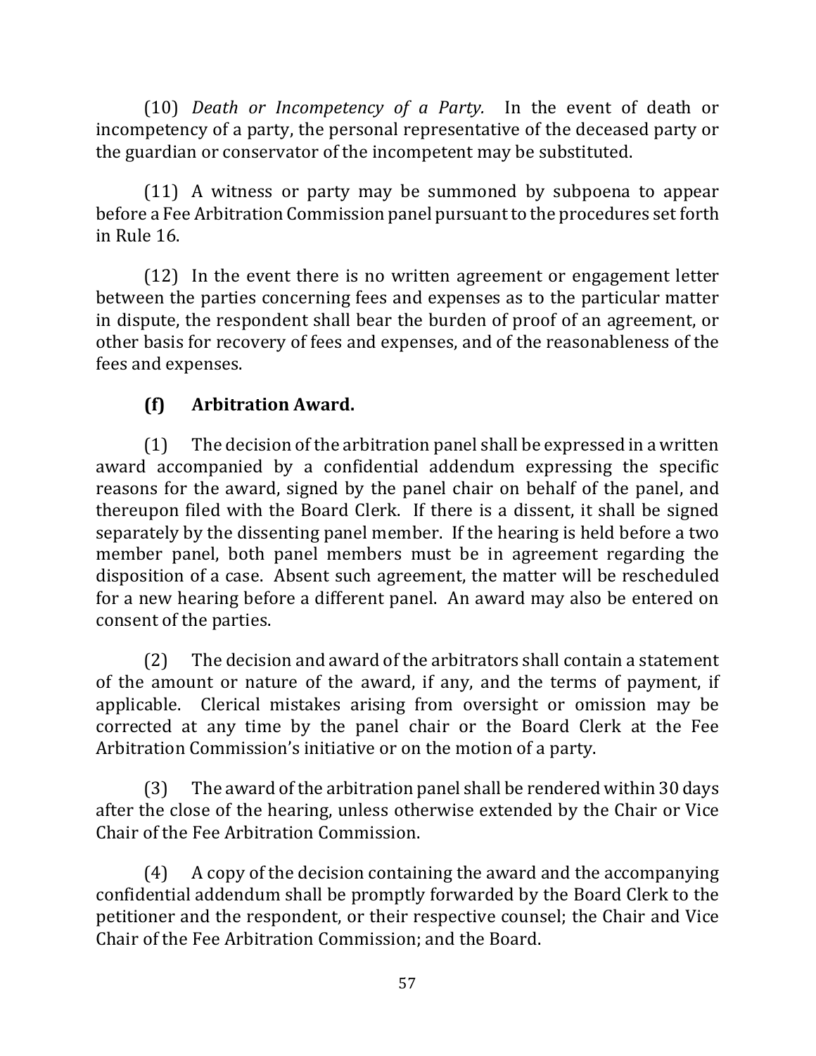(10) *Death or Incompetency of a Party.* In the event of death or incompetency of a party, the personal representative of the deceased party or the guardian or conservator of the incompetent may be substituted.

(11) A witness or party may be summoned by subpoena to appear before a Fee Arbitration Commission panel pursuant to the procedures set forth in Rule 16.

(12) In the event there is no written agreement or engagement letter between the parties concerning fees and expenses as to the particular matter in dispute, the respondent shall bear the burden of proof of an agreement, or other basis for recovery of fees and expenses, and of the reasonableness of the fees and expenses.

**(f) Arbitration Award.**

(1) The decision of the arbitration panel shall be expressed in a written award accompanied by a confidential addendum expressing the specific reasons for the award, signed by the panel chair on behalf of the panel, and thereupon filed with the Board Clerk. If there is a dissent, it shall be signed separately by the dissenting panel member. If the hearing is held before a two member panel, both panel members must be in agreement regarding the disposition of a case. Absent such agreement, the matter will be rescheduled for a new hearing before a different panel. An award may also be entered on consent of the parties.

(2) The decision and award of the arbitrators shall contain a statement of the amount or nature of the award, if any, and the terms of payment, if applicable. Clerical mistakes arising from oversight or omission may be corrected at any time by the panel chair or the Board Clerk at the Fee Arbitration Commission's initiative or on the motion of a party.

(3) The award of the arbitration panel shall be rendered within 30 days after the close of the hearing, unless otherwise extended by the Chair or Vice Chair of the Fee Arbitration Commission.

(4) A copy of the decision containing the award and the accompanying confidential addendum shall be promptly forwarded by the Board Clerk to the petitioner and the respondent, or their respective counsel; the Chair and Vice Chair of the Fee Arbitration Commission; and the Board.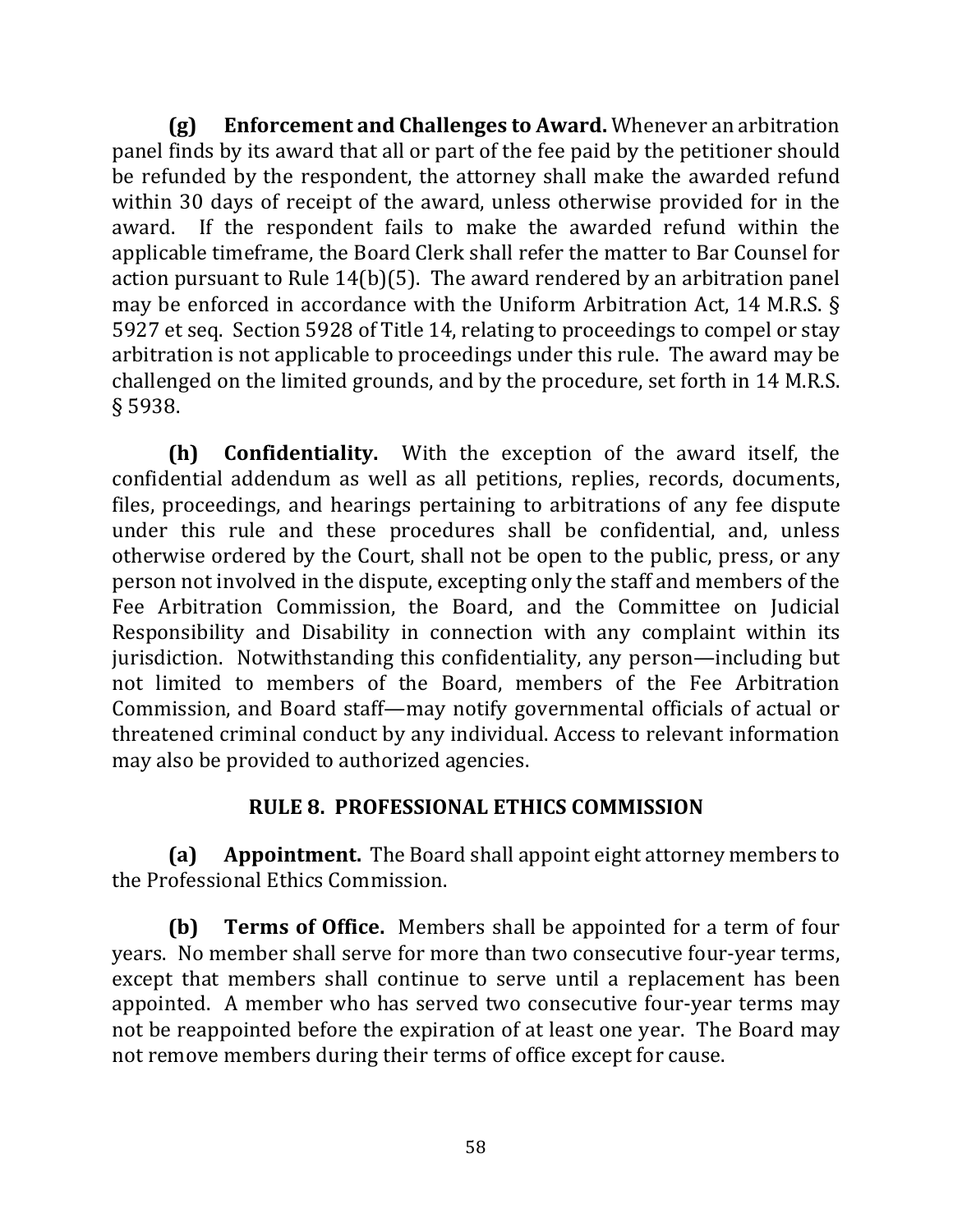**(g) Enforcement and Challenges to Award.** Whenever an arbitration panel finds by its award that all or part of the fee paid by the petitioner should be refunded by the respondent, the attorney shall make the awarded refund within 30 days of receipt of the award, unless otherwise provided for in the award. If the respondent fails to make the awarded refund within the applicable timeframe, the Board Clerk shall refer the matter to Bar Counsel for action pursuant to Rule 14(b)(5). The award rendered by an arbitration panel may be enforced in accordance with the Uniform Arbitration Act, 14 M.R.S. § 5927 et seq. Section 5928 of Title 14, relating to proceedings to compel or stay arbitration is not applicable to proceedings under this rule. The award may be challenged on the limited grounds, and by the procedure, set forth in 14 M.R.S. § 5938.

**(h) Confidentiality.** With the exception of the award itself, the confidential addendum as well as all petitions, replies, records, documents, files, proceedings, and hearings pertaining to arbitrations of any fee dispute under this rule and these procedures shall be confidential, and, unless otherwise ordered by the Court, shall not be open to the public, press, or any person not involved in the dispute, excepting only the staff and members of the Fee Arbitration Commission, the Board, and the Committee on Judicial Responsibility and Disability in connection with any complaint within its jurisdiction. Notwithstanding this confidentiality, any person—including but not limited to members of the Board, members of the Fee Arbitration Commission, and Board staff—may notify governmental officials of actual or threatened criminal conduct by any individual. Access to relevant information may also be provided to authorized agencies.

## RULE 8. PROFESSIONAL ETHICS COMMISSION

**(a) Appointment.** The Board shall appoint eight attorney members to the Professional Ethics Commission.

**(b) Terms of Office.** Members shall be appointed for a term of four years. No member shall serve for more than two consecutive four-year terms, except that members shall continue to serve until a replacement has been appointed. A member who has served two consecutive four-year terms may not be reappointed before the expiration of at least one year. The Board may not remove members during their terms of office except for cause.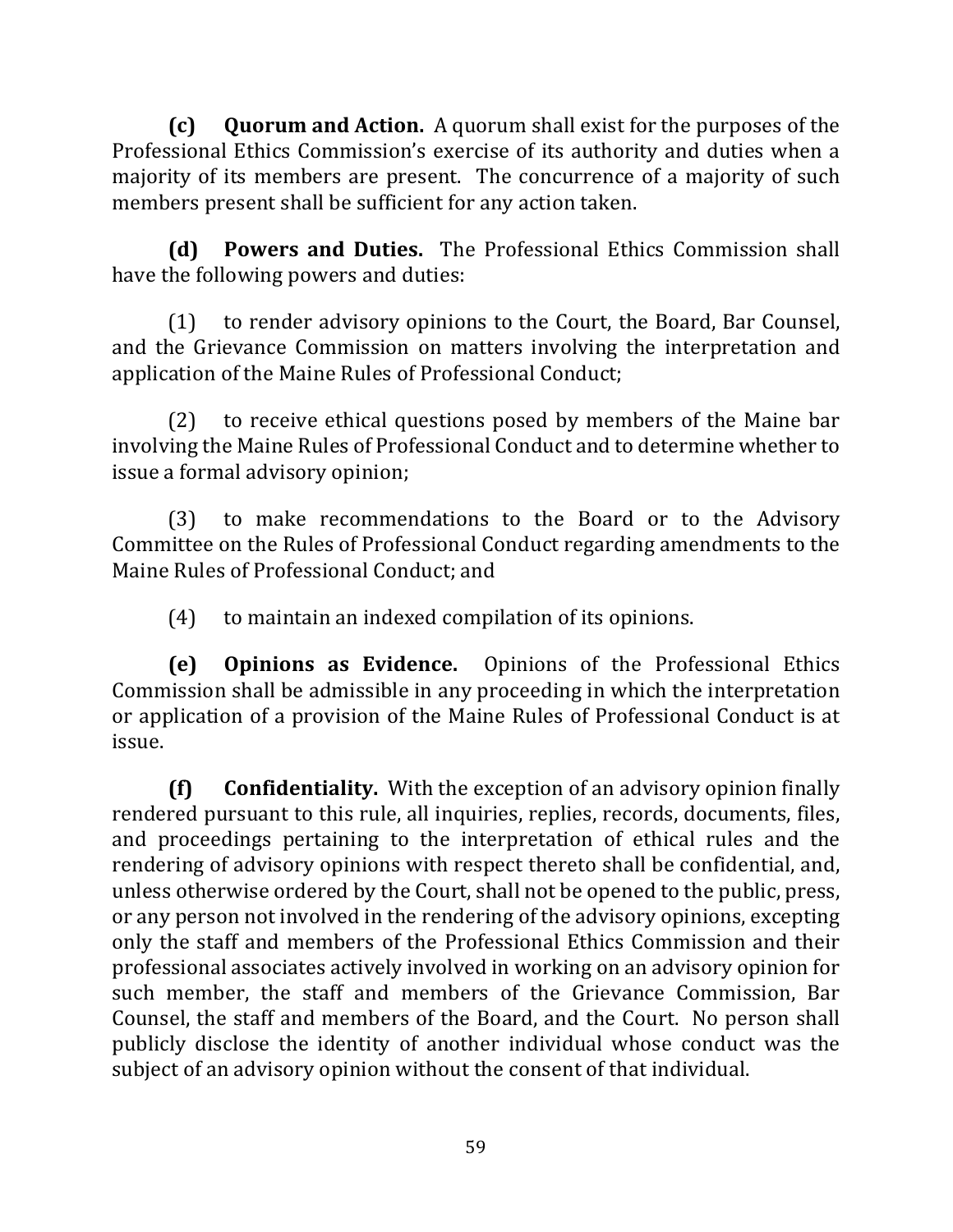**(c) Quorum and Action.** A quorum shall exist for the purposes of the Professional Ethics Commission's exercise of its authority and duties when a majority of its members are present. The concurrence of a majority of such members present shall be sufficient for any action taken.

**(d) Powers and Duties.** The Professional Ethics Commission shall have the following powers and duties:

(1) to render advisory opinions to the Court, the Board, Bar Counsel, and the Grievance Commission on matters involving the interpretation and application of the Maine Rules of Professional Conduct;

(2) to receive ethical questions posed by members of the Maine bar involving the Maine Rules of Professional Conduct and to determine whether to issue a formal advisory opinion;

(3) to make recommendations to the Board or to the Advisory Committee on the Rules of Professional Conduct regarding amendments to the Maine Rules of Professional Conduct; and

(4) to maintain an indexed compilation of its opinions.

**(e) Opinions as Evidence.** Opinions of the Professional Ethics Commission shall be admissible in any proceeding in which the interpretation or application of a provision of the Maine Rules of Professional Conduct is at issue.

**(f) Confidentiality.** With the exception of an advisory opinion finally rendered pursuant to this rule, all inquiries, replies, records, documents, files, and proceedings pertaining to the interpretation of ethical rules and the rendering of advisory opinions with respect thereto shall be confidential, and, unless otherwise ordered by the Court, shall not be opened to the public, press, or any person not involved in the rendering of the advisory opinions, excepting only the staff and members of the Professional Ethics Commission and their professional associates actively involved in working on an advisory opinion for such member, the staff and members of the Grievance Commission, Bar Counsel, the staff and members of the Board, and the Court. No person shall publicly disclose the identity of another individual whose conduct was the subject of an advisory opinion without the consent of that individual.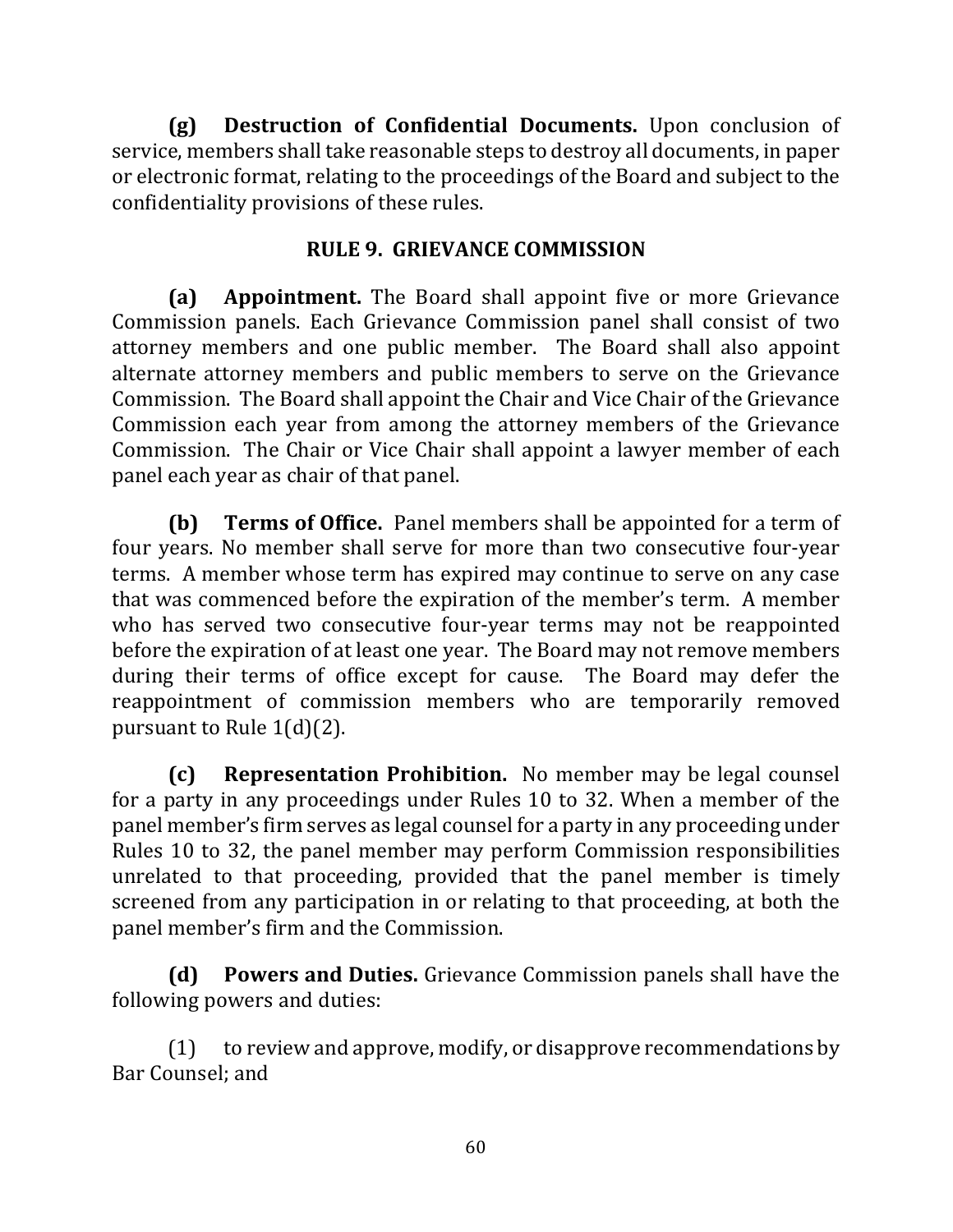**(g) Destruction of Confidential Documents.** Upon conclusion of service, members shall take reasonable steps to destroy all documents, in paper or electronic format, relating to the proceedings of the Board and subject to the confidentiality provisions of these rules.

## RULE 9. GRIEVANCE COMMISSION

**(a) Appointment.** The Board shall appoint five or more Grievance Commission panels. Each Grievance Commission panel shall consist of two attorney members and one public member. The Board shall also appoint alternate attorney members and public members to serve on the Grievance Commission. The Board shall appoint the Chair and Vice Chair of the Grievance Commission each year from among the attorney members of the Grievance Commission. The Chair or Vice Chair shall appoint a lawyer member of each panel each year as chair of that panel.

**(b) Terms of Office.** Panel members shall be appointed for a term of four years. No member shall serve for more than two consecutive four-year terms. A member whose term has expired may continue to serve on any case that was commenced before the expiration of the member's term. A member who has served two consecutive four-year terms may not be reappointed before the expiration of at least one year. The Board may not remove members during their terms of office except for cause. The Board may defer the reappointment of commission members who are temporarily removed pursuant to Rule 1(d)(2).

**(c) Representation Prohibition.** No member may be legal counsel for a party in any proceedings under Rules 10 to 32. When a member of the panel member's firm serves as legal counsel for a party in any proceeding under Rules 10 to 32, the panel member may perform Commission responsibilities unrelated to that proceeding, provided that the panel member is timely screened from any participation in or relating to that proceeding, at both the panel member's firm and the Commission.

**(d) Powers and Duties.** Grievance Commission panels shall have the following powers and duties:

(1) to review and approve, modify, or disapprove recommendations by Bar Counsel; and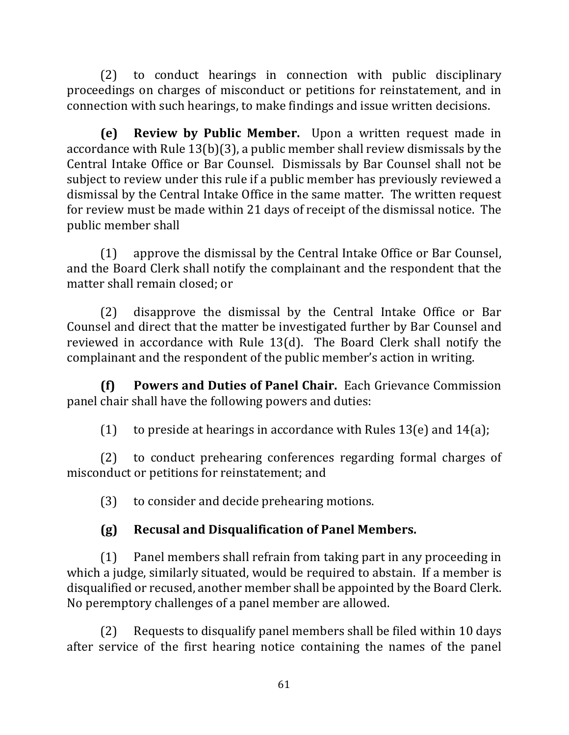(2) to conduct hearings in connection with public disciplinary proceedings on charges of misconduct or petitions for reinstatement, and in connection with such hearings, to make findings and issue written decisions.

**(e) Review by Public Member.** Upon a written request made in accordance with Rule 13(b)(3), a public member shall review dismissals by the Central Intake Office or Bar Counsel. Dismissals by Bar Counsel shall not be subject to review under this rule if a public member has previously reviewed a dismissal by the Central Intake Office in the same matter. The written request for review must be made within 21 days of receipt of the dismissal notice. The public member shall

(1) approve the dismissal by the Central Intake Office or Bar Counsel, and the Board Clerk shall notify the complainant and the respondent that the matter shall remain closed; or

(2) disapprove the dismissal by the Central Intake Office or Bar Counsel and direct that the matter be investigated further by Bar Counsel and reviewed in accordance with Rule 13(d). The Board Clerk shall notify the complainant and the respondent of the public member's action in writing.

**(f) Powers and Duties of Panel Chair.** Each Grievance Commission panel chair shall have the following powers and duties:

(1) to preside at hearings in accordance with Rules 13(e) and 14(a);

(2) to conduct prehearing conferences regarding formal charges of misconduct or petitions for reinstatement; and

(3) to consider and decide prehearing motions.

**(g) Recusal and Disqualification of Panel Members.**

(1) Panel members shall refrain from taking part in any proceeding in which a judge, similarly situated, would be required to abstain. If a member is disqualified or recused, another member shall be appointed by the Board Clerk. No peremptory challenges of a panel member are allowed.

(2) Requests to disqualify panel members shall be filed within 10 days after service of the first hearing notice containing the names of the panel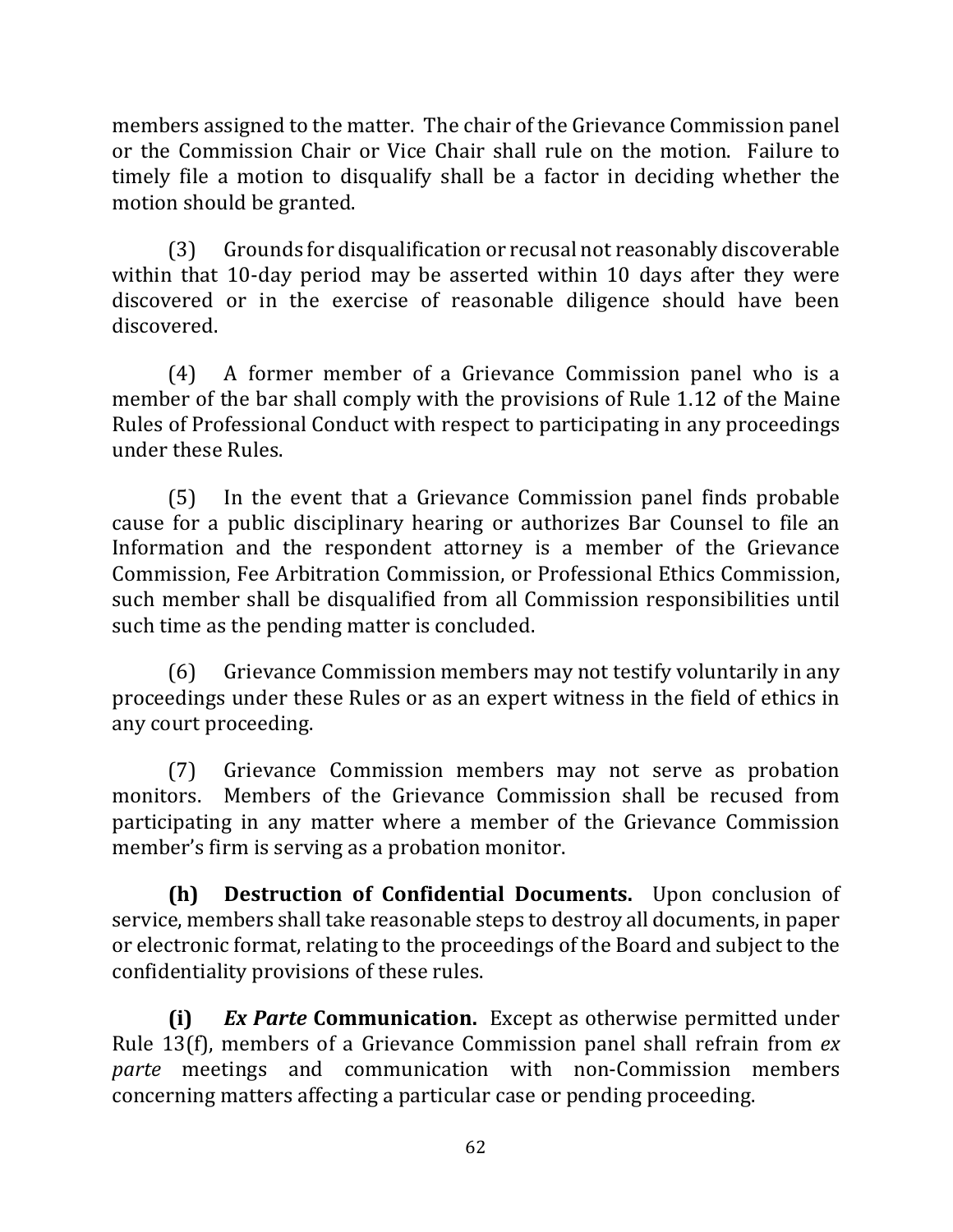members assigned to the matter. The chair of the Grievance Commission panel or the Commission Chair or Vice Chair shall rule on the motion. Failure to timely file a motion to disqualify shall be a factor in deciding whether the motion should be granted.

(3) Grounds for disqualification or recusal not reasonably discoverable within that 10-day period may be asserted within 10 days after they were discovered or in the exercise of reasonable diligence should have been discovered.

(4) A former member of a Grievance Commission panel who is a member of the bar shall comply with the provisions of Rule 1.12 of the Maine Rules of Professional Conduct with respect to participating in any proceedings under these Rules.

(5) In the event that a Grievance Commission panel finds probable cause for a public disciplinary hearing or authorizes Bar Counsel to file an Information and the respondent attorney is a member of the Grievance Commission, Fee Arbitration Commission, or Professional Ethics Commission, such member shall be disqualified from all Commission responsibilities until such time as the pending matter is concluded.

(6) Grievance Commission members may not testify voluntarily in any proceedings under these Rules or as an expert witness in the field of ethics in any court proceeding.

(7) Grievance Commission members may not serve as probation monitors. Members of the Grievance Commission shall be recused from participating in any matter where a member of the Grievance Commission member's firm is serving as a probation monitor.

**(h) Destruction of Confidential Documents.** Upon conclusion of service, members shall take reasonable steps to destroy all documents, in paper or electronic format, relating to the proceedings of the Board and subject to the confidentiality provisions of these rules.

**(i) *Ex Parte* Communication.** Except as otherwise permitted under Rule 13(f), members of a Grievance Commission panel shall refrain from *ex parte* meetings and communication with non-Commission members concerning matters affecting a particular case or pending proceeding.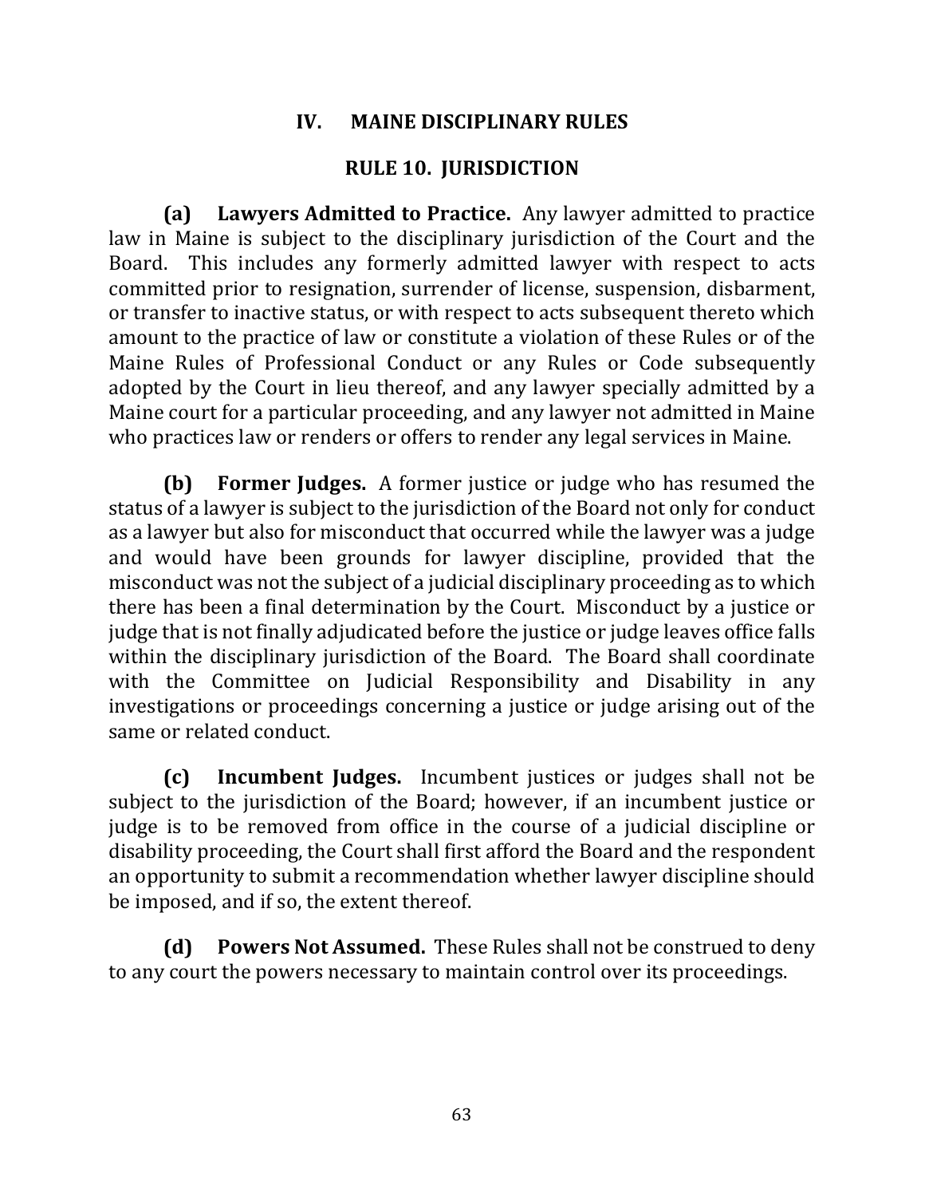## IV. MAINE DISCIPLINARY RULES

### RULE 10. JURISDICTION

**(a) Lawyers Admitted to Practice.** Any lawyer admitted to practice law in Maine is subject to the disciplinary jurisdiction of the Court and the Board. This includes any formerly admitted lawyer with respect to acts committed prior to resignation, surrender of license, suspension, disbarment, or transfer to inactive status, or with respect to acts subsequent thereto which amount to the practice of law or constitute a violation of these Rules or of the Maine Rules of Professional Conduct or any Rules or Code subsequently adopted by the Court in lieu thereof, and any lawyer specially admitted by a Maine court for a particular proceeding, and any lawyer not admitted in Maine who practices law or renders or offers to render any legal services in Maine.

**(b) Former Judges.** A former justice or judge who has resumed the status of a lawyer is subject to the jurisdiction of the Board not only for conduct as a lawyer but also for misconduct that occurred while the lawyer was a judge and would have been grounds for lawyer discipline, provided that the misconduct was not the subject of a judicial disciplinary proceeding as to which there has been a final determination by the Court. Misconduct by a justice or judge that is not finally adjudicated before the justice or judge leaves office falls within the disciplinary jurisdiction of the Board. The Board shall coordinate with the Committee on Judicial Responsibility and Disability in any investigations or proceedings concerning a justice or judge arising out of the same or related conduct.

**(c) Incumbent Judges.** Incumbent justices or judges shall not be subject to the jurisdiction of the Board; however, if an incumbent justice or judge is to be removed from office in the course of a judicial discipline or disability proceeding, the Court shall first afford the Board and the respondent an opportunity to submit a recommendation whether lawyer discipline should be imposed, and if so, the extent thereof.

**(d) Powers Not Assumed.** These Rules shall not be construed to deny to any court the powers necessary to maintain control over its proceedings.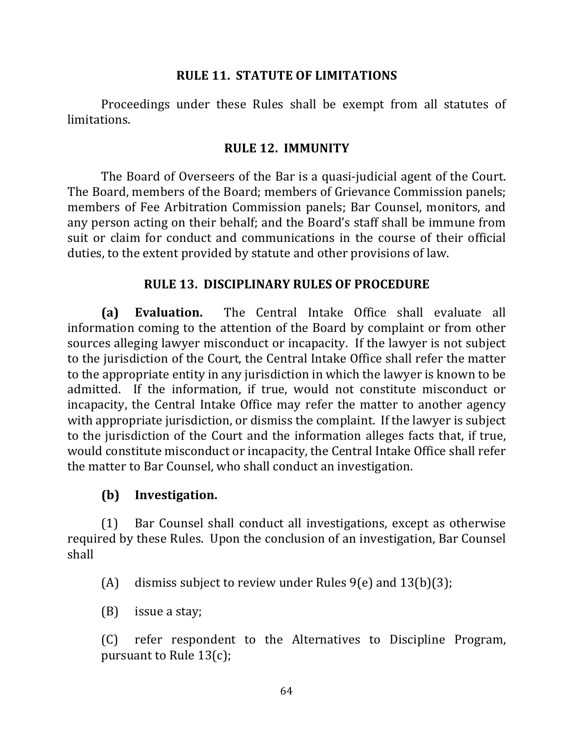## RULE 11. STATUTE OF LIMITATIONS

Proceedings under these Rules shall be exempt from all statutes of limitations.

## RULE 12. IMMUNITY

The Board of Overseers of the Bar is a quasi-judicial agent of the Court. The Board, members of the Board; members of Grievance Commission panels; members of Fee Arbitration Commission panels; Bar Counsel, monitors, and any person acting on their behalf; and the Board's staff shall be immune from suit or claim for conduct and communications in the course of their official duties, to the extent provided by statute and other provisions of law.

## RULE 13. DISCIPLINARY RULES OF PROCEDURE

**(a) Evaluation.** The Central Intake Office shall evaluate all information coming to the attention of the Board by complaint or from other sources alleging lawyer misconduct or incapacity. If the lawyer is not subject to the jurisdiction of the Court, the Central Intake Office shall refer the matter to the appropriate entity in any jurisdiction in which the lawyer is known to be admitted. If the information, if true, would not constitute misconduct or incapacity, the Central Intake Office may refer the matter to another agency with appropriate jurisdiction, or dismiss the complaint. If the lawyer is subject to the jurisdiction of the Court and the information alleges facts that, if true, would constitute misconduct or incapacity, the Central Intake Office shall refer the matter to Bar Counsel, who shall conduct an investigation.

**(b) Investigation.**

(1) Bar Counsel shall conduct all investigations, except as otherwise required by these Rules. Upon the conclusion of an investigation, Bar Counsel shall

(A) dismiss subject to review under Rules 9(e) and 13(b)(3);

(B) issue a stay;

(C) refer respondent to the Alternatives to Discipline Program, pursuant to Rule 13(c);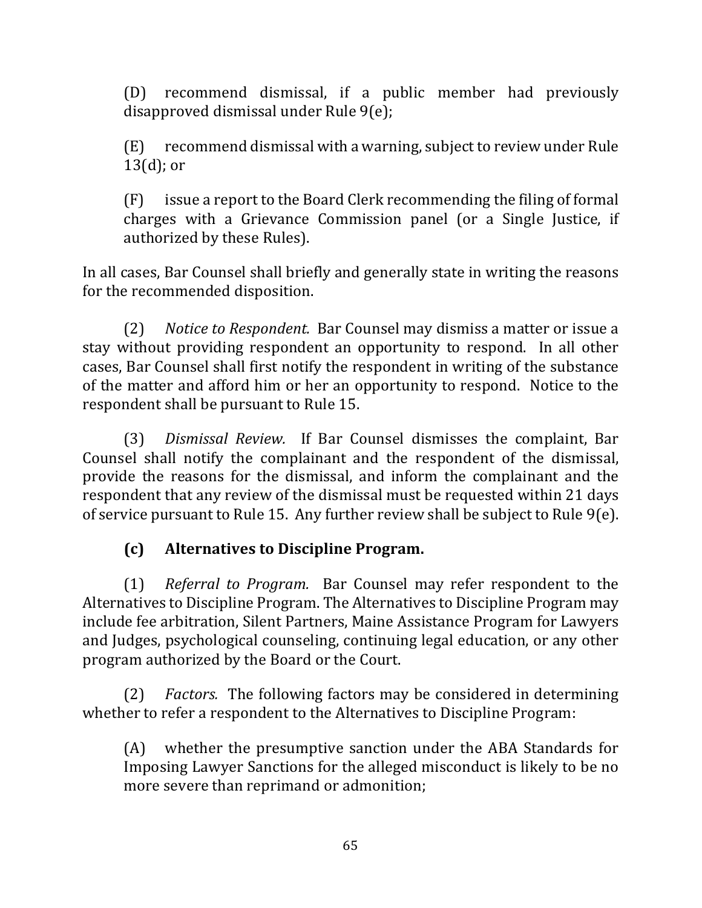(D) recommend dismissal, if a public member had previously disapproved dismissal under Rule 9(e);

(E) recommend dismissal with a warning, subject to review under Rule 13(d); or

(F) issue a report to the Board Clerk recommending the filing of formal charges with a Grievance Commission panel (or a Single Justice, if authorized by these Rules).

In all cases, Bar Counsel shall briefly and generally state in writing the reasons for the recommended disposition.

(2) *Notice to Respondent.* Bar Counsel may dismiss a matter or issue a stay without providing respondent an opportunity to respond. In all other cases, Bar Counsel shall first notify the respondent in writing of the substance of the matter and afford him or her an opportunity to respond. Notice to the respondent shall be pursuant to Rule 15.

(3) *Dismissal Review.* If Bar Counsel dismisses the complaint, Bar Counsel shall notify the complainant and the respondent of the dismissal, provide the reasons for the dismissal, and inform the complainant and the respondent that any review of the dismissal must be requested within 21 days of service pursuant to Rule 15. Any further review shall be subject to Rule 9(e).

**(c) Alternatives to Discipline Program.**

(1) *Referral to Program.* Bar Counsel may refer respondent to the Alternatives to Discipline Program. The Alternatives to Discipline Program may include fee arbitration, Silent Partners, Maine Assistance Program for Lawyers and Judges, psychological counseling, continuing legal education, or any other program authorized by the Board or the Court.

(2) *Factors.* The following factors may be considered in determining whether to refer a respondent to the Alternatives to Discipline Program:

(A) whether the presumptive sanction under the ABA Standards for Imposing Lawyer Sanctions for the alleged misconduct is likely to be no more severe than reprimand or admonition;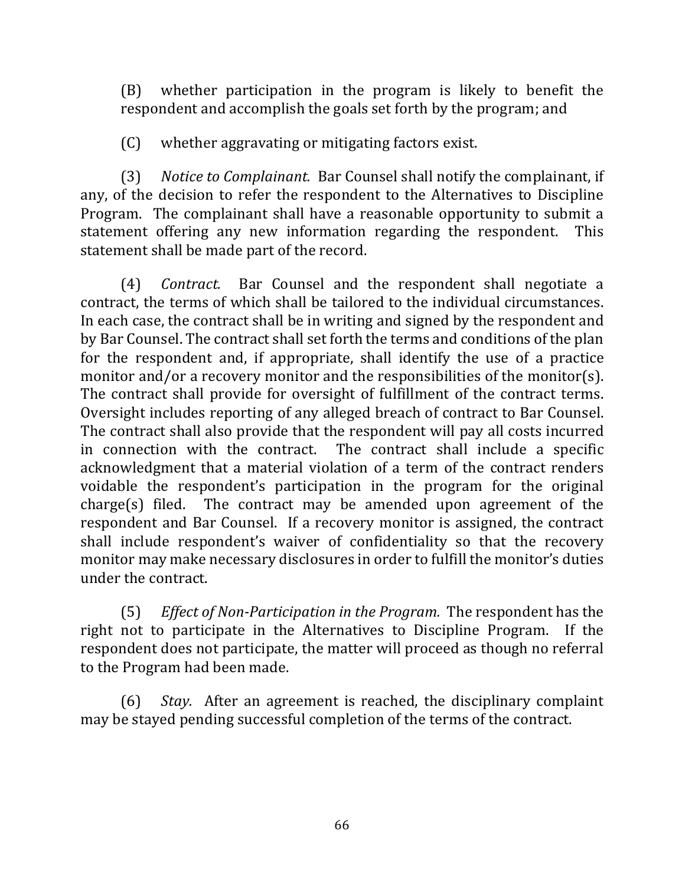(B) whether participation in the program is likely to benefit the respondent and accomplish the goals set forth by the program; and

(C) whether aggravating or mitigating factors exist.

(3) *Notice to Complainant.* Bar Counsel shall notify the complainant, if any, of the decision to refer the respondent to the Alternatives to Discipline Program. The complainant shall have a reasonable opportunity to submit a statement offering any new information regarding the respondent. This statement shall be made part of the record.

(4) *Contract.* Bar Counsel and the respondent shall negotiate a contract, the terms of which shall be tailored to the individual circumstances. In each case, the contract shall be in writing and signed by the respondent and by Bar Counsel. The contract shall set forth the terms and conditions of the plan for the respondent and, if appropriate, shall identify the use of a practice monitor and/or a recovery monitor and the responsibilities of the monitor(s). The contract shall provide for oversight of fulfillment of the contract terms. Oversight includes reporting of any alleged breach of contract to Bar Counsel. The contract shall also provide that the respondent will pay all costs incurred in connection with the contract. The contract shall include a specific acknowledgment that a material violation of a term of the contract renders voidable the respondent's participation in the program for the original charge(s) filed. The contract may be amended upon agreement of the respondent and Bar Counsel. If a recovery monitor is assigned, the contract shall include respondent's waiver of confidentiality so that the recovery monitor may make necessary disclosures in order to fulfill the monitor's duties under the contract.

(5) *Effect of Non-Participation in the Program.* The respondent has the right not to participate in the Alternatives to Discipline Program. If the respondent does not participate, the matter will proceed as though no referral to the Program had been made.

(6) *Stay.* After an agreement is reached, the disciplinary complaint may be stayed pending successful completion of the terms of the contract.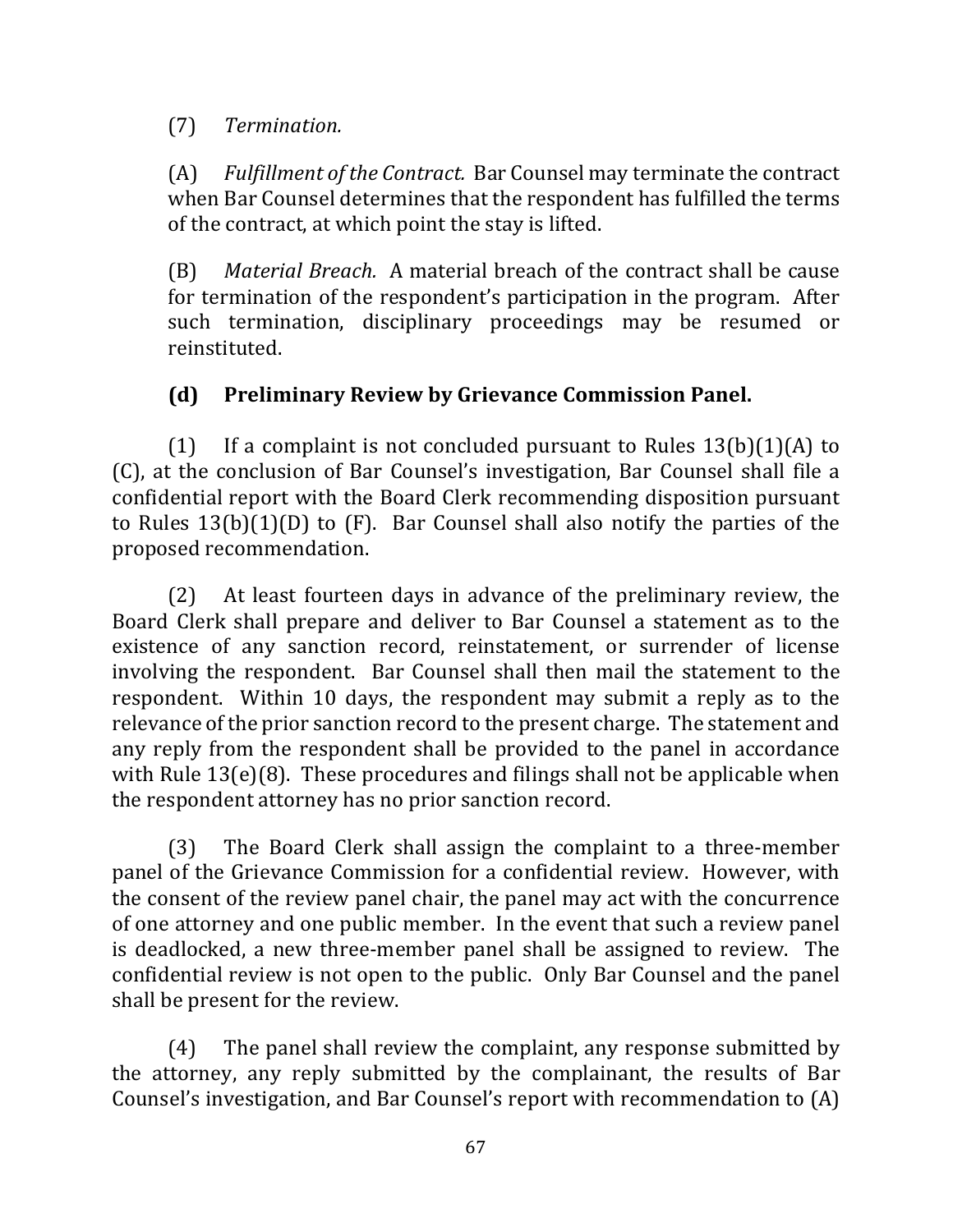(7) *Termination.*

(A) *Fulfillment of the Contract.* Bar Counsel may terminate the contract when Bar Counsel determines that the respondent has fulfilled the terms of the contract, at which point the stay is lifted.

(B) *Material Breach.* A material breach of the contract shall be cause for termination of the respondent's participation in the program. After such termination, disciplinary proceedings may be resumed or reinstituted.

**(d) Preliminary Review by Grievance Commission Panel.**

(1) If a complaint is not concluded pursuant to Rules 13(b)(1)(A) to (C), at the conclusion of Bar Counsel's investigation, Bar Counsel shall file a confidential report with the Board Clerk recommending disposition pursuant to Rules 13(b)(1)(D) to (F). Bar Counsel shall also notify the parties of the proposed recommendation.

(2) At least fourteen days in advance of the preliminary review, the Board Clerk shall prepare and deliver to Bar Counsel a statement as to the existence of any sanction record, reinstatement, or surrender of license involving the respondent. Bar Counsel shall then mail the statement to the respondent. Within 10 days, the respondent may submit a reply as to the relevance of the prior sanction record to the present charge. The statement and any reply from the respondent shall be provided to the panel in accordance with Rule 13(e)(8). These procedures and filings shall not be applicable when the respondent attorney has no prior sanction record.

(3) The Board Clerk shall assign the complaint to a three-member panel of the Grievance Commission for a confidential review. However, with the consent of the review panel chair, the panel may act with the concurrence of one attorney and one public member. In the event that such a review panel is deadlocked, a new three-member panel shall be assigned to review. The confidential review is not open to the public. Only Bar Counsel and the panel shall be present for the review.

(4) The panel shall review the complaint, any response submitted by the attorney, any reply submitted by the complainant, the results of Bar Counsel's investigation, and Bar Counsel's report with recommendation to (A)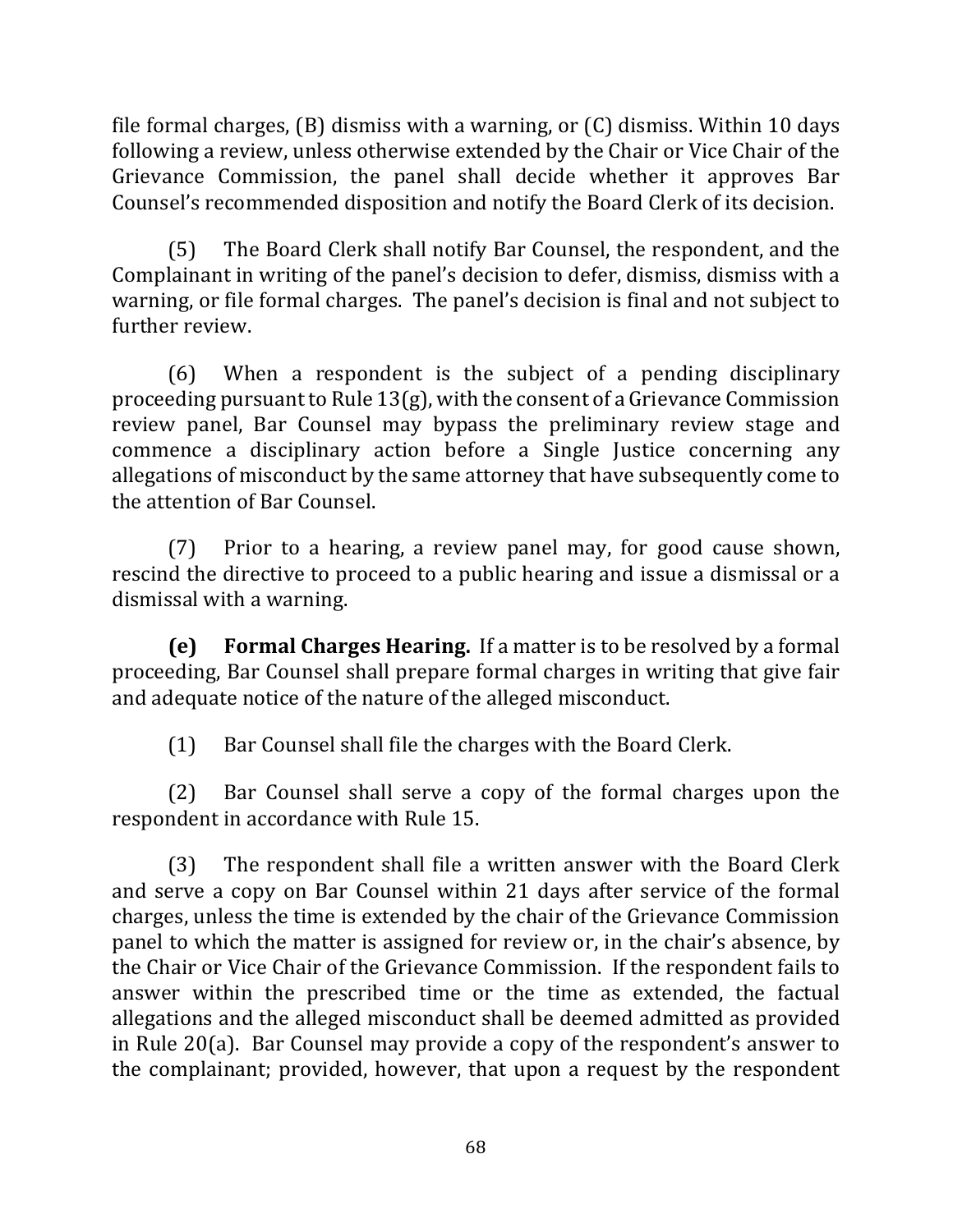file formal charges, (B) dismiss with a warning, or (C) dismiss. Within 10 days following a review, unless otherwise extended by the Chair or Vice Chair of the Grievance Commission, the panel shall decide whether it approves Bar Counsel's recommended disposition and notify the Board Clerk of its decision.

(5) The Board Clerk shall notify Bar Counsel, the respondent, and the Complainant in writing of the panel's decision to defer, dismiss, dismiss with a warning, or file formal charges. The panel's decision is final and not subject to further review.

(6) When a respondent is the subject of a pending disciplinary proceeding pursuant to Rule 13(g), with the consent of a Grievance Commission review panel, Bar Counsel may bypass the preliminary review stage and commence a disciplinary action before a Single Justice concerning any allegations of misconduct by the same attorney that have subsequently come to the attention of Bar Counsel.

(7) Prior to a hearing, a review panel may, for good cause shown, rescind the directive to proceed to a public hearing and issue a dismissal or a dismissal with a warning.

**(e) Formal Charges Hearing.** If a matter is to be resolved by a formal proceeding, Bar Counsel shall prepare formal charges in writing that give fair and adequate notice of the nature of the alleged misconduct.

(1) Bar Counsel shall file the charges with the Board Clerk.

(2) Bar Counsel shall serve a copy of the formal charges upon the respondent in accordance with Rule 15.

(3) The respondent shall file a written answer with the Board Clerk and serve a copy on Bar Counsel within 21 days after service of the formal charges, unless the time is extended by the chair of the Grievance Commission panel to which the matter is assigned for review or, in the chair's absence, by the Chair or Vice Chair of the Grievance Commission. If the respondent fails to answer within the prescribed time or the time as extended, the factual allegations and the alleged misconduct shall be deemed admitted as provided in Rule 20(a). Bar Counsel may provide a copy of the respondent's answer to the complainant; provided, however, that upon a request by the respondent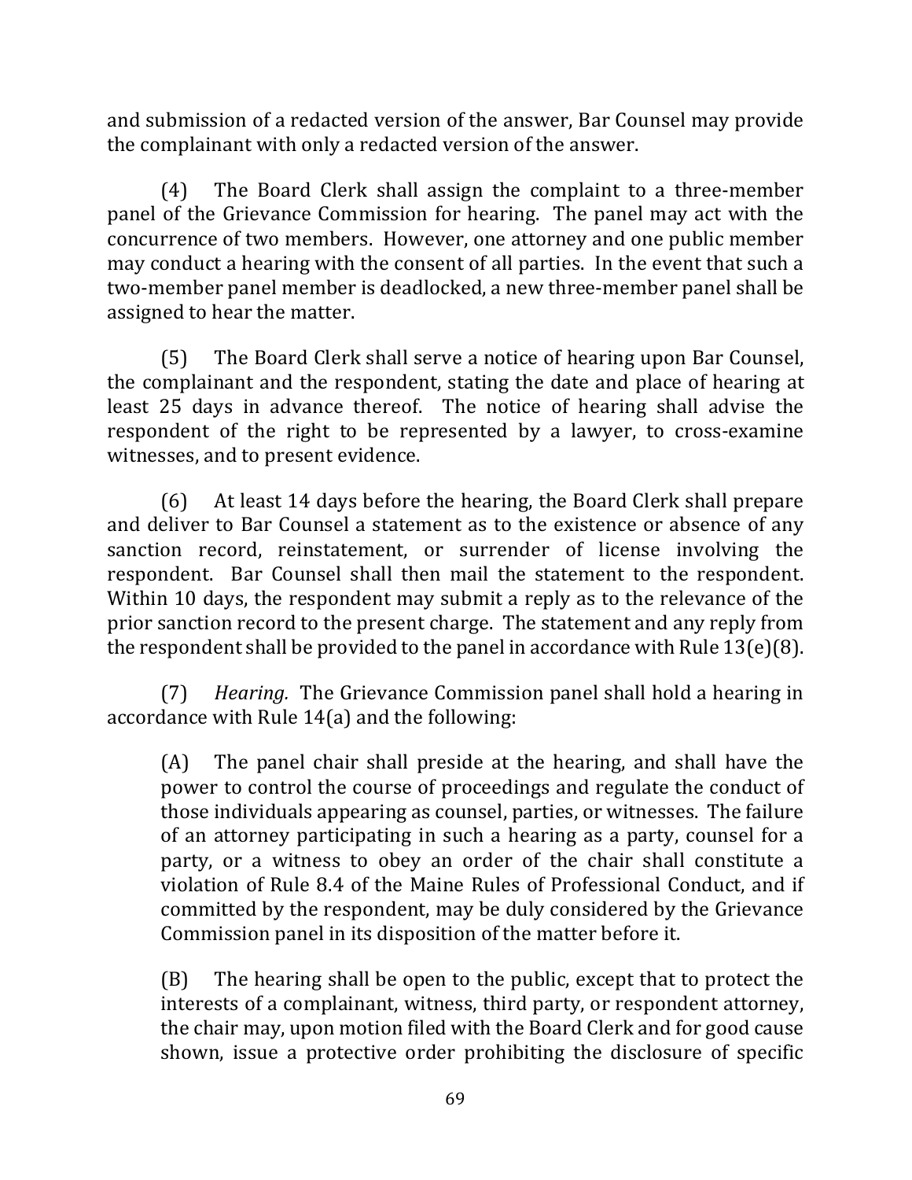and submission of a redacted version of the answer, Bar Counsel may provide the complainant with only a redacted version of the answer.

(4) The Board Clerk shall assign the complaint to a three-member panel of the Grievance Commission for hearing. The panel may act with the concurrence of two members. However, one attorney and one public member may conduct a hearing with the consent of all parties. In the event that such a two-member panel member is deadlocked, a new three-member panel shall be assigned to hear the matter.

(5) The Board Clerk shall serve a notice of hearing upon Bar Counsel, the complainant and the respondent, stating the date and place of hearing at least 25 days in advance thereof. The notice of hearing shall advise the respondent of the right to be represented by a lawyer, to cross-examine witnesses, and to present evidence.

(6) At least 14 days before the hearing, the Board Clerk shall prepare and deliver to Bar Counsel a statement as to the existence or absence of any sanction record, reinstatement, or surrender of license involving the respondent. Bar Counsel shall then mail the statement to the respondent. Within 10 days, the respondent may submit a reply as to the relevance of the prior sanction record to the present charge. The statement and any reply from the respondent shall be provided to the panel in accordance with Rule 13(e)(8).

(7) *Hearing.* The Grievance Commission panel shall hold a hearing in accordance with Rule 14(a) and the following:

> (A) The panel chair shall preside at the hearing, and shall have the power to control the course of proceedings and regulate the conduct of those individuals appearing as counsel, parties, or witnesses. The failure of an attorney participating in such a hearing as a party, counsel for a party, or a witness to obey an order of the chair shall constitute a violation of Rule 8.4 of the Maine Rules of Professional Conduct, and if committed by the respondent, may be duly considered by the Grievance Commission panel in its disposition of the matter before it.
>
> (B) The hearing shall be open to the public, except that to protect the interests of a complainant, witness, third party, or respondent attorney, the chair may, upon motion filed with the Board Clerk and for good cause shown, issue a protective order prohibiting the disclosure of specific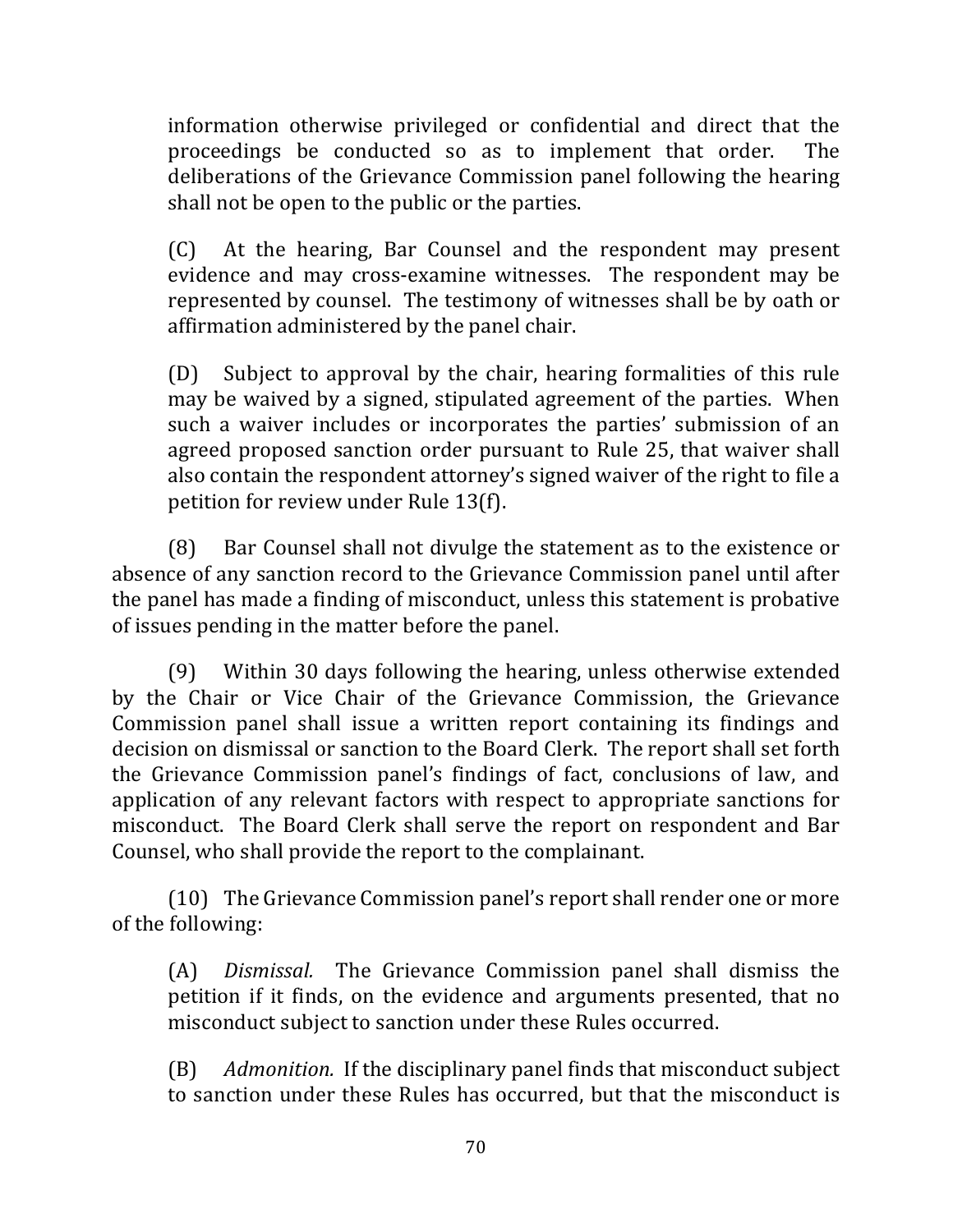information otherwise privileged or confidential and direct that the proceedings be conducted so as to implement that order. The deliberations of the Grievance Commission panel following the hearing shall not be open to the public or the parties.

(C) At the hearing, Bar Counsel and the respondent may present evidence and may cross-examine witnesses. The respondent may be represented by counsel. The testimony of witnesses shall be by oath or affirmation administered by the panel chair.

(D) Subject to approval by the chair, hearing formalities of this rule may be waived by a signed, stipulated agreement of the parties. When such a waiver includes or incorporates the parties' submission of an agreed proposed sanction order pursuant to Rule 25, that waiver shall also contain the respondent attorney's signed waiver of the right to file a petition for review under Rule 13(f).

(8) Bar Counsel shall not divulge the statement as to the existence or absence of any sanction record to the Grievance Commission panel until after the panel has made a finding of misconduct, unless this statement is probative of issues pending in the matter before the panel.

(9) Within 30 days following the hearing, unless otherwise extended by the Chair or Vice Chair of the Grievance Commission, the Grievance Commission panel shall issue a written report containing its findings and decision on dismissal or sanction to the Board Clerk. The report shall set forth the Grievance Commission panel's findings of fact, conclusions of law, and application of any relevant factors with respect to appropriate sanctions for misconduct. The Board Clerk shall serve the report on respondent and Bar Counsel, who shall provide the report to the complainant.

(10) The Grievance Commission panel's report shall render one or more of the following:

(A) *Dismissal.* The Grievance Commission panel shall dismiss the petition if it finds, on the evidence and arguments presented, that no misconduct subject to sanction under these Rules occurred.

(B) *Admonition.* If the disciplinary panel finds that misconduct subject to sanction under these Rules has occurred, but that the misconduct is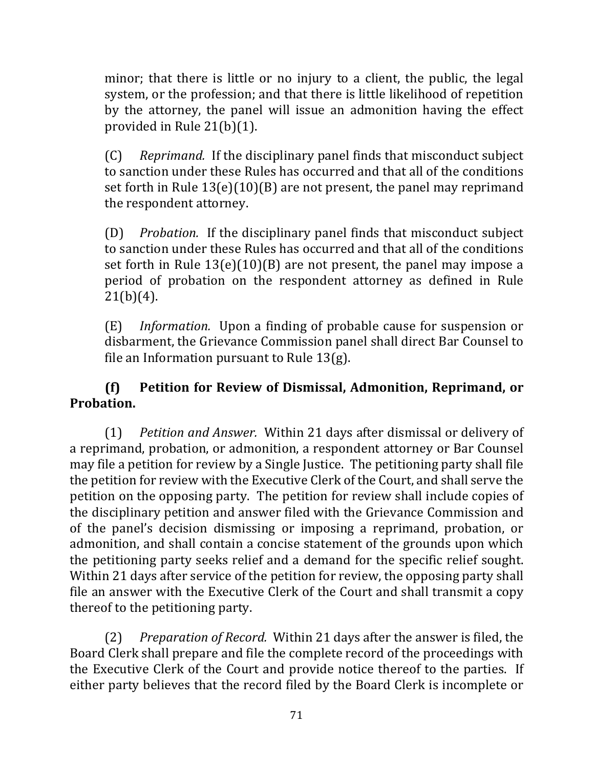minor; that there is little or no injury to a client, the public, the legal system, or the profession; and that there is little likelihood of repetition by the attorney, the panel will issue an admonition having the effect provided in Rule 21(b)(1).

(C) *Reprimand.* If the disciplinary panel finds that misconduct subject to sanction under these Rules has occurred and that all of the conditions set forth in Rule 13(e)(10)(B) are not present, the panel may reprimand the respondent attorney.

(D) *Probation.* If the disciplinary panel finds that misconduct subject to sanction under these Rules has occurred and that all of the conditions set forth in Rule 13(e)(10)(B) are not present, the panel may impose a period of probation on the respondent attorney as defined in Rule 21(b)(4).

(E) *Information.* Upon a finding of probable cause for suspension or disbarment, the Grievance Commission panel shall direct Bar Counsel to file an Information pursuant to Rule 13(g).

**(f) Petition for Review of Dismissal, Admonition, Reprimand, or Probation.**

(1) *Petition and Answer.* Within 21 days after dismissal or delivery of a reprimand, probation, or admonition, a respondent attorney or Bar Counsel may file a petition for review by a Single Justice. The petitioning party shall file the petition for review with the Executive Clerk of the Court, and shall serve the petition on the opposing party. The petition for review shall include copies of the disciplinary petition and answer filed with the Grievance Commission and of the panel's decision dismissing or imposing a reprimand, probation, or admonition, and shall contain a concise statement of the grounds upon which the petitioning party seeks relief and a demand for the specific relief sought. Within 21 days after service of the petition for review, the opposing party shall file an answer with the Executive Clerk of the Court and shall transmit a copy thereof to the petitioning party.

(2) *Preparation of Record.* Within 21 days after the answer is filed, the Board Clerk shall prepare and file the complete record of the proceedings with the Executive Clerk of the Court and provide notice thereof to the parties. If either party believes that the record filed by the Board Clerk is incomplete or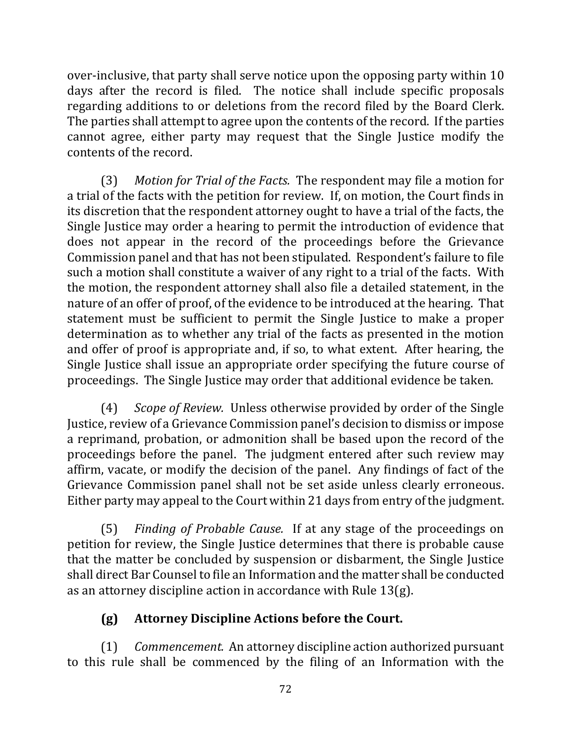over-inclusive, that party shall serve notice upon the opposing party within 10 days after the record is filed. The notice shall include specific proposals regarding additions to or deletions from the record filed by the Board Clerk. The parties shall attempt to agree upon the contents of the record. If the parties cannot agree, either party may request that the Single Justice modify the contents of the record.

(3) *Motion for Trial of the Facts.* The respondent may file a motion for a trial of the facts with the petition for review. If, on motion, the Court finds in its discretion that the respondent attorney ought to have a trial of the facts, the Single Justice may order a hearing to permit the introduction of evidence that does not appear in the record of the proceedings before the Grievance Commission panel and that has not been stipulated. Respondent's failure to file such a motion shall constitute a waiver of any right to a trial of the facts. With the motion, the respondent attorney shall also file a detailed statement, in the nature of an offer of proof, of the evidence to be introduced at the hearing. That statement must be sufficient to permit the Single Justice to make a proper determination as to whether any trial of the facts as presented in the motion and offer of proof is appropriate and, if so, to what extent. After hearing, the Single Justice shall issue an appropriate order specifying the future course of proceedings. The Single Justice may order that additional evidence be taken.

(4) *Scope of Review.* Unless otherwise provided by order of the Single Justice, review of a Grievance Commission panel's decision to dismiss or impose a reprimand, probation, or admonition shall be based upon the record of the proceedings before the panel. The judgment entered after such review may affirm, vacate, or modify the decision of the panel. Any findings of fact of the Grievance Commission panel shall not be set aside unless clearly erroneous. Either party may appeal to the Court within 21 days from entry of the judgment.

(5) *Finding of Probable Cause.* If at any stage of the proceedings on petition for review, the Single Justice determines that there is probable cause that the matter be concluded by suspension or disbarment, the Single Justice shall direct Bar Counsel to file an Information and the matter shall be conducted as an attorney discipline action in accordance with Rule 13(g).

**(g) Attorney Discipline Actions before the Court.**

(1) *Commencement.* An attorney discipline action authorized pursuant to this rule shall be commenced by the filing of an Information with the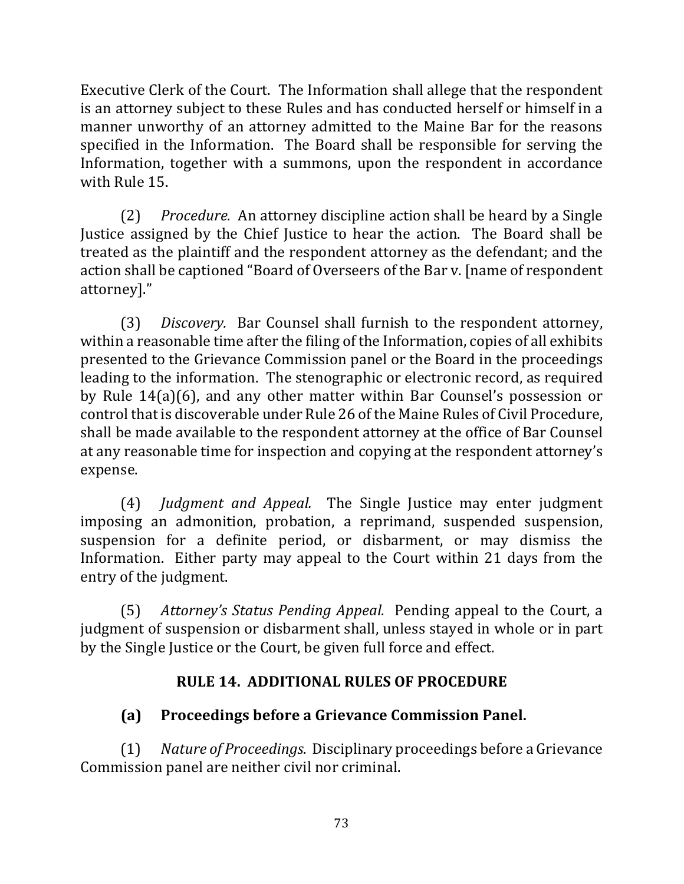Executive Clerk of the Court. The Information shall allege that the respondent is an attorney subject to these Rules and has conducted herself or himself in a manner unworthy of an attorney admitted to the Maine Bar for the reasons specified in the Information. The Board shall be responsible for serving the Information, together with a summons, upon the respondent in accordance with Rule 15.

(2) *Procedure.* An attorney discipline action shall be heard by a Single Justice assigned by the Chief Justice to hear the action. The Board shall be treated as the plaintiff and the respondent attorney as the defendant; and the action shall be captioned "Board of Overseers of the Bar v. [name of respondent attorney]."

(3) *Discovery.* Bar Counsel shall furnish to the respondent attorney, within a reasonable time after the filing of the Information, copies of all exhibits presented to the Grievance Commission panel or the Board in the proceedings leading to the information. The stenographic or electronic record, as required by Rule 14(a)(6), and any other matter within Bar Counsel's possession or control that is discoverable under Rule 26 of the Maine Rules of Civil Procedure, shall be made available to the respondent attorney at the office of Bar Counsel at any reasonable time for inspection and copying at the respondent attorney's expense.

(4) *Judgment and Appeal.* The Single Justice may enter judgment imposing an admonition, probation, a reprimand, suspended suspension, suspension for a definite period, or disbarment, or may dismiss the Information. Either party may appeal to the Court within 21 days from the entry of the judgment.

(5) *Attorney's Status Pending Appeal.* Pending appeal to the Court, a judgment of suspension or disbarment shall, unless stayed in whole or in part by the Single Justice or the Court, be given full force and effect.

## RULE 14. ADDITIONAL RULES OF PROCEDURE

### (a) Proceedings before a Grievance Commission Panel.

(1) *Nature of Proceedings.* Disciplinary proceedings before a Grievance Commission panel are neither civil nor criminal.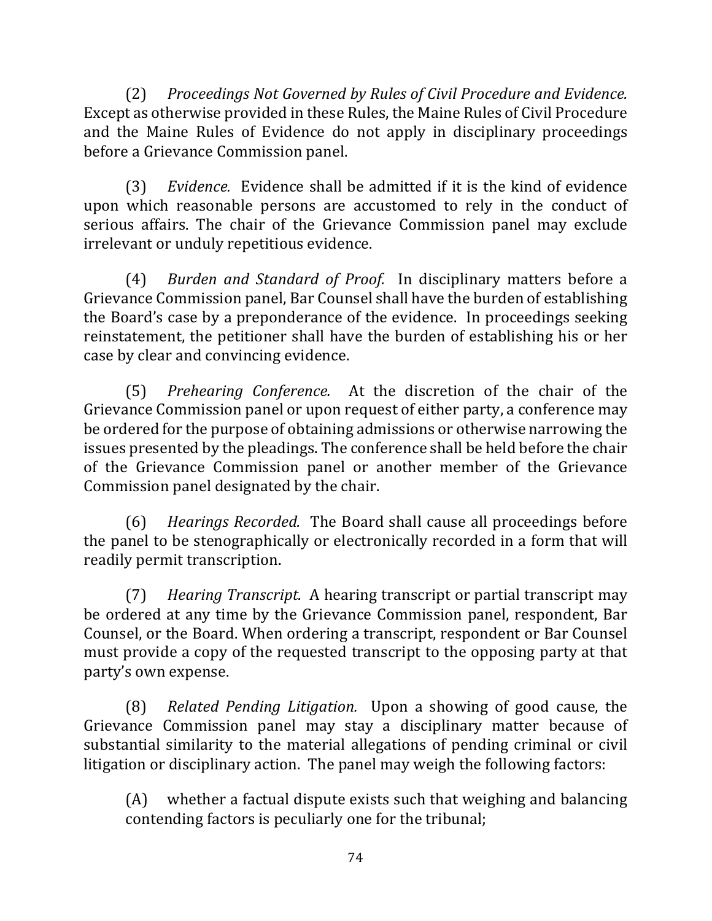(2) *Proceedings Not Governed by Rules of Civil Procedure and Evidence.* Except as otherwise provided in these Rules, the Maine Rules of Civil Procedure and the Maine Rules of Evidence do not apply in disciplinary proceedings before a Grievance Commission panel.

(3) *Evidence.* Evidence shall be admitted if it is the kind of evidence upon which reasonable persons are accustomed to rely in the conduct of serious affairs. The chair of the Grievance Commission panel may exclude irrelevant or unduly repetitious evidence.

(4) *Burden and Standard of Proof.* In disciplinary matters before a Grievance Commission panel, Bar Counsel shall have the burden of establishing the Board's case by a preponderance of the evidence. In proceedings seeking reinstatement, the petitioner shall have the burden of establishing his or her case by clear and convincing evidence.

(5) *Prehearing Conference.* At the discretion of the chair of the Grievance Commission panel or upon request of either party, a conference may be ordered for the purpose of obtaining admissions or otherwise narrowing the issues presented by the pleadings. The conference shall be held before the chair of the Grievance Commission panel or another member of the Grievance Commission panel designated by the chair.

(6) *Hearings Recorded.* The Board shall cause all proceedings before the panel to be stenographically or electronically recorded in a form that will readily permit transcription.

(7) *Hearing Transcript.* A hearing transcript or partial transcript may be ordered at any time by the Grievance Commission panel, respondent, Bar Counsel, or the Board. When ordering a transcript, respondent or Bar Counsel must provide a copy of the requested transcript to the opposing party at that party's own expense.

(8) *Related Pending Litigation.* Upon a showing of good cause, the Grievance Commission panel may stay a disciplinary matter because of substantial similarity to the material allegations of pending criminal or civil litigation or disciplinary action. The panel may weigh the following factors:

(A) whether a factual dispute exists such that weighing and balancing contending factors is peculiarly one for the tribunal;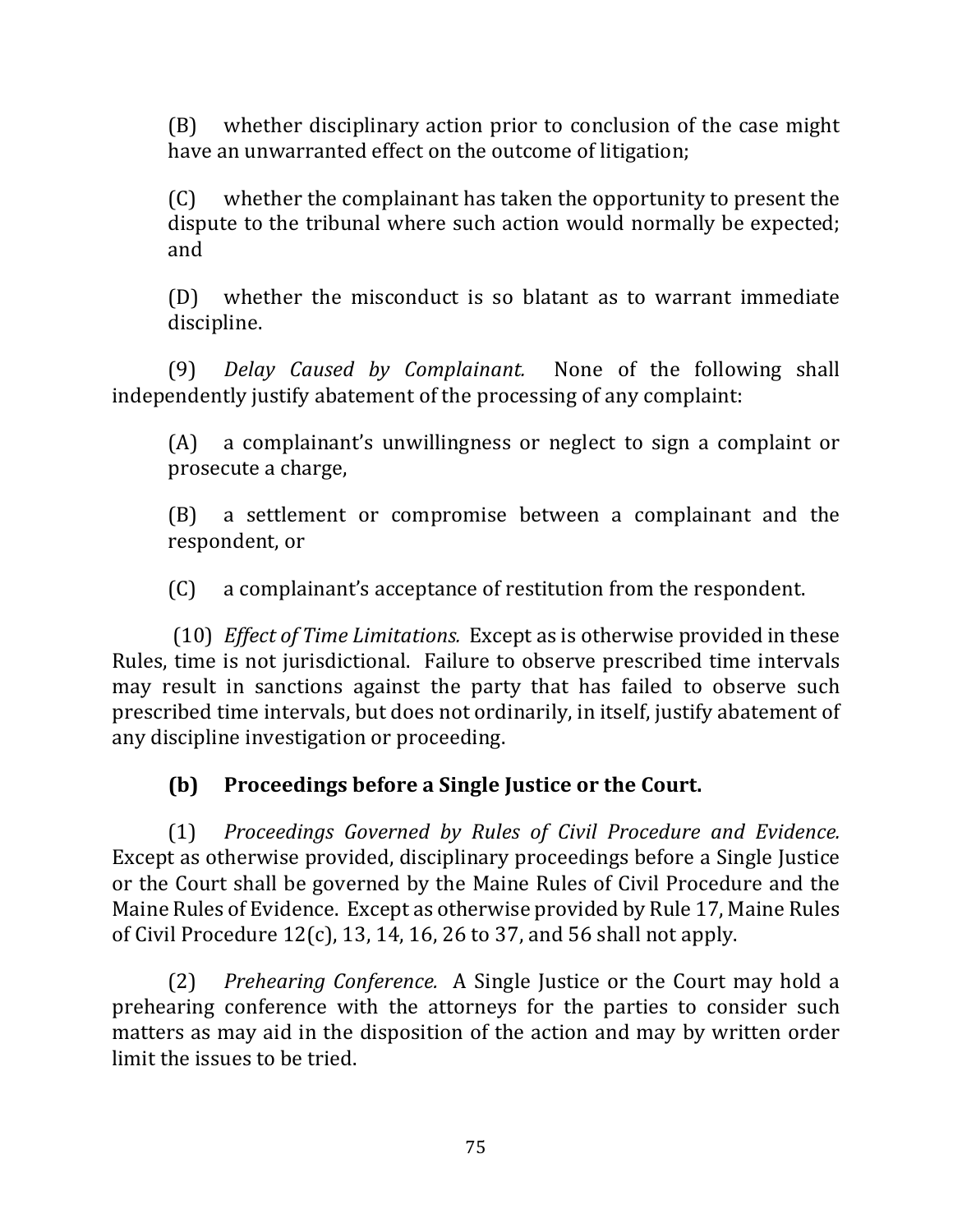(B) whether disciplinary action prior to conclusion of the case might have an unwarranted effect on the outcome of litigation;

(C) whether the complainant has taken the opportunity to present the dispute to the tribunal where such action would normally be expected; and

(D) whether the misconduct is so blatant as to warrant immediate discipline.

(9) *Delay Caused by Complainant.* None of the following shall independently justify abatement of the processing of any complaint:

(A) a complainant's unwillingness or neglect to sign a complaint or prosecute a charge,

(B) a settlement or compromise between a complainant and the respondent, or

(C) a complainant's acceptance of restitution from the respondent.

(10) *Effect of Time Limitations.* Except as is otherwise provided in these Rules, time is not jurisdictional. Failure to observe prescribed time intervals may result in sanctions against the party that has failed to observe such prescribed time intervals, but does not ordinarily, in itself, justify abatement of any discipline investigation or proceeding.

### (b) Proceedings before a Single Justice or the Court.

(1) *Proceedings Governed by Rules of Civil Procedure and Evidence.* Except as otherwise provided, disciplinary proceedings before a Single Justice or the Court shall be governed by the Maine Rules of Civil Procedure and the Maine Rules of Evidence. Except as otherwise provided by Rule 17, Maine Rules of Civil Procedure 12(c), 13, 14, 16, 26 to 37, and 56 shall not apply.

(2) *Prehearing Conference.* A Single Justice or the Court may hold a prehearing conference with the attorneys for the parties to consider such matters as may aid in the disposition of the action and may by written order limit the issues to be tried.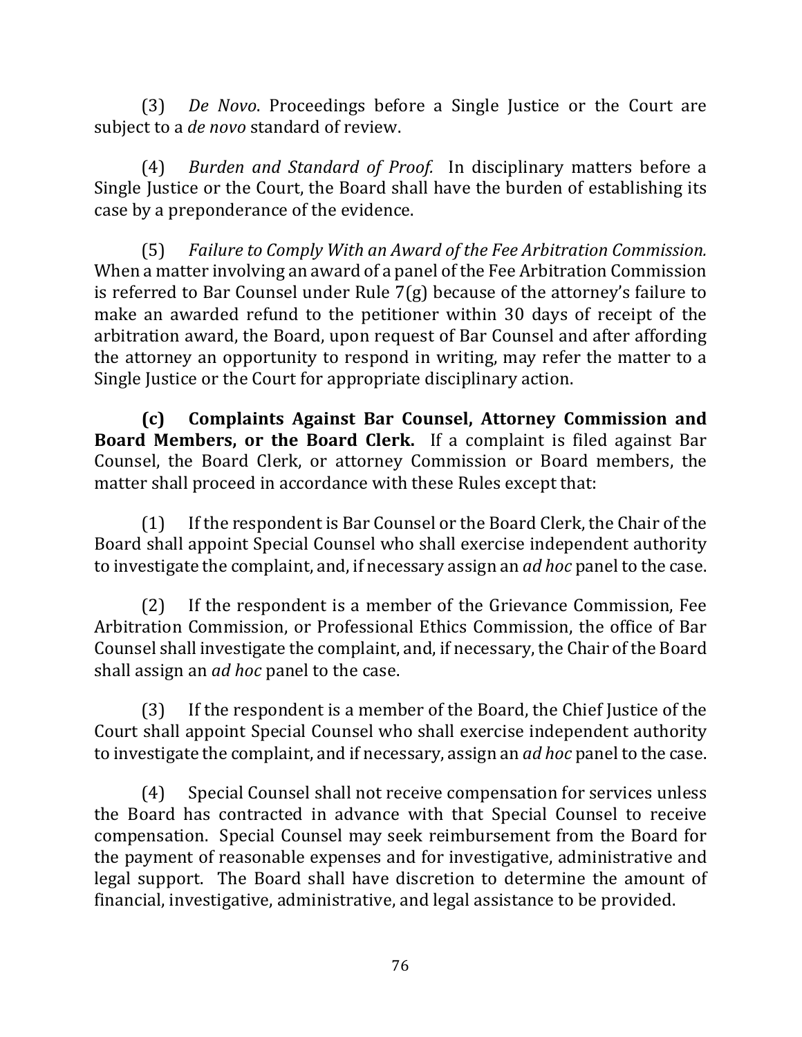(3) *De Novo*. Proceedings before a Single Justice or the Court are subject to a *de novo* standard of review.

(4) *Burden and Standard of Proof.* In disciplinary matters before a Single Justice or the Court, the Board shall have the burden of establishing its case by a preponderance of the evidence.

(5) *Failure to Comply With an Award of the Fee Arbitration Commission.* When a matter involving an award of a panel of the Fee Arbitration Commission is referred to Bar Counsel under Rule 7(g) because of the attorney's failure to make an awarded refund to the petitioner within 30 days of receipt of the arbitration award, the Board, upon request of Bar Counsel and after affording the attorney an opportunity to respond in writing, may refer the matter to a Single Justice or the Court for appropriate disciplinary action.

**(c) Complaints Against Bar Counsel, Attorney Commission and Board Members, or the Board Clerk.** If a complaint is filed against Bar Counsel, the Board Clerk, or attorney Commission or Board members, the matter shall proceed in accordance with these Rules except that:

(1) If the respondent is Bar Counsel or the Board Clerk, the Chair of the Board shall appoint Special Counsel who shall exercise independent authority to investigate the complaint, and, if necessary assign an *ad hoc* panel to the case.

(2) If the respondent is a member of the Grievance Commission, Fee Arbitration Commission, or Professional Ethics Commission, the office of Bar Counsel shall investigate the complaint, and, if necessary, the Chair of the Board shall assign an *ad hoc* panel to the case.

(3) If the respondent is a member of the Board, the Chief Justice of the Court shall appoint Special Counsel who shall exercise independent authority to investigate the complaint, and if necessary, assign an *ad hoc* panel to the case.

(4) Special Counsel shall not receive compensation for services unless the Board has contracted in advance with that Special Counsel to receive compensation. Special Counsel may seek reimbursement from the Board for the payment of reasonable expenses and for investigative, administrative and legal support. The Board shall have discretion to determine the amount of financial, investigative, administrative, and legal assistance to be provided.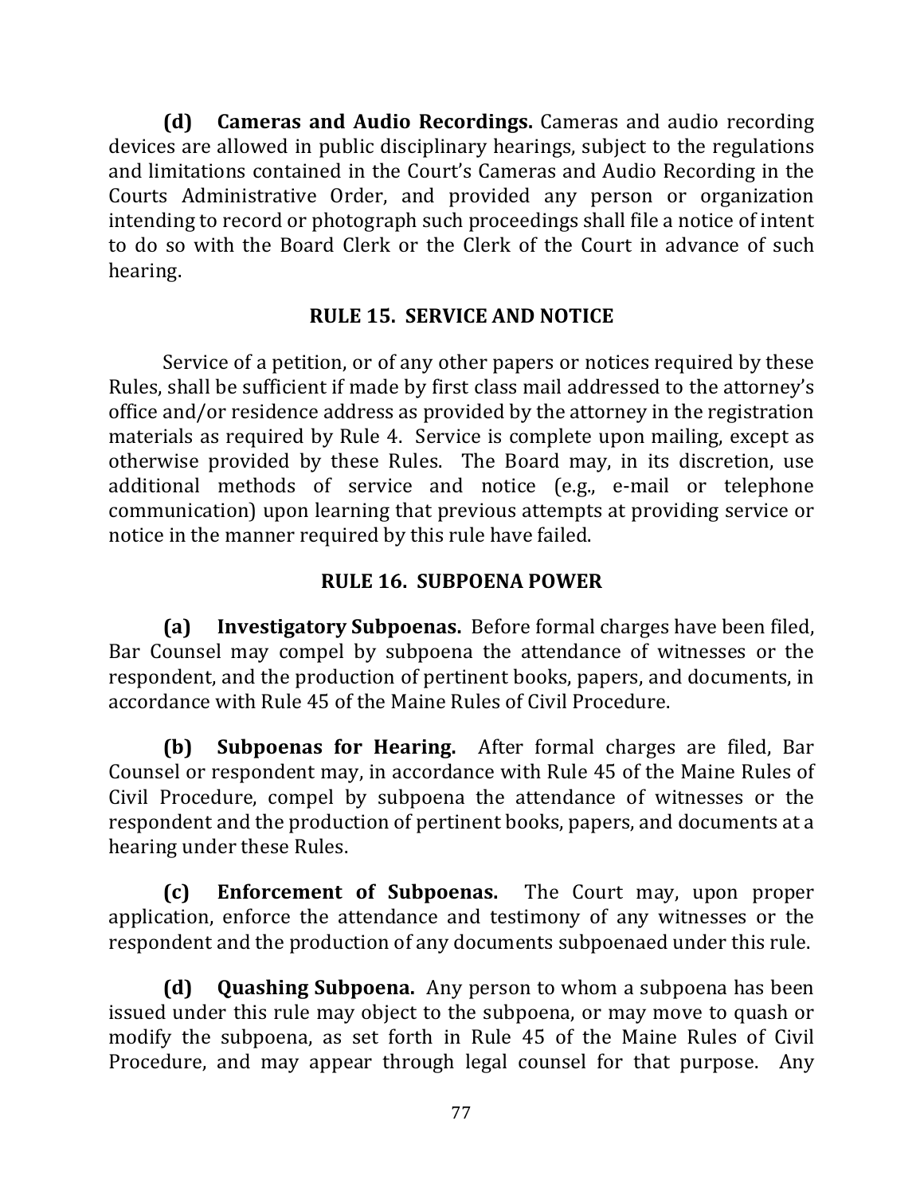**(d) Cameras and Audio Recordings.** Cameras and audio recording devices are allowed in public disciplinary hearings, subject to the regulations and limitations contained in the Court's Cameras and Audio Recording in the Courts Administrative Order, and provided any person or organization intending to record or photograph such proceedings shall file a notice of intent to do so with the Board Clerk or the Clerk of the Court in advance of such hearing.

## RULE 15. SERVICE AND NOTICE

Service of a petition, or of any other papers or notices required by these Rules, shall be sufficient if made by first class mail addressed to the attorney's office and/or residence address as provided by the attorney in the registration materials as required by Rule 4. Service is complete upon mailing, except as otherwise provided by these Rules. The Board may, in its discretion, use additional methods of service and notice (e.g., e-mail or telephone communication) upon learning that previous attempts at providing service or notice in the manner required by this rule have failed.

## RULE 16. SUBPOENA POWER

**(a) Investigatory Subpoenas.** Before formal charges have been filed, Bar Counsel may compel by subpoena the attendance of witnesses or the respondent, and the production of pertinent books, papers, and documents, in accordance with Rule 45 of the Maine Rules of Civil Procedure.

**(b) Subpoenas for Hearing.** After formal charges are filed, Bar Counsel or respondent may, in accordance with Rule 45 of the Maine Rules of Civil Procedure, compel by subpoena the attendance of witnesses or the respondent and the production of pertinent books, papers, and documents at a hearing under these Rules.

**(c) Enforcement of Subpoenas.** The Court may, upon proper application, enforce the attendance and testimony of any witnesses or the respondent and the production of any documents subpoenaed under this rule.

**(d) Quashing Subpoena.** Any person to whom a subpoena has been issued under this rule may object to the subpoena, or may move to quash or modify the subpoena, as set forth in Rule 45 of the Maine Rules of Civil Procedure, and may appear through legal counsel for that purpose. Any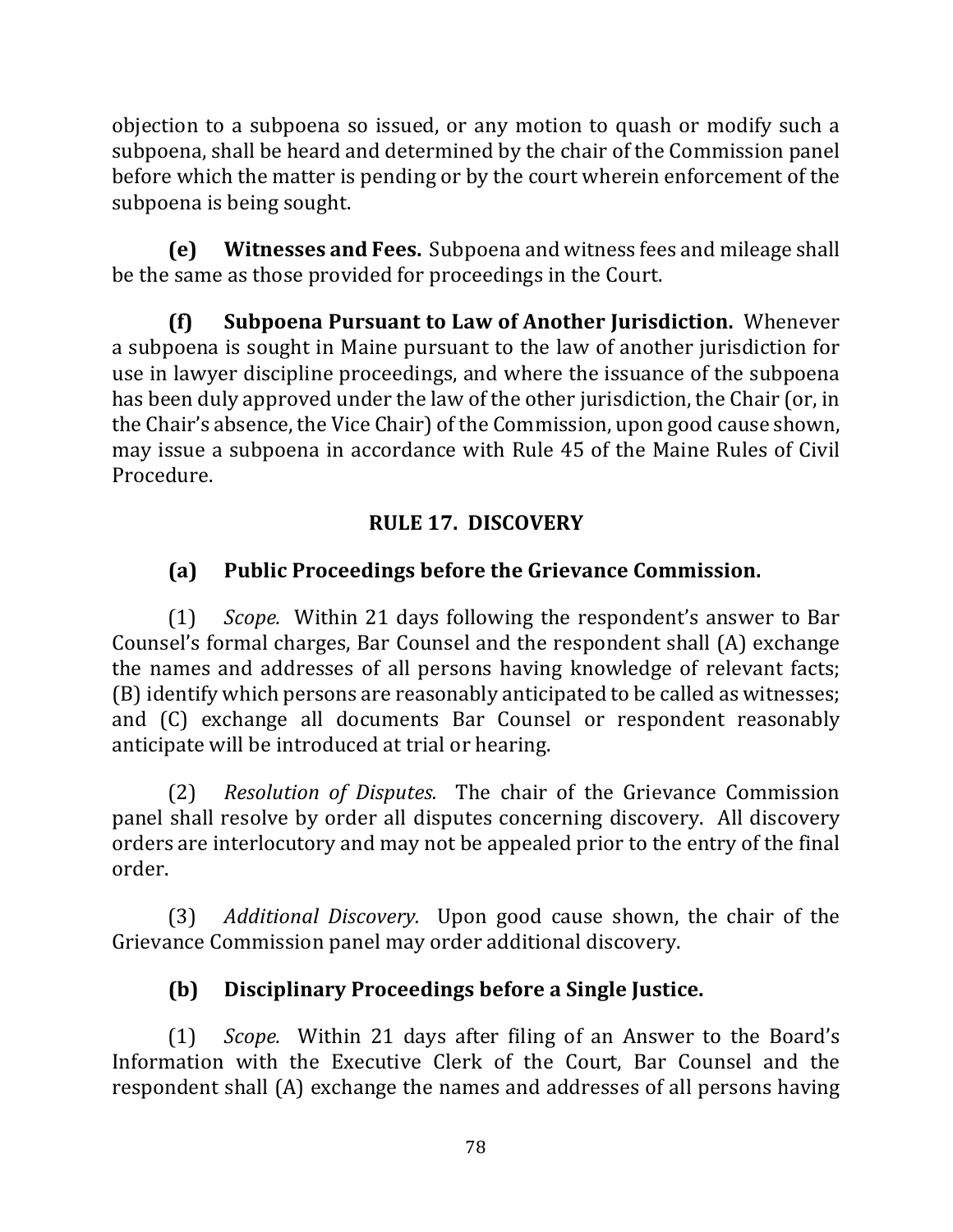objection to a subpoena so issued, or any motion to quash or modify such a subpoena, shall be heard and determined by the chair of the Commission panel before which the matter is pending or by the court wherein enforcement of the subpoena is being sought.

**(e) Witnesses and Fees.** Subpoena and witness fees and mileage shall be the same as those provided for proceedings in the Court.

**(f) Subpoena Pursuant to Law of Another Jurisdiction.** Whenever a subpoena is sought in Maine pursuant to the law of another jurisdiction for use in lawyer discipline proceedings, and where the issuance of the subpoena has been duly approved under the law of the other jurisdiction, the Chair (or, in the Chair's absence, the Vice Chair) of the Commission, upon good cause shown, may issue a subpoena in accordance with Rule 45 of the Maine Rules of Civil Procedure.

## RULE 17. DISCOVERY

### (a) Public Proceedings before the Grievance Commission.

(1) *Scope.* Within 21 days following the respondent's answer to Bar Counsel's formal charges, Bar Counsel and the respondent shall (A) exchange the names and addresses of all persons having knowledge of relevant facts; (B) identify which persons are reasonably anticipated to be called as witnesses; and (C) exchange all documents Bar Counsel or respondent reasonably anticipate will be introduced at trial or hearing.

(2) *Resolution of Disputes.* The chair of the Grievance Commission panel shall resolve by order all disputes concerning discovery. All discovery orders are interlocutory and may not be appealed prior to the entry of the final order.

(3) *Additional Discovery.* Upon good cause shown, the chair of the Grievance Commission panel may order additional discovery.

### (b) Disciplinary Proceedings before a Single Justice.

(1) *Scope.* Within 21 days after filing of an Answer to the Board's Information with the Executive Clerk of the Court, Bar Counsel and the respondent shall (A) exchange the names and addresses of all persons having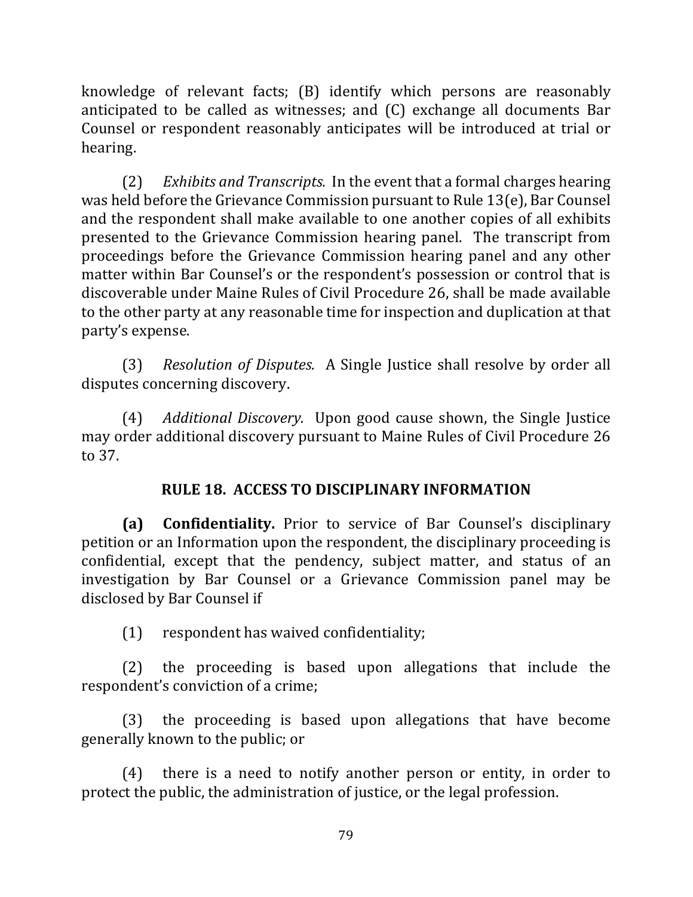knowledge of relevant facts; (B) identify which persons are reasonably anticipated to be called as witnesses; and (C) exchange all documents Bar Counsel or respondent reasonably anticipates will be introduced at trial or hearing.

(2) *Exhibits and Transcripts.* In the event that a formal charges hearing was held before the Grievance Commission pursuant to Rule 13(e), Bar Counsel and the respondent shall make available to one another copies of all exhibits presented to the Grievance Commission hearing panel. The transcript from proceedings before the Grievance Commission hearing panel and any other matter within Bar Counsel's or the respondent's possession or control that is discoverable under Maine Rules of Civil Procedure 26, shall be made available to the other party at any reasonable time for inspection and duplication at that party's expense.

(3) *Resolution of Disputes.* A Single Justice shall resolve by order all disputes concerning discovery.

(4) *Additional Discovery.* Upon good cause shown, the Single Justice may order additional discovery pursuant to Maine Rules of Civil Procedure 26 to 37.

## RULE 18. ACCESS TO DISCIPLINARY INFORMATION

**(a) Confidentiality.** Prior to service of Bar Counsel's disciplinary petition or an Information upon the respondent, the disciplinary proceeding is confidential, except that the pendency, subject matter, and status of an investigation by Bar Counsel or a Grievance Commission panel may be disclosed by Bar Counsel if

(1) respondent has waived confidentiality;

(2) the proceeding is based upon allegations that include the respondent's conviction of a crime;

(3) the proceeding is based upon allegations that have become generally known to the public; or

(4) there is a need to notify another person or entity, in order to protect the public, the administration of justice, or the legal profession.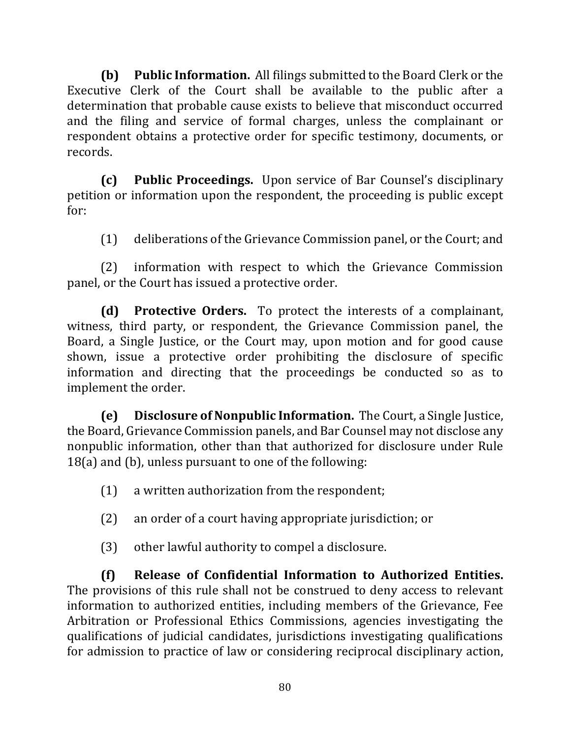**(b) Public Information.** All filings submitted to the Board Clerk or the Executive Clerk of the Court shall be available to the public after a determination that probable cause exists to believe that misconduct occurred and the filing and service of formal charges, unless the complainant or respondent obtains a protective order for specific testimony, documents, or records.

**(c) Public Proceedings.** Upon service of Bar Counsel's disciplinary petition or information upon the respondent, the proceeding is public except for:

(1) deliberations of the Grievance Commission panel, or the Court; and

(2) information with respect to which the Grievance Commission panel, or the Court has issued a protective order.

**(d) Protective Orders.** To protect the interests of a complainant, witness, third party, or respondent, the Grievance Commission panel, the Board, a Single Justice, or the Court may, upon motion and for good cause shown, issue a protective order prohibiting the disclosure of specific information and directing that the proceedings be conducted so as to implement the order.

**(e) Disclosure of Nonpublic Information.** The Court, a Single Justice, the Board, Grievance Commission panels, and Bar Counsel may not disclose any nonpublic information, other than that authorized for disclosure under Rule 18(a) and (b), unless pursuant to one of the following:

(1) a written authorization from the respondent;

(2) an order of a court having appropriate jurisdiction; or

(3) other lawful authority to compel a disclosure.

**(f) Release of Confidential Information to Authorized Entities.** The provisions of this rule shall not be construed to deny access to relevant information to authorized entities, including members of the Grievance, Fee Arbitration or Professional Ethics Commissions, agencies investigating the qualifications of judicial candidates, jurisdictions investigating qualifications for admission to practice of law or considering reciprocal disciplinary action,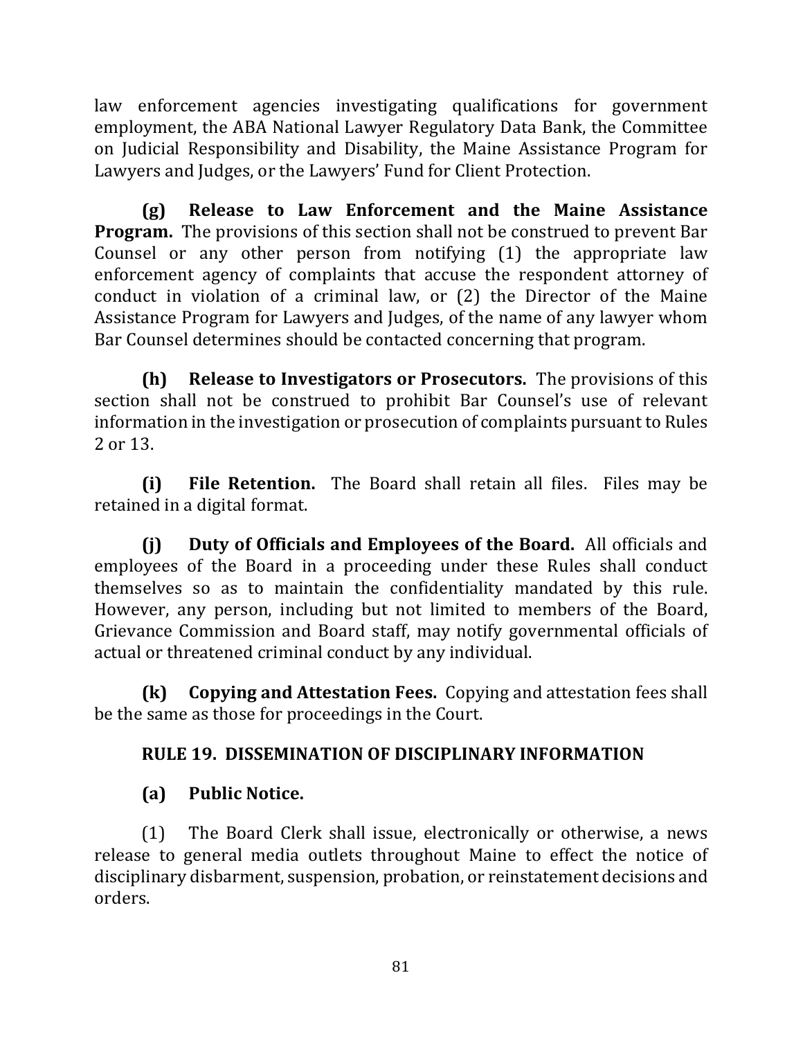law enforcement agencies investigating qualifications for government employment, the ABA National Lawyer Regulatory Data Bank, the Committee on Judicial Responsibility and Disability, the Maine Assistance Program for Lawyers and Judges, or the Lawyers' Fund for Client Protection.

**(g) Release to Law Enforcement and the Maine Assistance Program.** The provisions of this section shall not be construed to prevent Bar Counsel or any other person from notifying (1) the appropriate law enforcement agency of complaints that accuse the respondent attorney of conduct in violation of a criminal law, or (2) the Director of the Maine Assistance Program for Lawyers and Judges, of the name of any lawyer whom Bar Counsel determines should be contacted concerning that program.

**(h) Release to Investigators or Prosecutors.** The provisions of this section shall not be construed to prohibit Bar Counsel's use of relevant information in the investigation or prosecution of complaints pursuant to Rules 2 or 13.

**(i) File Retention.** The Board shall retain all files. Files may be retained in a digital format.

**(j) Duty of Officials and Employees of the Board.** All officials and employees of the Board in a proceeding under these Rules shall conduct themselves so as to maintain the confidentiality mandated by this rule. However, any person, including but not limited to members of the Board, Grievance Commission and Board staff, may notify governmental officials of actual or threatened criminal conduct by any individual.

**(k) Copying and Attestation Fees.** Copying and attestation fees shall be the same as those for proceedings in the Court.

## RULE 19. DISSEMINATION OF DISCIPLINARY INFORMATION

**(a) Public Notice.**

(1) The Board Clerk shall issue, electronically or otherwise, a news release to general media outlets throughout Maine to effect the notice of disciplinary disbarment, suspension, probation, or reinstatement decisions and orders.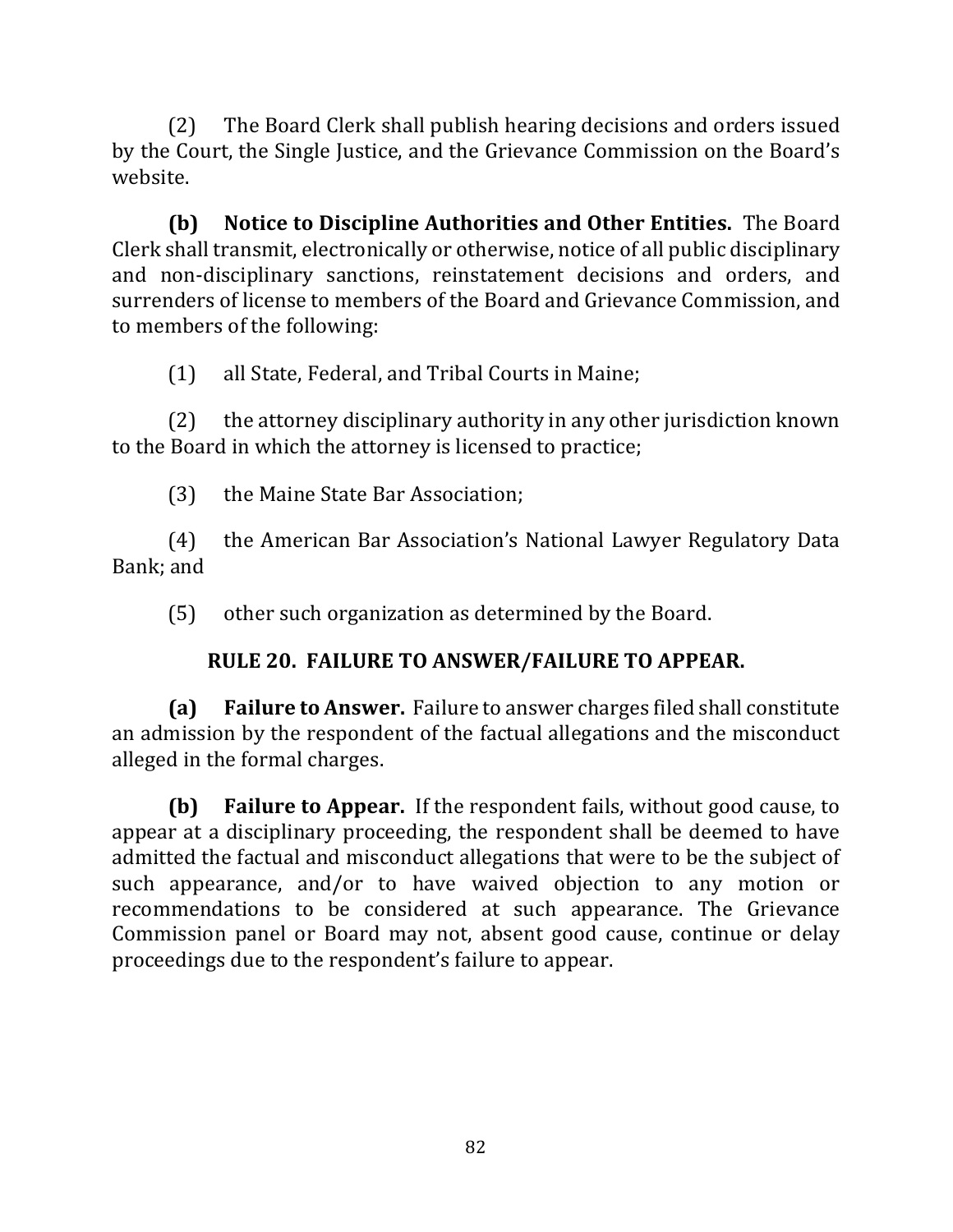(2) The Board Clerk shall publish hearing decisions and orders issued by the Court, the Single Justice, and the Grievance Commission on the Board's website.

**(b) Notice to Discipline Authorities and Other Entities.** The Board Clerk shall transmit, electronically or otherwise, notice of all public disciplinary and non-disciplinary sanctions, reinstatement decisions and orders, and surrenders of license to members of the Board and Grievance Commission, and to members of the following:

(1) all State, Federal, and Tribal Courts in Maine;

(2) the attorney disciplinary authority in any other jurisdiction known to the Board in which the attorney is licensed to practice;

(3) the Maine State Bar Association;

(4) the American Bar Association's National Lawyer Regulatory Data Bank; and

(5) other such organization as determined by the Board.

## RULE 20. FAILURE TO ANSWER/FAILURE TO APPEAR.

**(a) Failure to Answer.** Failure to answer charges filed shall constitute an admission by the respondent of the factual allegations and the misconduct alleged in the formal charges.

**(b) Failure to Appear.** If the respondent fails, without good cause, to appear at a disciplinary proceeding, the respondent shall be deemed to have admitted the factual and misconduct allegations that were to be the subject of such appearance, and/or to have waived objection to any motion or recommendations to be considered at such appearance. The Grievance Commission panel or Board may not, absent good cause, continue or delay proceedings due to the respondent's failure to appear.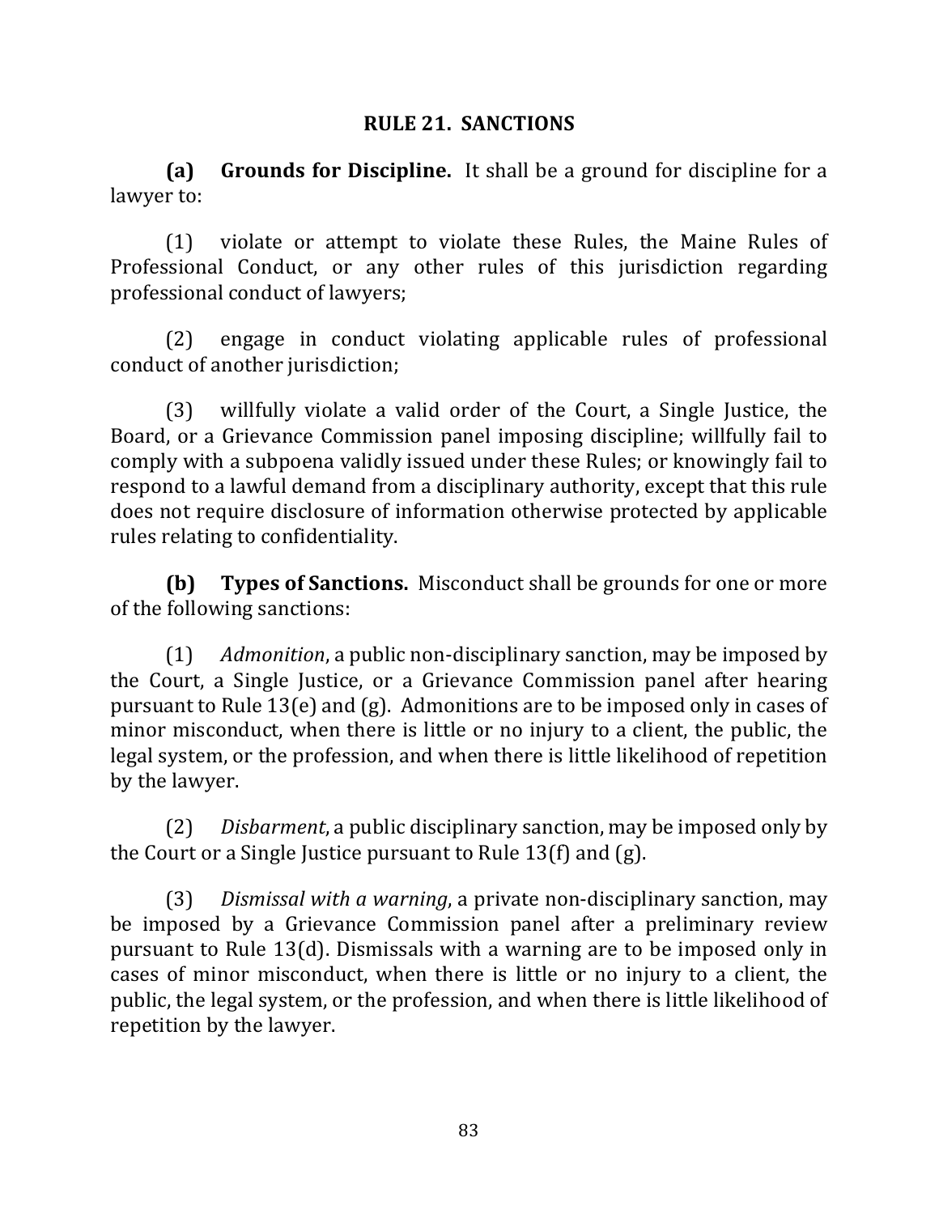## RULE 21. SANCTIONS

**(a) Grounds for Discipline.** It shall be a ground for discipline for a lawyer to:

(1) violate or attempt to violate these Rules, the Maine Rules of Professional Conduct, or any other rules of this jurisdiction regarding professional conduct of lawyers;

(2) engage in conduct violating applicable rules of professional conduct of another jurisdiction;

(3) willfully violate a valid order of the Court, a Single Justice, the Board, or a Grievance Commission panel imposing discipline; willfully fail to comply with a subpoena validly issued under these Rules; or knowingly fail to respond to a lawful demand from a disciplinary authority, except that this rule does not require disclosure of information otherwise protected by applicable rules relating to confidentiality.

**(b) Types of Sanctions.** Misconduct shall be grounds for one or more of the following sanctions:

(1) *Admonition*, a public non-disciplinary sanction, may be imposed by the Court, a Single Justice, or a Grievance Commission panel after hearing pursuant to Rule 13(e) and (g). Admonitions are to be imposed only in cases of minor misconduct, when there is little or no injury to a client, the public, the legal system, or the profession, and when there is little likelihood of repetition by the lawyer.

(2) *Disbarment*, a public disciplinary sanction, may be imposed only by the Court or a Single Justice pursuant to Rule 13(f) and (g).

(3) *Dismissal with a warning*, a private non-disciplinary sanction, may be imposed by a Grievance Commission panel after a preliminary review pursuant to Rule 13(d). Dismissals with a warning are to be imposed only in cases of minor misconduct, when there is little or no injury to a client, the public, the legal system, or the profession, and when there is little likelihood of repetition by the lawyer.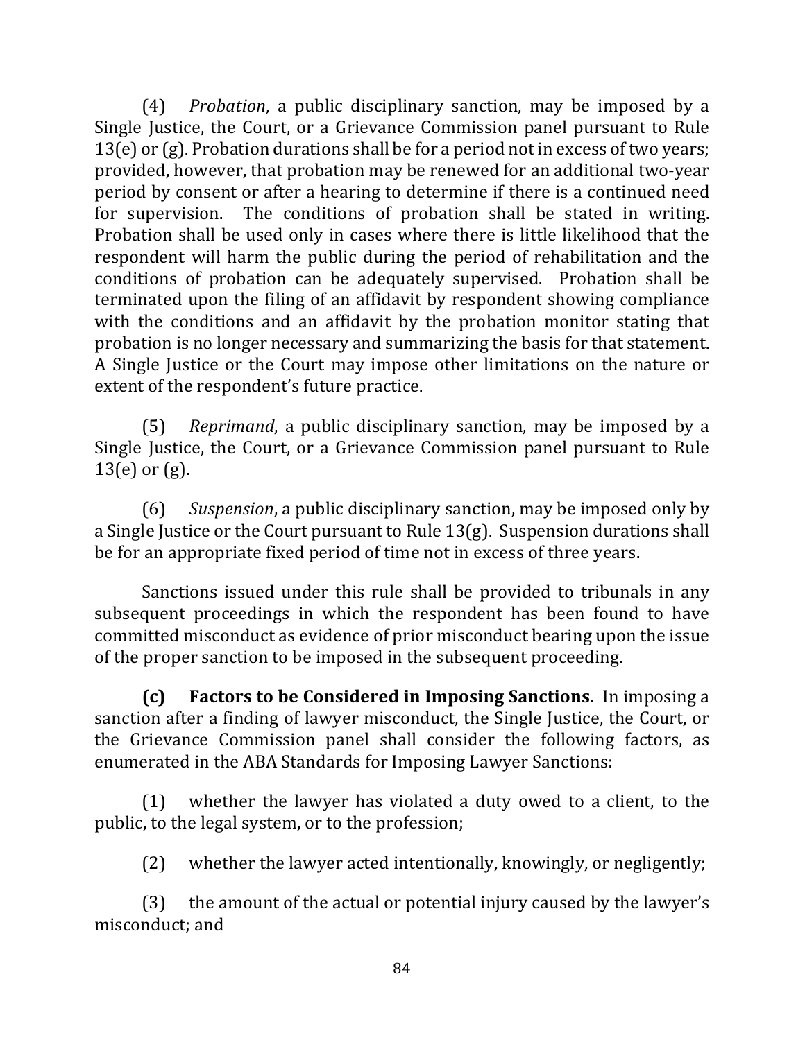(4) *Probation*, a public disciplinary sanction, may be imposed by a Single Justice, the Court, or a Grievance Commission panel pursuant to Rule 13(e) or (g). Probation durations shall be for a period not in excess of two years; provided, however, that probation may be renewed for an additional two-year period by consent or after a hearing to determine if there is a continued need for supervision. The conditions of probation shall be stated in writing. Probation shall be used only in cases where there is little likelihood that the respondent will harm the public during the period of rehabilitation and the conditions of probation can be adequately supervised. Probation shall be terminated upon the filing of an affidavit by respondent showing compliance with the conditions and an affidavit by the probation monitor stating that probation is no longer necessary and summarizing the basis for that statement. A Single Justice or the Court may impose other limitations on the nature or extent of the respondent's future practice.

(5) *Reprimand*, a public disciplinary sanction, may be imposed by a Single Justice, the Court, or a Grievance Commission panel pursuant to Rule 13(e) or (g).

(6) *Suspension*, a public disciplinary sanction, may be imposed only by a Single Justice or the Court pursuant to Rule 13(g). Suspension durations shall be for an appropriate fixed period of time not in excess of three years.

Sanctions issued under this rule shall be provided to tribunals in any subsequent proceedings in which the respondent has been found to have committed misconduct as evidence of prior misconduct bearing upon the issue of the proper sanction to be imposed in the subsequent proceeding.

**(c) Factors to be Considered in Imposing Sanctions.** In imposing a sanction after a finding of lawyer misconduct, the Single Justice, the Court, or the Grievance Commission panel shall consider the following factors, as enumerated in the ABA Standards for Imposing Lawyer Sanctions:

(1) whether the lawyer has violated a duty owed to a client, to the public, to the legal system, or to the profession;

(2) whether the lawyer acted intentionally, knowingly, or negligently;

(3) the amount of the actual or potential injury caused by the lawyer's misconduct; and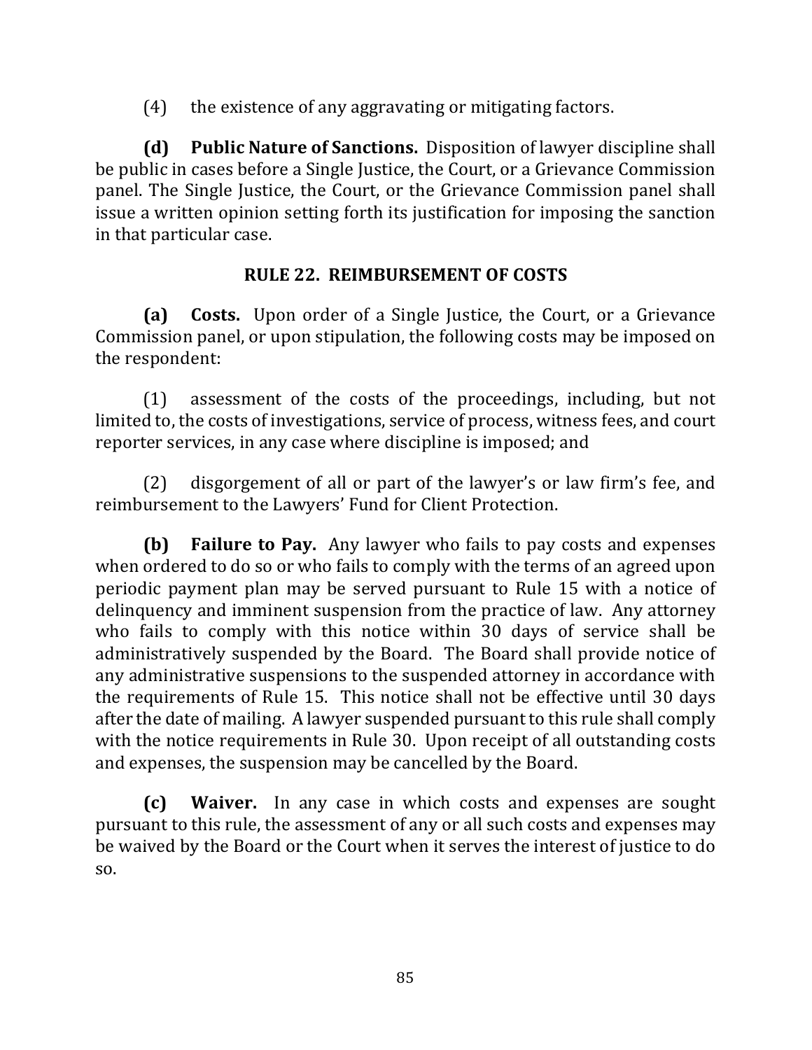(4) the existence of any aggravating or mitigating factors.

**(d) Public Nature of Sanctions.** Disposition of lawyer discipline shall be public in cases before a Single Justice, the Court, or a Grievance Commission panel. The Single Justice, the Court, or the Grievance Commission panel shall issue a written opinion setting forth its justification for imposing the sanction in that particular case.

## RULE 22. REIMBURSEMENT OF COSTS

**(a) Costs.** Upon order of a Single Justice, the Court, or a Grievance Commission panel, or upon stipulation, the following costs may be imposed on the respondent:

(1) assessment of the costs of the proceedings, including, but not limited to, the costs of investigations, service of process, witness fees, and court reporter services, in any case where discipline is imposed; and

(2) disgorgement of all or part of the lawyer's or law firm's fee, and reimbursement to the Lawyers' Fund for Client Protection.

**(b) Failure to Pay.** Any lawyer who fails to pay costs and expenses when ordered to do so or who fails to comply with the terms of an agreed upon periodic payment plan may be served pursuant to Rule 15 with a notice of delinquency and imminent suspension from the practice of law. Any attorney who fails to comply with this notice within 30 days of service shall be administratively suspended by the Board. The Board shall provide notice of any administrative suspensions to the suspended attorney in accordance with the requirements of Rule 15. This notice shall not be effective until 30 days after the date of mailing. A lawyer suspended pursuant to this rule shall comply with the notice requirements in Rule 30. Upon receipt of all outstanding costs and expenses, the suspension may be cancelled by the Board.

**(c) Waiver.** In any case in which costs and expenses are sought pursuant to this rule, the assessment of any or all such costs and expenses may be waived by the Board or the Court when it serves the interest of justice to do so.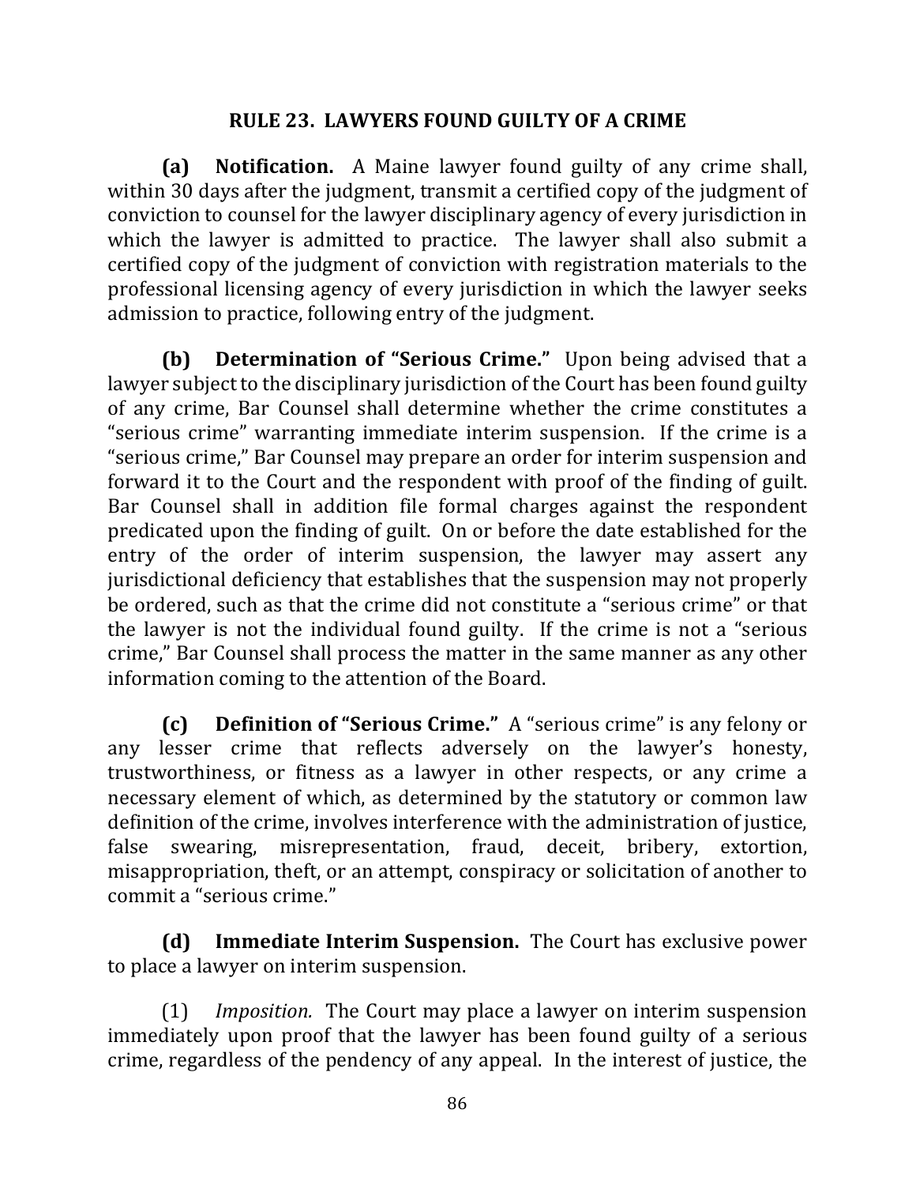## RULE 23. LAWYERS FOUND GUILTY OF A CRIME

**(a) Notification.** A Maine lawyer found guilty of any crime shall, within 30 days after the judgment, transmit a certified copy of the judgment of conviction to counsel for the lawyer disciplinary agency of every jurisdiction in which the lawyer is admitted to practice. The lawyer shall also submit a certified copy of the judgment of conviction with registration materials to the professional licensing agency of every jurisdiction in which the lawyer seeks admission to practice, following entry of the judgment.

**(b) Determination of "Serious Crime."** Upon being advised that a lawyer subject to the disciplinary jurisdiction of the Court has been found guilty of any crime, Bar Counsel shall determine whether the crime constitutes a "serious crime" warranting immediate interim suspension. If the crime is a "serious crime," Bar Counsel may prepare an order for interim suspension and forward it to the Court and the respondent with proof of the finding of guilt. Bar Counsel shall in addition file formal charges against the respondent predicated upon the finding of guilt. On or before the date established for the entry of the order of interim suspension, the lawyer may assert any jurisdictional deficiency that establishes that the suspension may not properly be ordered, such as that the crime did not constitute a "serious crime" or that the lawyer is not the individual found guilty. If the crime is not a "serious crime," Bar Counsel shall process the matter in the same manner as any other information coming to the attention of the Board.

**(c) Definition of "Serious Crime."** A "serious crime" is any felony or any lesser crime that reflects adversely on the lawyer's honesty, trustworthiness, or fitness as a lawyer in other respects, or any crime a necessary element of which, as determined by the statutory or common law definition of the crime, involves interference with the administration of justice, false swearing, misrepresentation, fraud, deceit, bribery, extortion, misappropriation, theft, or an attempt, conspiracy or solicitation of another to commit a "serious crime."

**(d) Immediate Interim Suspension.** The Court has exclusive power to place a lawyer on interim suspension.

(1) *Imposition.* The Court may place a lawyer on interim suspension immediately upon proof that the lawyer has been found guilty of a serious crime, regardless of the pendency of any appeal. In the interest of justice, the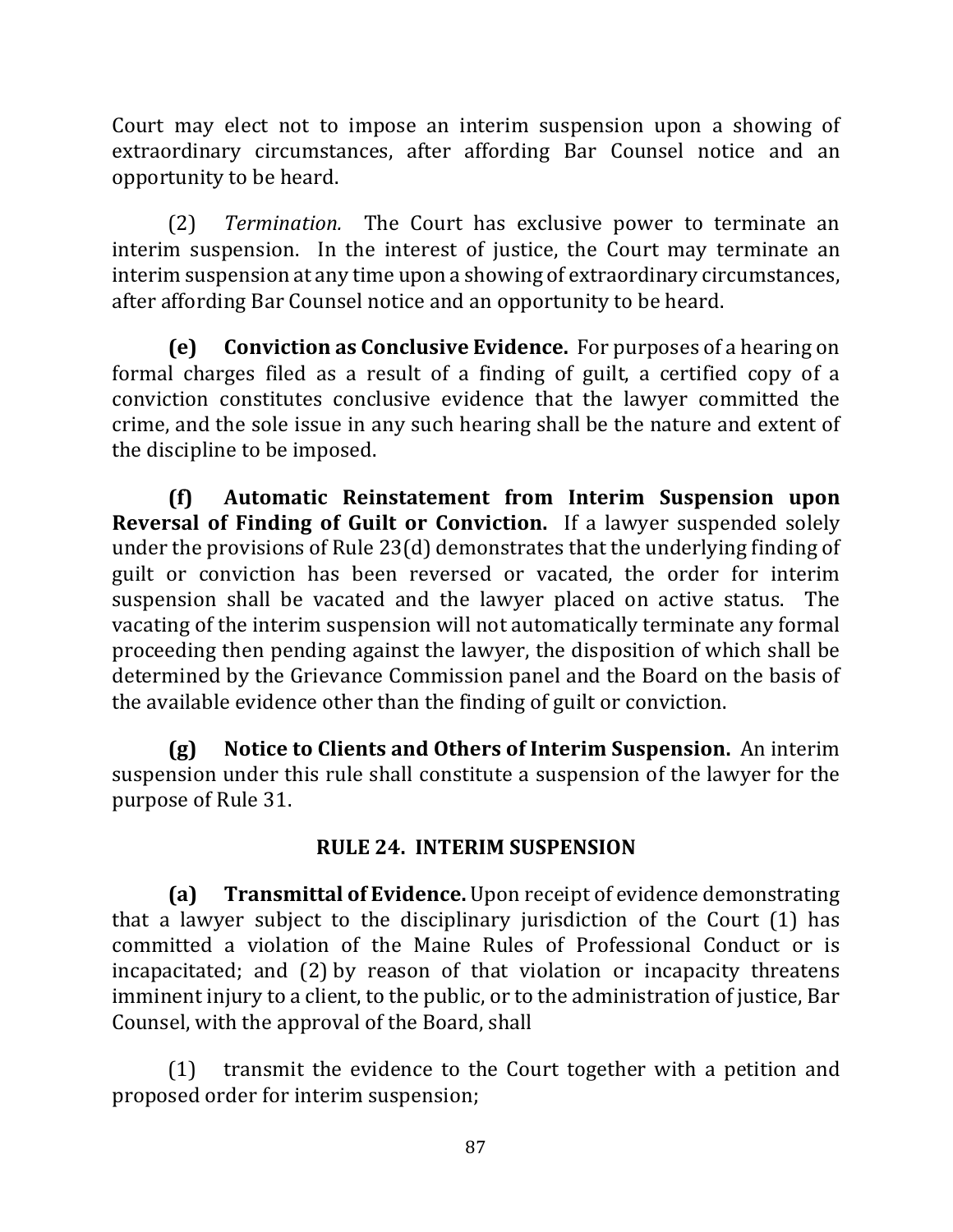Court may elect not to impose an interim suspension upon a showing of extraordinary circumstances, after affording Bar Counsel notice and an opportunity to be heard.

(2) *Termination.* The Court has exclusive power to terminate an interim suspension. In the interest of justice, the Court may terminate an interim suspension at any time upon a showing of extraordinary circumstances, after affording Bar Counsel notice and an opportunity to be heard.

**(e) Conviction as Conclusive Evidence.** For purposes of a hearing on formal charges filed as a result of a finding of guilt, a certified copy of a conviction constitutes conclusive evidence that the lawyer committed the crime, and the sole issue in any such hearing shall be the nature and extent of the discipline to be imposed.

**(f) Automatic Reinstatement from Interim Suspension upon Reversal of Finding of Guilt or Conviction.** If a lawyer suspended solely under the provisions of Rule 23(d) demonstrates that the underlying finding of guilt or conviction has been reversed or vacated, the order for interim suspension shall be vacated and the lawyer placed on active status. The vacating of the interim suspension will not automatically terminate any formal proceeding then pending against the lawyer, the disposition of which shall be determined by the Grievance Commission panel and the Board on the basis of the available evidence other than the finding of guilt or conviction.

**(g) Notice to Clients and Others of Interim Suspension.** An interim suspension under this rule shall constitute a suspension of the lawyer for the purpose of Rule 31.

## RULE 24. INTERIM SUSPENSION

**(a) Transmittal of Evidence.** Upon receipt of evidence demonstrating that a lawyer subject to the disciplinary jurisdiction of the Court (1) has committed a violation of the Maine Rules of Professional Conduct or is incapacitated; and (2) by reason of that violation or incapacity threatens imminent injury to a client, to the public, or to the administration of justice, Bar Counsel, with the approval of the Board, shall

(1) transmit the evidence to the Court together with a petition and proposed order for interim suspension;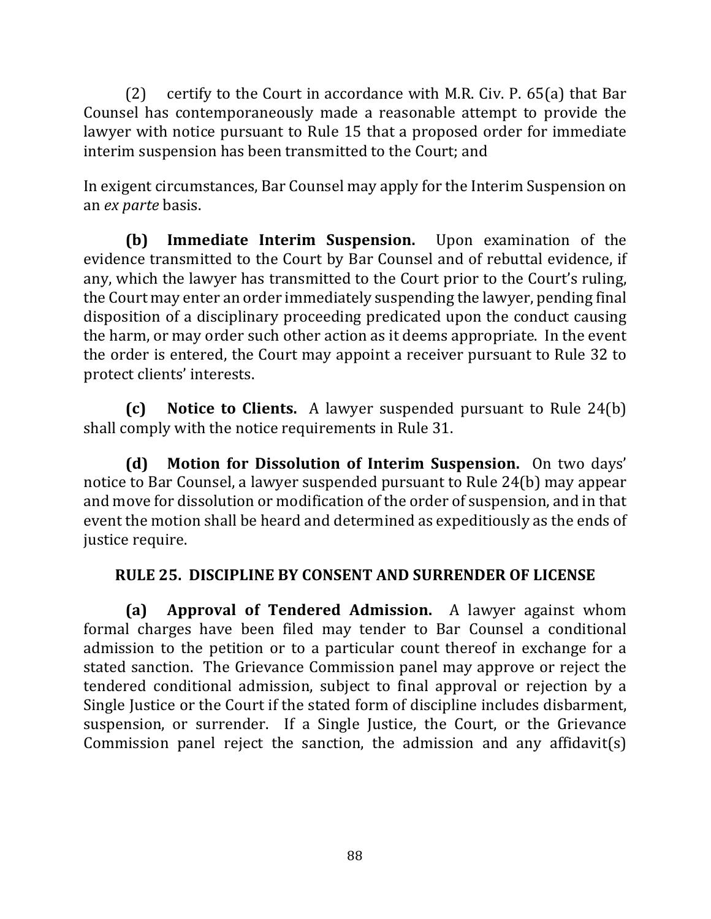(2) certify to the Court in accordance with M.R. Civ. P. 65(a) that Bar Counsel has contemporaneously made a reasonable attempt to provide the lawyer with notice pursuant to Rule 15 that a proposed order for immediate interim suspension has been transmitted to the Court; and

In exigent circumstances, Bar Counsel may apply for the Interim Suspension on an *ex parte* basis.

**(b) Immediate Interim Suspension.** Upon examination of the evidence transmitted to the Court by Bar Counsel and of rebuttal evidence, if any, which the lawyer has transmitted to the Court prior to the Court's ruling, the Court may enter an order immediately suspending the lawyer, pending final disposition of a disciplinary proceeding predicated upon the conduct causing the harm, or may order such other action as it deems appropriate. In the event the order is entered, the Court may appoint a receiver pursuant to Rule 32 to protect clients' interests.

**(c) Notice to Clients.** A lawyer suspended pursuant to Rule 24(b) shall comply with the notice requirements in Rule 31.

**(d) Motion for Dissolution of Interim Suspension.** On two days' notice to Bar Counsel, a lawyer suspended pursuant to Rule 24(b) may appear and move for dissolution or modification of the order of suspension, and in that event the motion shall be heard and determined as expeditiously as the ends of justice require.

## RULE 25. DISCIPLINE BY CONSENT AND SURRENDER OF LICENSE

**(a) Approval of Tendered Admission.** A lawyer against whom formal charges have been filed may tender to Bar Counsel a conditional admission to the petition or to a particular count thereof in exchange for a stated sanction. The Grievance Commission panel may approve or reject the tendered conditional admission, subject to final approval or rejection by a Single Justice or the Court if the stated form of discipline includes disbarment, suspension, or surrender. If a Single Justice, the Court, or the Grievance Commission panel reject the sanction, the admission and any affidavit(s)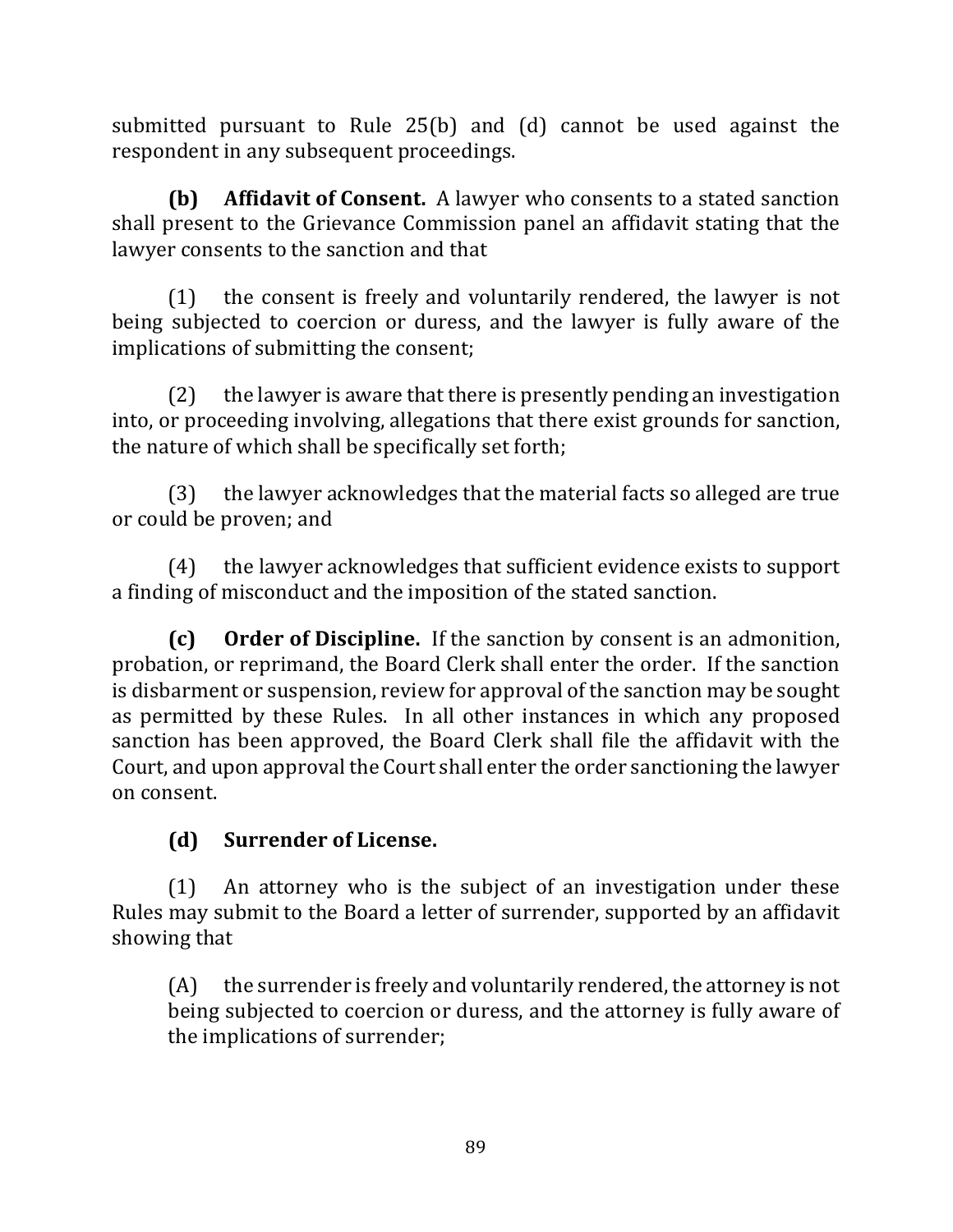submitted pursuant to Rule 25(b) and (d) cannot be used against the respondent in any subsequent proceedings.

**(b) Affidavit of Consent.** A lawyer who consents to a stated sanction shall present to the Grievance Commission panel an affidavit stating that the lawyer consents to the sanction and that

(1) the consent is freely and voluntarily rendered, the lawyer is not being subjected to coercion or duress, and the lawyer is fully aware of the implications of submitting the consent;

(2) the lawyer is aware that there is presently pending an investigation into, or proceeding involving, allegations that there exist grounds for sanction, the nature of which shall be specifically set forth;

(3) the lawyer acknowledges that the material facts so alleged are true or could be proven; and

(4) the lawyer acknowledges that sufficient evidence exists to support a finding of misconduct and the imposition of the stated sanction.

**(c) Order of Discipline.** If the sanction by consent is an admonition, probation, or reprimand, the Board Clerk shall enter the order. If the sanction is disbarment or suspension, review for approval of the sanction may be sought as permitted by these Rules. In all other instances in which any proposed sanction has been approved, the Board Clerk shall file the affidavit with the Court, and upon approval the Court shall enter the order sanctioning the lawyer on consent.

**(d) Surrender of License.**

(1) An attorney who is the subject of an investigation under these Rules may submit to the Board a letter of surrender, supported by an affidavit showing that

> (A) the surrender is freely and voluntarily rendered, the attorney is not being subjected to coercion or duress, and the attorney is fully aware of the implications of surrender;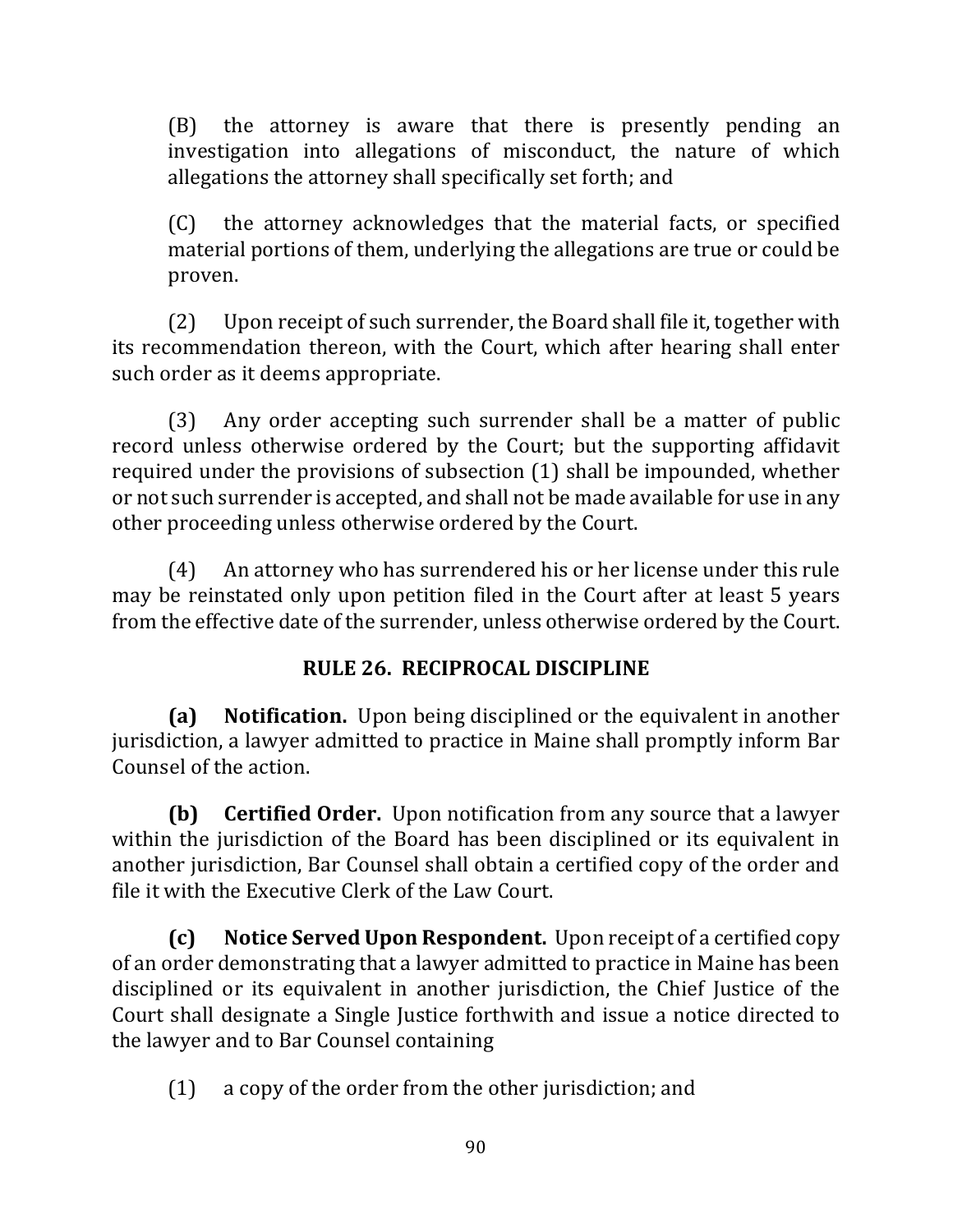(B) the attorney is aware that there is presently pending an investigation into allegations of misconduct, the nature of which allegations the attorney shall specifically set forth; and

(C) the attorney acknowledges that the material facts, or specified material portions of them, underlying the allegations are true or could be proven.

(2) Upon receipt of such surrender, the Board shall file it, together with its recommendation thereon, with the Court, which after hearing shall enter such order as it deems appropriate.

(3) Any order accepting such surrender shall be a matter of public record unless otherwise ordered by the Court; but the supporting affidavit required under the provisions of subsection (1) shall be impounded, whether or not such surrender is accepted, and shall not be made available for use in any other proceeding unless otherwise ordered by the Court.

(4) An attorney who has surrendered his or her license under this rule may be reinstated only upon petition filed in the Court after at least 5 years from the effective date of the surrender, unless otherwise ordered by the Court.

## RULE 26. RECIPROCAL DISCIPLINE

**(a) Notification.** Upon being disciplined or the equivalent in another jurisdiction, a lawyer admitted to practice in Maine shall promptly inform Bar Counsel of the action.

**(b) Certified Order.** Upon notification from any source that a lawyer within the jurisdiction of the Board has been disciplined or its equivalent in another jurisdiction, Bar Counsel shall obtain a certified copy of the order and file it with the Executive Clerk of the Law Court.

**(c) Notice Served Upon Respondent.** Upon receipt of a certified copy of an order demonstrating that a lawyer admitted to practice in Maine has been disciplined or its equivalent in another jurisdiction, the Chief Justice of the Court shall designate a Single Justice forthwith and issue a notice directed to the lawyer and to Bar Counsel containing

(1) a copy of the order from the other jurisdiction; and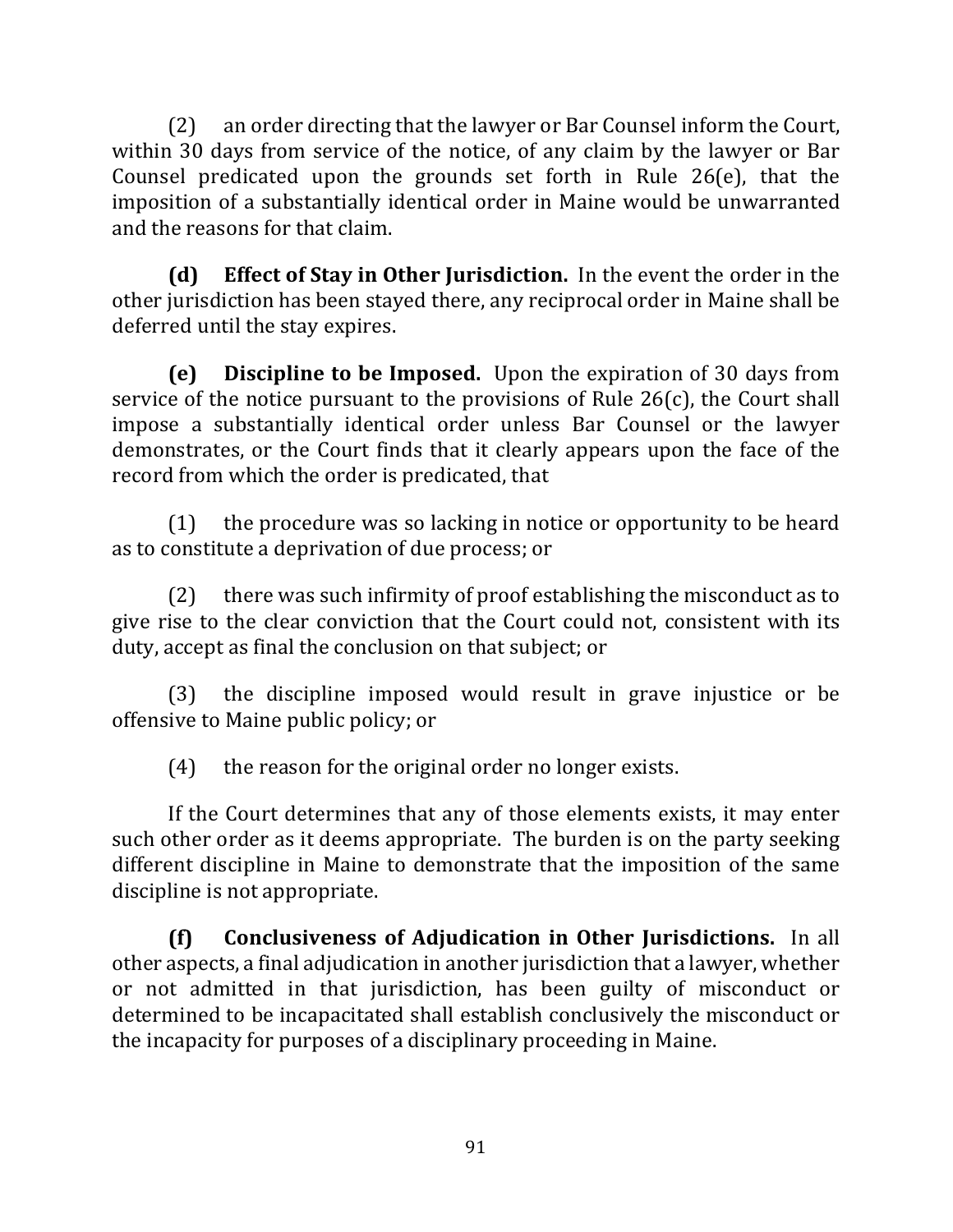(2) an order directing that the lawyer or Bar Counsel inform the Court, within 30 days from service of the notice, of any claim by the lawyer or Bar Counsel predicated upon the grounds set forth in Rule 26(e), that the imposition of a substantially identical order in Maine would be unwarranted and the reasons for that claim.

**(d) Effect of Stay in Other Jurisdiction.** In the event the order in the other jurisdiction has been stayed there, any reciprocal order in Maine shall be deferred until the stay expires.

**(e) Discipline to be Imposed.** Upon the expiration of 30 days from service of the notice pursuant to the provisions of Rule 26(c), the Court shall impose a substantially identical order unless Bar Counsel or the lawyer demonstrates, or the Court finds that it clearly appears upon the face of the record from which the order is predicated, that

(1) the procedure was so lacking in notice or opportunity to be heard as to constitute a deprivation of due process; or

(2) there was such infirmity of proof establishing the misconduct as to give rise to the clear conviction that the Court could not, consistent with its duty, accept as final the conclusion on that subject; or

(3) the discipline imposed would result in grave injustice or be offensive to Maine public policy; or

(4) the reason for the original order no longer exists.

If the Court determines that any of those elements exists, it may enter such other order as it deems appropriate. The burden is on the party seeking different discipline in Maine to demonstrate that the imposition of the same discipline is not appropriate.

**(f) Conclusiveness of Adjudication in Other Jurisdictions.** In all other aspects, a final adjudication in another jurisdiction that a lawyer, whether or not admitted in that jurisdiction, has been guilty of misconduct or determined to be incapacitated shall establish conclusively the misconduct or the incapacity for purposes of a disciplinary proceeding in Maine.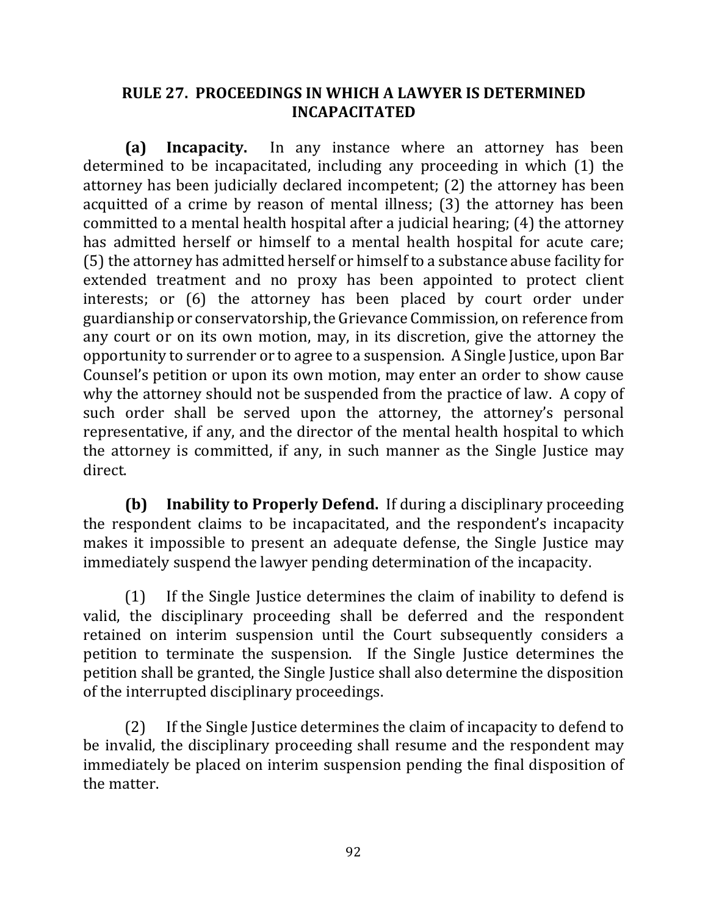## RULE 27. PROCEEDINGS IN WHICH A LAWYER IS DETERMINED INCAPACITATED

**(a) Incapacity.** In any instance where an attorney has been determined to be incapacitated, including any proceeding in which (1) the attorney has been judicially declared incompetent; (2) the attorney has been acquitted of a crime by reason of mental illness; (3) the attorney has been committed to a mental health hospital after a judicial hearing; (4) the attorney has admitted herself or himself to a mental health hospital for acute care; (5) the attorney has admitted herself or himself to a substance abuse facility for extended treatment and no proxy has been appointed to protect client interests; or (6) the attorney has been placed by court order under guardianship or conservatorship, the Grievance Commission, on reference from any court or on its own motion, may, in its discretion, give the attorney the opportunity to surrender or to agree to a suspension. A Single Justice, upon Bar Counsel's petition or upon its own motion, may enter an order to show cause why the attorney should not be suspended from the practice of law. A copy of such order shall be served upon the attorney, the attorney's personal representative, if any, and the director of the mental health hospital to which the attorney is committed, if any, in such manner as the Single Justice may direct.

**(b) Inability to Properly Defend.** If during a disciplinary proceeding the respondent claims to be incapacitated, and the respondent's incapacity makes it impossible to present an adequate defense, the Single Justice may immediately suspend the lawyer pending determination of the incapacity.

(1) If the Single Justice determines the claim of inability to defend is valid, the disciplinary proceeding shall be deferred and the respondent retained on interim suspension until the Court subsequently considers a petition to terminate the suspension. If the Single Justice determines the petition shall be granted, the Single Justice shall also determine the disposition of the interrupted disciplinary proceedings.

(2) If the Single Justice determines the claim of incapacity to defend to be invalid, the disciplinary proceeding shall resume and the respondent may immediately be placed on interim suspension pending the final disposition of the matter.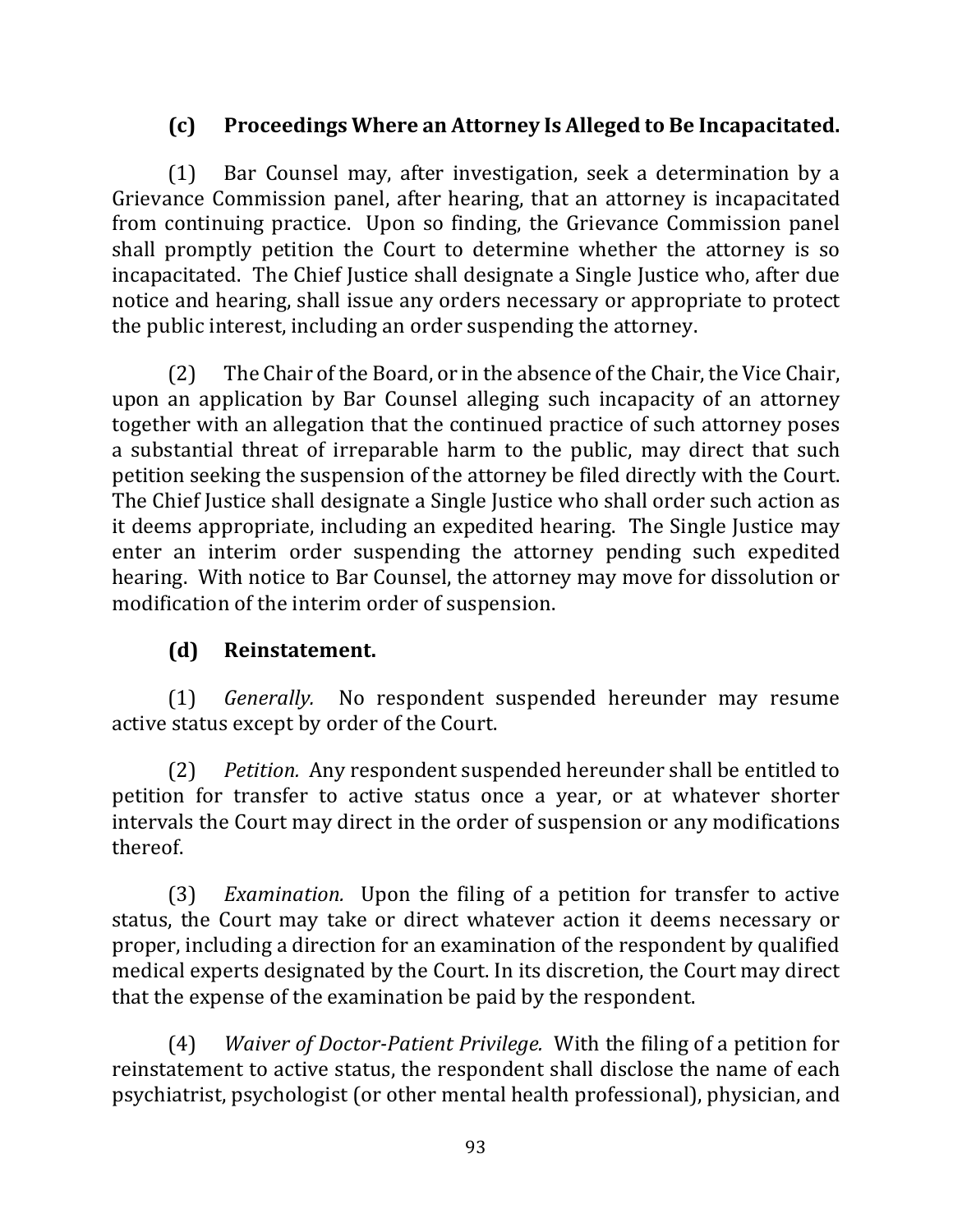### (c) Proceedings Where an Attorney Is Alleged to Be Incapacitated.

(1) Bar Counsel may, after investigation, seek a determination by a Grievance Commission panel, after hearing, that an attorney is incapacitated from continuing practice. Upon so finding, the Grievance Commission panel shall promptly petition the Court to determine whether the attorney is so incapacitated. The Chief Justice shall designate a Single Justice who, after due notice and hearing, shall issue any orders necessary or appropriate to protect the public interest, including an order suspending the attorney.

(2) The Chair of the Board, or in the absence of the Chair, the Vice Chair, upon an application by Bar Counsel alleging such incapacity of an attorney together with an allegation that the continued practice of such attorney poses a substantial threat of irreparable harm to the public, may direct that such petition seeking the suspension of the attorney be filed directly with the Court. The Chief Justice shall designate a Single Justice who shall order such action as it deems appropriate, including an expedited hearing. The Single Justice may enter an interim order suspending the attorney pending such expedited hearing. With notice to Bar Counsel, the attorney may move for dissolution or modification of the interim order of suspension.

### (d) Reinstatement.

(1) *Generally.* No respondent suspended hereunder may resume active status except by order of the Court.

(2) *Petition.* Any respondent suspended hereunder shall be entitled to petition for transfer to active status once a year, or at whatever shorter intervals the Court may direct in the order of suspension or any modifications thereof.

(3) *Examination.* Upon the filing of a petition for transfer to active status, the Court may take or direct whatever action it deems necessary or proper, including a direction for an examination of the respondent by qualified medical experts designated by the Court. In its discretion, the Court may direct that the expense of the examination be paid by the respondent.

(4) *Waiver of Doctor-Patient Privilege.* With the filing of a petition for reinstatement to active status, the respondent shall disclose the name of each psychiatrist, psychologist (or other mental health professional), physician, and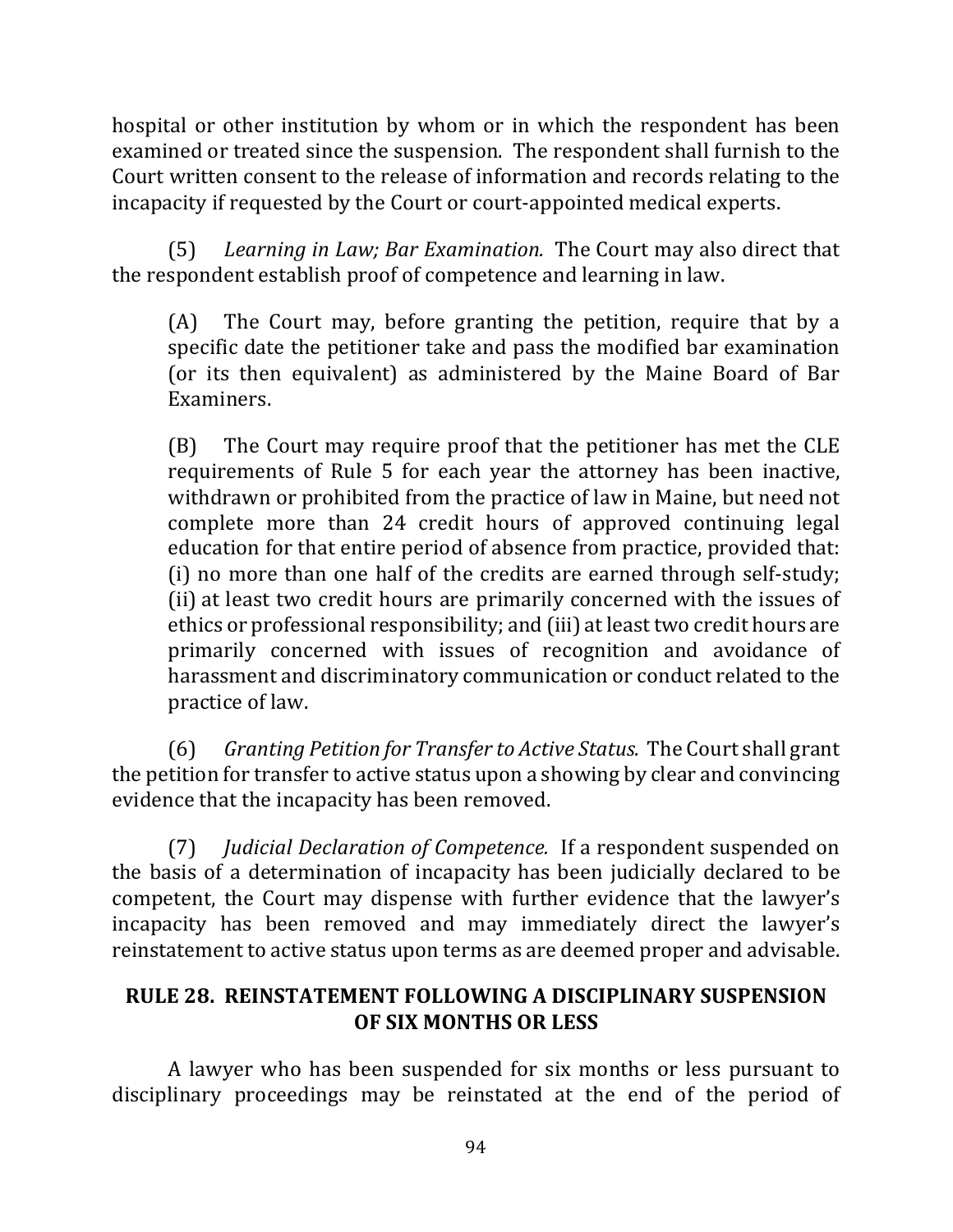hospital or other institution by whom or in which the respondent has been examined or treated since the suspension. The respondent shall furnish to the Court written consent to the release of information and records relating to the incapacity if requested by the Court or court-appointed medical experts.

(5) *Learning in Law; Bar Examination.* The Court may also direct that the respondent establish proof of competence and learning in law.

(A) The Court may, before granting the petition, require that by a specific date the petitioner take and pass the modified bar examination (or its then equivalent) as administered by the Maine Board of Bar Examiners.

(B) The Court may require proof that the petitioner has met the CLE requirements of Rule 5 for each year the attorney has been inactive, withdrawn or prohibited from the practice of law in Maine, but need not complete more than 24 credit hours of approved continuing legal education for that entire period of absence from practice, provided that: (i) no more than one half of the credits are earned through self-study; (ii) at least two credit hours are primarily concerned with the issues of ethics or professional responsibility; and (iii) at least two credit hours are primarily concerned with issues of recognition and avoidance of harassment and discriminatory communication or conduct related to the practice of law.

(6) *Granting Petition for Transfer to Active Status.* The Court shall grant the petition for transfer to active status upon a showing by clear and convincing evidence that the incapacity has been removed.

(7) *Judicial Declaration of Competence.* If a respondent suspended on the basis of a determination of incapacity has been judicially declared to be competent, the Court may dispense with further evidence that the lawyer's incapacity has been removed and may immediately direct the lawyer's reinstatement to active status upon terms as are deemed proper and advisable.

## RULE 28. REINSTATEMENT FOLLOWING A DISCIPLINARY SUSPENSION OF SIX MONTHS OR LESS

A lawyer who has been suspended for six months or less pursuant to disciplinary proceedings may be reinstated at the end of the period of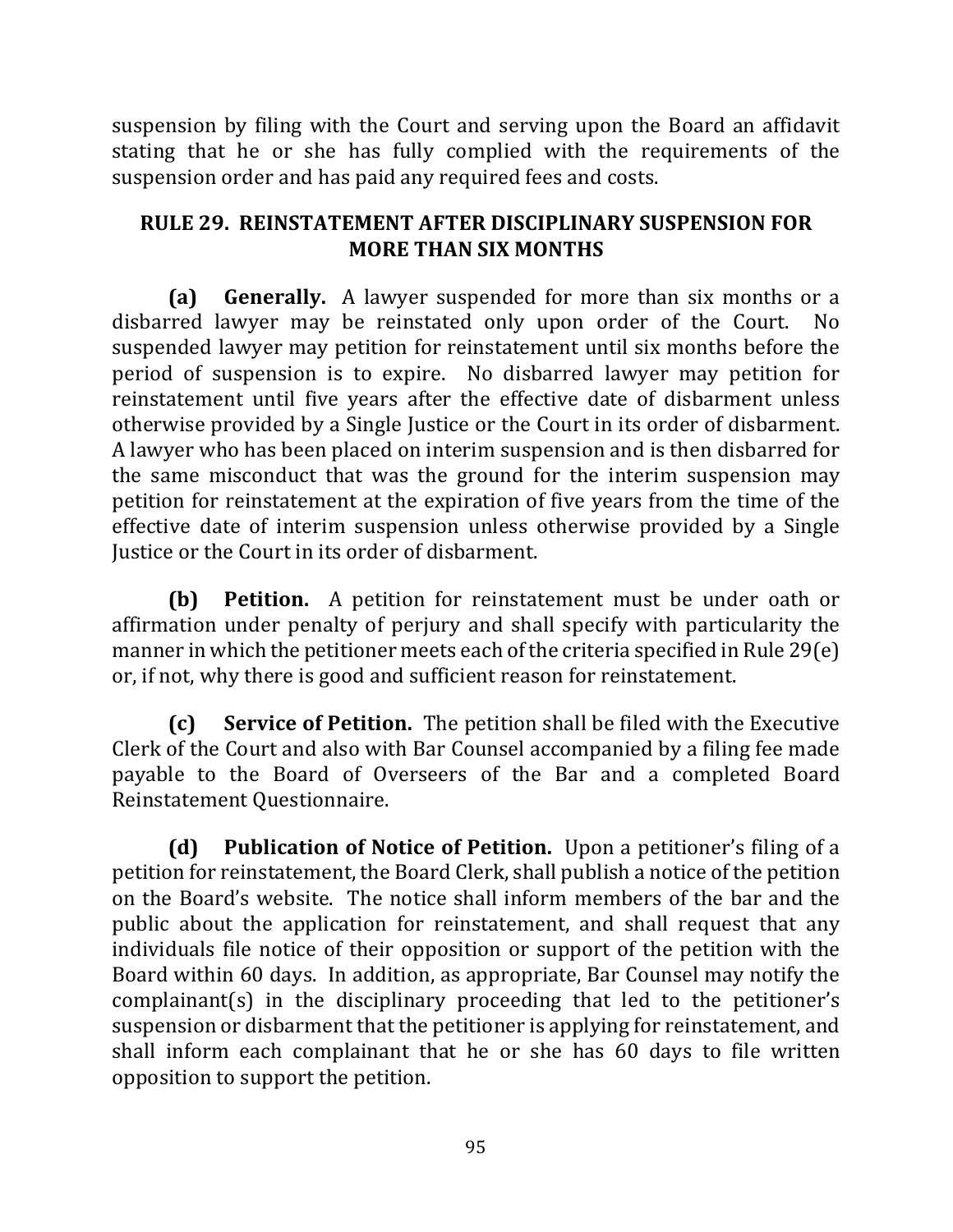suspension by filing with the Court and serving upon the Board an affidavit stating that he or she has fully complied with the requirements of the suspension order and has paid any required fees and costs.

## RULE 29. REINSTATEMENT AFTER DISCIPLINARY SUSPENSION FOR MORE THAN SIX MONTHS

**(a) Generally.** A lawyer suspended for more than six months or a disbarred lawyer may be reinstated only upon order of the Court. No suspended lawyer may petition for reinstatement until six months before the period of suspension is to expire. No disbarred lawyer may petition for reinstatement until five years after the effective date of disbarment unless otherwise provided by a Single Justice or the Court in its order of disbarment. A lawyer who has been placed on interim suspension and is then disbarred for the same misconduct that was the ground for the interim suspension may petition for reinstatement at the expiration of five years from the time of the effective date of interim suspension unless otherwise provided by a Single Justice or the Court in its order of disbarment.

**(b) Petition.** A petition for reinstatement must be under oath or affirmation under penalty of perjury and shall specify with particularity the manner in which the petitioner meets each of the criteria specified in Rule 29(e) or, if not, why there is good and sufficient reason for reinstatement.

**(c) Service of Petition.** The petition shall be filed with the Executive Clerk of the Court and also with Bar Counsel accompanied by a filing fee made payable to the Board of Overseers of the Bar and a completed Board Reinstatement Questionnaire.

**(d) Publication of Notice of Petition.** Upon a petitioner's filing of a petition for reinstatement, the Board Clerk, shall publish a notice of the petition on the Board's website. The notice shall inform members of the bar and the public about the application for reinstatement, and shall request that any individuals file notice of their opposition or support of the petition with the Board within 60 days. In addition, as appropriate, Bar Counsel may notify the complainant(s) in the disciplinary proceeding that led to the petitioner's suspension or disbarment that the petitioner is applying for reinstatement, and shall inform each complainant that he or she has 60 days to file written opposition to support the petition.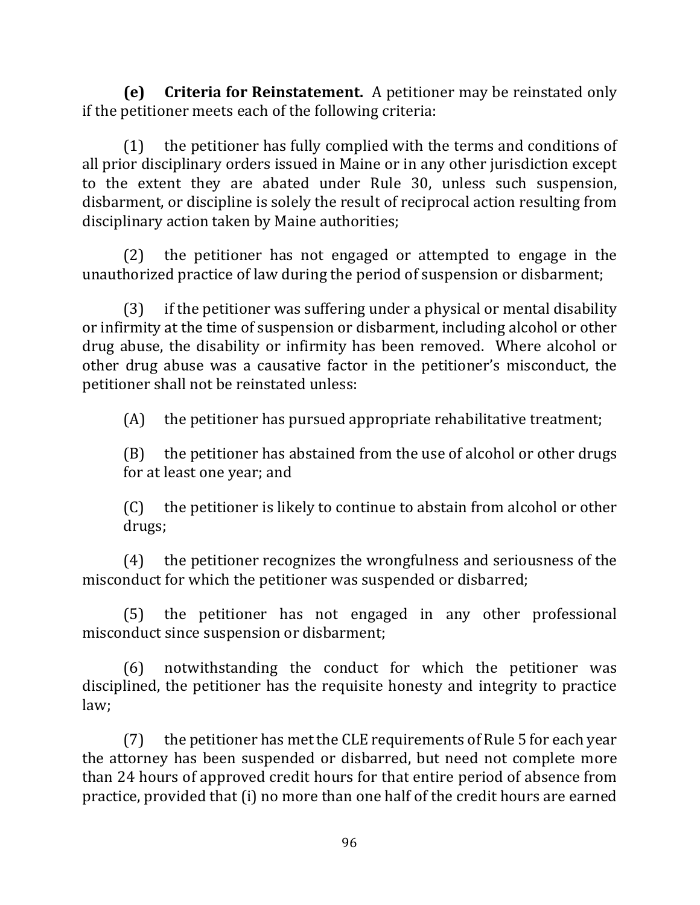**(e) Criteria for Reinstatement.** A petitioner may be reinstated only if the petitioner meets each of the following criteria:

(1) the petitioner has fully complied with the terms and conditions of all prior disciplinary orders issued in Maine or in any other jurisdiction except to the extent they are abated under Rule 30, unless such suspension, disbarment, or discipline is solely the result of reciprocal action resulting from disciplinary action taken by Maine authorities;

(2) the petitioner has not engaged or attempted to engage in the unauthorized practice of law during the period of suspension or disbarment;

(3) if the petitioner was suffering under a physical or mental disability or infirmity at the time of suspension or disbarment, including alcohol or other drug abuse, the disability or infirmity has been removed. Where alcohol or other drug abuse was a causative factor in the petitioner's misconduct, the petitioner shall not be reinstated unless:

> (A) the petitioner has pursued appropriate rehabilitative treatment;
>
> (B) the petitioner has abstained from the use of alcohol or other drugs for at least one year; and
>
> (C) the petitioner is likely to continue to abstain from alcohol or other drugs;

(4) the petitioner recognizes the wrongfulness and seriousness of the misconduct for which the petitioner was suspended or disbarred;

(5) the petitioner has not engaged in any other professional misconduct since suspension or disbarment;

(6) notwithstanding the conduct for which the petitioner was disciplined, the petitioner has the requisite honesty and integrity to practice law;

(7) the petitioner has met the CLE requirements of Rule 5 for each year the attorney has been suspended or disbarred, but need not complete more than 24 hours of approved credit hours for that entire period of absence from practice, provided that (i) no more than one half of the credit hours are earned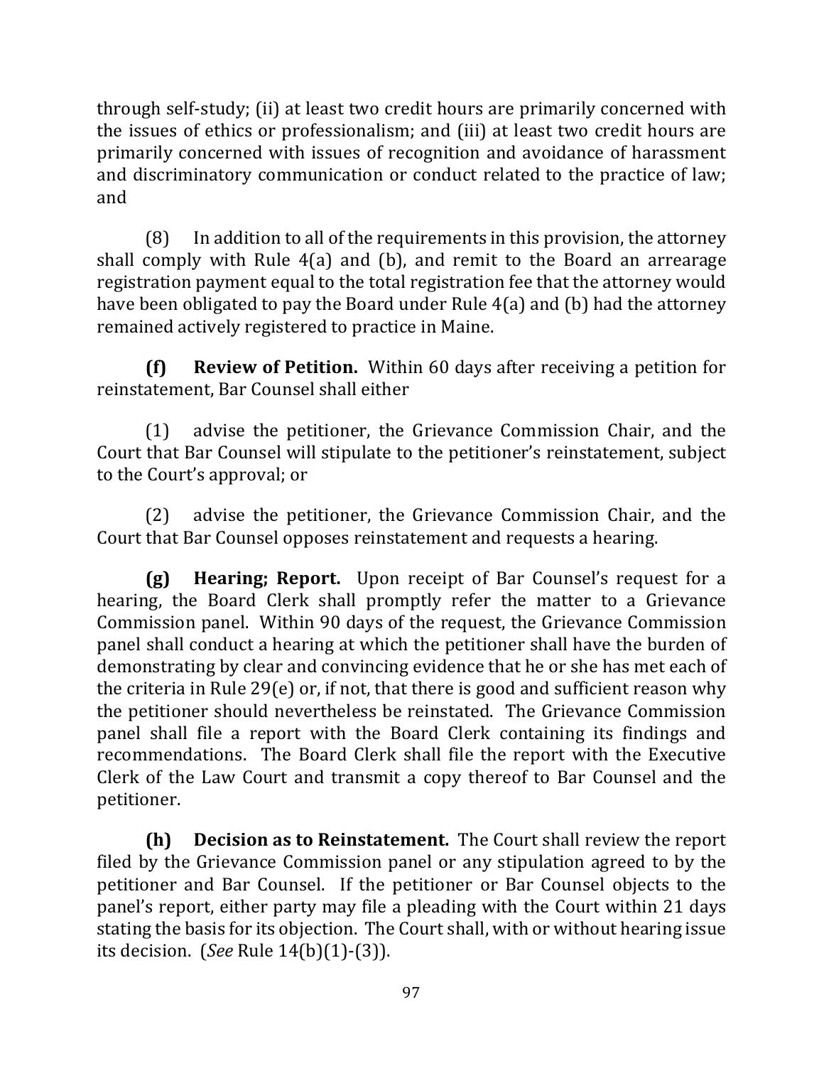through self-study; (ii) at least two credit hours are primarily concerned with the issues of ethics or professionalism; and (iii) at least two credit hours are primarily concerned with issues of recognition and avoidance of harassment and discriminatory communication or conduct related to the practice of law; and

(8) In addition to all of the requirements in this provision, the attorney shall comply with Rule 4(a) and (b), and remit to the Board an arrearage registration payment equal to the total registration fee that the attorney would have been obligated to pay the Board under Rule 4(a) and (b) had the attorney remained actively registered to practice in Maine.

**(f) Review of Petition.** Within 60 days after receiving a petition for reinstatement, Bar Counsel shall either

(1) advise the petitioner, the Grievance Commission Chair, and the Court that Bar Counsel will stipulate to the petitioner's reinstatement, subject to the Court's approval; or

(2) advise the petitioner, the Grievance Commission Chair, and the Court that Bar Counsel opposes reinstatement and requests a hearing.

**(g) Hearing; Report.** Upon receipt of Bar Counsel's request for a hearing, the Board Clerk shall promptly refer the matter to a Grievance Commission panel. Within 90 days of the request, the Grievance Commission panel shall conduct a hearing at which the petitioner shall have the burden of demonstrating by clear and convincing evidence that he or she has met each of the criteria in Rule 29(e) or, if not, that there is good and sufficient reason why the petitioner should nevertheless be reinstated. The Grievance Commission panel shall file a report with the Board Clerk containing its findings and recommendations. The Board Clerk shall file the report with the Executive Clerk of the Law Court and transmit a copy thereof to Bar Counsel and the petitioner.

**(h) Decision as to Reinstatement.** The Court shall review the report filed by the Grievance Commission panel or any stipulation agreed to by the petitioner and Bar Counsel. If the petitioner or Bar Counsel objects to the panel's report, either party may file a pleading with the Court within 21 days stating the basis for its objection. The Court shall, with or without hearing issue its decision. (*See* Rule 14(b)(1)-(3)).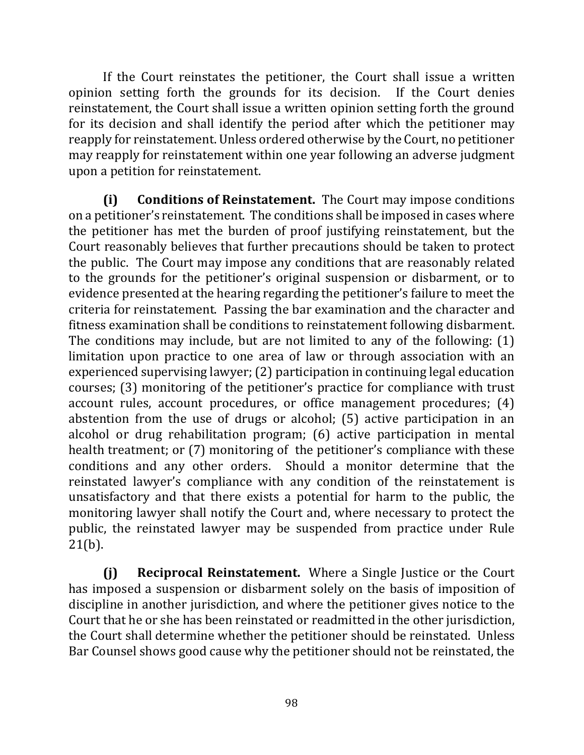If the Court reinstates the petitioner, the Court shall issue a written opinion setting forth the grounds for its decision. If the Court denies reinstatement, the Court shall issue a written opinion setting forth the ground for its decision and shall identify the period after which the petitioner may reapply for reinstatement. Unless ordered otherwise by the Court, no petitioner may reapply for reinstatement within one year following an adverse judgment upon a petition for reinstatement.

**(i) Conditions of Reinstatement.** The Court may impose conditions on a petitioner's reinstatement. The conditions shall be imposed in cases where the petitioner has met the burden of proof justifying reinstatement, but the Court reasonably believes that further precautions should be taken to protect the public. The Court may impose any conditions that are reasonably related to the grounds for the petitioner's original suspension or disbarment, or to evidence presented at the hearing regarding the petitioner's failure to meet the criteria for reinstatement. Passing the bar examination and the character and fitness examination shall be conditions to reinstatement following disbarment. The conditions may include, but are not limited to any of the following: (1) limitation upon practice to one area of law or through association with an experienced supervising lawyer; (2) participation in continuing legal education courses; (3) monitoring of the petitioner's practice for compliance with trust account rules, account procedures, or office management procedures; (4) abstention from the use of drugs or alcohol; (5) active participation in an alcohol or drug rehabilitation program; (6) active participation in mental health treatment; or (7) monitoring of the petitioner's compliance with these conditions and any other orders. Should a monitor determine that the reinstated lawyer's compliance with any condition of the reinstatement is unsatisfactory and that there exists a potential for harm to the public, the monitoring lawyer shall notify the Court and, where necessary to protect the public, the reinstated lawyer may be suspended from practice under Rule 21(b).

**(j) Reciprocal Reinstatement.** Where a Single Justice or the Court has imposed a suspension or disbarment solely on the basis of imposition of discipline in another jurisdiction, and where the petitioner gives notice to the Court that he or she has been reinstated or readmitted in the other jurisdiction, the Court shall determine whether the petitioner should be reinstated. Unless Bar Counsel shows good cause why the petitioner should not be reinstated, the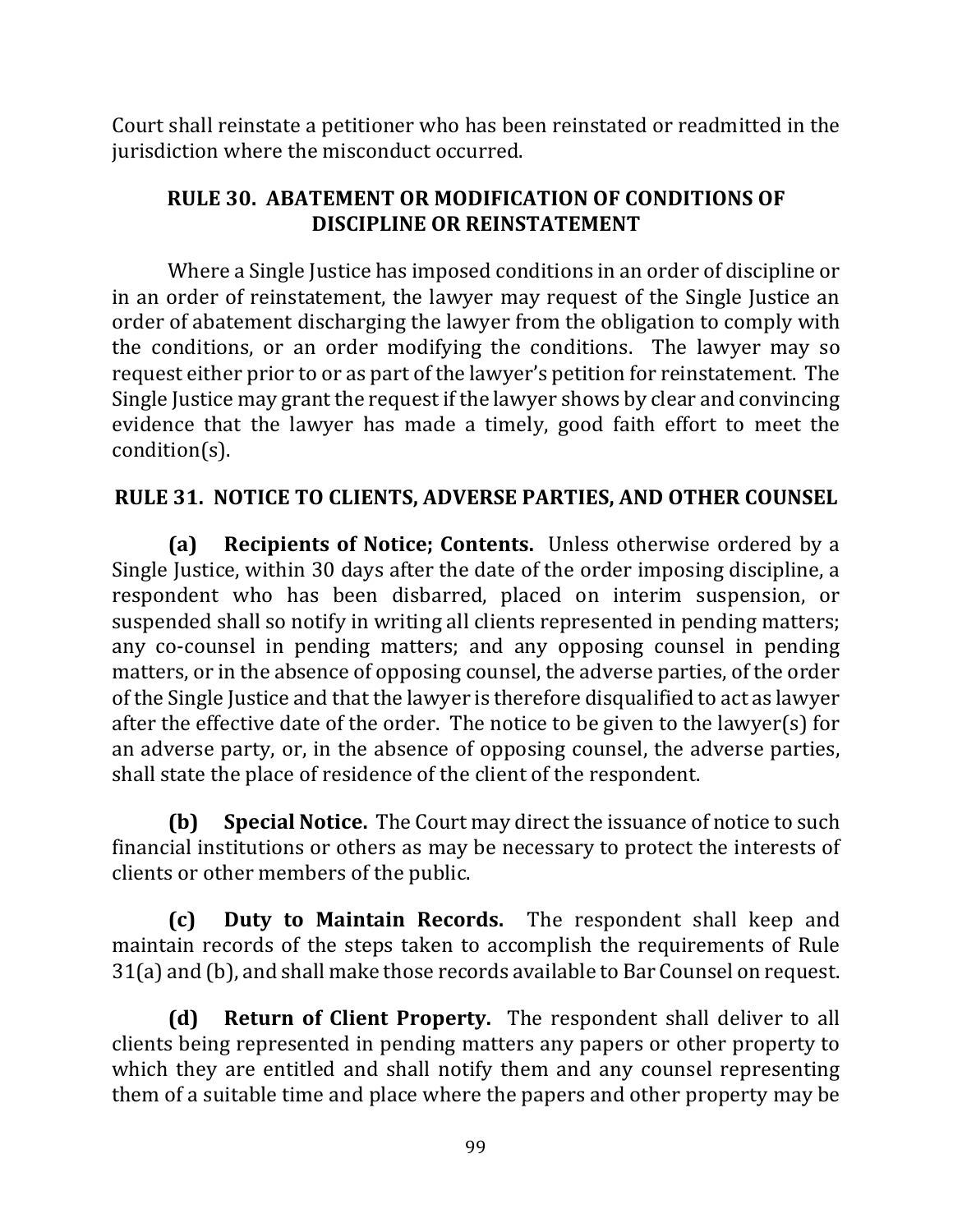Court shall reinstate a petitioner who has been reinstated or readmitted in the jurisdiction where the misconduct occurred.

## RULE 30. ABATEMENT OR MODIFICATION OF CONDITIONS OF DISCIPLINE OR REINSTATEMENT

Where a Single Justice has imposed conditions in an order of discipline or in an order of reinstatement, the lawyer may request of the Single Justice an order of abatement discharging the lawyer from the obligation to comply with the conditions, or an order modifying the conditions. The lawyer may so request either prior to or as part of the lawyer's petition for reinstatement. The Single Justice may grant the request if the lawyer shows by clear and convincing evidence that the lawyer has made a timely, good faith effort to meet the condition(s).

## RULE 31. NOTICE TO CLIENTS, ADVERSE PARTIES, AND OTHER COUNSEL

**(a) Recipients of Notice; Contents.** Unless otherwise ordered by a Single Justice, within 30 days after the date of the order imposing discipline, a respondent who has been disbarred, placed on interim suspension, or suspended shall so notify in writing all clients represented in pending matters; any co-counsel in pending matters; and any opposing counsel in pending matters, or in the absence of opposing counsel, the adverse parties, of the order of the Single Justice and that the lawyer is therefore disqualified to act as lawyer after the effective date of the order. The notice to be given to the lawyer(s) for an adverse party, or, in the absence of opposing counsel, the adverse parties, shall state the place of residence of the client of the respondent.

**(b) Special Notice.** The Court may direct the issuance of notice to such financial institutions or others as may be necessary to protect the interests of clients or other members of the public.

**(c) Duty to Maintain Records.** The respondent shall keep and maintain records of the steps taken to accomplish the requirements of Rule 31(a) and (b), and shall make those records available to Bar Counsel on request.

**(d) Return of Client Property.** The respondent shall deliver to all clients being represented in pending matters any papers or other property to which they are entitled and shall notify them and any counsel representing them of a suitable time and place where the papers and other property may be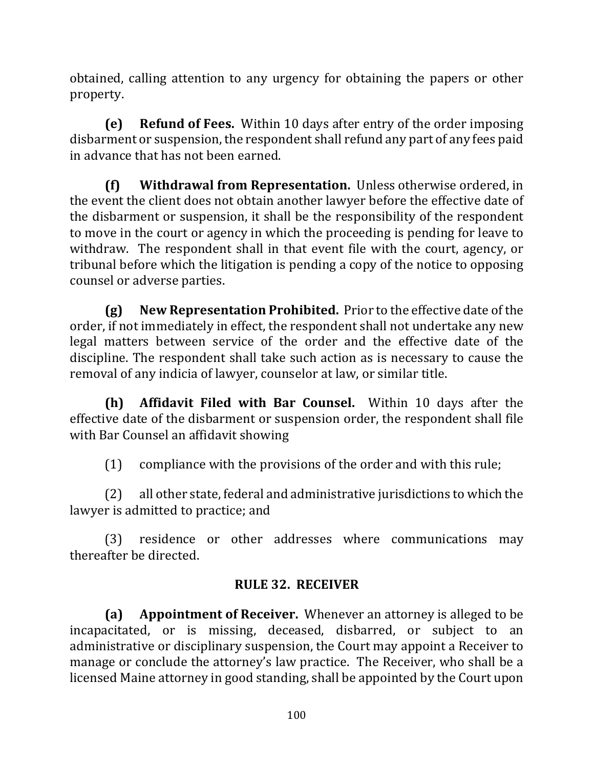obtained, calling attention to any urgency for obtaining the papers or other property.

**(e) Refund of Fees.** Within 10 days after entry of the order imposing disbarment or suspension, the respondent shall refund any part of any fees paid in advance that has not been earned.

**(f) Withdrawal from Representation.** Unless otherwise ordered, in the event the client does not obtain another lawyer before the effective date of the disbarment or suspension, it shall be the responsibility of the respondent to move in the court or agency in which the proceeding is pending for leave to withdraw. The respondent shall in that event file with the court, agency, or tribunal before which the litigation is pending a copy of the notice to opposing counsel or adverse parties.

**(g) New Representation Prohibited.** Prior to the effective date of the order, if not immediately in effect, the respondent shall not undertake any new legal matters between service of the order and the effective date of the discipline. The respondent shall take such action as is necessary to cause the removal of any indicia of lawyer, counselor at law, or similar title.

**(h) Affidavit Filed with Bar Counsel.** Within 10 days after the effective date of the disbarment or suspension order, the respondent shall file with Bar Counsel an affidavit showing

(1) compliance with the provisions of the order and with this rule;

(2) all other state, federal and administrative jurisdictions to which the lawyer is admitted to practice; and

(3) residence or other addresses where communications may thereafter be directed.

## RULE 32. RECEIVER

**(a) Appointment of Receiver.** Whenever an attorney is alleged to be incapacitated, or is missing, deceased, disbarred, or subject to an administrative or disciplinary suspension, the Court may appoint a Receiver to manage or conclude the attorney's law practice. The Receiver, who shall be a licensed Maine attorney in good standing, shall be appointed by the Court upon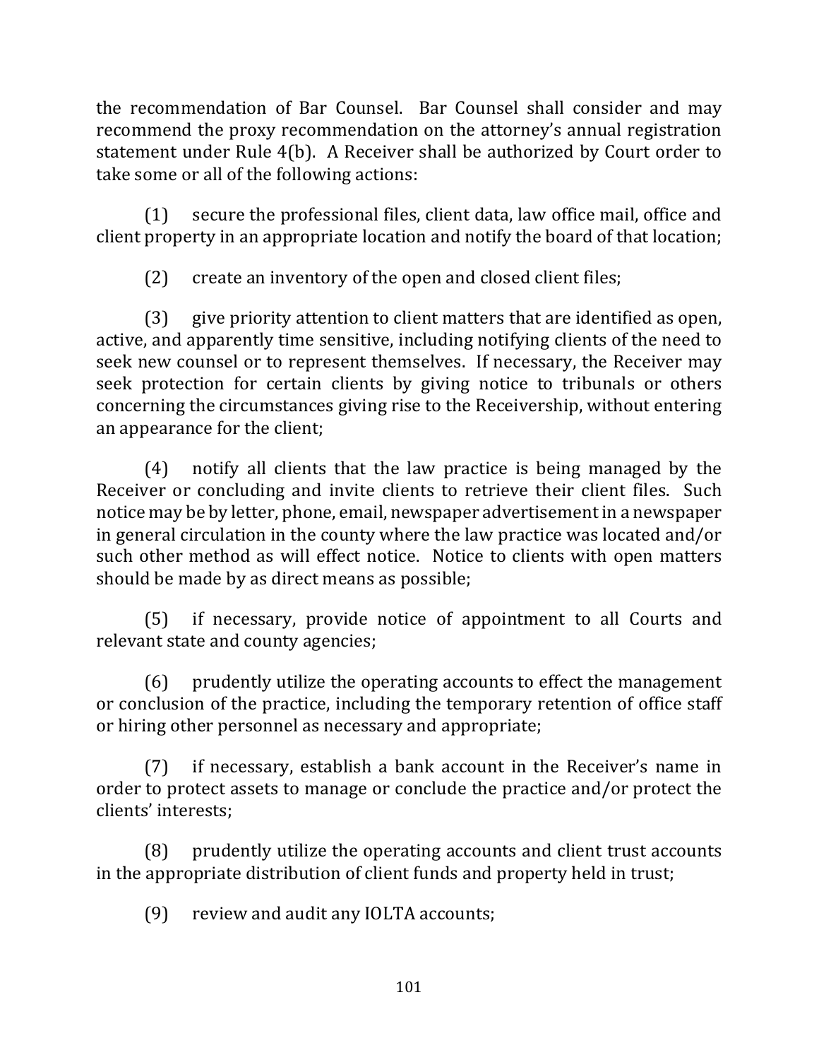the recommendation of Bar Counsel. Bar Counsel shall consider and may recommend the proxy recommendation on the attorney's annual registration statement under Rule 4(b). A Receiver shall be authorized by Court order to take some or all of the following actions:

(1) secure the professional files, client data, law office mail, office and client property in an appropriate location and notify the board of that location;

(2) create an inventory of the open and closed client files;

(3) give priority attention to client matters that are identified as open, active, and apparently time sensitive, including notifying clients of the need to seek new counsel or to represent themselves. If necessary, the Receiver may seek protection for certain clients by giving notice to tribunals or others concerning the circumstances giving rise to the Receivership, without entering an appearance for the client;

(4) notify all clients that the law practice is being managed by the Receiver or concluding and invite clients to retrieve their client files. Such notice may be by letter, phone, email, newspaper advertisement in a newspaper in general circulation in the county where the law practice was located and/or such other method as will effect notice. Notice to clients with open matters should be made by as direct means as possible;

(5) if necessary, provide notice of appointment to all Courts and relevant state and county agencies;

(6) prudently utilize the operating accounts to effect the management or conclusion of the practice, including the temporary retention of office staff or hiring other personnel as necessary and appropriate;

(7) if necessary, establish a bank account in the Receiver's name in order to protect assets to manage or conclude the practice and/or protect the clients' interests;

(8) prudently utilize the operating accounts and client trust accounts in the appropriate distribution of client funds and property held in trust;

(9) review and audit any IOLTA accounts;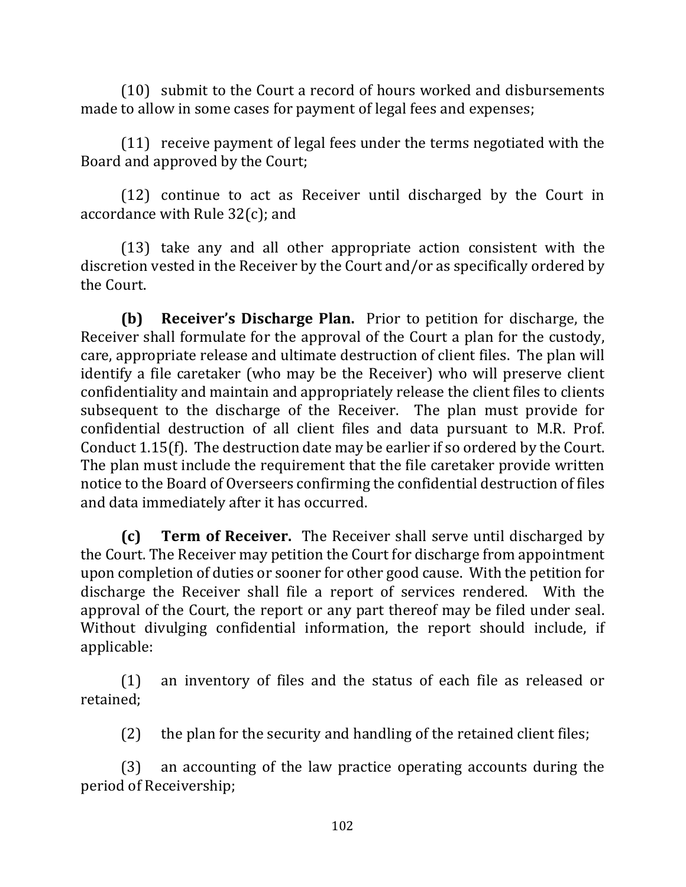(10) submit to the Court a record of hours worked and disbursements made to allow in some cases for payment of legal fees and expenses;

(11) receive payment of legal fees under the terms negotiated with the Board and approved by the Court;

(12) continue to act as Receiver until discharged by the Court in accordance with Rule 32(c); and

(13) take any and all other appropriate action consistent with the discretion vested in the Receiver by the Court and/or as specifically ordered by the Court.

**(b) Receiver's Discharge Plan.** Prior to petition for discharge, the Receiver shall formulate for the approval of the Court a plan for the custody, care, appropriate release and ultimate destruction of client files. The plan will identify a file caretaker (who may be the Receiver) who will preserve client confidentiality and maintain and appropriately release the client files to clients subsequent to the discharge of the Receiver. The plan must provide for confidential destruction of all client files and data pursuant to M.R. Prof. Conduct 1.15(f). The destruction date may be earlier if so ordered by the Court. The plan must include the requirement that the file caretaker provide written notice to the Board of Overseers confirming the confidential destruction of files and data immediately after it has occurred.

**(c) Term of Receiver.** The Receiver shall serve until discharged by the Court. The Receiver may petition the Court for discharge from appointment upon completion of duties or sooner for other good cause. With the petition for discharge the Receiver shall file a report of services rendered. With the approval of the Court, the report or any part thereof may be filed under seal. Without divulging confidential information, the report should include, if applicable:

(1) an inventory of files and the status of each file as released or retained;

(2) the plan for the security and handling of the retained client files;

(3) an accounting of the law practice operating accounts during the period of Receivership;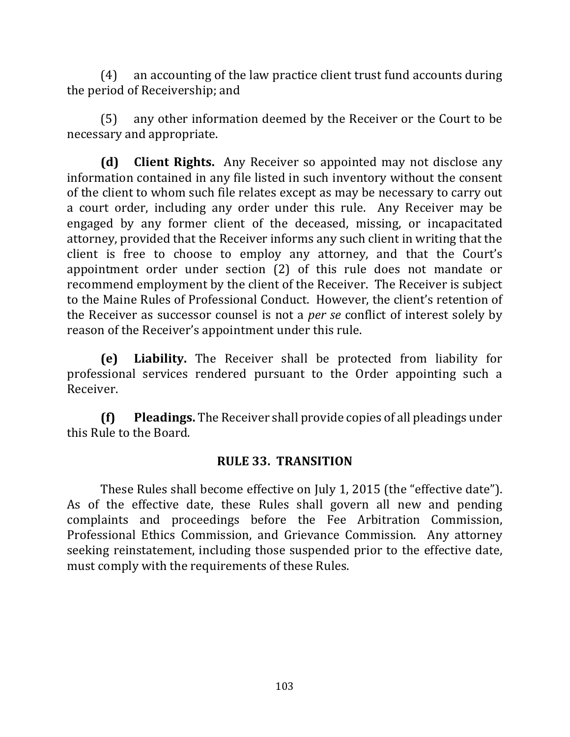(4) an accounting of the law practice client trust fund accounts during the period of Receivership; and

(5) any other information deemed by the Receiver or the Court to be necessary and appropriate.

**(d) Client Rights.** Any Receiver so appointed may not disclose any information contained in any file listed in such inventory without the consent of the client to whom such file relates except as may be necessary to carry out a court order, including any order under this rule. Any Receiver may be engaged by any former client of the deceased, missing, or incapacitated attorney, provided that the Receiver informs any such client in writing that the client is free to choose to employ any attorney, and that the Court's appointment order under section (2) of this rule does not mandate or recommend employment by the client of the Receiver. The Receiver is subject to the Maine Rules of Professional Conduct. However, the client's retention of the Receiver as successor counsel is not a *per se* conflict of interest solely by reason of the Receiver's appointment under this rule.

**(e) Liability.** The Receiver shall be protected from liability for professional services rendered pursuant to the Order appointing such a Receiver.

**(f) Pleadings.** The Receiver shall provide copies of all pleadings under this Rule to the Board.

## RULE 33. TRANSITION

These Rules shall become effective on July 1, 2015 (the "effective date"). As of the effective date, these Rules shall govern all new and pending complaints and proceedings before the Fee Arbitration Commission, Professional Ethics Commission, and Grievance Commission. Any attorney seeking reinstatement, including those suspended prior to the effective date, must comply with the requirements of these Rules.